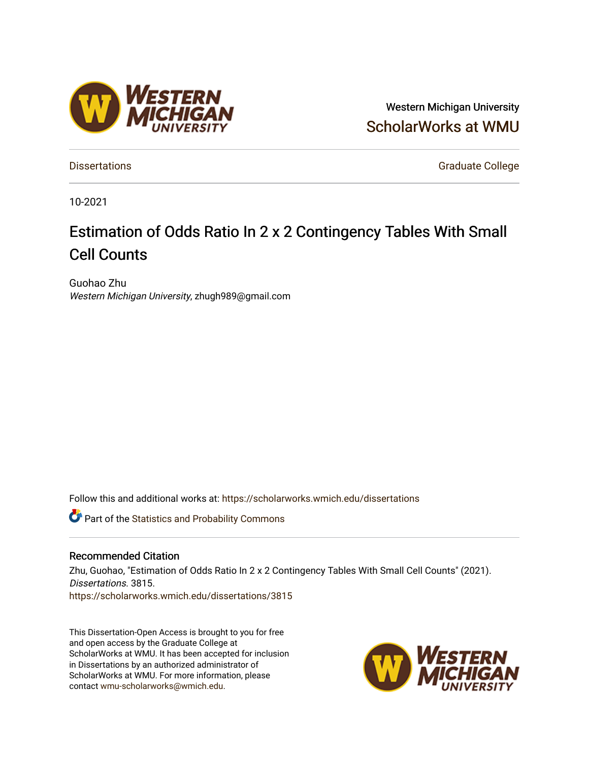Western Michigan University

ScholarWorks at WMU

Dissertations

Graduate College

10-2021

# Estimation of Odds Ratio In 2 x 2 Contingency Tables With Small Cell Counts

Guohao Zhu
*Western Michigan University*, zhugh989@gmail.com

Follow this and additional works at: https://scholarworks.wmich.edu/dissertations

Part of the Statistics and Probability Commons

## Recommended Citation

Zhu, Guohao, "Estimation of Odds Ratio In 2 x 2 Contingency Tables With Small Cell Counts" (2021). *Dissertations*. 3815.
https://scholarworks.wmich.edu/dissertations/3815

This Dissertation-Open Access is brought to you for free and open access by the Graduate College at ScholarWorks at WMU. It has been accepted for inclusion in Dissertations by an authorized administrator of ScholarWorks at WMU. For more information, please contact wmu-scholarworks@wmich.edu.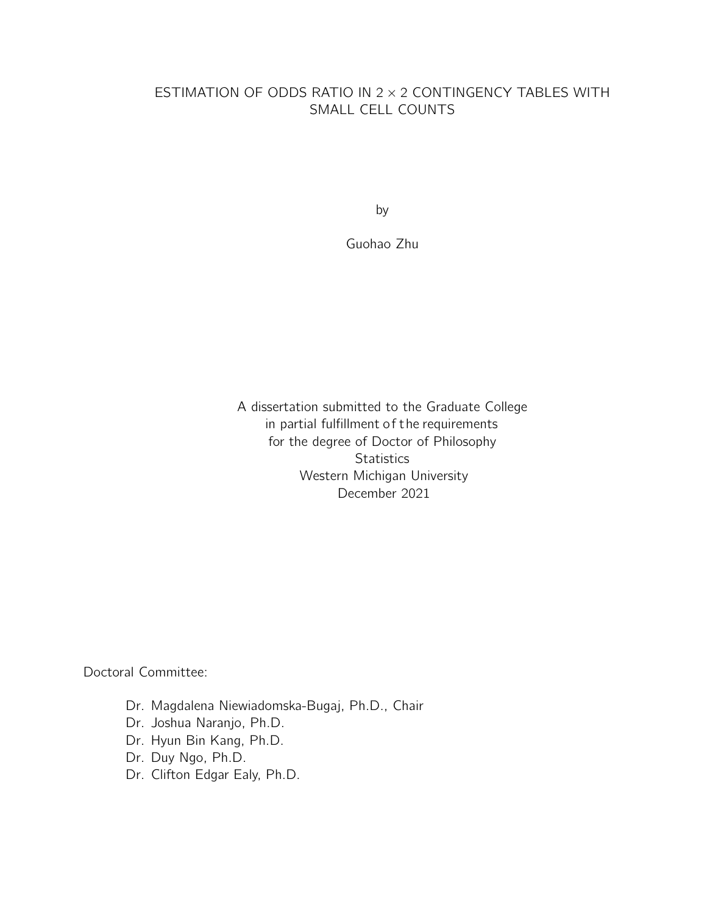# ESTIMATION OF ODDS RATIO IN $2 \times 2$ CONTINGENCY TABLES WITH SMALL CELL COUNTS

by

Guohao Zhu

A dissertation submitted to the Graduate College
in partial fulfillment of the requirements
for the degree of Doctor of Philosophy
Statistics
Western Michigan University
December 2021

Doctoral Committee:

Dr. Magdalena Niewiadomska-Bugaj, Ph.D., Chair
Dr. Joshua Naranjo, Ph.D.
Dr. Hyun Bin Kang, Ph.D.
Dr. Duy Ngo, Ph.D.
Dr. Clifton Edgar Ealy, Ph.D.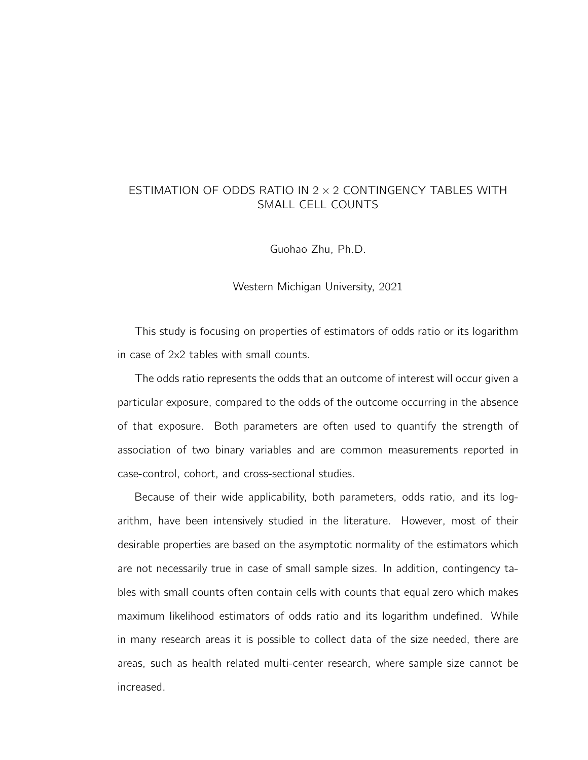# ESTIMATION OF ODDS RATIO IN $2 \times 2$ CONTINGENCY TABLES WITH SMALL CELL COUNTS

Guohao Zhu, Ph.D.

Western Michigan University, 2021

This study is focusing on properties of estimators of odds ratio or its logarithm in case of 2x2 tables with small counts.

The odds ratio represents the odds that an outcome of interest will occur given a particular exposure, compared to the odds of the outcome occurring in the absence of that exposure. Both parameters are often used to quantify the strength of association of two binary variables and are common measurements reported in case-control, cohort, and cross-sectional studies.

Because of their wide applicability, both parameters, odds ratio, and its logarithm, have been intensively studied in the literature. However, most of their desirable properties are based on the asymptotic normality of the estimators which are not necessarily true in case of small sample sizes. In addition, contingency tables with small counts often contain cells with counts that equal zero which makes maximum likelihood estimators of odds ratio and its logarithm undefined. While in many research areas it is possible to collect data of the size needed, there are areas, such as health related multi-center research, where sample size cannot be increased.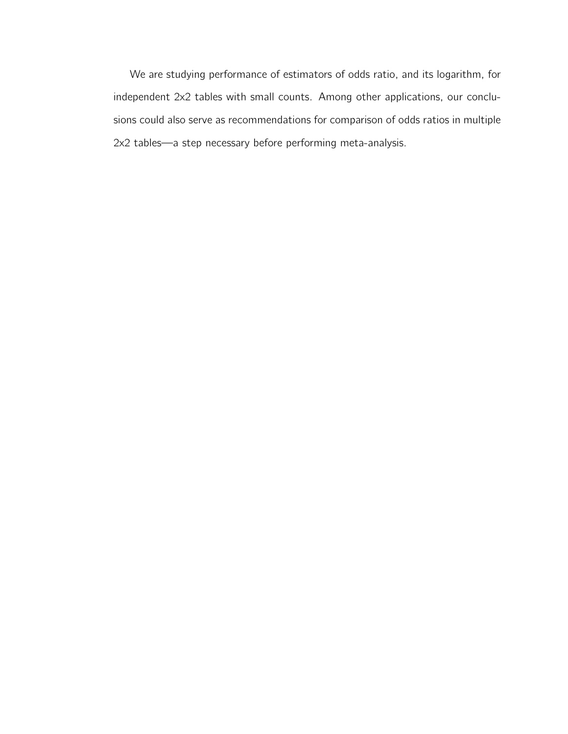We are studying performance of estimators of odds ratio, and its logarithm, for independent 2x2 tables with small counts. Among other applications, our conclusions could also serve as recommendations for comparison of odds ratios in multiple 2x2 tables—a step necessary before performing meta-analysis.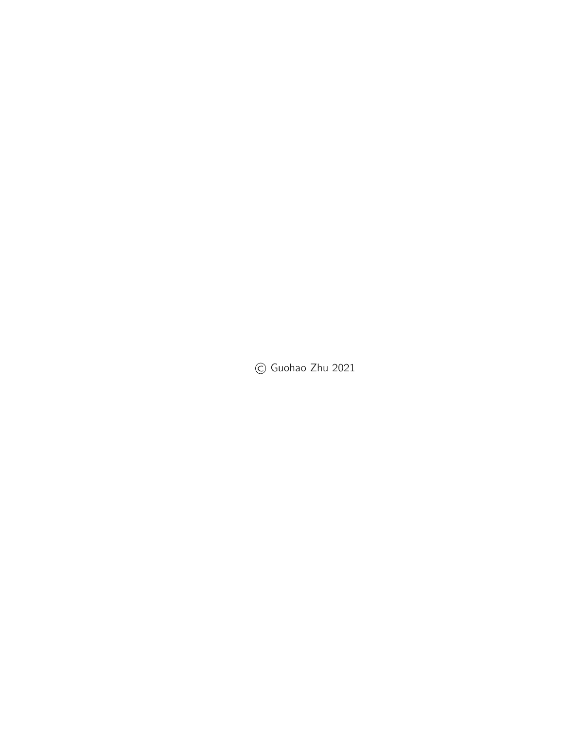© Guohao Zhu 2021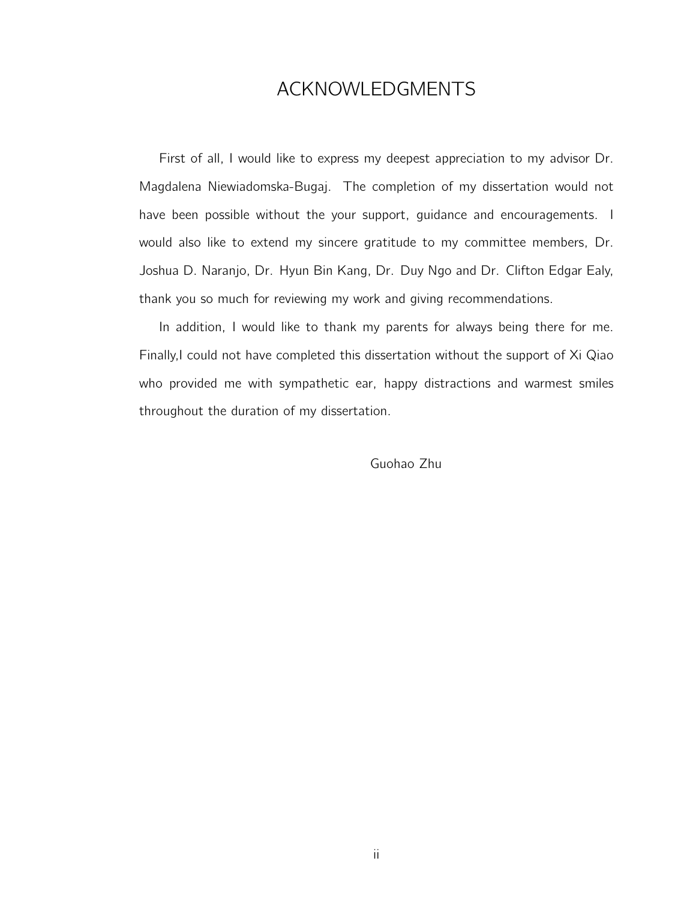# ACKNOWLEDGMENTS

First of all, I would like to express my deepest appreciation to my advisor Dr. Magdalena Niewiadomska-Bugaj. The completion of my dissertation would not have been possible without the your support, guidance and encouragements. I would also like to extend my sincere gratitude to my committee members, Dr. Joshua D. Naranjo, Dr. Hyun Bin Kang, Dr. Duy Ngo and Dr. Clifton Edgar Ealy, thank you so much for reviewing my work and giving recommendations.

In addition, I would like to thank my parents for always being there for me. Finally,I could not have completed this dissertation without the support of Xi Qiao who provided me with sympathetic ear, happy distractions and warmest smiles throughout the duration of my dissertation.

Guohao Zhu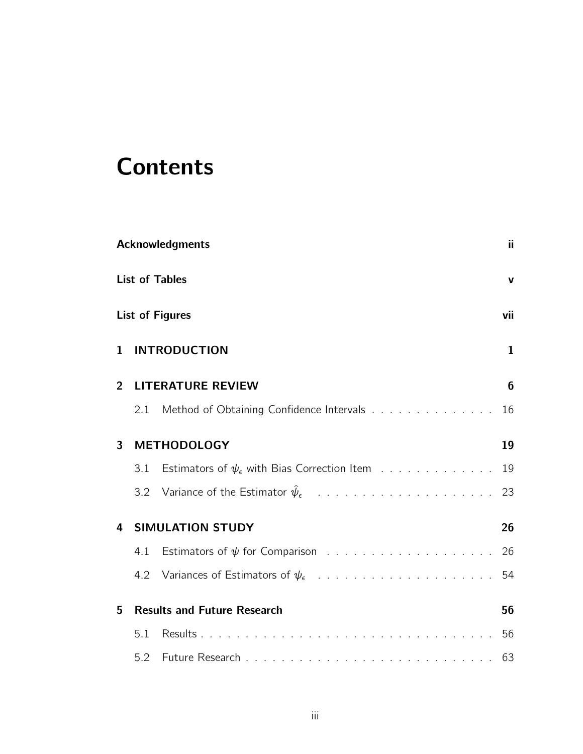# Contents

**Acknowledgments** **ii**

**List of Tables** **v**

**List of Figures** **vii**

**1 INTRODUCTION** **1**

**2 LITERATURE REVIEW** **6**

2.1 Method of Obtaining Confidence Intervals . . . . . . . . . . . . . . 16

**3 METHODOLOGY** **19**

3.1 Estimators of $\psi_\epsilon$ with Bias Correction Item . . . . . . . . . . . . . 19

3.2 Variance of the Estimator $\hat{\psi}_\epsilon$ . . . . . . . . . . . . . . . . . . . . 23

**4 SIMULATION STUDY** **26**

4.1 Estimators of $\psi$ for Comparison . . . . . . . . . . . . . . . . . . . 26

4.2 Variances of Estimators of $\psi_\epsilon$ . . . . . . . . . . . . . . . . . . . . 54

**5 Results and Future Research** **56**

5.1 Results . . . . . . . . . . . . . . . . . . . . . . . . . . . . . . . . . . 56

5.2 Future Research . . . . . . . . . . . . . . . . . . . . . . . . . . . . . 63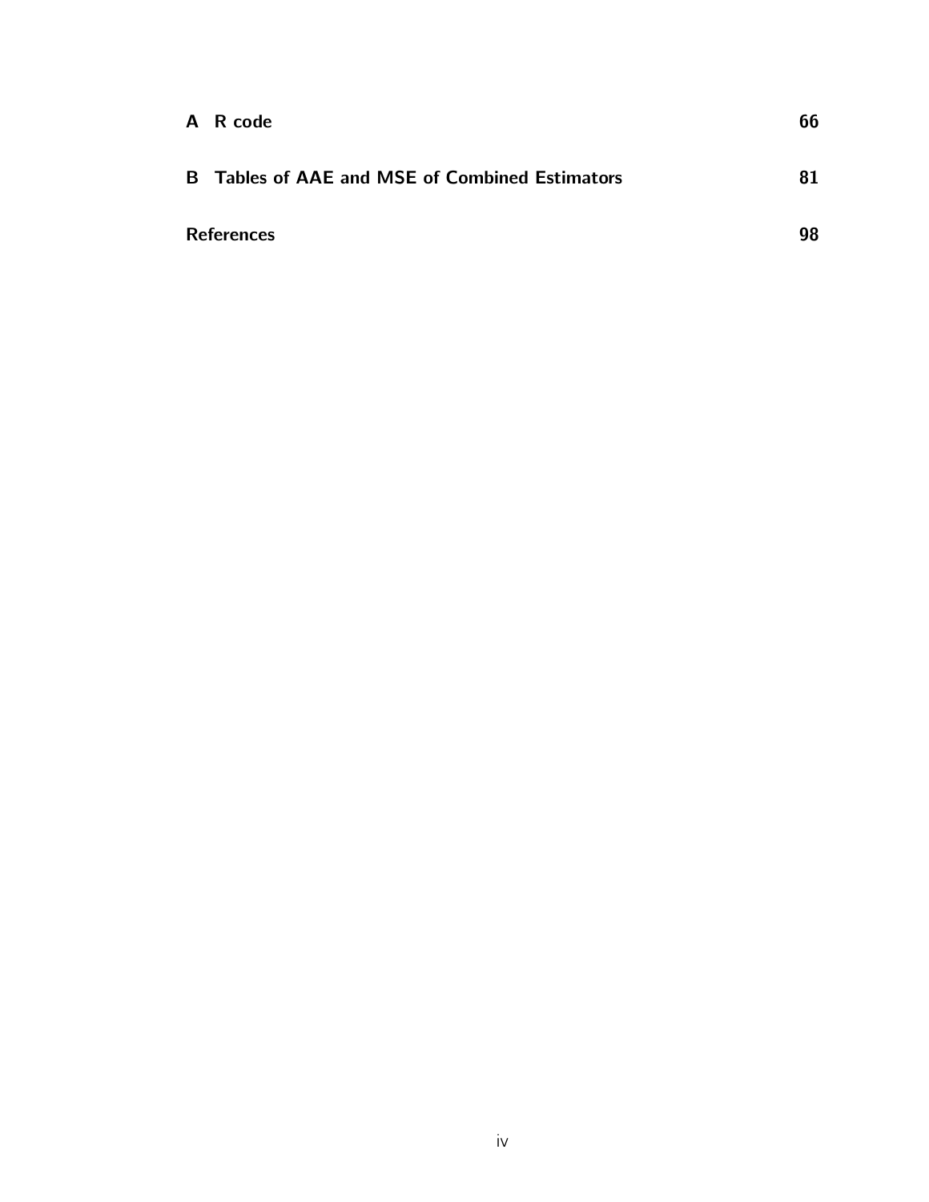**A R code** 66

**B Tables of AAE and MSE of Combined Estimators** 81

**References** 98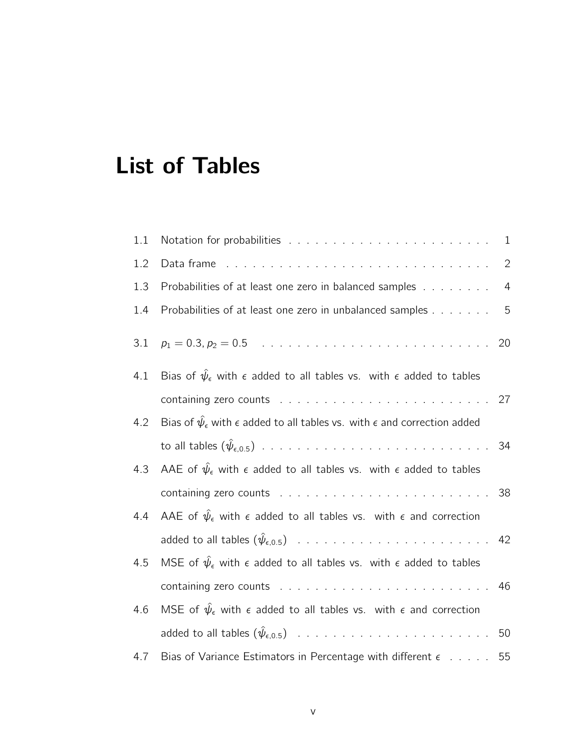# List of Tables

1.1 Notation for probabilities . . . . . . . . . . . . . . . . . . . . . . . 1

1.2 Data frame . . . . . . . . . . . . . . . . . . . . . . . . . . . . . . . 2

1.3 Probabilities of at least one zero in balanced samples . . . . . . . . 4

1.4 Probabilities of at least one zero in unbalanced samples . . . . . . . 5

3.1 $p_1 = 0.3, p_2 = 0.5$ . . . . . . . . . . . . . . . . . . . . . . . . . 20

4.1 Bias of $\hat{\psi}_\epsilon$ with $\epsilon$ added to all tables vs. with $\epsilon$ added to tables containing zero counts . . . . . . . . . . . . . . . . . . . . . . . . 27

4.2 Bias of $\hat{\psi}_\epsilon$ with $\epsilon$ added to all tables vs. with $\epsilon$ and correction added to all tables ($\hat{\psi}_{\epsilon,0.5}$) . . . . . . . . . . . . . . . . . . . . . . . . . 34

4.3 AAE of $\hat{\psi}_\epsilon$ with $\epsilon$ added to all tables vs. with $\epsilon$ added to tables containing zero counts . . . . . . . . . . . . . . . . . . . . . . . . 38

4.4 AAE of $\hat{\psi}_\epsilon$ with $\epsilon$ added to all tables vs. with $\epsilon$ and correction added to all tables ($\hat{\psi}_{\epsilon,0.5}$) . . . . . . . . . . . . . . . . . . . . . 42

4.5 MSE of $\hat{\psi}_\epsilon$ with $\epsilon$ added to all tables vs. with $\epsilon$ added to tables containing zero counts . . . . . . . . . . . . . . . . . . . . . . . . 46

4.6 MSE of $\hat{\psi}_\epsilon$ with $\epsilon$ added to all tables vs. with $\epsilon$ and correction added to all tables ($\hat{\psi}_{\epsilon,0.5}$) . . . . . . . . . . . . . . . . . . . . . 50

4.7 Bias of Variance Estimators in Percentage with different $\epsilon$ . . . . . 55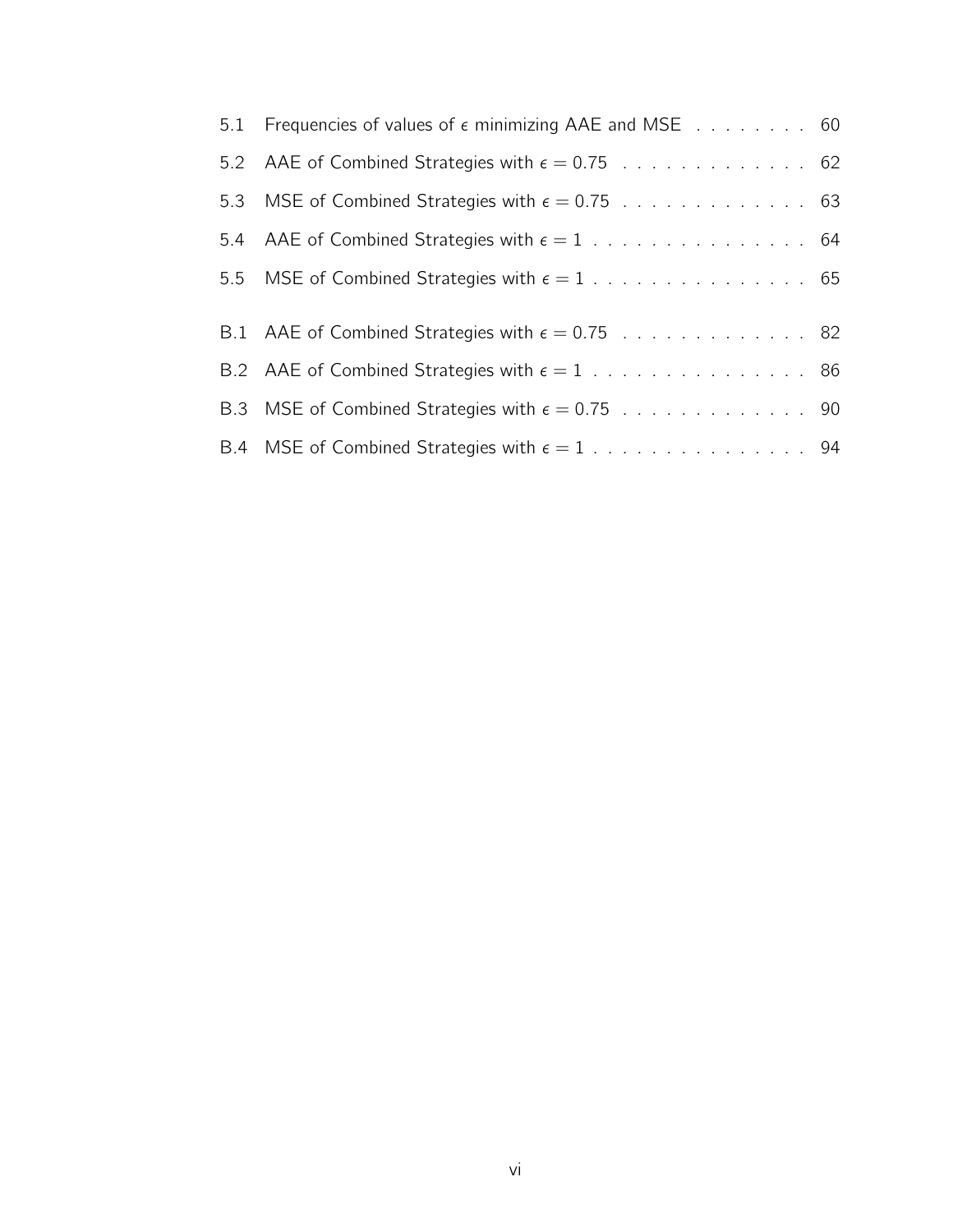5.1 Frequencies of values of $\epsilon$ minimizing AAE and MSE . . . . . . . . . 60

5.2 AAE of Combined Strategies with $\epsilon = 0.75$ . . . . . . . . . . . . . 62

5.3 MSE of Combined Strategies with $\epsilon = 0.75$ . . . . . . . . . . . . . 63

5.4 AAE of Combined Strategies with $\epsilon = 1$ . . . . . . . . . . . . . . . 64

5.5 MSE of Combined Strategies with $\epsilon = 1$ . . . . . . . . . . . . . . . 65

B.1 AAE of Combined Strategies with $\epsilon = 0.75$ . . . . . . . . . . . . . 82

B.2 AAE of Combined Strategies with $\epsilon = 1$ . . . . . . . . . . . . . . . 86

B.3 MSE of Combined Strategies with $\epsilon = 0.75$ . . . . . . . . . . . . . 90

B.4 MSE of Combined Strategies with $\epsilon = 1$ . . . . . . . . . . . . . . . 94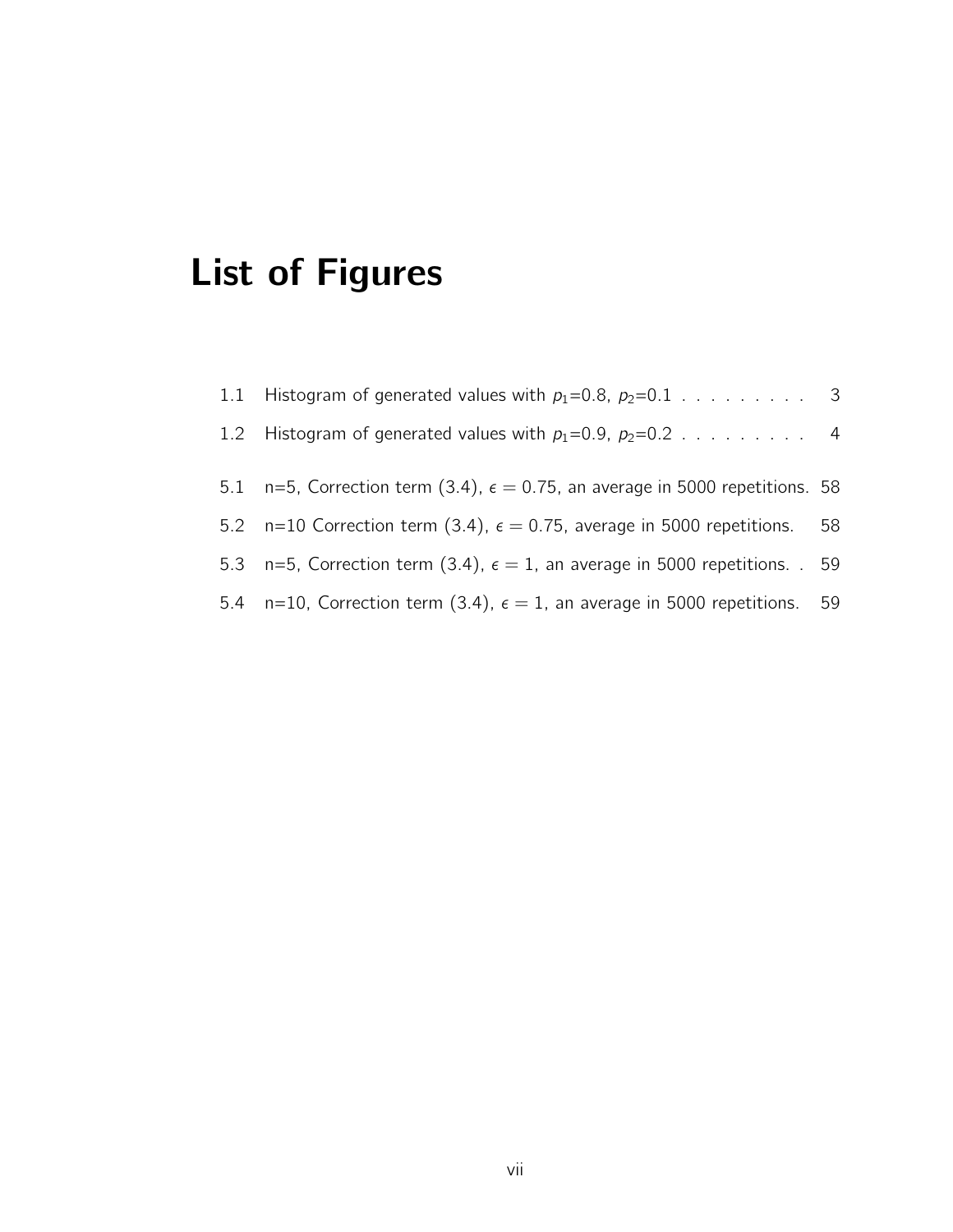# List of Figures

1.1 Histogram of generated values with $p_1$=0.8, $p_2$=0.1 . . . . . . . . . 3

1.2 Histogram of generated values with $p_1$=0.9, $p_2$=0.2 . . . . . . . . . 4

5.1 n=5, Correction term (3.4), $\epsilon = 0.75$, an average in 5000 repetitions. 58

5.2 n=10 Correction term (3.4), $\epsilon = 0.75$, average in 5000 repetitions. 58

5.3 n=5, Correction term (3.4), $\epsilon = 1$, an average in 5000 repetitions. . 59

5.4 n=10, Correction term (3.4), $\epsilon = 1$, an average in 5000 repetitions. 59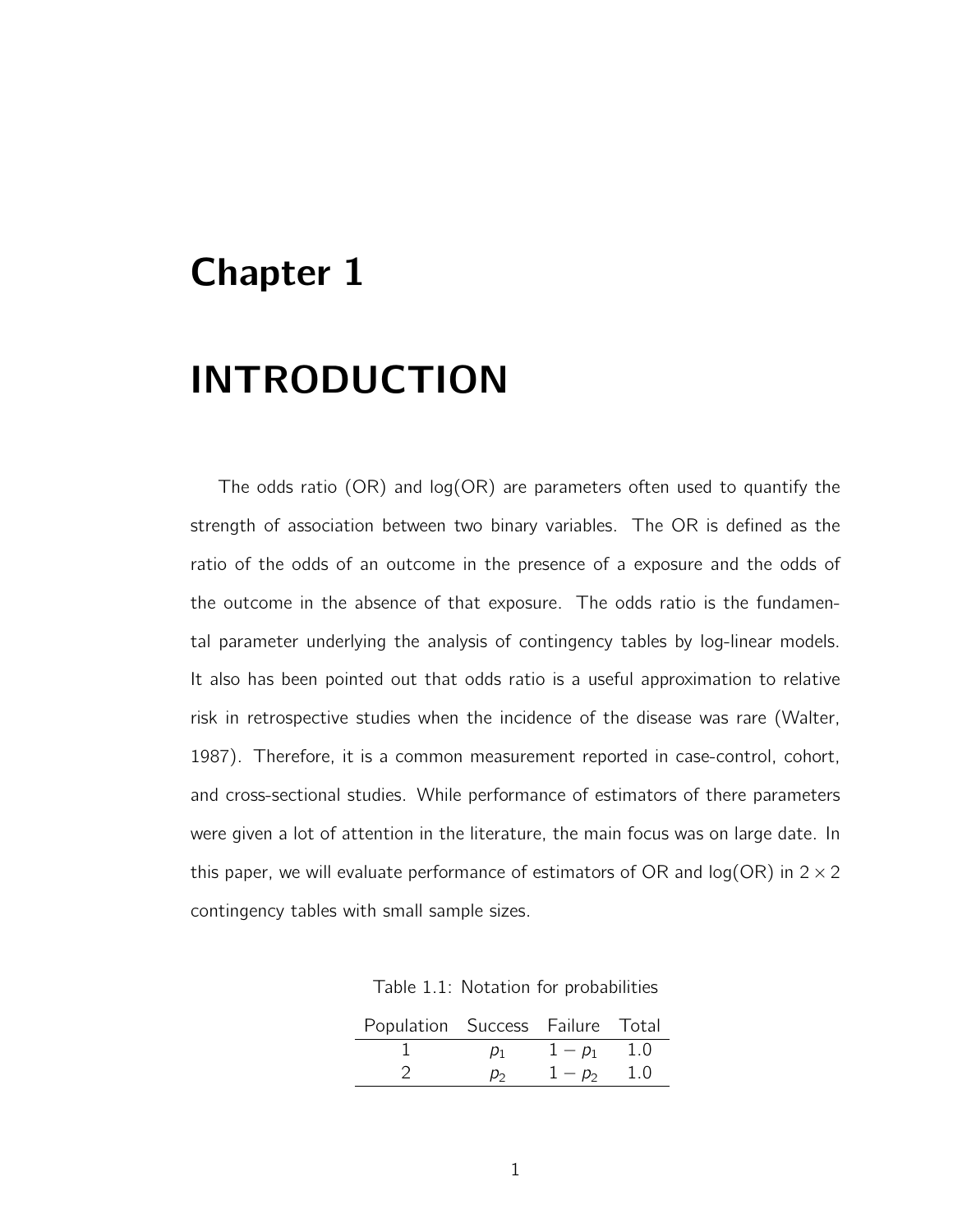# Chapter 1

# INTRODUCTION

The odds ratio (OR) and log(OR) are parameters often used to quantify the strength of association between two binary variables. The OR is defined as the ratio of the odds of an outcome in the presence of a exposure and the odds of the outcome in the absence of that exposure. The odds ratio is the fundamental parameter underlying the analysis of contingency tables by log-linear models. It also has been pointed out that odds ratio is a useful approximation to relative risk in retrospective studies when the incidence of the disease was rare (Walter, 1987). Therefore, it is a common measurement reported in case-control, cohort, and cross-sectional studies. While performance of estimators of there parameters were given a lot of attention in the literature, the main focus was on large date. In this paper, we will evaluate performance of estimators of OR and log(OR) in $2 \times 2$ contingency tables with small sample sizes.

Table 1.1: Notation for probabilities

| Population | Success | Failure | Total |
|---|---|---|---|
| 1 | $p_1$ | $1 - p_1$ | 1.0 |
| 2 | $p_2$ | $1 - p_2$ | 1.0 |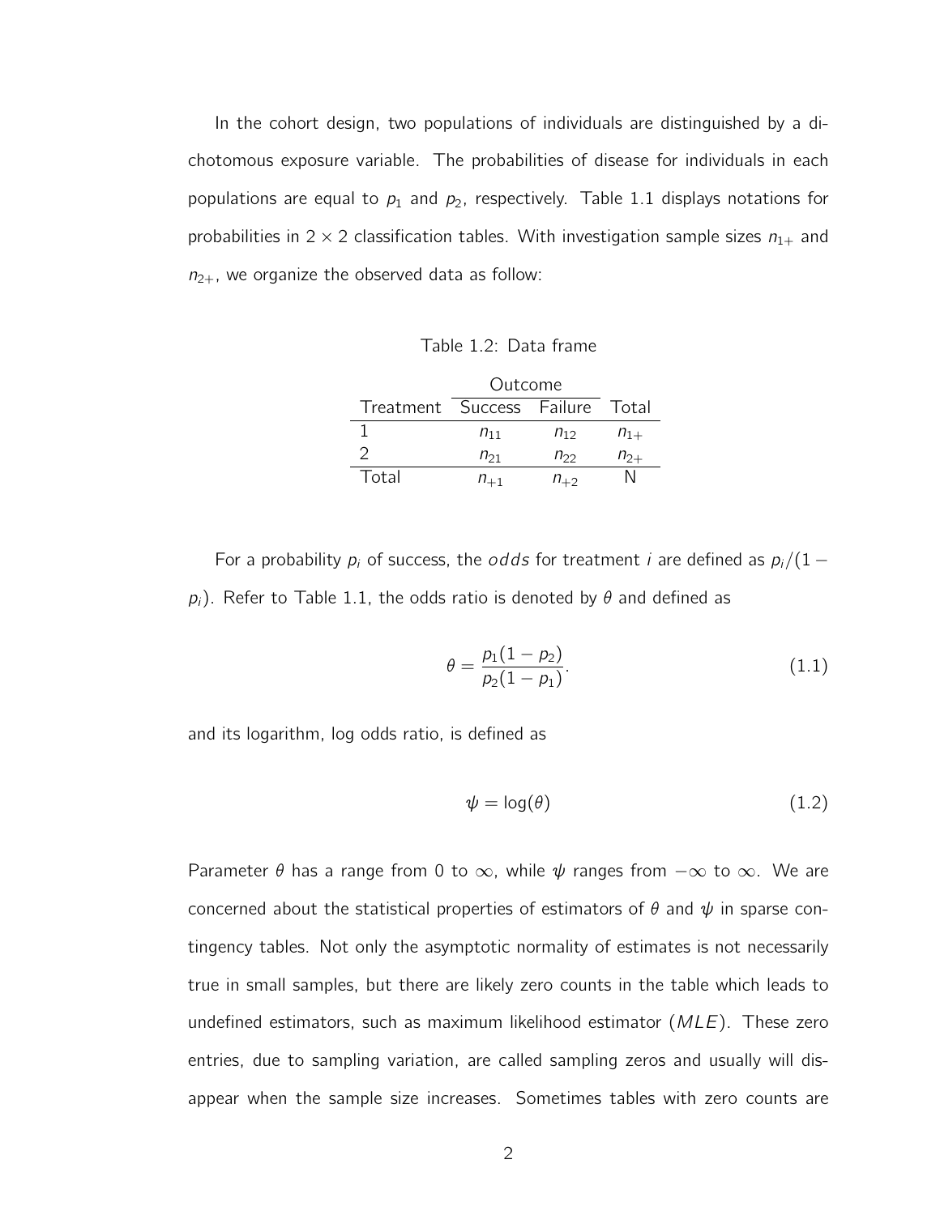In the cohort design, two populations of individuals are distinguished by a dichotomous exposure variable. The probabilities of disease for individuals in each populations are equal to $p_1$ and $p_2$, respectively. Table 1.1 displays notations for probabilities in $2 \times 2$ classification tables. With investigation sample sizes $n_{1+}$ and $n_{2+}$, we organize the observed data as follow:

Table 1.2: Data frame

| | Outcome | | |
|---|---|---|---|
| Treatment | Success | Failure | Total |
| 1 | $n_{11}$ | $n_{12}$ | $n_{1+}$ |
| 2 | $n_{21}$ | $n_{22}$ | $n_{2+}$ |
| Total | $n_{+1}$ | $n_{+2}$ | N |

For a probability $p_i$ of success, the *odds* for treatment $i$ are defined as $p_i/(1 - p_i)$. Refer to Table 1.1, the odds ratio is denoted by $\theta$ and defined as

$$\theta = \frac{p_1(1 - p_2)}{p_2(1 - p_1)}. \tag{1.1}$$

and its logarithm, log odds ratio, is defined as

$$\psi = \log(\theta) \tag{1.2}$$

Parameter $\theta$ has a range from 0 to $\infty$, while $\psi$ ranges from $-\infty$ to $\infty$. We are concerned about the statistical properties of estimators of $\theta$ and $\psi$ in sparse contingency tables. Not only the asymptotic normality of estimates is not necessarily true in small samples, but there are likely zero counts in the table which leads to undefined estimators, such as maximum likelihood estimator ($MLE$). These zero entries, due to sampling variation, are called sampling zeros and usually will disappear when the sample size increases. Sometimes tables with zero counts are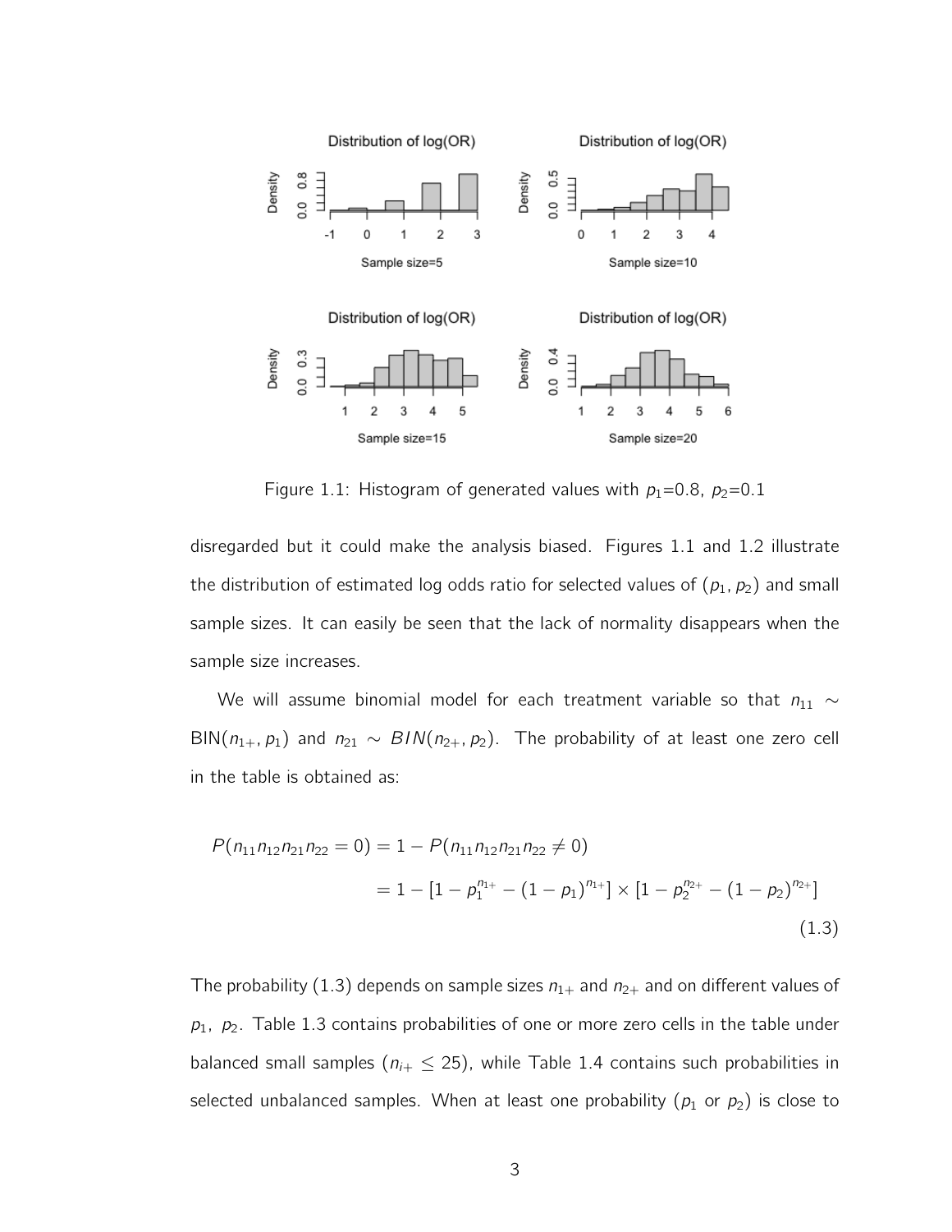Figure 1.1: Histogram of generated values with $p_1$=0.8, $p_2$=0.1

disregarded but it could make the analysis biased. Figures 1.1 and 1.2 illustrate the distribution of estimated log odds ratio for selected values of $(p_1, p_2)$ and small sample sizes. It can easily be seen that the lack of normality disappears when the sample size increases.

We will assume binomial model for each treatment variable so that $n_{11} \sim \text{BIN}(n_{1+}, p_1)$ and $n_{21} \sim BIN(n_{2+}, p_2)$. The probability of at least one zero cell in the table is obtained as:

$$
\begin{aligned}
P(n_{11}n_{12}n_{21}n_{22} = 0) &= 1 - P(n_{11}n_{12}n_{21}n_{22} \neq 0) \\
&= 1 - [1 - p_1^{n_{1+}} - (1-p_1)^{n_{1+}}] \times [1 - p_2^{n_{2+}} - (1-p_2)^{n_{2+}}]
\end{aligned}
\tag{1.3}
$$

The probability (1.3) depends on sample sizes $n_{1+}$ and $n_{2+}$ and on different values of $p_1$, $p_2$. Table 1.3 contains probabilities of one or more zero cells in the table under balanced small samples ($n_{i+} \leq 25$), while Table 1.4 contains such probabilities in selected unbalanced samples. When at least one probability ($p_1$ or $p_2$) is close to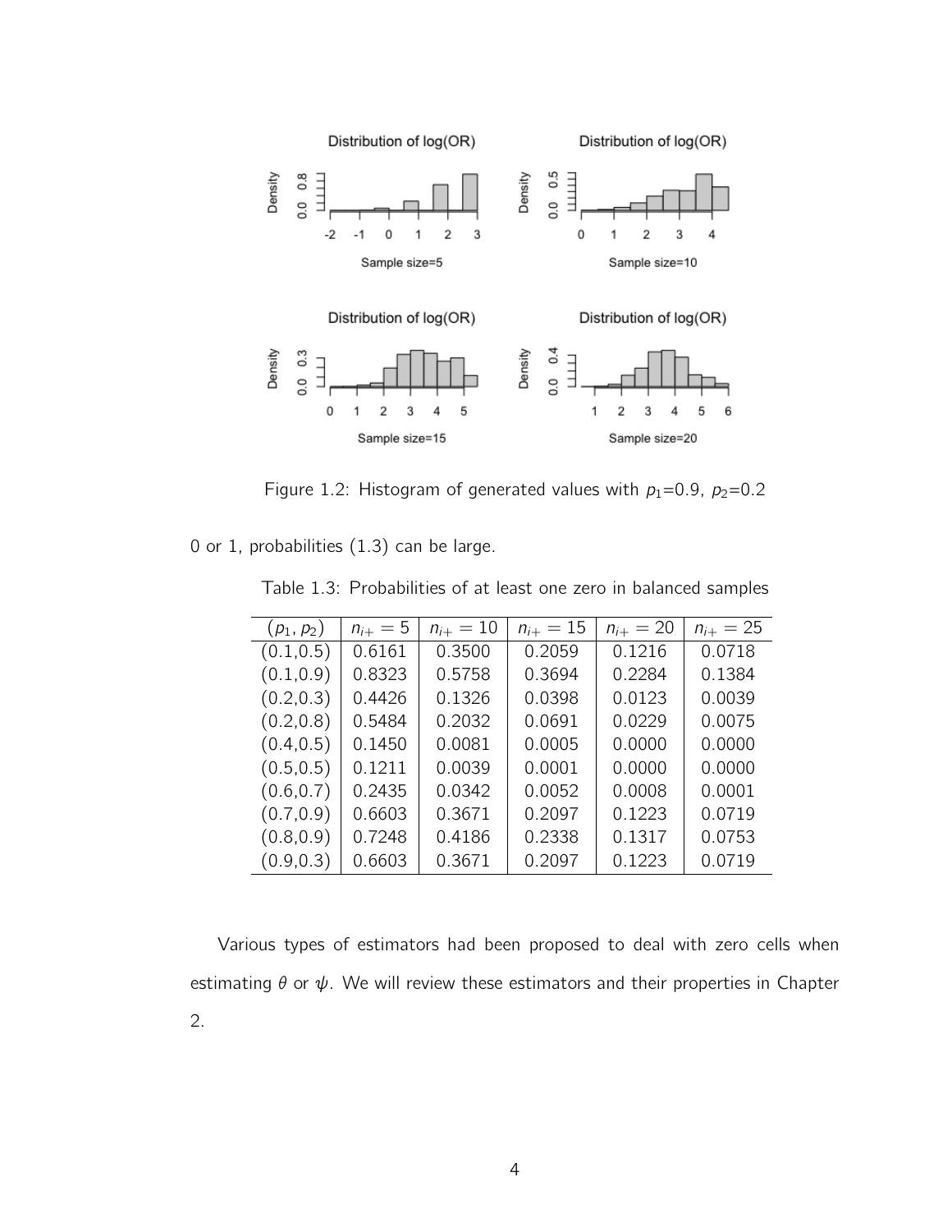Figure 1.2: Histogram of generated values with $p_1$=0.9, $p_2$=0.2

0 or 1, probabilities (1.3) can be large.

Table 1.3: Probabilities of at least one zero in balanced samples

| $(p_1, p_2)$ | $n_{i+} = 5$ | $n_{i+} = 10$ | $n_{i+} = 15$ | $n_{i+} = 20$ | $n_{i+} = 25$ |
|---|---|---|---|---|---|
| (0.1,0.5) | 0.6161 | 0.3500 | 0.2059 | 0.1216 | 0.0718 |
| (0.1,0.9) | 0.8323 | 0.5758 | 0.3694 | 0.2284 | 0.1384 |
| (0.2,0.3) | 0.4426 | 0.1326 | 0.0398 | 0.0123 | 0.0039 |
| (0.2,0.8) | 0.5484 | 0.2032 | 0.0691 | 0.0229 | 0.0075 |
| (0.4,0.5) | 0.1450 | 0.0081 | 0.0005 | 0.0000 | 0.0000 |
| (0.5,0.5) | 0.1211 | 0.0039 | 0.0001 | 0.0000 | 0.0000 |
| (0.6,0.7) | 0.2435 | 0.0342 | 0.0052 | 0.0008 | 0.0001 |
| (0.7,0.9) | 0.6603 | 0.3671 | 0.2097 | 0.1223 | 0.0719 |
| (0.8,0.9) | 0.7248 | 0.4186 | 0.2338 | 0.1317 | 0.0753 |
| (0.9,0.3) | 0.6603 | 0.3671 | 0.2097 | 0.1223 | 0.0719 |

Various types of estimators had been proposed to deal with zero cells when estimating $\theta$ or $\psi$. We will review these estimators and their properties in Chapter 2.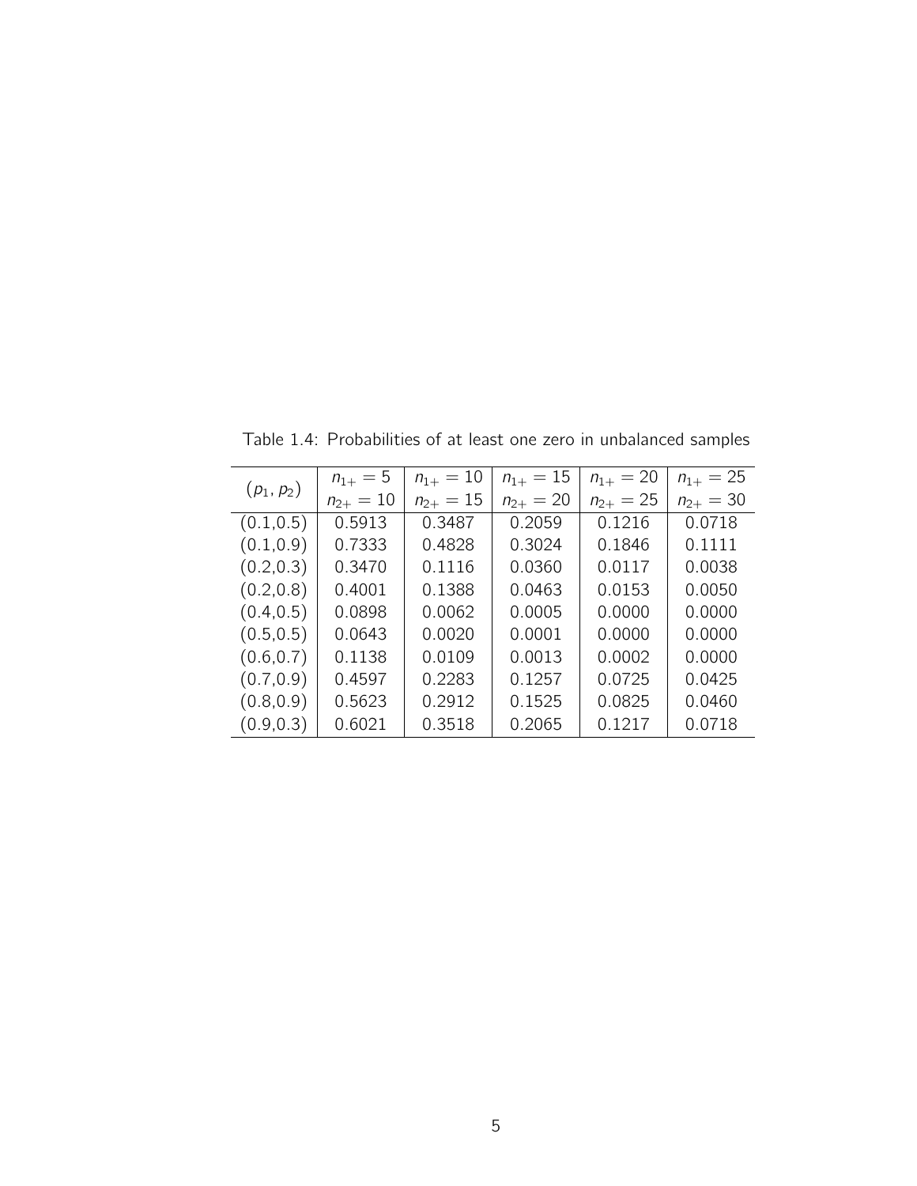Table 1.4: Probabilities of at least one zero in unbalanced samples

| $(p_1, p_2)$ | $n_{1+} = 5$ $n_{2+} = 10$ | $n_{1+} = 10$ $n_{2+} = 15$ | $n_{1+} = 15$ $n_{2+} = 20$ | $n_{1+} = 20$ $n_{2+} = 25$ | $n_{1+} = 25$ $n_{2+} = 30$ |
|---|---|---|---|---|---|
| (0.1,0.5) | 0.5913 | 0.3487 | 0.2059 | 0.1216 | 0.0718 |
| (0.1,0.9) | 0.7333 | 0.4828 | 0.3024 | 0.1846 | 0.1111 |
| (0.2,0.3) | 0.3470 | 0.1116 | 0.0360 | 0.0117 | 0.0038 |
| (0.2,0.8) | 0.4001 | 0.1388 | 0.0463 | 0.0153 | 0.0050 |
| (0.4,0.5) | 0.0898 | 0.0062 | 0.0005 | 0.0000 | 0.0000 |
| (0.5,0.5) | 0.0643 | 0.0020 | 0.0001 | 0.0000 | 0.0000 |
| (0.6,0.7) | 0.1138 | 0.0109 | 0.0013 | 0.0002 | 0.0000 |
| (0.7,0.9) | 0.4597 | 0.2283 | 0.1257 | 0.0725 | 0.0425 |
| (0.8,0.9) | 0.5623 | 0.2912 | 0.1525 | 0.0825 | 0.0460 |
| (0.9,0.3) | 0.6021 | 0.3518 | 0.2065 | 0.1217 | 0.0718 |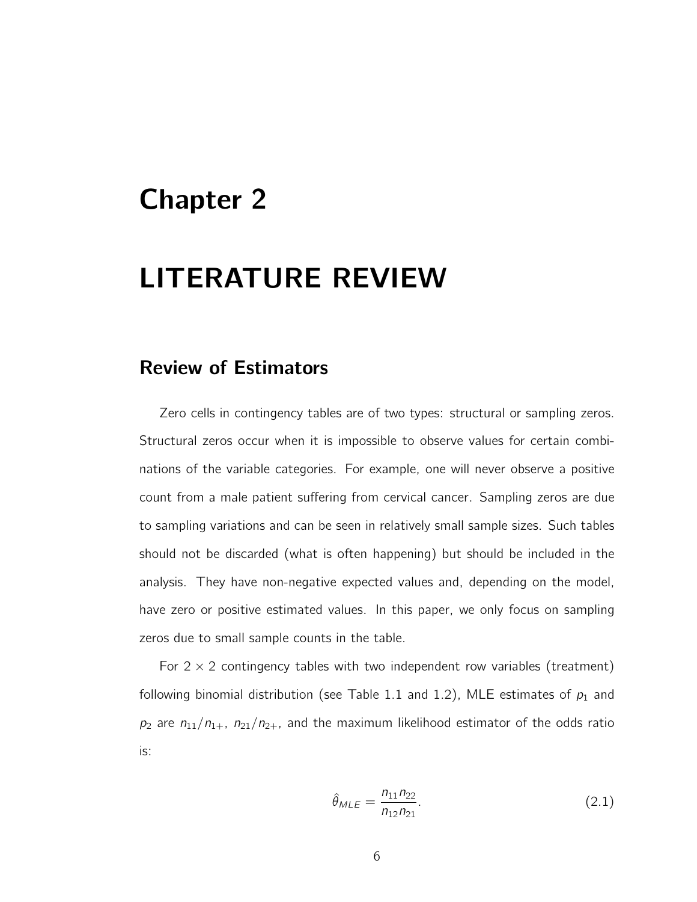# Chapter 2

# LITERATURE REVIEW

## Review of Estimators

Zero cells in contingency tables are of two types: structural or sampling zeros. Structural zeros occur when it is impossible to observe values for certain combinations of the variable categories. For example, one will never observe a positive count from a male patient suffering from cervical cancer. Sampling zeros are due to sampling variations and can be seen in relatively small sample sizes. Such tables should not be discarded (what is often happening) but should be included in the analysis. They have non-negative expected values and, depending on the model, have zero or positive estimated values. In this paper, we only focus on sampling zeros due to small sample counts in the table.

For $2 \times 2$ contingency tables with two independent row variables (treatment) following binomial distribution (see Table 1.1 and 1.2), MLE estimates of $p_1$ and $p_2$ are $n_{11}/n_{1+}$, $n_{21}/n_{2+}$, and the maximum likelihood estimator of the odds ratio is:

$$\hat{\theta}_{MLE} = \frac{n_{11}n_{22}}{n_{12}n_{21}}. \tag{2.1}$$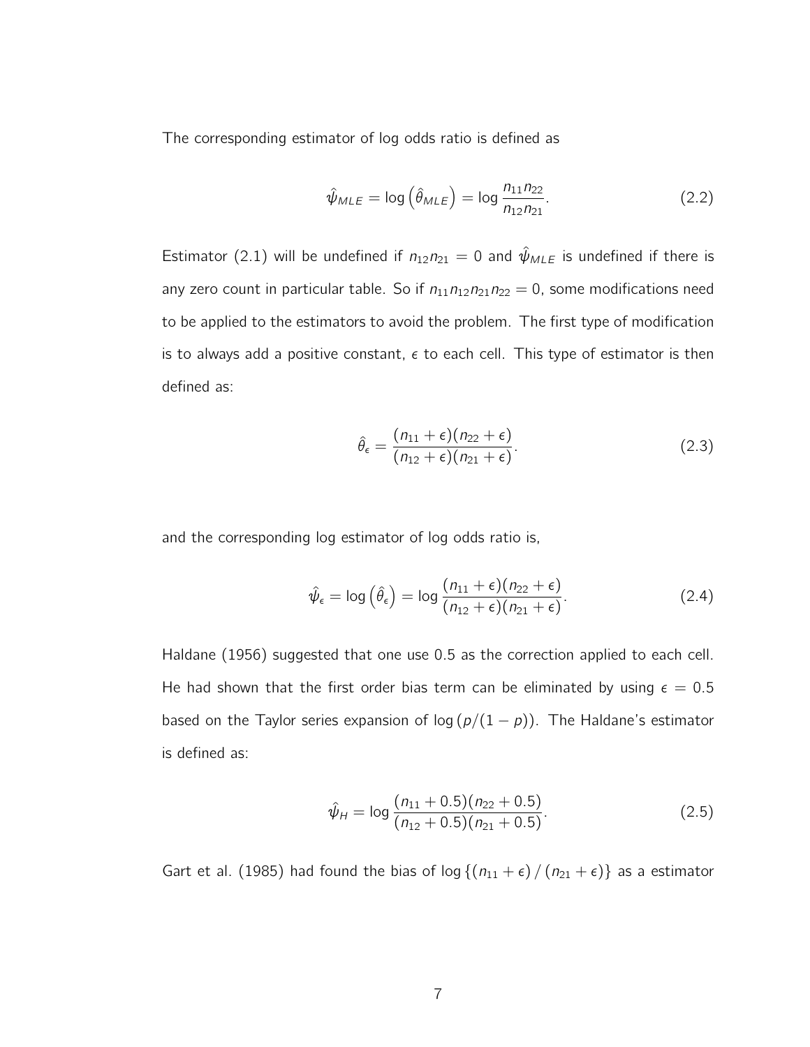The corresponding estimator of log odds ratio is defined as

$$\hat{\psi}_{MLE} = \log\left(\hat{\theta}_{MLE}\right) = \log \frac{n_{11}n_{22}}{n_{12}n_{21}}. \tag{2.2}$$

Estimator (2.1) will be undefined if $n_{12}n_{21} = 0$ and $\hat{\psi}_{MLE}$ is undefined if there is any zero count in particular table. So if $n_{11}n_{12}n_{21}n_{22} = 0$, some modifications need to be applied to the estimators to avoid the problem. The first type of modification is to always add a positive constant, $\epsilon$ to each cell. This type of estimator is then defined as:

$$\hat{\theta}_{\epsilon} = \frac{(n_{11}+\epsilon)(n_{22}+\epsilon)}{(n_{12}+\epsilon)(n_{21}+\epsilon)}. \tag{2.3}$$

and the corresponding log estimator of log odds ratio is,

$$\hat{\psi}_{\epsilon} = \log\left(\hat{\theta}_{\epsilon}\right) = \log \frac{(n_{11}+\epsilon)(n_{22}+\epsilon)}{(n_{12}+\epsilon)(n_{21}+\epsilon)}. \tag{2.4}$$

Haldane (1956) suggested that one use 0.5 as the correction applied to each cell. He had shown that the first order bias term can be eliminated by using $\epsilon = 0.5$ based on the Taylor series expansion of $\log(p/(1-p))$. The Haldane's estimator is defined as:

$$\hat{\psi}_{H} = \log \frac{(n_{11}+0.5)(n_{22}+0.5)}{(n_{12}+0.5)(n_{21}+0.5)}. \tag{2.5}$$

Gart et al. (1985) had found the bias of $\log\{(n_{11}+\epsilon)/(n_{21}+\epsilon)\}$ as a estimator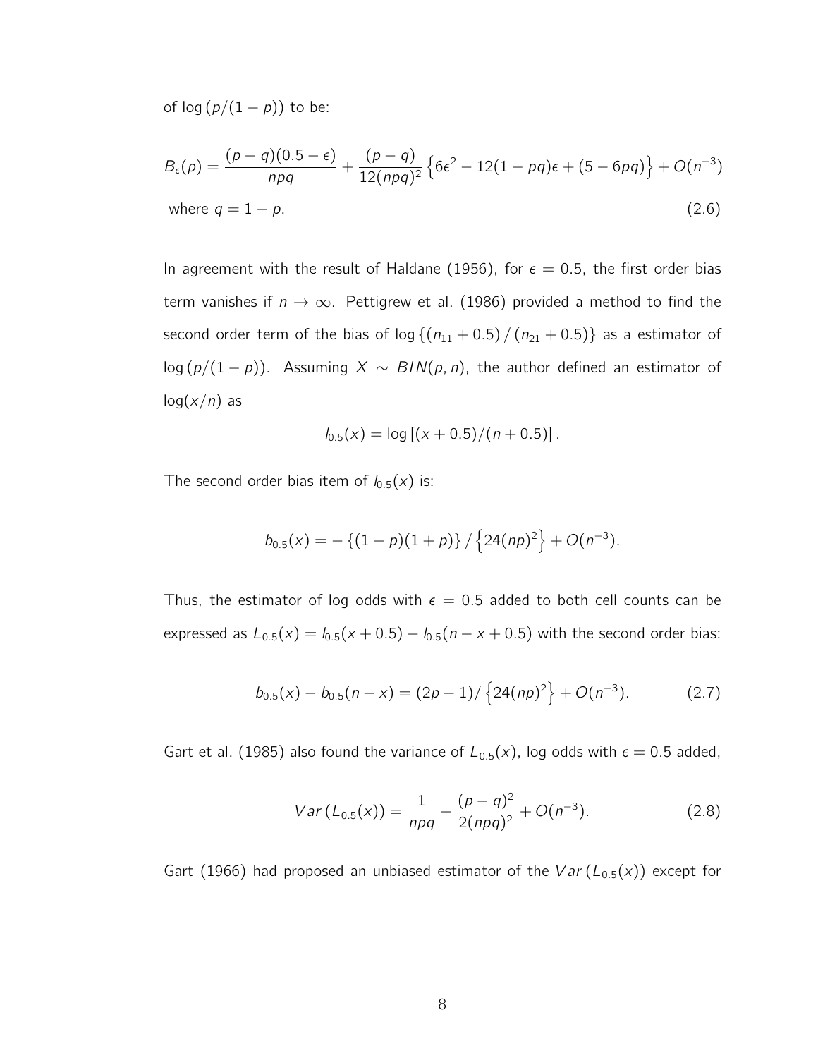of $\log(p/(1-p))$ to be:

$$B_\epsilon(p) = \frac{(p-q)(0.5-\epsilon)}{npq} + \frac{(p-q)}{12(npq)^2}\left\{6\epsilon^2 - 12(1-pq)\epsilon + (5-6pq)\right\} + O(n^{-3})$$

where $q = 1-p$. (2.6)

In agreement with the result of Haldane (1956), for $\epsilon = 0.5$, the first order bias term vanishes if $n \to \infty$. Pettigrew et al. (1986) provided a method to find the second order term of the bias of $\log\{(n_{11}+0.5)/(n_{21}+0.5)\}$ as a estimator of $\log(p/(1-p))$. Assuming $X \sim BIN(p,n)$, the author defined an estimator of $\log(x/n)$ as

$$l_{0.5}(x) = \log\left[(x+0.5)/(n+0.5)\right].$$

The second order bias item of $l_{0.5}(x)$ is:

$$b_{0.5}(x) = -\{(1-p)(1+p)\}/\left\{24(np)^2\right\} + O(n^{-3}).$$

Thus, the estimator of log odds with $\epsilon = 0.5$ added to both cell counts can be expressed as $L_{0.5}(x) = l_{0.5}(x+0.5) - l_{0.5}(n-x+0.5)$ with the second order bias:

$$b_{0.5}(x) - b_{0.5}(n-x) = (2p-1)/\left\{24(np)^2\right\} + O(n^{-3}). \tag{2.7}$$

Gart et al. (1985) also found the variance of $L_{0.5}(x)$, log odds with $\epsilon = 0.5$ added,

$$Var\left(L_{0.5}(x)\right) = \frac{1}{npq} + \frac{(p-q)^2}{2(npq)^2} + O(n^{-3}). \tag{2.8}$$

Gart (1966) had proposed an unbiased estimator of the $Var\left(L_{0.5}(x)\right)$ except for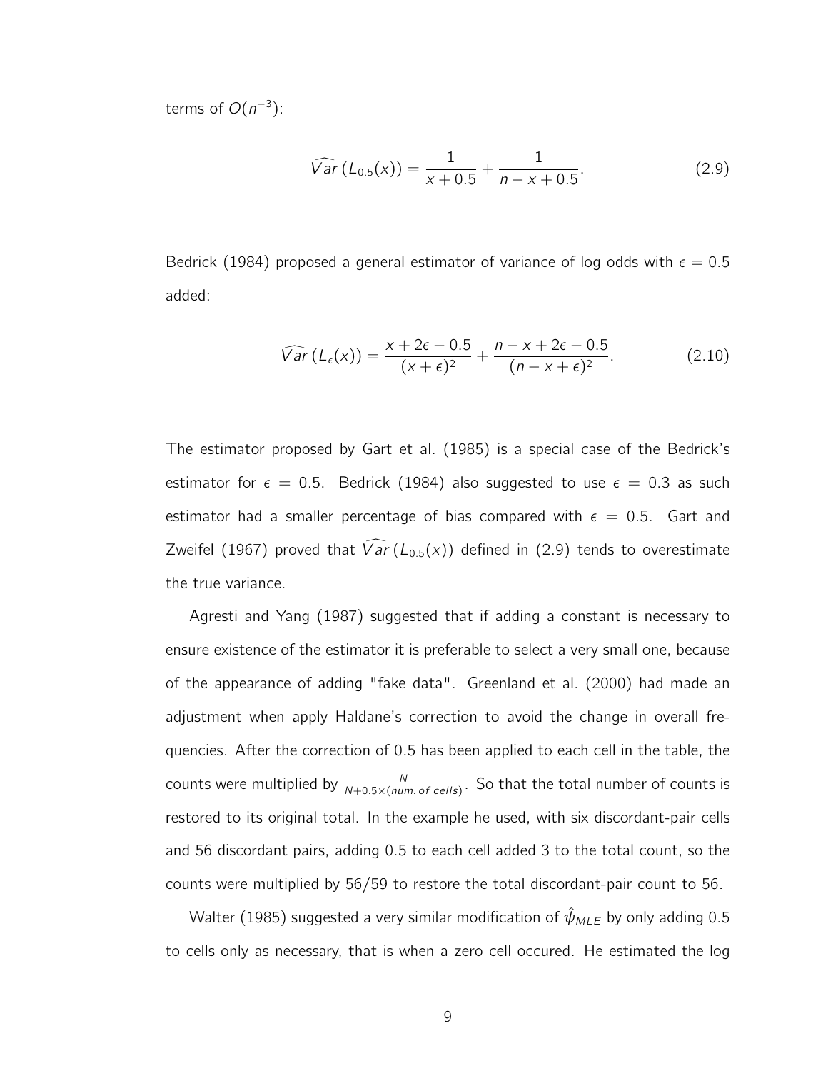terms of $O(n^{-3})$:

$$\widehat{Var}\left(L_{0.5}(x)\right) = \frac{1}{x+0.5} + \frac{1}{n-x+0.5}. \tag{2.9}$$

Bedrick (1984) proposed a general estimator of variance of log odds with $\epsilon = 0.5$ added:

$$\widehat{Var}\left(L_{\epsilon}(x)\right) = \frac{x+2\epsilon-0.5}{(x+\epsilon)^2} + \frac{n-x+2\epsilon-0.5}{(n-x+\epsilon)^2}. \tag{2.10}$$

The estimator proposed by Gart et al. (1985) is a special case of the Bedrick's estimator for $\epsilon = 0.5$. Bedrick (1984) also suggested to use $\epsilon = 0.3$ as such estimator had a smaller percentage of bias compared with $\epsilon = 0.5$. Gart and Zweifel (1967) proved that $\widehat{Var}\left(L_{0.5}(x)\right)$ defined in (2.9) tends to overestimate the true variance.

Agresti and Yang (1987) suggested that if adding a constant is necessary to ensure existence of the estimator it is preferable to select a very small one, because of the appearance of adding "fake data". Greenland et al. (2000) had made an adjustment when apply Haldane's correction to avoid the change in overall frequencies. After the correction of 0.5 has been applied to each cell in the table, the counts were multiplied by $\frac{N}{N+0.5\times(num.\,of\,cells)}$. So that the total number of counts is restored to its original total. In the example he used, with six discordant-pair cells and 56 discordant pairs, adding 0.5 to each cell added 3 to the total count, so the counts were multiplied by 56/59 to restore the total discordant-pair count to 56.

Walter (1985) suggested a very similar modification of $\hat{\psi}_{MLE}$ by only adding 0.5 to cells only as necessary, that is when a zero cell occured. He estimated the log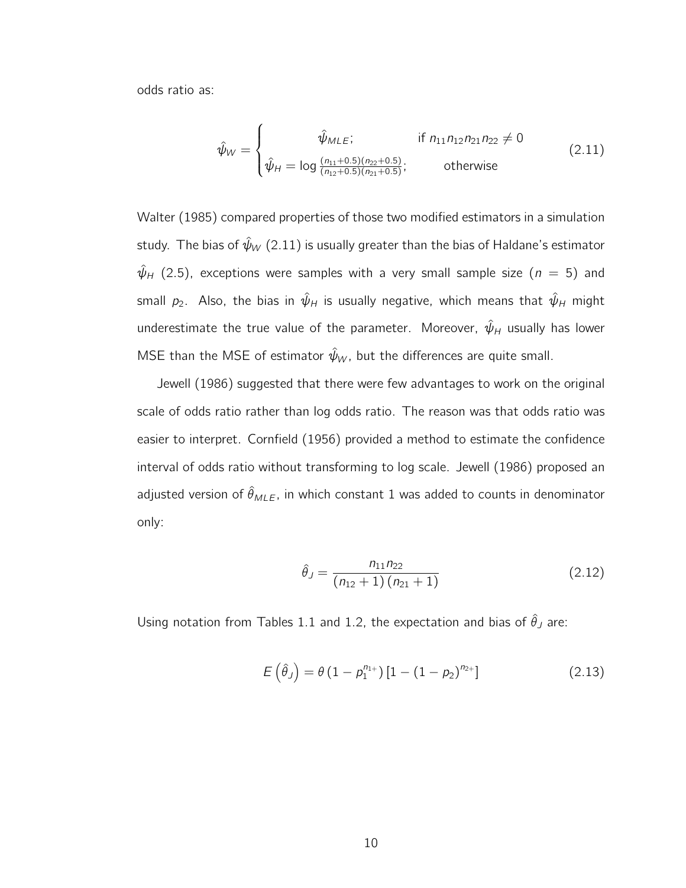odds ratio as:

$$\hat{\psi}_W = \begin{cases} \hat{\psi}_{MLE}; & \text{if } n_{11}n_{12}n_{21}n_{22} \neq 0 \\ \hat{\psi}_H = \log \frac{(n_{11}+0.5)(n_{22}+0.5)}{(n_{12}+0.5)(n_{21}+0.5)}; & \text{otherwise} \end{cases} \tag{2.11}$$

Walter (1985) compared properties of those two modified estimators in a simulation study. The bias of $\hat{\psi}_W$ (2.11) is usually greater than the bias of Haldane's estimator $\hat{\psi}_H$ (2.5), exceptions were samples with a very small sample size ($n = 5$) and small $p_2$. Also, the bias in $\hat{\psi}_H$ is usually negative, which means that $\hat{\psi}_H$ might underestimate the true value of the parameter. Moreover, $\hat{\psi}_H$ usually has lower MSE than the MSE of estimator $\hat{\psi}_W$, but the differences are quite small.

Jewell (1986) suggested that there were few advantages to work on the original scale of odds ratio rather than log odds ratio. The reason was that odds ratio was easier to interpret. Cornfield (1956) provided a method to estimate the confidence interval of odds ratio without transforming to log scale. Jewell (1986) proposed an adjusted version of $\hat{\theta}_{MLE}$, in which constant 1 was added to counts in denominator only:

$$\hat{\theta}_J = \frac{n_{11}n_{22}}{(n_{12}+1)(n_{21}+1)} \tag{2.12}$$

Using notation from Tables 1.1 and 1.2, the expectation and bias of $\hat{\theta}_J$ are:

$$E\left(\hat{\theta}_J\right) = \theta\left(1 - p_1^{n_{1+}}\right)\left[1 - (1-p_2)^{n_{2+}}\right] \tag{2.13}$$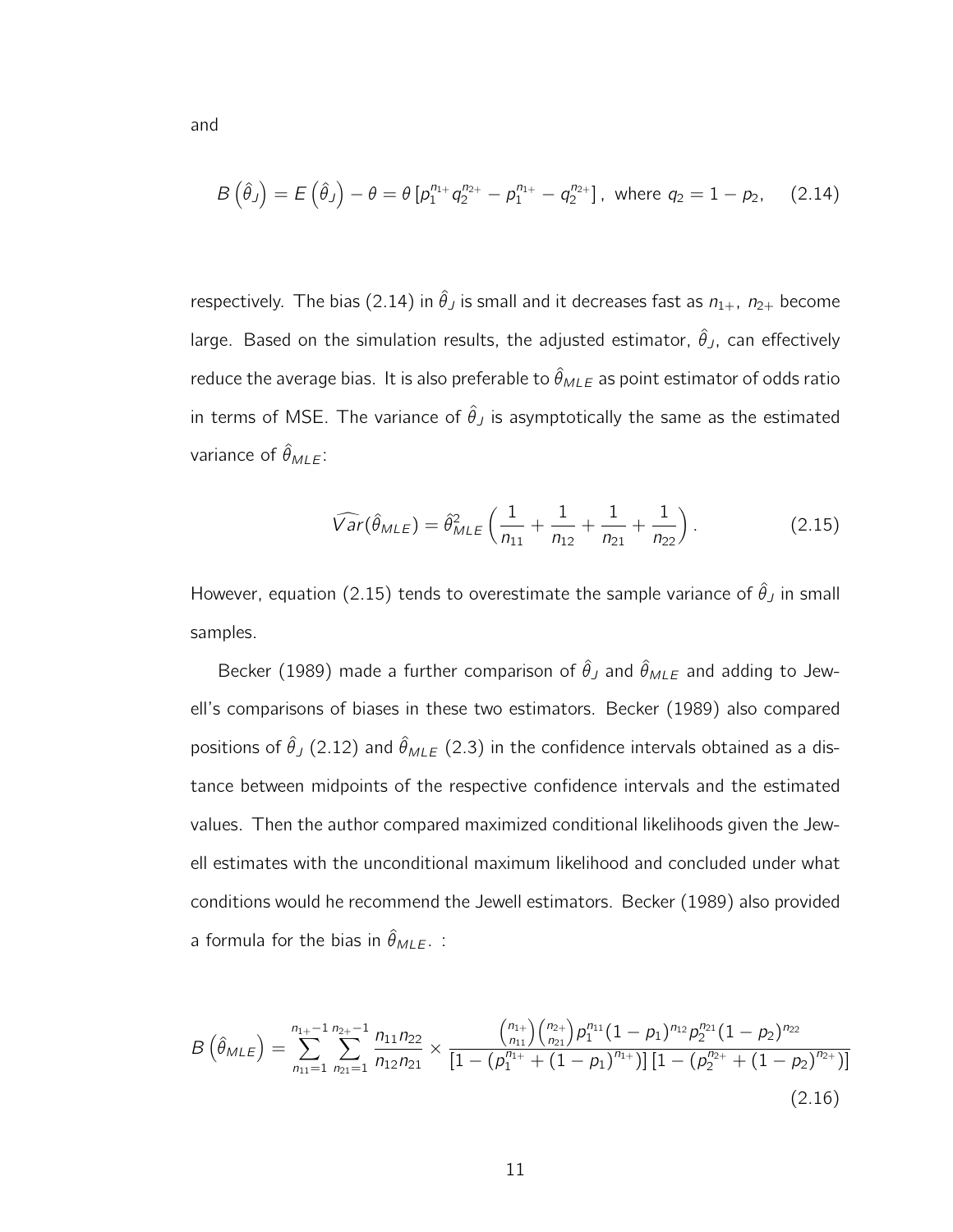and

$$B\left(\hat{\theta}_J\right) = E\left(\hat{\theta}_J\right) - \theta = \theta\left[p_1^{n_{1+}} q_2^{n_{2+}} - p_1^{n_{1+}} - q_2^{n_{2+}}\right], \text{ where } q_2 = 1 - p_2, \quad (2.14)$$

respectively. The bias (2.14) in $\hat{\theta}_J$ is small and it decreases fast as $n_{1+}$, $n_{2+}$ become large. Based on the simulation results, the adjusted estimator, $\hat{\theta}_J$, can effectively reduce the average bias. It is also preferable to $\hat{\theta}_{MLE}$ as point estimator of odds ratio in terms of MSE. The variance of $\hat{\theta}_J$ is asymptotically the same as the estimated variance of $\hat{\theta}_{MLE}$:

$$\widehat{Var}(\hat{\theta}_{MLE}) = \hat{\theta}_{MLE}^2\left(\frac{1}{n_{11}} + \frac{1}{n_{12}} + \frac{1}{n_{21}} + \frac{1}{n_{22}}\right). \quad (2.15)$$

However, equation (2.15) tends to overestimate the sample variance of $\hat{\theta}_J$ in small samples.

Becker (1989) made a further comparison of $\hat{\theta}_J$ and $\hat{\theta}_{MLE}$ and adding to Jewell's comparisons of biases in these two estimators. Becker (1989) also compared positions of $\hat{\theta}_J$ (2.12) and $\hat{\theta}_{MLE}$ (2.3) in the confidence intervals obtained as a distance between midpoints of the respective confidence intervals and the estimated values. Then the author compared maximized conditional likelihoods given the Jewell estimates with the unconditional maximum likelihood and concluded under what conditions would he recommend the Jewell estimators. Becker (1989) also provided a formula for the bias in $\hat{\theta}_{MLE}$. :

$$B\left(\hat{\theta}_{MLE}\right) = \sum_{n_{11}=1}^{n_{1+}-1} \sum_{n_{21}=1}^{n_{2+}-1} \frac{n_{11}n_{22}}{n_{12}n_{21}} \times \frac{\binom{n_{1+}}{n_{11}}\binom{n_{2+}}{n_{21}} p_1^{n_{11}}(1-p_1)^{n_{12}} p_2^{n_{21}}(1-p_2)^{n_{22}}}{\left[1-(p_1^{n_{1+}}+(1-p_1)^{n_{1+}})\right]\left[1-(p_2^{n_{2+}}+(1-p_2)^{n_{2+}})\right]} \quad (2.16)$$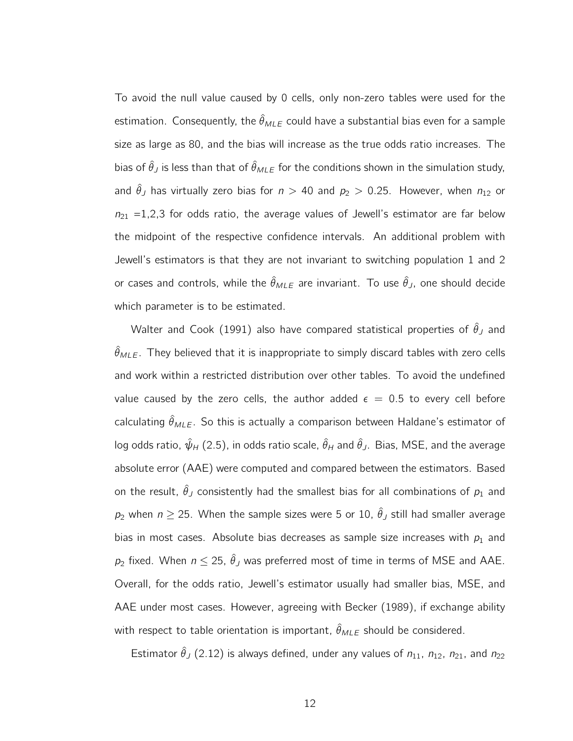To avoid the null value caused by 0 cells, only non-zero tables were used for the estimation. Consequently, the $\hat{\theta}_{MLE}$ could have a substantial bias even for a sample size as large as 80, and the bias will increase as the true odds ratio increases. The bias of $\hat{\theta}_J$ is less than that of $\hat{\theta}_{MLE}$ for the conditions shown in the simulation study, and $\hat{\theta}_J$ has virtually zero bias for $n > 40$ and $p_2 > 0.25$. However, when $n_{12}$ or $n_{21}$ =1,2,3 for odds ratio, the average values of Jewell's estimator are far below the midpoint of the respective confidence intervals. An additional problem with Jewell's estimators is that they are not invariant to switching population 1 and 2 or cases and controls, while the $\hat{\theta}_{MLE}$ are invariant. To use $\hat{\theta}_J$, one should decide which parameter is to be estimated.

Walter and Cook (1991) also have compared statistical properties of $\hat{\theta}_J$ and $\hat{\theta}_{MLE}$. They believed that it is inappropriate to simply discard tables with zero cells and work within a restricted distribution over other tables. To avoid the undefined value caused by the zero cells, the author added $\epsilon = 0.5$ to every cell before calculating $\hat{\theta}_{MLE}$. So this is actually a comparison between Haldane's estimator of log odds ratio, $\hat{\psi}_H$ (2.5), in odds ratio scale, $\hat{\theta}_H$ and $\hat{\theta}_J$. Bias, MSE, and the average absolute error (AAE) were computed and compared between the estimators. Based on the result, $\hat{\theta}_J$ consistently had the smallest bias for all combinations of $p_1$ and $p_2$ when $n \geq 25$. When the sample sizes were 5 or 10, $\hat{\theta}_J$ still had smaller average bias in most cases. Absolute bias decreases as sample size increases with $p_1$ and $p_2$ fixed. When $n \leq 25$, $\hat{\theta}_J$ was preferred most of time in terms of MSE and AAE. Overall, for the odds ratio, Jewell's estimator usually had smaller bias, MSE, and AAE under most cases. However, agreeing with Becker (1989), if exchange ability with respect to table orientation is important, $\hat{\theta}_{MLE}$ should be considered.

Estimator $\hat{\theta}_J$ (2.12) is always defined, under any values of $n_{11}$, $n_{12}$, $n_{21}$, and $n_{22}$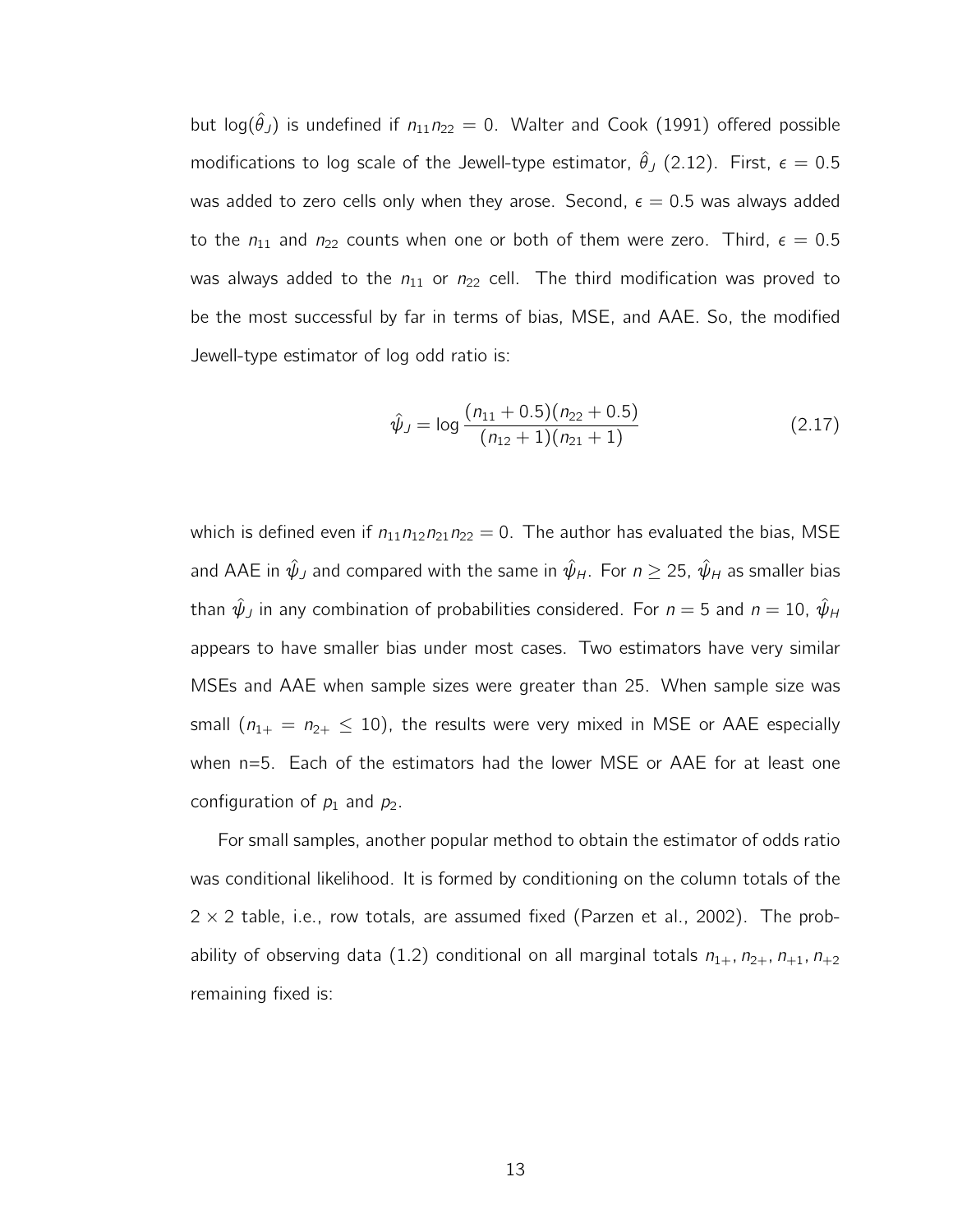but $\log(\hat{\theta}_J)$ is undefined if $n_{11}n_{22} = 0$. Walter and Cook (1991) offered possible modifications to log scale of the Jewell-type estimator, $\hat{\theta}_J$ (2.12). First, $\epsilon = 0.5$ was added to zero cells only when they arose. Second, $\epsilon = 0.5$ was always added to the $n_{11}$ and $n_{22}$ counts when one or both of them were zero. Third, $\epsilon = 0.5$ was always added to the $n_{11}$ or $n_{22}$ cell. The third modification was proved to be the most successful by far in terms of bias, MSE, and AAE. So, the modified Jewell-type estimator of log odd ratio is:

$$\hat{\psi}_J = \log \frac{(n_{11} + 0.5)(n_{22} + 0.5)}{(n_{12} + 1)(n_{21} + 1)} \tag{2.17}$$

which is defined even if $n_{11}n_{12}n_{21}n_{22} = 0$. The author has evaluated the bias, MSE and AAE in $\hat{\psi}_J$ and compared with the same in $\hat{\psi}_H$. For $n \geq 25$, $\hat{\psi}_H$ as smaller bias than $\hat{\psi}_J$ in any combination of probabilities considered. For $n = 5$ and $n = 10$, $\hat{\psi}_H$ appears to have smaller bias under most cases. Two estimators have very similar MSEs and AAE when sample sizes were greater than 25. When sample size was small ($n_{1+} = n_{2+} \leq 10$), the results were very mixed in MSE or AAE especially when n=5. Each of the estimators had the lower MSE or AAE for at least one configuration of $p_1$ and $p_2$.

For small samples, another popular method to obtain the estimator of odds ratio was conditional likelihood. It is formed by conditioning on the column totals of the $2 \times 2$ table, i.e., row totals, are assumed fixed (Parzen et al., 2002). The probability of observing data (1.2) conditional on all marginal totals $n_{1+}, n_{2+}, n_{+1}, n_{+2}$ remaining fixed is: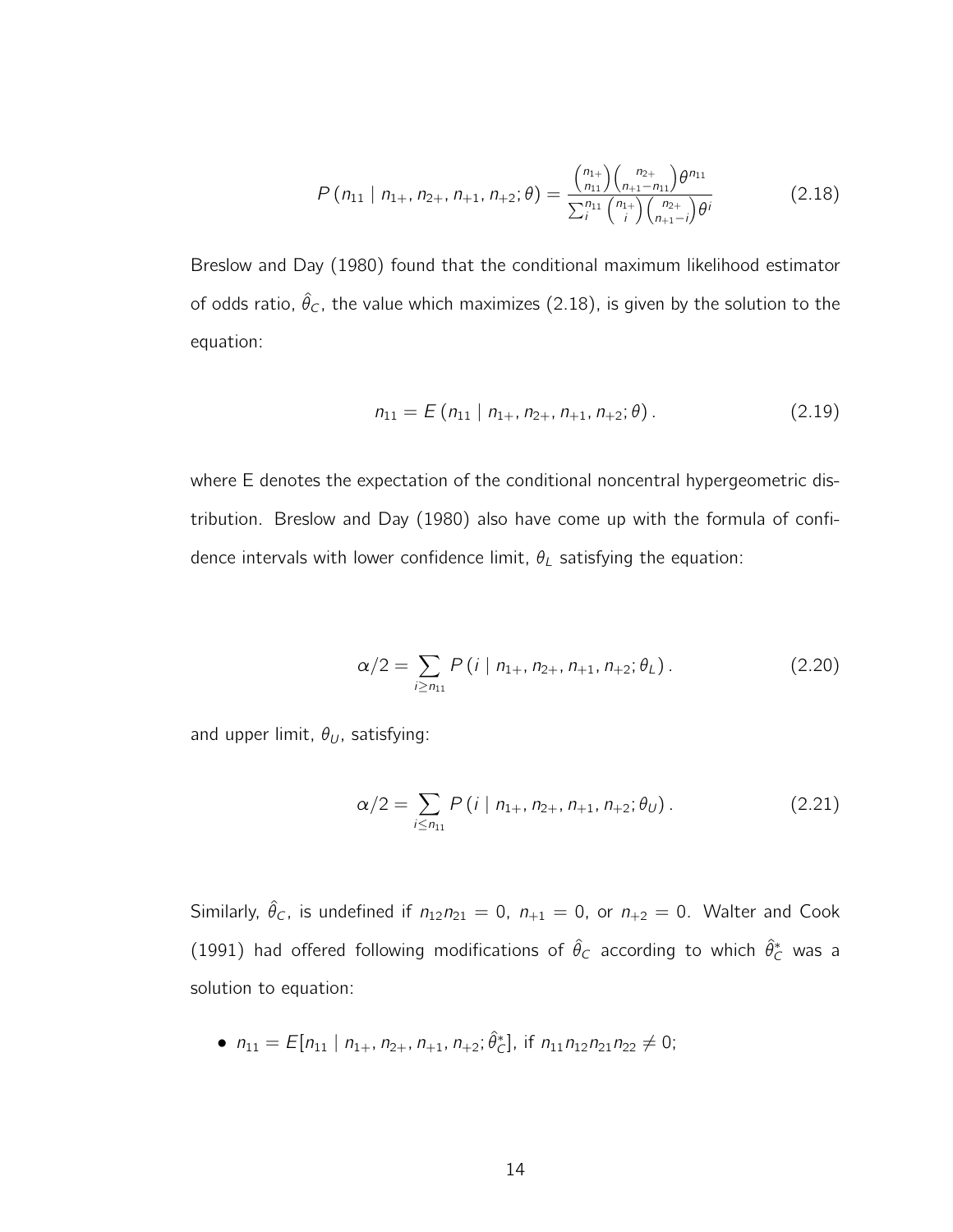$$P\left(n_{11} \mid n_{1+}, n_{2+}, n_{+1}, n_{+2}; \theta\right) = \frac{\binom{n_{1+}}{n_{11}}\binom{n_{2+}}{n_{+1}-n_{11}}\theta^{n_{11}}}{\sum_{i}^{n_{11}}\binom{n_{1+}}{i}\binom{n_{2+}}{n_{+1}-i}\theta^{i}} \tag{2.18}$$

Breslow and Day (1980) found that the conditional maximum likelihood estimator of odds ratio, $\hat{\theta}_C$, the value which maximizes (2.18), is given by the solution to the equation:

$$n_{11} = E\left(n_{11} \mid n_{1+}, n_{2+}, n_{+1}, n_{+2}; \theta\right). \tag{2.19}$$

where E denotes the expectation of the conditional noncentral hypergeometric distribution. Breslow and Day (1980) also have come up with the formula of confidence intervals with lower confidence limit, $\theta_L$ satisfying the equation:

$$\alpha/2 = \sum_{i \geq n_{11}} P\left(i \mid n_{1+}, n_{2+}, n_{+1}, n_{+2}; \theta_L\right). \tag{2.20}$$

and upper limit, $\theta_U$, satisfying:

$$\alpha/2 = \sum_{i \leq n_{11}} P\left(i \mid n_{1+}, n_{2+}, n_{+1}, n_{+2}; \theta_U\right). \tag{2.21}$$

Similarly, $\hat{\theta}_C$, is undefined if $n_{12}n_{21} = 0$, $n_{+1} = 0$, or $n_{+2} = 0$. Walter and Cook (1991) had offered following modifications of $\hat{\theta}_C$ according to which $\hat{\theta}_C^*$ was a solution to equation:

- $n_{11} = E[n_{11} \mid n_{1+}, n_{2+}, n_{+1}, n_{+2}; \hat{\theta}_C^*]$, if $n_{11}n_{12}n_{21}n_{22} \neq 0$;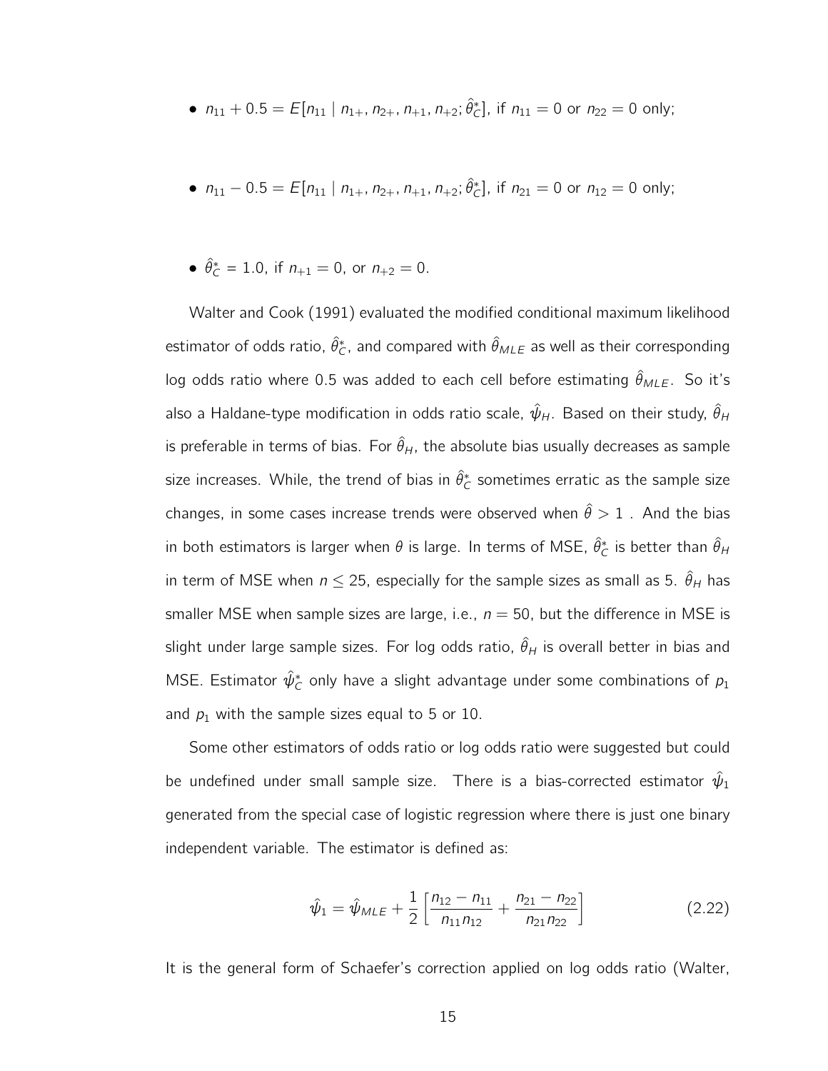- $n_{11} + 0.5 = E[n_{11} \mid n_{1+}, n_{2+}, n_{+1}, n_{+2}; \hat{\theta}_C^*]$, if $n_{11} = 0$ or $n_{22} = 0$ only;

- $n_{11} - 0.5 = E[n_{11} \mid n_{1+}, n_{2+}, n_{+1}, n_{+2}; \hat{\theta}_C^*]$, if $n_{21} = 0$ or $n_{12} = 0$ only;

- $\hat{\theta}_C^* = 1.0$, if $n_{+1} = 0$, or $n_{+2} = 0$.

Walter and Cook (1991) evaluated the modified conditional maximum likelihood estimator of odds ratio, $\hat{\theta}_C^*$, and compared with $\hat{\theta}_{MLE}$ as well as their corresponding log odds ratio where 0.5 was added to each cell before estimating $\hat{\theta}_{MLE}$. So it's also a Haldane-type modification in odds ratio scale, $\hat{\psi}_H$. Based on their study, $\hat{\theta}_H$ is preferable in terms of bias. For $\hat{\theta}_H$, the absolute bias usually decreases as sample size increases. While, the trend of bias in $\hat{\theta}_C^*$ sometimes erratic as the sample size changes, in some cases increase trends were observed when $\hat{\theta} > 1$ . And the bias in both estimators is larger when $\theta$ is large. In terms of MSE, $\hat{\theta}_C^*$ is better than $\hat{\theta}_H$ in term of MSE when $n \leq 25$, especially for the sample sizes as small as 5. $\hat{\theta}_H$ has smaller MSE when sample sizes are large, i.e., $n = 50$, but the difference in MSE is slight under large sample sizes. For log odds ratio, $\hat{\theta}_H$ is overall better in bias and MSE. Estimator $\hat{\psi}_C^*$ only have a slight advantage under some combinations of $p_1$ and $p_1$ with the sample sizes equal to 5 or 10.

Some other estimators of odds ratio or log odds ratio were suggested but could be undefined under small sample size. There is a bias-corrected estimator $\hat{\psi}_1$ generated from the special case of logistic regression where there is just one binary independent variable. The estimator is defined as:

$$\hat{\psi}_1 = \hat{\psi}_{MLE} + \frac{1}{2}\left[\frac{n_{12} - n_{11}}{n_{11}n_{12}} + \frac{n_{21} - n_{22}}{n_{21}n_{22}}\right] \tag{2.22}$$

It is the general form of Schaefer's correction applied on log odds ratio (Walter,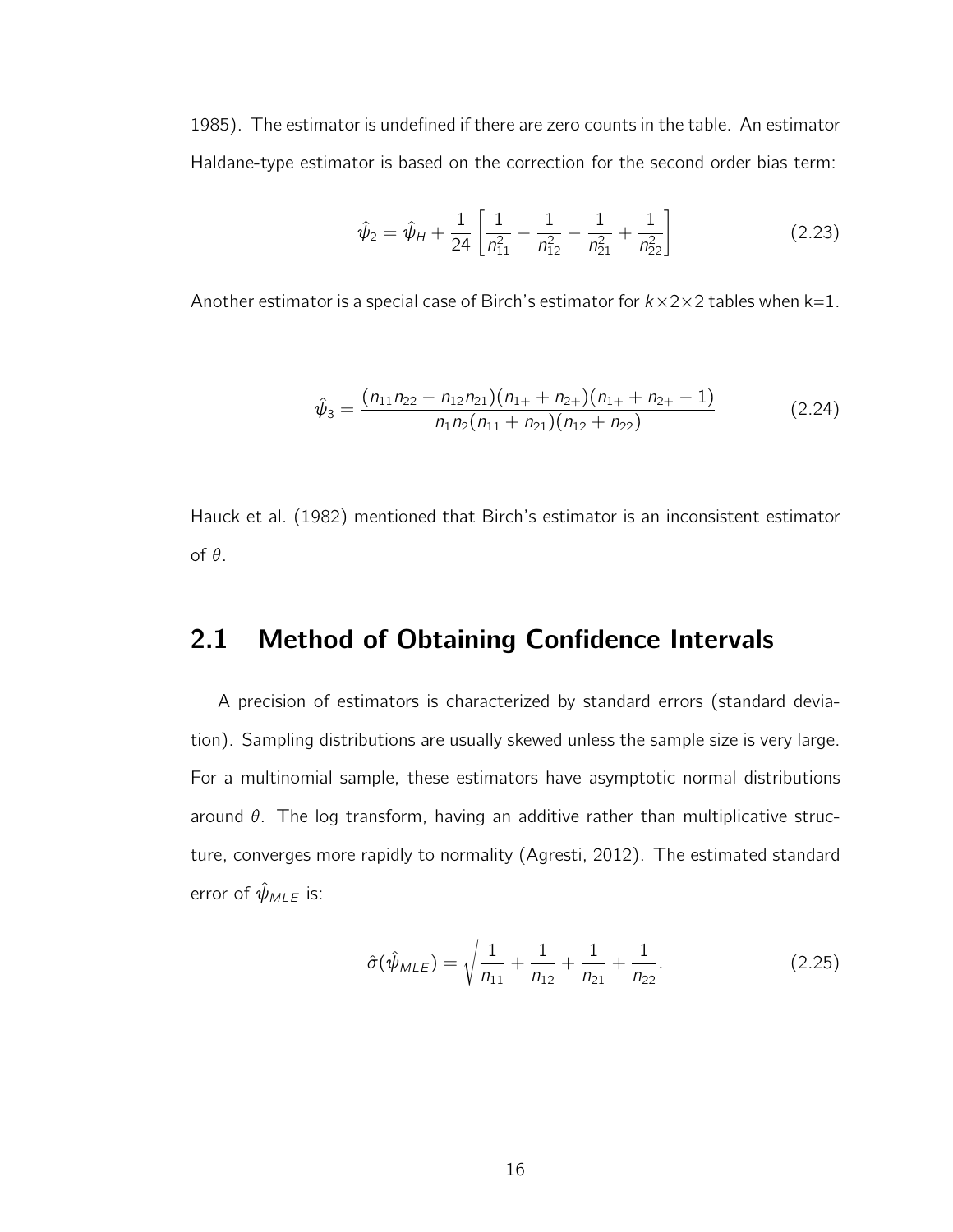1985). The estimator is undefined if there are zero counts in the table. An estimator Haldane-type estimator is based on the correction for the second order bias term:

$$\hat{\psi}_2 = \hat{\psi}_H + \frac{1}{24}\left[\frac{1}{n_{11}^2} - \frac{1}{n_{12}^2} - \frac{1}{n_{21}^2} + \frac{1}{n_{22}^2}\right] \tag{2.23}$$

Another estimator is a special case of Birch's estimator for $k\times2\times2$ tables when k=1.

$$\hat{\psi}_3 = \frac{(n_{11}n_{22} - n_{12}n_{21})(n_{1+} + n_{2+})(n_{1+} + n_{2+} - 1)}{n_1 n_2 (n_{11} + n_{21})(n_{12} + n_{22})} \tag{2.24}$$

Hauck et al. (1982) mentioned that Birch's estimator is an inconsistent estimator of $\theta$.

## 2.1 Method of Obtaining Confidence Intervals

A precision of estimators is characterized by standard errors (standard deviation). Sampling distributions are usually skewed unless the sample size is very large. For a multinomial sample, these estimators have asymptotic normal distributions around $\theta$. The log transform, having an additive rather than multiplicative structure, converges more rapidly to normality (Agresti, 2012). The estimated standard error of $\hat{\psi}_{MLE}$ is:

$$\hat{\sigma}(\hat{\psi}_{MLE}) = \sqrt{\frac{1}{n_{11}} + \frac{1}{n_{12}} + \frac{1}{n_{21}} + \frac{1}{n_{22}}}. \tag{2.25}$$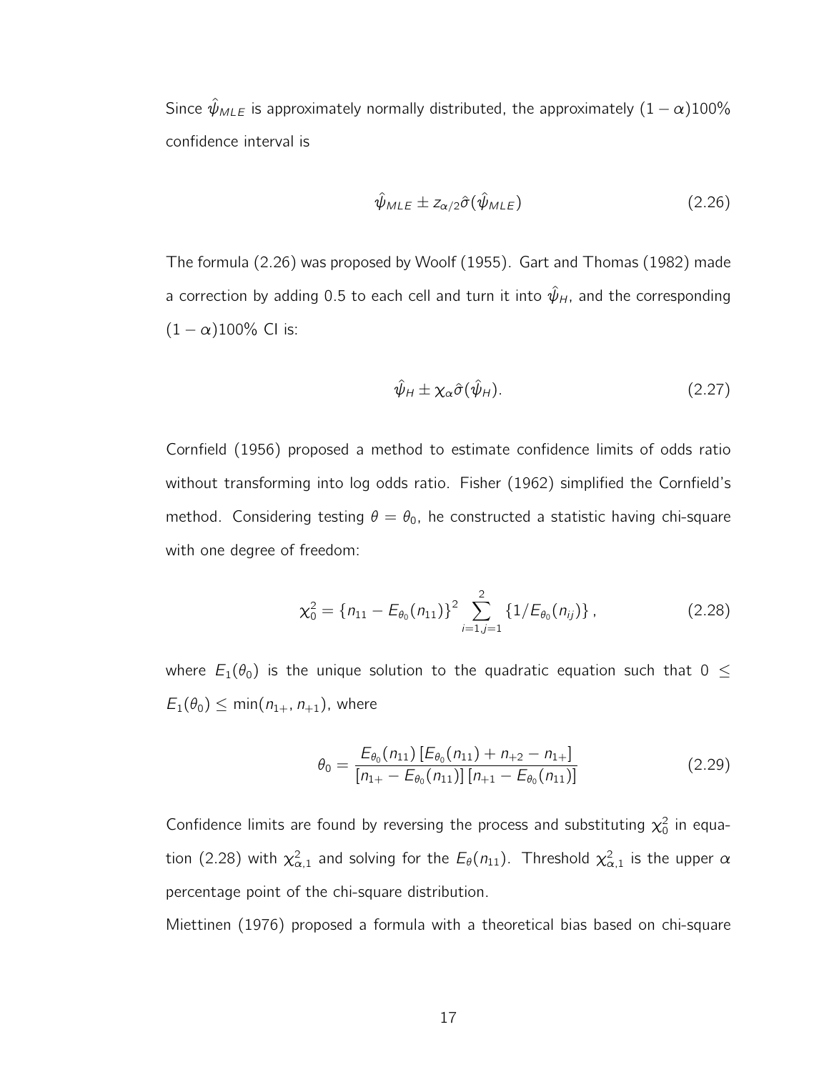Since $\hat{\psi}_{MLE}$ is approximately normally distributed, the approximately $(1-\alpha)100\%$ confidence interval is

$$\hat{\psi}_{MLE} \pm z_{\alpha/2}\hat{\sigma}(\hat{\psi}_{MLE}) \tag{2.26}$$

The formula (2.26) was proposed by Woolf (1955). Gart and Thomas (1982) made a correction by adding 0.5 to each cell and turn it into $\hat{\psi}_H$, and the corresponding $(1-\alpha)100\%$ CI is:

$$\hat{\psi}_H \pm \chi_\alpha \hat{\sigma}(\hat{\psi}_H). \tag{2.27}$$

Cornfield (1956) proposed a method to estimate confidence limits of odds ratio without transforming into log odds ratio. Fisher (1962) simplified the Cornfield's method. Considering testing $\theta = \theta_0$, he constructed a statistic having chi-square with one degree of freedom:

$$\chi_0^2 = \{n_{11} - E_{\theta_0}(n_{11})\}^2 \sum_{i=1,j=1}^{2} \{1/E_{\theta_0}(n_{ij})\}, \tag{2.28}$$

where $E_1(\theta_0)$ is the unique solution to the quadratic equation such that $0 \leq E_1(\theta_0) \leq \min(n_{1+}, n_{+1})$, where

$$\theta_0 = \frac{E_{\theta_0}(n_{11})\left[E_{\theta_0}(n_{11}) + n_{+2} - n_{1+}\right]}{\left[n_{1+} - E_{\theta_0}(n_{11})\right]\left[n_{+1} - E_{\theta_0}(n_{11})\right]} \tag{2.29}$$

Confidence limits are found by reversing the process and substituting $\chi_0^2$ in equation (2.28) with $\chi_{\alpha,1}^2$ and solving for the $E_\theta(n_{11})$. Threshold $\chi_{\alpha,1}^2$ is the upper $\alpha$ percentage point of the chi-square distribution.

Miettinen (1976) proposed a formula with a theoretical bias based on chi-square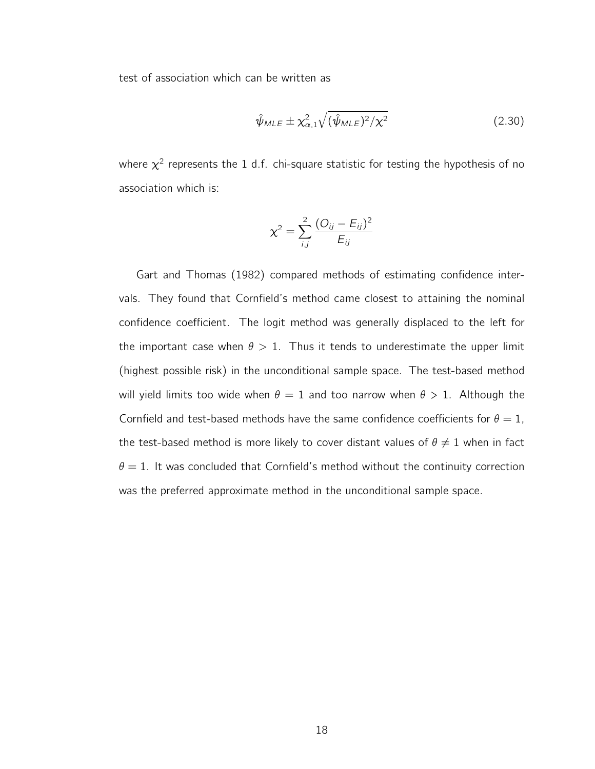test of association which can be written as

$$\hat{\psi}_{MLE} \pm \chi^2_{\alpha,1}\sqrt{(\hat{\psi}_{MLE})^2/\chi^2} \tag{2.30}$$

where $\chi^2$ represents the 1 d.f. chi-square statistic for testing the hypothesis of no association which is:

$$\chi^2 = \sum_{i,j}^{2} \frac{(O_{ij} - E_{ij})^2}{E_{ij}}$$

Gart and Thomas (1982) compared methods of estimating confidence intervals. They found that Cornfield's method came closest to attaining the nominal confidence coefficient. The logit method was generally displaced to the left for the important case when $\theta > 1$. Thus it tends to underestimate the upper limit (highest possible risk) in the unconditional sample space. The test-based method will yield limits too wide when $\theta = 1$ and too narrow when $\theta > 1$. Although the Cornfield and test-based methods have the same confidence coefficients for $\theta = 1$, the test-based method is more likely to cover distant values of $\theta \neq 1$ when in fact $\theta = 1$. It was concluded that Cornfield's method without the continuity correction was the preferred approximate method in the unconditional sample space.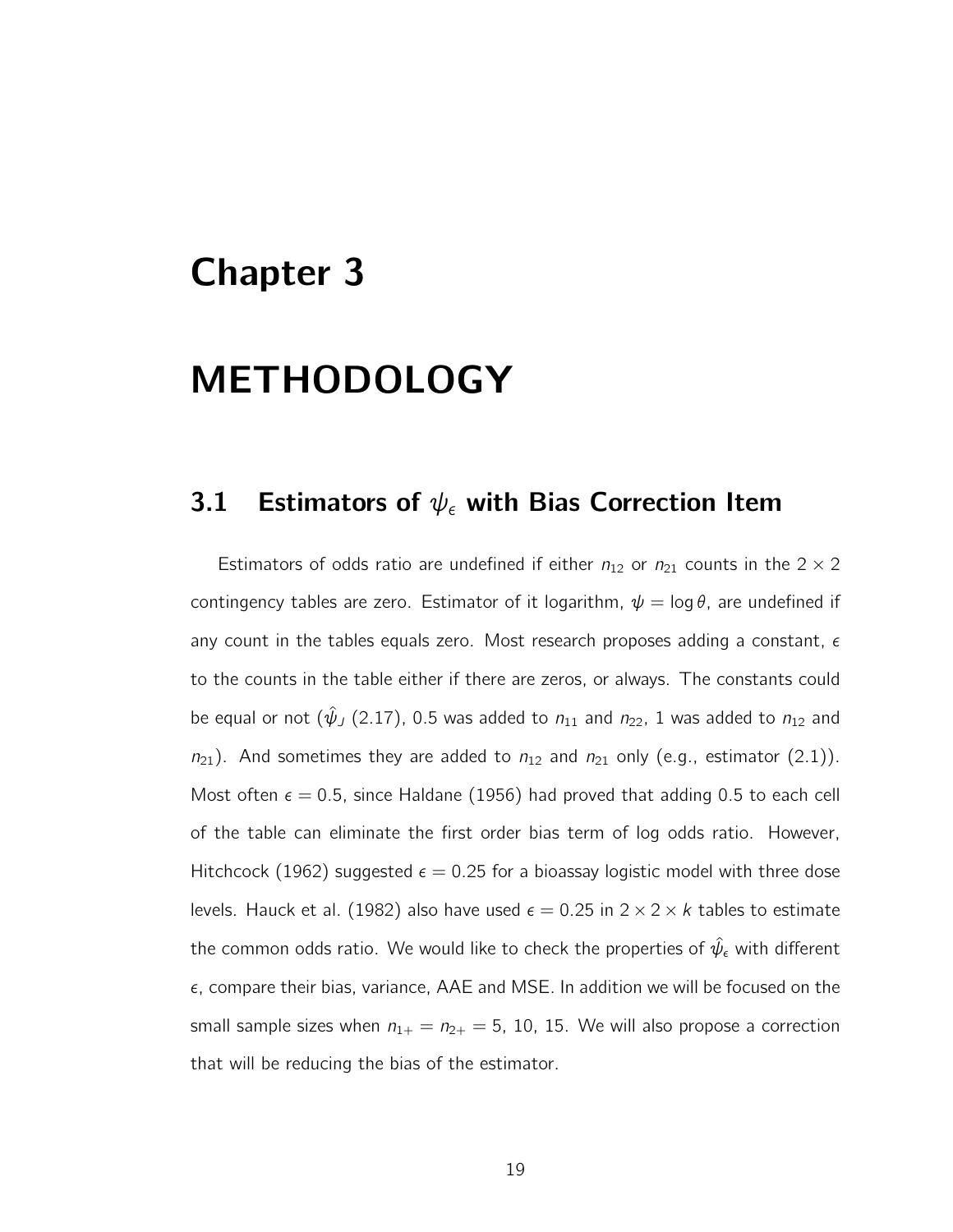# Chapter 3

# METHODOLOGY

## 3.1 Estimators of $\psi_\epsilon$ with Bias Correction Item

Estimators of odds ratio are undefined if either $n_{12}$ or $n_{21}$ counts in the $2 \times 2$ contingency tables are zero. Estimator of it logarithm, $\psi = \log \theta$, are undefined if any count in the tables equals zero. Most research proposes adding a constant, $\epsilon$ to the counts in the table either if there are zeros, or always. The constants could be equal or not ($\hat{\psi}_J$ (2.17), 0.5 was added to $n_{11}$ and $n_{22}$, 1 was added to $n_{12}$ and $n_{21}$). And sometimes they are added to $n_{12}$ and $n_{21}$ only (e.g., estimator (2.1)). Most often $\epsilon = 0.5$, since Haldane (1956) had proved that adding 0.5 to each cell of the table can eliminate the first order bias term of log odds ratio. However, Hitchcock (1962) suggested $\epsilon = 0.25$ for a bioassay logistic model with three dose levels. Hauck et al. (1982) also have used $\epsilon = 0.25$ in $2 \times 2 \times k$ tables to estimate the common odds ratio. We would like to check the properties of $\hat{\psi}_\epsilon$ with different $\epsilon$, compare their bias, variance, AAE and MSE. In addition we will be focused on the small sample sizes when $n_{1+} = n_{2+} = 5$, 10, 15. We will also propose a correction that will be reducing the bias of the estimator.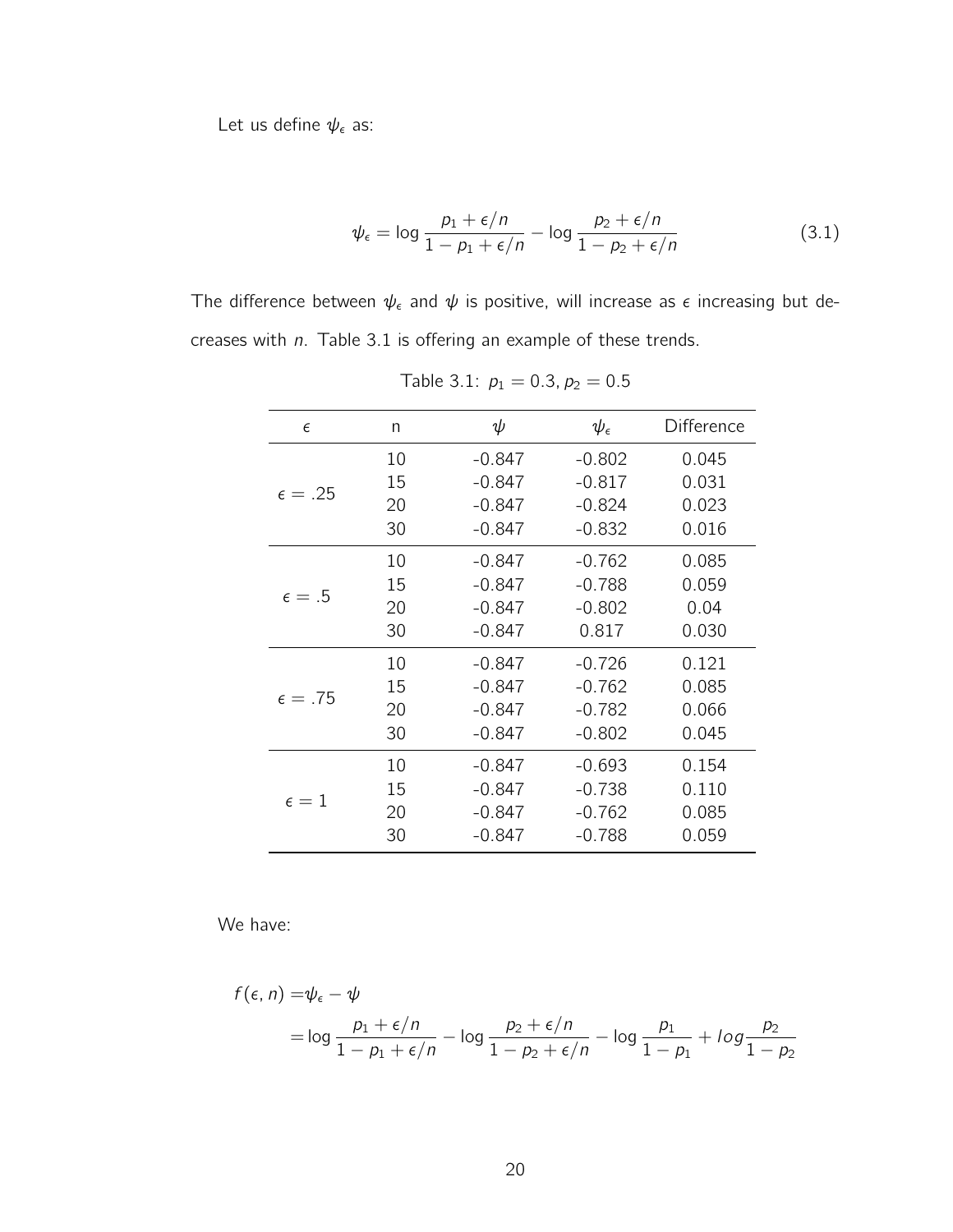Let us define $\psi_\epsilon$ as:

$$\psi_\epsilon = \log \frac{p_1 + \epsilon/n}{1 - p_1 + \epsilon/n} - \log \frac{p_2 + \epsilon/n}{1 - p_2 + \epsilon/n} \tag{3.1}$$

The difference between $\psi_\epsilon$ and $\psi$ is positive, will increase as $\epsilon$ increasing but decreases with $n$. Table 3.1 is offering an example of these trends.

Table 3.1: $p_1 = 0.3, p_2 = 0.5$

| $\epsilon$ | n | $\psi$ | $\psi_\epsilon$ | Difference |
|---|---|---|---|---|
| $\epsilon = .25$ | 10 | -0.847 | -0.802 | 0.045 |
| | 15 | -0.847 | -0.817 | 0.031 |
| | 20 | -0.847 | -0.824 | 0.023 |
| | 30 | -0.847 | -0.832 | 0.016 |
| $\epsilon = .5$ | 10 | -0.847 | -0.762 | 0.085 |
| | 15 | -0.847 | -0.788 | 0.059 |
| | 20 | -0.847 | -0.802 | 0.04 |
| | 30 | -0.847 | 0.817 | 0.030 |
| $\epsilon = .75$ | 10 | -0.847 | -0.726 | 0.121 |
| | 15 | -0.847 | -0.762 | 0.085 |
| | 20 | -0.847 | -0.782 | 0.066 |
| | 30 | -0.847 | -0.802 | 0.045 |
| $\epsilon = 1$ | 10 | -0.847 | -0.693 | 0.154 |
| | 15 | -0.847 | -0.738 | 0.110 |
| | 20 | -0.847 | -0.762 | 0.085 |
| | 30 | -0.847 | -0.788 | 0.059 |

We have:

$$\begin{aligned} f(\epsilon, n) =& \psi_\epsilon - \psi \\ =& \log \frac{p_1 + \epsilon/n}{1 - p_1 + \epsilon/n} - \log \frac{p_2 + \epsilon/n}{1 - p_2 + \epsilon/n} - \log \frac{p_1}{1 - p_1} + log \frac{p_2}{1 - p_2} \end{aligned}$$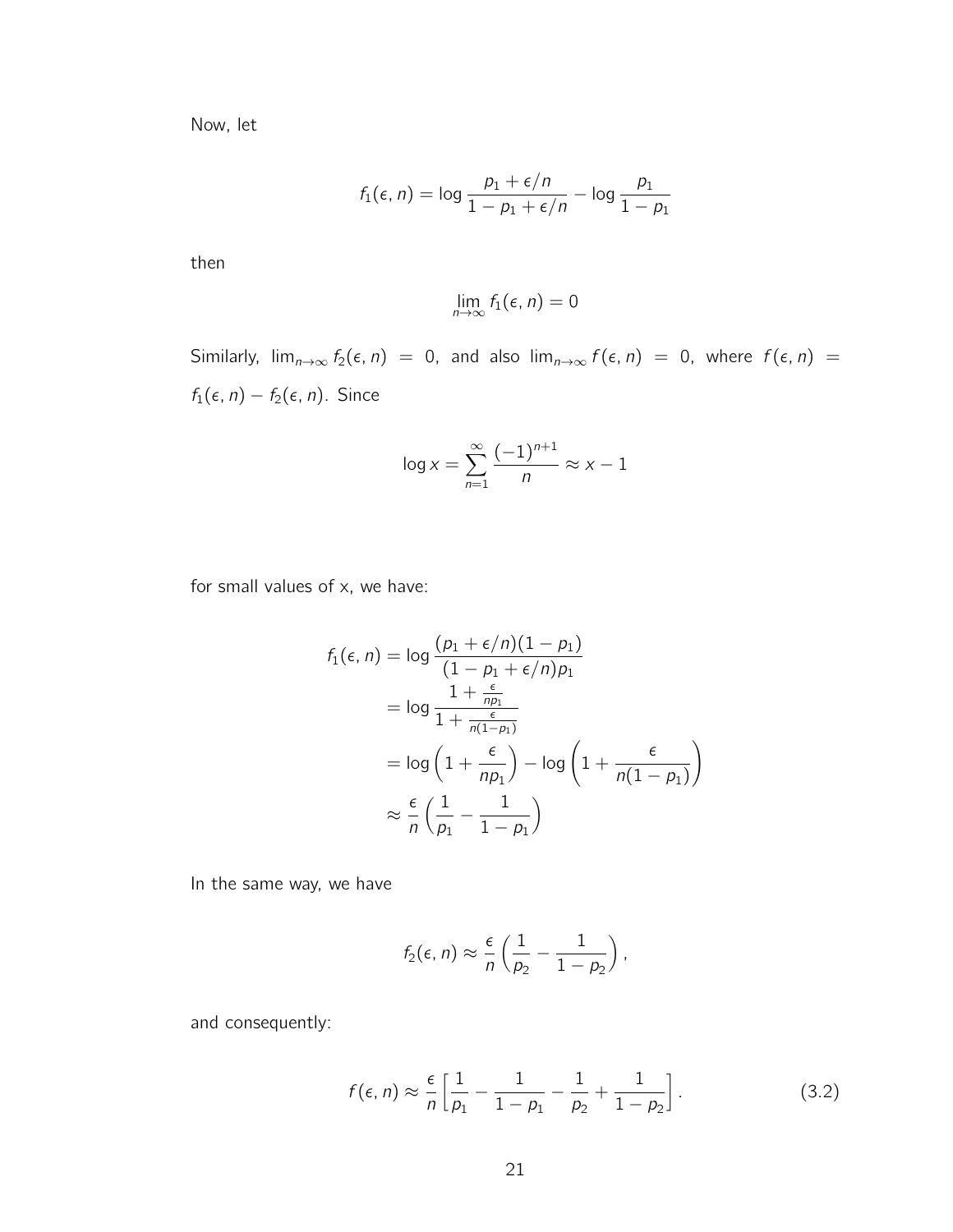Now, let

$$f_1(\epsilon, n) = \log \frac{p_1 + \epsilon/n}{1 - p_1 + \epsilon/n} - \log \frac{p_1}{1 - p_1}$$

then

$$\lim_{n \to \infty} f_1(\epsilon, n) = 0$$

Similarly, $\lim_{n \to \infty} f_2(\epsilon, n) = 0$, and also $\lim_{n \to \infty} f(\epsilon, n) = 0$, where $f(\epsilon, n) = f_1(\epsilon, n) - f_2(\epsilon, n)$. Since

$$\log x = \sum_{n=1}^{\infty} \frac{(-1)^{n+1}}{n} \approx x - 1$$

for small values of x, we have:

$$\begin{aligned}
f_1(\epsilon, n) &= \log \frac{(p_1 + \epsilon/n)(1 - p_1)}{(1 - p_1 + \epsilon/n)p_1} \\
&= \log \frac{1 + \frac{\epsilon}{np_1}}{1 + \frac{\epsilon}{n(1-p_1)}} \\
&= \log \left(1 + \frac{\epsilon}{np_1}\right) - \log \left(1 + \frac{\epsilon}{n(1 - p_1)}\right) \\
&\approx \frac{\epsilon}{n} \left(\frac{1}{p_1} - \frac{1}{1 - p_1}\right)
\end{aligned}$$

In the same way, we have

$$f_2(\epsilon, n) \approx \frac{\epsilon}{n} \left(\frac{1}{p_2} - \frac{1}{1 - p_2}\right),$$

and consequently:

$$f(\epsilon, n) \approx \frac{\epsilon}{n} \left[\frac{1}{p_1} - \frac{1}{1 - p_1} - \frac{1}{p_2} + \frac{1}{1 - p_2}\right]. \tag{3.2}$$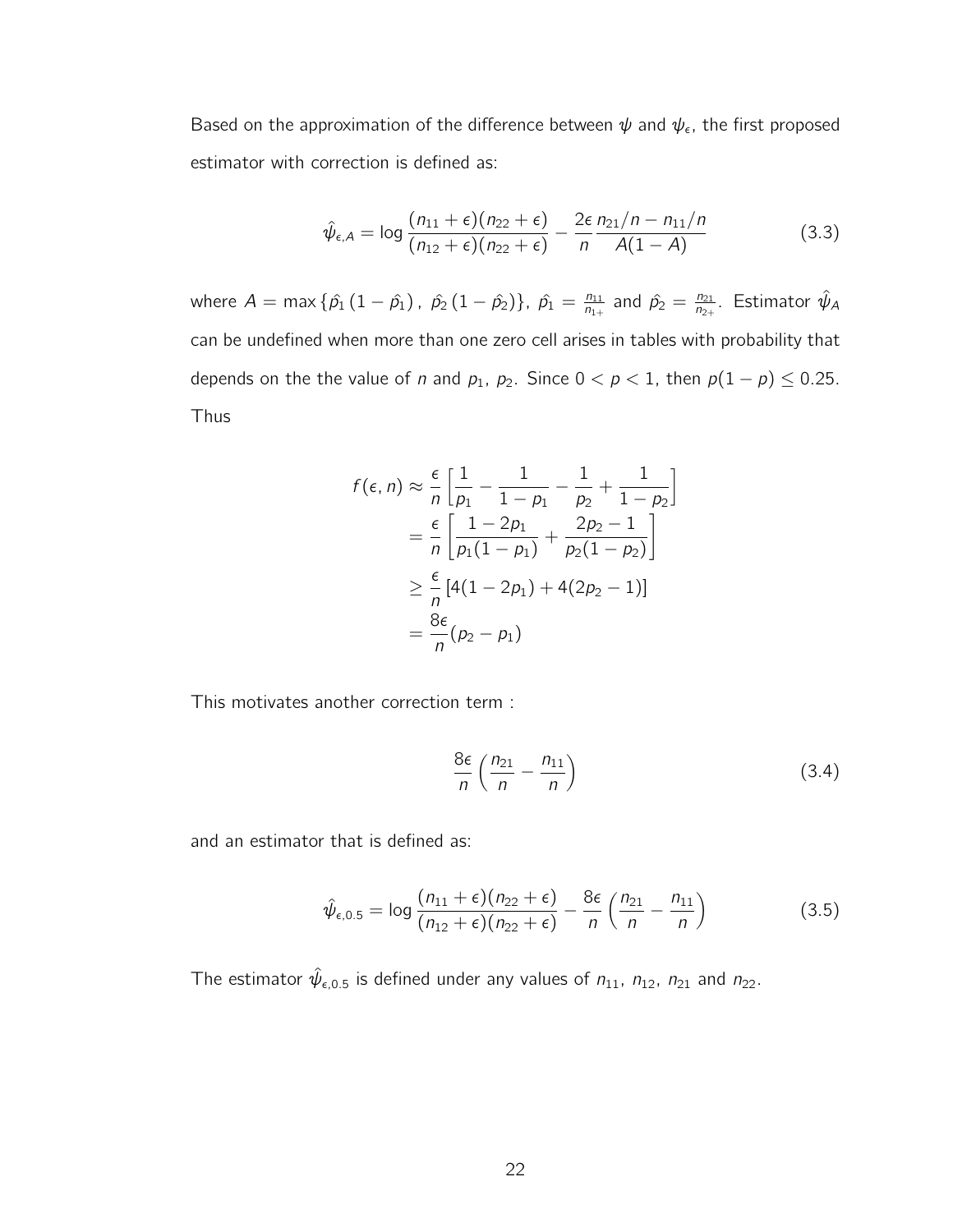Based on the approximation of the difference between $\psi$ and $\psi_\epsilon$, the first proposed estimator with correction is defined as:

$$\hat{\psi}_{\epsilon,A} = \log \frac{(n_{11}+\epsilon)(n_{22}+\epsilon)}{(n_{12}+\epsilon)(n_{22}+\epsilon)} - \frac{2\epsilon}{n} \frac{n_{21}/n - n_{11}/n}{A(1-A)} \tag{3.3}$$

where $A = \max\{\hat{p_1}(1-\hat{p_1}),\ \hat{p_2}(1-\hat{p_2})\}$, $\hat{p_1} = \frac{n_{11}}{n_{1+}}$ and $\hat{p_2} = \frac{n_{21}}{n_{2+}}$. Estimator $\hat{\psi}_A$ can be undefined when more than one zero cell arises in tables with probability that depends on the the value of $n$ and $p_1$, $p_2$. Since $0 < p < 1$, then $p(1-p) \leq 0.25$. Thus

$$\begin{aligned}
f(\epsilon, n) &\approx \frac{\epsilon}{n}\left[\frac{1}{p_1} - \frac{1}{1-p_1} - \frac{1}{p_2} + \frac{1}{1-p_2}\right] \\
&= \frac{\epsilon}{n}\left[\frac{1-2p_1}{p_1(1-p_1)} + \frac{2p_2-1}{p_2(1-p_2)}\right] \\
&\geq \frac{\epsilon}{n}\left[4(1-2p_1) + 4(2p_2-1)\right] \\
&= \frac{8\epsilon}{n}(p_2 - p_1)
\end{aligned}$$

This motivates another correction term :

$$\frac{8\epsilon}{n}\left(\frac{n_{21}}{n} - \frac{n_{11}}{n}\right) \tag{3.4}$$

and an estimator that is defined as:

$$\hat{\psi}_{\epsilon,0.5} = \log \frac{(n_{11}+\epsilon)(n_{22}+\epsilon)}{(n_{12}+\epsilon)(n_{22}+\epsilon)} - \frac{8\epsilon}{n}\left(\frac{n_{21}}{n} - \frac{n_{11}}{n}\right) \tag{3.5}$$

The estimator $\hat{\psi}_{\epsilon,0.5}$ is defined under any values of $n_{11}$, $n_{12}$, $n_{21}$ and $n_{22}$.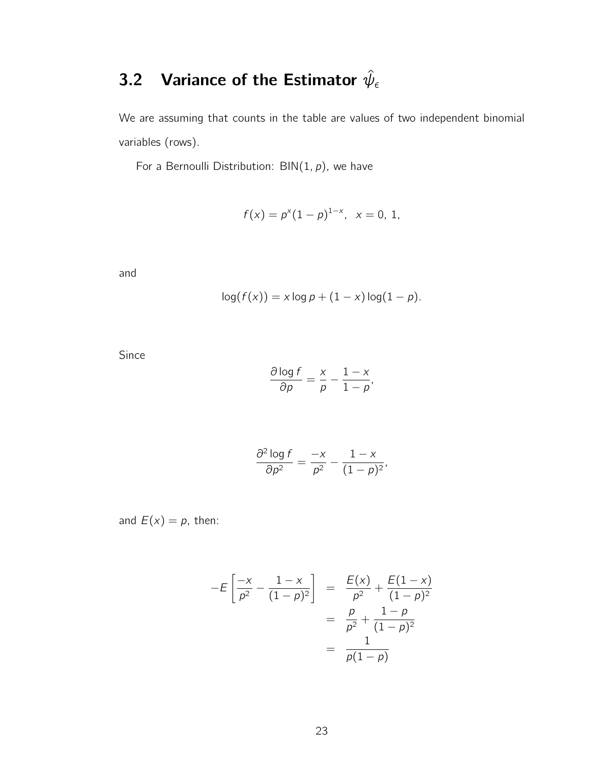## 3.2 Variance of the Estimator $\hat{\psi}_\epsilon$

We are assuming that counts in the table are values of two independent binomial variables (rows).

For a Bernoulli Distribution: $\text{BIN}(1, p)$, we have

$$f(x) = p^x(1-p)^{1-x}, \quad x = 0,\ 1,$$

and

$$\log(f(x)) = x \log p + (1-x)\log(1-p).$$

Since

$$\frac{\partial \log f}{\partial p} = \frac{x}{p} - \frac{1-x}{1-p},$$

$$\frac{\partial^2 \log f}{\partial p^2} = \frac{-x}{p^2} - \frac{1-x}{(1-p)^2},$$

and $E(x) = p$, then:

$$\begin{aligned}
-E\left[\frac{-x}{p^2} - \frac{1-x}{(1-p)^2}\right] &= \frac{E(x)}{p^2} + \frac{E(1-x)}{(1-p)^2} \\
&= \frac{p}{p^2} + \frac{1-p}{(1-p)^2} \\
&= \frac{1}{p(1-p)}
\end{aligned}$$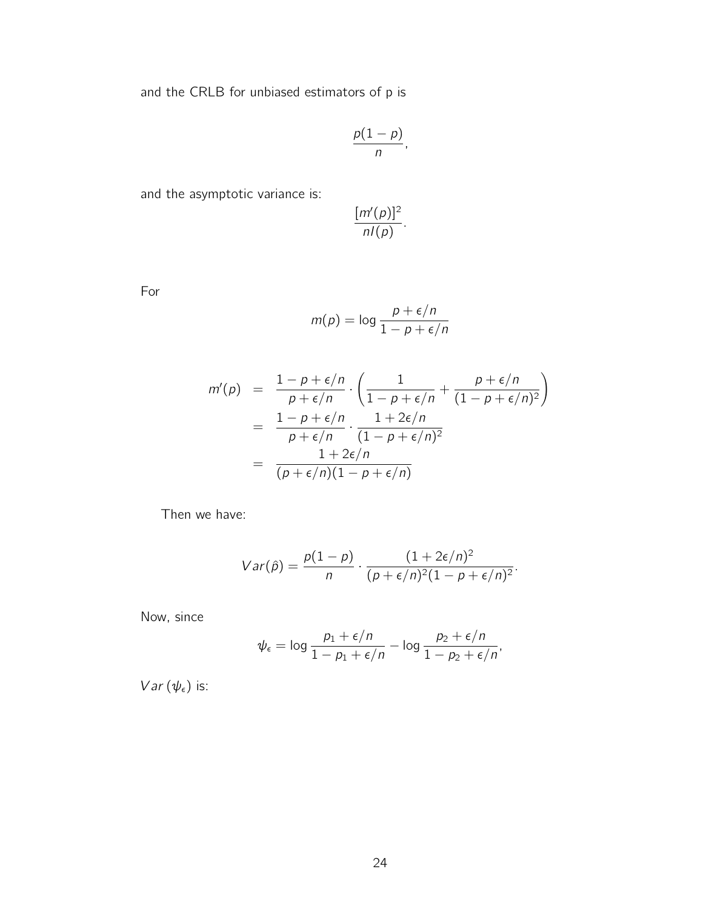and the CRLB for unbiased estimators of p is

$$\frac{p(1-p)}{n},$$

and the asymptotic variance is:

$$\frac{[m'(p)]^2}{nI(p)}.$$

For

$$m(p) = \log \frac{p + \epsilon/n}{1 - p + \epsilon/n}$$

$$\begin{aligned}
m'(p) &= \frac{1 - p + \epsilon/n}{p + \epsilon/n} \cdot \left( \frac{1}{1 - p + \epsilon/n} + \frac{p + \epsilon/n}{(1 - p + \epsilon/n)^2} \right) \\
&= \frac{1 - p + \epsilon/n}{p + \epsilon/n} \cdot \frac{1 + 2\epsilon/n}{(1 - p + \epsilon/n)^2} \\
&= \frac{1 + 2\epsilon/n}{(p + \epsilon/n)(1 - p + \epsilon/n)}
\end{aligned}$$

Then we have:

$$Var(\hat{p}) = \frac{p(1-p)}{n} \cdot \frac{(1 + 2\epsilon/n)^2}{(p + \epsilon/n)^2(1 - p + \epsilon/n)^2}.$$

Now, since

$$\psi_\epsilon = \log \frac{p_1 + \epsilon/n}{1 - p_1 + \epsilon/n} - \log \frac{p_2 + \epsilon/n}{1 - p_2 + \epsilon/n},$$

$Var\left(\psi_\epsilon\right)$ is: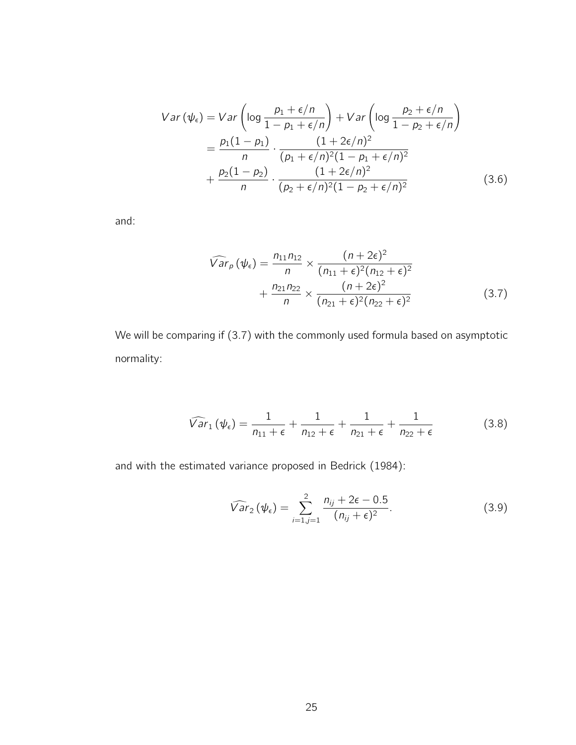$$
\begin{aligned}
Var\left(\psi_{\epsilon}\right) &= Var\left(\log \frac{p_1 + \epsilon/n}{1 - p_1 + \epsilon/n}\right) + Var\left(\log \frac{p_2 + \epsilon/n}{1 - p_2 + \epsilon/n}\right) \\
&= \frac{p_1(1-p_1)}{n} \cdot \frac{(1 + 2\epsilon/n)^2}{(p_1 + \epsilon/n)^2(1 - p_1 + \epsilon/n)^2} \\
&\quad + \frac{p_2(1-p_2)}{n} \cdot \frac{(1 + 2\epsilon/n)^2}{(p_2 + \epsilon/n)^2(1 - p_2 + \epsilon/n)^2}
\end{aligned} \tag{3.6}
$$

and:

$$
\begin{aligned}
\widehat{Var}_p\left(\psi_{\epsilon}\right) &= \frac{n_{11} n_{12}}{n} \times \frac{(n + 2\epsilon)^2}{(n_{11} + \epsilon)^2 (n_{12} + \epsilon)^2} \\
&\quad + \frac{n_{21} n_{22}}{n} \times \frac{(n + 2\epsilon)^2}{(n_{21} + \epsilon)^2 (n_{22} + \epsilon)^2}
\end{aligned} \tag{3.7}
$$

We will be comparing if (3.7) with the commonly used formula based on asymptotic normality:

$$
\widehat{Var}_1\left(\psi_{\epsilon}\right) = \frac{1}{n_{11} + \epsilon} + \frac{1}{n_{12} + \epsilon} + \frac{1}{n_{21} + \epsilon} + \frac{1}{n_{22} + \epsilon} \tag{3.8}
$$

and with the estimated variance proposed in Bedrick (1984):

$$
\widehat{Var}_2\left(\psi_{\epsilon}\right) = \sum_{i=1, j=1}^{2} \frac{n_{ij} + 2\epsilon - 0.5}{(n_{ij} + \epsilon)^2}. \tag{3.9}
$$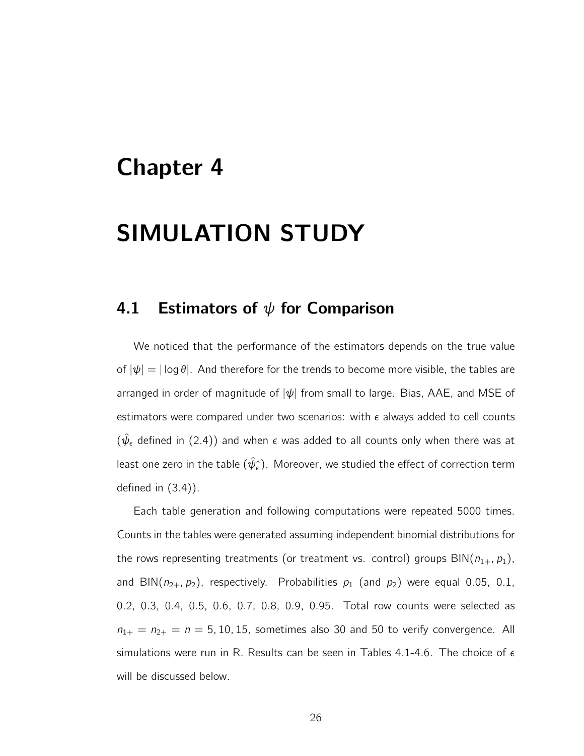# Chapter 4

# SIMULATION STUDY

## 4.1 Estimators of $\psi$ for Comparison

We noticed that the performance of the estimators depends on the true value of $|\psi| = |\log \theta|$. And therefore for the trends to become more visible, the tables are arranged in order of magnitude of $|\psi|$ from small to large. Bias, AAE, and MSE of estimators were compared under two scenarios: with $\epsilon$ always added to cell counts ($\hat{\psi}_\epsilon$ defined in (2.4)) and when $\epsilon$ was added to all counts only when there was at least one zero in the table ($\hat{\psi}^*_\epsilon$). Moreover, we studied the effect of correction term defined in (3.4)).

Each table generation and following computations were repeated 5000 times. Counts in the tables were generated assuming independent binomial distributions for the rows representing treatments (or treatment vs. control) groups $\text{BIN}(n_{1+}, p_1)$, and $\text{BIN}(n_{2+}, p_2)$, respectively. Probabilities $p_1$ (and $p_2$) were equal 0.05, 0.1, 0.2, 0.3, 0.4, 0.5, 0.6, 0.7, 0.8, 0.9, 0.95. Total row counts were selected as $n_{1+} = n_{2+} = n = 5, 10, 15$, sometimes also 30 and 50 to verify convergence. All simulations were run in R. Results can be seen in Tables 4.1-4.6. The choice of $\epsilon$ will be discussed below.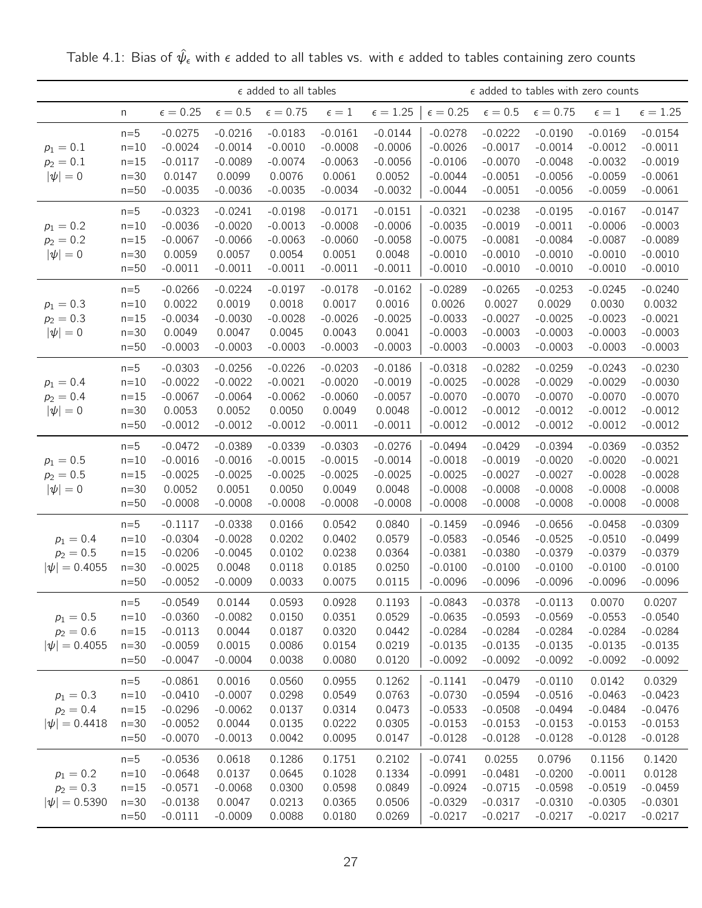Table 4.1: Bias of $\hat{\psi}_\epsilon$ with $\epsilon$ added to all tables vs. with $\epsilon$ added to tables containing zero counts

| | | $\epsilon$ added to all tables | | | | | $\epsilon$ added to tables with zero counts | | | | |
|---|---|---|---|---|---|---|---|---|---|---|---|
| | n | $\epsilon = 0.25$ | $\epsilon = 0.5$ | $\epsilon = 0.75$ | $\epsilon = 1$ | $\epsilon = 1.25$ | $\epsilon = 0.25$ | $\epsilon = 0.5$ | $\epsilon = 0.75$ | $\epsilon = 1$ | $\epsilon = 1.25$ |
| $p_1 = 0.1$, $p_2 = 0.1$, $\lvert\psi\rvert = 0$ | n=5 | -0.0275 | -0.0216 | -0.0183 | -0.0161 | -0.0144 | -0.0278 | -0.0222 | -0.0190 | -0.0169 | -0.0154 |
| | n=10 | -0.0024 | -0.0014 | -0.0010 | -0.0008 | -0.0006 | -0.0026 | -0.0017 | -0.0014 | -0.0012 | -0.0011 |
| | n=15 | -0.0117 | -0.0089 | -0.0074 | -0.0063 | -0.0056 | -0.0106 | -0.0070 | -0.0048 | -0.0032 | -0.0019 |
| | n=30 | 0.0147 | 0.0099 | 0.0076 | 0.0061 | 0.0052 | -0.0044 | -0.0051 | -0.0056 | -0.0059 | -0.0061 |
| | n=50 | -0.0035 | -0.0036 | -0.0035 | -0.0034 | -0.0032 | -0.0044 | -0.0051 | -0.0056 | -0.0059 | -0.0061 |
| $p_1 = 0.2$, $p_2 = 0.2$, $\lvert\psi\rvert = 0$ | n=5 | -0.0323 | -0.0241 | -0.0198 | -0.0171 | -0.0151 | -0.0321 | -0.0238 | -0.0195 | -0.0167 | -0.0147 |
| | n=10 | -0.0036 | -0.0020 | -0.0013 | -0.0008 | -0.0006 | -0.0035 | -0.0019 | -0.0011 | -0.0006 | -0.0003 |
| | n=15 | -0.0067 | -0.0066 | -0.0063 | -0.0060 | -0.0058 | -0.0075 | -0.0081 | -0.0084 | -0.0087 | -0.0089 |
| | n=30 | 0.0059 | 0.0057 | 0.0054 | 0.0051 | 0.0048 | -0.0010 | -0.0010 | -0.0010 | -0.0010 | -0.0010 |
| | n=50 | -0.0011 | -0.0011 | -0.0011 | -0.0011 | -0.0011 | -0.0010 | -0.0010 | -0.0010 | -0.0010 | -0.0010 |
| $p_1 = 0.3$, $p_2 = 0.3$, $\lvert\psi\rvert = 0$ | n=5 | -0.0266 | -0.0224 | -0.0197 | -0.0178 | -0.0162 | -0.0289 | -0.0265 | -0.0253 | -0.0245 | -0.0240 |
| | n=10 | 0.0022 | 0.0019 | 0.0018 | 0.0017 | 0.0016 | 0.0026 | 0.0027 | 0.0029 | 0.0030 | 0.0032 |
| | n=15 | -0.0034 | -0.0030 | -0.0028 | -0.0026 | -0.0025 | -0.0033 | -0.0027 | -0.0025 | -0.0023 | -0.0021 |
| | n=30 | 0.0049 | 0.0047 | 0.0045 | 0.0043 | 0.0041 | -0.0003 | -0.0003 | -0.0003 | -0.0003 | -0.0003 |
| | n=50 | -0.0003 | -0.0003 | -0.0003 | -0.0003 | -0.0003 | -0.0003 | -0.0003 | -0.0003 | -0.0003 | -0.0003 |
| $p_1 = 0.4$, $p_2 = 0.4$, $\lvert\psi\rvert = 0$ | n=5 | -0.0303 | -0.0256 | -0.0226 | -0.0203 | -0.0186 | -0.0318 | -0.0282 | -0.0259 | -0.0243 | -0.0230 |
| | n=10 | -0.0022 | -0.0022 | -0.0021 | -0.0020 | -0.0019 | -0.0025 | -0.0028 | -0.0029 | -0.0029 | -0.0030 |
| | n=15 | -0.0067 | -0.0064 | -0.0062 | -0.0060 | -0.0057 | -0.0070 | -0.0070 | -0.0070 | -0.0070 | -0.0070 |
| | n=30 | 0.0053 | 0.0052 | 0.0050 | 0.0049 | 0.0048 | -0.0012 | -0.0012 | -0.0012 | -0.0012 | -0.0012 |
| | n=50 | -0.0012 | -0.0012 | -0.0012 | -0.0011 | -0.0011 | -0.0012 | -0.0012 | -0.0012 | -0.0012 | -0.0012 |
| $p_1 = 0.5$, $p_2 = 0.5$, $\lvert\psi\rvert = 0$ | n=5 | -0.0472 | -0.0389 | -0.0339 | -0.0303 | -0.0276 | -0.0494 | -0.0429 | -0.0394 | -0.0369 | -0.0352 |
| | n=10 | -0.0016 | -0.0016 | -0.0015 | -0.0015 | -0.0014 | -0.0018 | -0.0019 | -0.0020 | -0.0020 | -0.0021 |
| | n=15 | -0.0025 | -0.0025 | -0.0025 | -0.0025 | -0.0025 | -0.0025 | -0.0027 | -0.0027 | -0.0028 | -0.0028 |
| | n=30 | 0.0052 | 0.0051 | 0.0050 | 0.0049 | 0.0048 | -0.0008 | -0.0008 | -0.0008 | -0.0008 | -0.0008 |
| | n=50 | -0.0008 | -0.0008 | -0.0008 | -0.0008 | -0.0008 | -0.0008 | -0.0008 | -0.0008 | -0.0008 | -0.0008 |
| $p_1 = 0.4$, $p_2 = 0.5$, $\lvert\psi\rvert = 0.4055$ | n=5 | -0.1117 | -0.0338 | 0.0166 | 0.0542 | 0.0840 | -0.1459 | -0.0946 | -0.0656 | -0.0458 | -0.0309 |
| | n=10 | -0.0304 | -0.0028 | 0.0202 | 0.0402 | 0.0579 | -0.0583 | -0.0546 | -0.0525 | -0.0510 | -0.0499 |
| | n=15 | -0.0206 | -0.0045 | 0.0102 | 0.0238 | 0.0364 | -0.0381 | -0.0380 | -0.0379 | -0.0379 | -0.0379 |
| | n=30 | -0.0025 | 0.0048 | 0.0118 | 0.0185 | 0.0250 | -0.0100 | -0.0100 | -0.0100 | -0.0100 | -0.0100 |
| | n=50 | -0.0052 | -0.0009 | 0.0033 | 0.0075 | 0.0115 | -0.0096 | -0.0096 | -0.0096 | -0.0096 | -0.0096 |
| $p_1 = 0.5$, $p_2 = 0.6$, $\lvert\psi\rvert = 0.4055$ | n=5 | -0.0549 | 0.0144 | 0.0593 | 0.0928 | 0.1193 | -0.0843 | -0.0378 | -0.0113 | 0.0070 | 0.0207 |
| | n=10 | -0.0360 | -0.0082 | 0.0150 | 0.0351 | 0.0529 | -0.0635 | -0.0593 | -0.0569 | -0.0553 | -0.0540 |
| | n=15 | -0.0113 | 0.0044 | 0.0187 | 0.0320 | 0.0442 | -0.0284 | -0.0284 | -0.0284 | -0.0284 | -0.0284 |
| | n=30 | -0.0059 | 0.0015 | 0.0086 | 0.0154 | 0.0219 | -0.0135 | -0.0135 | -0.0135 | -0.0135 | -0.0135 |
| | n=50 | -0.0047 | -0.0004 | 0.0038 | 0.0080 | 0.0120 | -0.0092 | -0.0092 | -0.0092 | -0.0092 | -0.0092 |
| $p_1 = 0.3$, $p_2 = 0.4$, $\lvert\psi\rvert = 0.4418$ | n=5 | -0.0861 | 0.0016 | 0.0560 | 0.0955 | 0.1262 | -0.1141 | -0.0479 | -0.0110 | 0.0142 | 0.0329 |
| | n=10 | -0.0410 | -0.0007 | 0.0298 | 0.0549 | 0.0763 | -0.0730 | -0.0594 | -0.0516 | -0.0463 | -0.0423 |
| | n=15 | -0.0296 | -0.0062 | 0.0137 | 0.0314 | 0.0473 | -0.0533 | -0.0508 | -0.0494 | -0.0484 | -0.0476 |
| | n=30 | -0.0052 | 0.0044 | 0.0135 | 0.0222 | 0.0305 | -0.0153 | -0.0153 | -0.0153 | -0.0153 | -0.0153 |
| | n=50 | -0.0070 | -0.0013 | 0.0042 | 0.0095 | 0.0147 | -0.0128 | -0.0128 | -0.0128 | -0.0128 | -0.0128 |
| $p_1 = 0.2$, $p_2 = 0.3$, $\lvert\psi\rvert = 0.5390$ | n=5 | -0.0536 | 0.0618 | 0.1286 | 0.1751 | 0.2102 | -0.0741 | 0.0255 | 0.0796 | 0.1156 | 0.1420 |
| | n=10 | -0.0648 | 0.0137 | 0.0645 | 0.1028 | 0.1334 | -0.0991 | -0.0481 | -0.0200 | -0.0011 | 0.0128 |
| | n=15 | -0.0571 | -0.0068 | 0.0300 | 0.0598 | 0.0849 | -0.0924 | -0.0715 | -0.0598 | -0.0519 | -0.0459 |
| | n=30 | -0.0138 | 0.0047 | 0.0213 | 0.0365 | 0.0506 | -0.0329 | -0.0317 | -0.0310 | -0.0305 | -0.0301 |
| | n=50 | -0.0111 | -0.0009 | 0.0088 | 0.0180 | 0.0269 | -0.0217 | -0.0217 | -0.0217 | -0.0217 | -0.0217 |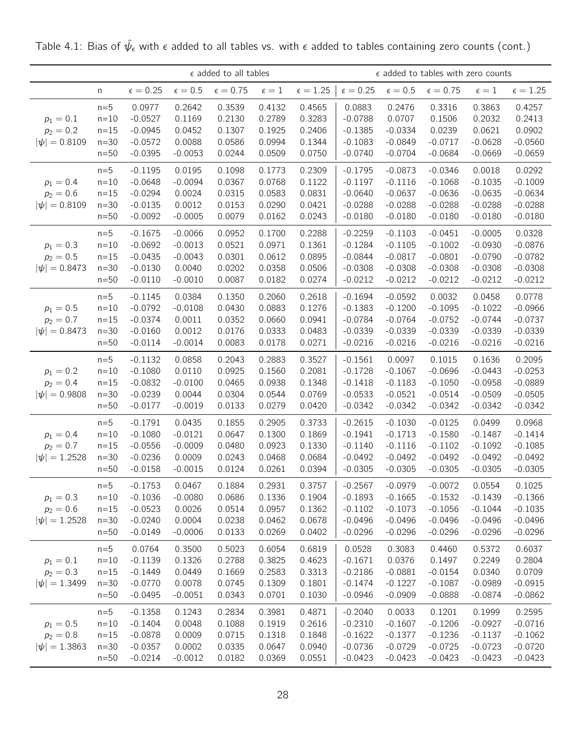Table 4.1: Bias of $\hat{\psi}_\epsilon$ with $\epsilon$ added to all tables vs. with $\epsilon$ added to tables containing zero counts (cont.)

| | | $\epsilon$ added to all tables | | | | | $\epsilon$ added to tables with zero counts | | | | |
|---|---|---|---|---|---|---|---|---|---|---|---|
| | n | $\epsilon = 0.25$ | $\epsilon = 0.5$ | $\epsilon = 0.75$ | $\epsilon = 1$ | $\epsilon = 1.25$ | $\epsilon = 0.25$ | $\epsilon = 0.5$ | $\epsilon = 0.75$ | $\epsilon = 1$ | $\epsilon = 1.25$ |
| | n=5 | 0.0977 | 0.2642 | 0.3539 | 0.4132 | 0.4565 | 0.0883 | 0.2476 | 0.3316 | 0.3863 | 0.4257 |
| $p_1 = 0.1$ | n=10 | -0.0527 | 0.1169 | 0.2130 | 0.2789 | 0.3283 | -0.0788 | 0.0707 | 0.1506 | 0.2032 | 0.2413 |
| $p_2 = 0.2$ | n=15 | -0.0945 | 0.0452 | 0.1307 | 0.1925 | 0.2406 | -0.1385 | -0.0334 | 0.0239 | 0.0621 | 0.0902 |
| $\lvert\psi\rvert = 0.8109$ | n=30 | -0.0572 | 0.0088 | 0.0586 | 0.0994 | 0.1344 | -0.1083 | -0.0849 | -0.0717 | -0.0628 | -0.0560 |
| | n=50 | -0.0395 | -0.0053 | 0.0244 | 0.0509 | 0.0750 | -0.0740 | -0.0704 | -0.0684 | -0.0669 | -0.0659 |
| | n=5 | -0.1195 | 0.0195 | 0.1098 | 0.1773 | 0.2309 | -0.1795 | -0.0873 | -0.0346 | 0.0018 | 0.0292 |
| $p_1 = 0.4$ | n=10 | -0.0648 | -0.0094 | 0.0367 | 0.0768 | 0.1122 | -0.1197 | -0.1116 | -0.1068 | -0.1035 | -0.1009 |
| $p_2 = 0.6$ | n=15 | -0.0294 | 0.0024 | 0.0315 | 0.0583 | 0.0831 | -0.0640 | -0.0637 | -0.0636 | -0.0635 | -0.0634 |
| $\lvert\psi\rvert = 0.8109$ | n=30 | -0.0135 | 0.0012 | 0.0153 | 0.0290 | 0.0421 | -0.0288 | -0.0288 | -0.0288 | -0.0288 | -0.0288 |
| | n=50 | -0.0092 | -0.0005 | 0.0079 | 0.0162 | 0.0243 | -0.0180 | -0.0180 | -0.0180 | -0.0180 | -0.0180 |
| | n=5 | -0.1675 | -0.0066 | 0.0952 | 0.1700 | 0.2288 | -0.2259 | -0.1103 | -0.0451 | -0.0005 | 0.0328 |
| $p_1 = 0.3$ | n=10 | -0.0692 | -0.0013 | 0.0521 | 0.0971 | 0.1361 | -0.1284 | -0.1105 | -0.1002 | -0.0930 | -0.0876 |
| $p_2 = 0.5$ | n=15 | -0.0435 | -0.0043 | 0.0301 | 0.0612 | 0.0895 | -0.0844 | -0.0817 | -0.0801 | -0.0790 | -0.0782 |
| $\lvert\psi\rvert = 0.8473$ | n=30 | -0.0130 | 0.0040 | 0.0202 | 0.0358 | 0.0506 | -0.0308 | -0.0308 | -0.0308 | -0.0308 | -0.0308 |
| | n=50 | -0.0110 | -0.0010 | 0.0087 | 0.0182 | 0.0274 | -0.0212 | -0.0212 | -0.0212 | -0.0212 | -0.0212 |
| | n=5 | -0.1145 | 0.0384 | 0.1350 | 0.2060 | 0.2618 | -0.1694 | -0.0592 | 0.0032 | 0.0458 | 0.0778 |
| $p_1 = 0.5$ | n=10 | -0.0792 | -0.0108 | 0.0430 | 0.0883 | 0.1276 | -0.1383 | -0.1200 | -0.1095 | -0.1022 | -0.0966 |
| $p_2 = 0.7$ | n=15 | -0.0374 | 0.0011 | 0.0352 | 0.0660 | 0.0941 | -0.0784 | -0.0764 | -0.0752 | -0.0744 | -0.0737 |
| $\lvert\psi\rvert = 0.8473$ | n=30 | -0.0160 | 0.0012 | 0.0176 | 0.0333 | 0.0483 | -0.0339 | -0.0339 | -0.0339 | -0.0339 | -0.0339 |
| | n=50 | -0.0114 | -0.0014 | 0.0083 | 0.0178 | 0.0271 | -0.0216 | -0.0216 | -0.0216 | -0.0216 | -0.0216 |
| | n=5 | -0.1132 | 0.0858 | 0.2043 | 0.2883 | 0.3527 | -0.1561 | 0.0097 | 0.1015 | 0.1636 | 0.2095 |
| $p_1 = 0.2$ | n=10 | -0.1080 | 0.0110 | 0.0925 | 0.1560 | 0.2081 | -0.1728 | -0.1067 | -0.0696 | -0.0443 | -0.0253 |
| $p_2 = 0.4$ | n=15 | -0.0832 | -0.0100 | 0.0465 | 0.0938 | 0.1348 | -0.1418 | -0.1183 | -0.1050 | -0.0958 | -0.0889 |
| $\lvert\psi\rvert = 0.9808$ | n=30 | -0.0239 | 0.0044 | 0.0304 | 0.0544 | 0.0769 | -0.0533 | -0.0521 | -0.0514 | -0.0509 | -0.0505 |
| | n=50 | -0.0177 | -0.0019 | 0.0133 | 0.0279 | 0.0420 | -0.0342 | -0.0342 | -0.0342 | -0.0342 | -0.0342 |
| | n=5 | -0.1791 | 0.0435 | 0.1855 | 0.2905 | 0.3733 | -0.2615 | -0.1030 | -0.0125 | 0.0499 | 0.0968 |
| $p_1 = 0.4$ | n=10 | -0.1080 | -0.0121 | 0.0647 | 0.1300 | 0.1869 | -0.1941 | -0.1713 | -0.1580 | -0.1487 | -0.1414 |
| $p_2 = 0.7$ | n=15 | -0.0556 | -0.0009 | 0.0480 | 0.0923 | 0.1330 | -0.1140 | -0.1116 | -0.1102 | -0.1092 | -0.1085 |
| $\lvert\psi\rvert = 1.2528$ | n=30 | -0.0236 | 0.0009 | 0.0243 | 0.0468 | 0.0684 | -0.0492 | -0.0492 | -0.0492 | -0.0492 | -0.0492 |
| | n=50 | -0.0158 | -0.0015 | 0.0124 | 0.0261 | 0.0394 | -0.0305 | -0.0305 | -0.0305 | -0.0305 | -0.0305 |
| | n=5 | -0.1753 | 0.0467 | 0.1884 | 0.2931 | 0.3757 | -0.2567 | -0.0979 | -0.0072 | 0.0554 | 0.1025 |
| $p_1 = 0.3$ | n=10 | -0.1036 | -0.0080 | 0.0686 | 0.1336 | 0.1904 | -0.1893 | -0.1665 | -0.1532 | -0.1439 | -0.1366 |
| $p_2 = 0.6$ | n=15 | -0.0523 | 0.0026 | 0.0514 | 0.0957 | 0.1362 | -0.1102 | -0.1073 | -0.1056 | -0.1044 | -0.1035 |
| $\lvert\psi\rvert = 1.2528$ | n=30 | -0.0240 | 0.0004 | 0.0238 | 0.0462 | 0.0678 | -0.0496 | -0.0496 | -0.0496 | -0.0496 | -0.0496 |
| | n=50 | -0.0149 | -0.0006 | 0.0133 | 0.0269 | 0.0402 | -0.0296 | -0.0296 | -0.0296 | -0.0296 | -0.0296 |
| | n=5 | 0.0764 | 0.3500 | 0.5023 | 0.6054 | 0.6819 | 0.0528 | 0.3083 | 0.4460 | 0.5372 | 0.6037 |
| $p_1 = 0.1$ | n=10 | -0.1139 | 0.1326 | 0.2788 | 0.3825 | 0.4623 | -0.1671 | 0.0376 | 0.1497 | 0.2249 | 0.2804 |
| $p_2 = 0.3$ | n=15 | -0.1449 | 0.0449 | 0.1669 | 0.2583 | 0.3313 | -0.2186 | -0.0881 | -0.0154 | 0.0340 | 0.0709 |
| $\lvert\psi\rvert = 1.3499$ | n=30 | -0.0770 | 0.0078 | 0.0745 | 0.1309 | 0.1801 | -0.1474 | -0.1227 | -0.1087 | -0.0989 | -0.0915 |
| | n=50 | -0.0495 | -0.0051 | 0.0343 | 0.0701 | 0.1030 | -0.0946 | -0.0909 | -0.0888 | -0.0874 | -0.0862 |
| | n=5 | -0.1358 | 0.1243 | 0.2834 | 0.3981 | 0.4871 | -0.2040 | 0.0033 | 0.1201 | 0.1999 | 0.2595 |
| $p_1 = 0.5$ | n=10 | -0.1404 | 0.0048 | 0.1088 | 0.1919 | 0.2616 | -0.2310 | -0.1607 | -0.1206 | -0.0927 | -0.0716 |
| $p_2 = 0.8$ | n=15 | -0.0878 | 0.0009 | 0.0715 | 0.1318 | 0.1848 | -0.1622 | -0.1377 | -0.1236 | -0.1137 | -0.1062 |
| $\lvert\psi\rvert = 1.3863$ | n=30 | -0.0357 | 0.0002 | 0.0335 | 0.0647 | 0.0940 | -0.0736 | -0.0729 | -0.0725 | -0.0723 | -0.0720 |
| | n=50 | -0.0214 | -0.0012 | 0.0182 | 0.0369 | 0.0551 | -0.0423 | -0.0423 | -0.0423 | -0.0423 | -0.0423 |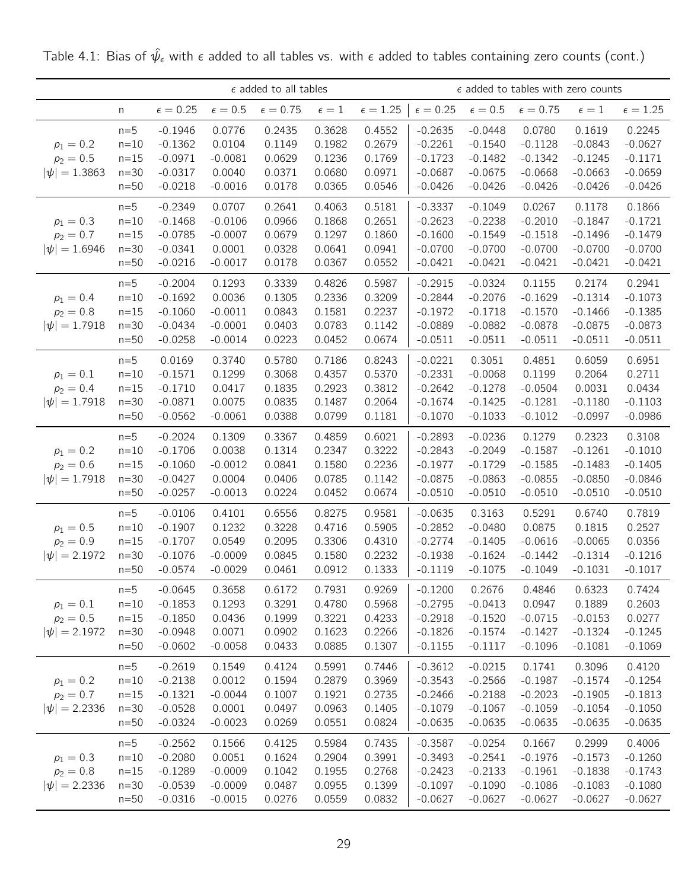Table 4.1: Bias of $\hat{\psi}_\epsilon$ with $\epsilon$ added to all tables vs. with $\epsilon$ added to tables containing zero counts (cont.)

| | | $\epsilon$ added to all tables | | | | | $\epsilon$ added to tables with zero counts | | | | |
|---|---|---|---|---|---|---|---|---|---|---|---|
| | n | $\epsilon = 0.25$ | $\epsilon = 0.5$ | $\epsilon = 0.75$ | $\epsilon = 1$ | $\epsilon = 1.25$ | $\epsilon = 0.25$ | $\epsilon = 0.5$ | $\epsilon = 0.75$ | $\epsilon = 1$ | $\epsilon = 1.25$ |
| | n=5 | -0.1946 | 0.0776 | 0.2435 | 0.3628 | 0.4552 | -0.2635 | -0.0448 | 0.0780 | 0.1619 | 0.2245 |
| $p_1 = 0.2$ | n=10 | -0.1362 | 0.0104 | 0.1149 | 0.1982 | 0.2679 | -0.2261 | -0.1540 | -0.1128 | -0.0843 | -0.0627 |
| $p_2 = 0.5$ | n=15 | -0.0971 | -0.0081 | 0.0629 | 0.1236 | 0.1769 | -0.1723 | -0.1482 | -0.1342 | -0.1245 | -0.1171 |
| $\lvert\psi\rvert = 1.3863$ | n=30 | -0.0317 | 0.0040 | 0.0371 | 0.0680 | 0.0971 | -0.0687 | -0.0675 | -0.0668 | -0.0663 | -0.0659 |
| | n=50 | -0.0218 | -0.0016 | 0.0178 | 0.0365 | 0.0546 | -0.0426 | -0.0426 | -0.0426 | -0.0426 | -0.0426 |
| | n=5 | -0.2349 | 0.0707 | 0.2641 | 0.4063 | 0.5181 | -0.3337 | -0.1049 | 0.0267 | 0.1178 | 0.1866 |
| $p_1 = 0.3$ | n=10 | -0.1468 | -0.0106 | 0.0966 | 0.1868 | 0.2651 | -0.2623 | -0.2238 | -0.2010 | -0.1847 | -0.1721 |
| $p_2 = 0.7$ | n=15 | -0.0785 | -0.0007 | 0.0679 | 0.1297 | 0.1860 | -0.1600 | -0.1549 | -0.1518 | -0.1496 | -0.1479 |
| $\lvert\psi\rvert = 1.6946$ | n=30 | -0.0341 | 0.0001 | 0.0328 | 0.0641 | 0.0941 | -0.0700 | -0.0700 | -0.0700 | -0.0700 | -0.0700 |
| | n=50 | -0.0216 | -0.0017 | 0.0178 | 0.0367 | 0.0552 | -0.0421 | -0.0421 | -0.0421 | -0.0421 | -0.0421 |
| | n=5 | -0.2004 | 0.1293 | 0.3339 | 0.4826 | 0.5987 | -0.2915 | -0.0324 | 0.1155 | 0.2174 | 0.2941 |
| $p_1 = 0.4$ | n=10 | -0.1692 | 0.0036 | 0.1305 | 0.2336 | 0.3209 | -0.2844 | -0.2076 | -0.1629 | -0.1314 | -0.1073 |
| $p_2 = 0.8$ | n=15 | -0.1060 | -0.0011 | 0.0843 | 0.1581 | 0.2237 | -0.1972 | -0.1718 | -0.1570 | -0.1466 | -0.1385 |
| $\lvert\psi\rvert = 1.7918$ | n=30 | -0.0434 | -0.0001 | 0.0403 | 0.0783 | 0.1142 | -0.0889 | -0.0882 | -0.0878 | -0.0875 | -0.0873 |
| | n=50 | -0.0258 | -0.0014 | 0.0223 | 0.0452 | 0.0674 | -0.0511 | -0.0511 | -0.0511 | -0.0511 | -0.0511 |
| | n=5 | 0.0169 | 0.3740 | 0.5780 | 0.7186 | 0.8243 | -0.0221 | 0.3051 | 0.4851 | 0.6059 | 0.6951 |
| $p_1 = 0.1$ | n=10 | -0.1571 | 0.1299 | 0.3068 | 0.4357 | 0.5370 | -0.2331 | -0.0068 | 0.1199 | 0.2064 | 0.2711 |
| $p_2 = 0.4$ | n=15 | -0.1710 | 0.0417 | 0.1835 | 0.2923 | 0.3812 | -0.2642 | -0.1278 | -0.0504 | 0.0031 | 0.0434 |
| $\lvert\psi\rvert = 1.7918$ | n=30 | -0.0871 | 0.0075 | 0.0835 | 0.1487 | 0.2064 | -0.1674 | -0.1425 | -0.1281 | -0.1180 | -0.1103 |
| | n=50 | -0.0562 | -0.0061 | 0.0388 | 0.0799 | 0.1181 | -0.1070 | -0.1033 | -0.1012 | -0.0997 | -0.0986 |
| | n=5 | -0.2024 | 0.1309 | 0.3367 | 0.4859 | 0.6021 | -0.2893 | -0.0236 | 0.1279 | 0.2323 | 0.3108 |
| $p_1 = 0.2$ | n=10 | -0.1706 | 0.0038 | 0.1314 | 0.2347 | 0.3222 | -0.2843 | -0.2049 | -0.1587 | -0.1261 | -0.1010 |
| $p_2 = 0.6$ | n=15 | -0.1060 | -0.0012 | 0.0841 | 0.1580 | 0.2236 | -0.1977 | -0.1729 | -0.1585 | -0.1483 | -0.1405 |
| $\lvert\psi\rvert = 1.7918$ | n=30 | -0.0427 | 0.0004 | 0.0406 | 0.0785 | 0.1142 | -0.0875 | -0.0863 | -0.0855 | -0.0850 | -0.0846 |
| | n=50 | -0.0257 | -0.0013 | 0.0224 | 0.0452 | 0.0674 | -0.0510 | -0.0510 | -0.0510 | -0.0510 | -0.0510 |
| | n=5 | -0.0106 | 0.4101 | 0.6556 | 0.8275 | 0.9581 | -0.0635 | 0.3163 | 0.5291 | 0.6740 | 0.7819 |
| $p_1 = 0.5$ | n=10 | -0.1907 | 0.1232 | 0.3228 | 0.4716 | 0.5905 | -0.2852 | -0.0480 | 0.0875 | 0.1815 | 0.2527 |
| $p_2 = 0.9$ | n=15 | -0.1707 | 0.0549 | 0.2095 | 0.3306 | 0.4310 | -0.2774 | -0.1405 | -0.0616 | -0.0065 | 0.0356 |
| $\lvert\psi\rvert = 2.1972$ | n=30 | -0.1076 | -0.0009 | 0.0845 | 0.1580 | 0.2232 | -0.1938 | -0.1624 | -0.1442 | -0.1314 | -0.1216 |
| | n=50 | -0.0574 | -0.0029 | 0.0461 | 0.0912 | 0.1333 | -0.1119 | -0.1075 | -0.1049 | -0.1031 | -0.1017 |
| | n=5 | -0.0645 | 0.3658 | 0.6172 | 0.7931 | 0.9269 | -0.1200 | 0.2676 | 0.4846 | 0.6323 | 0.7424 |
| $p_1 = 0.1$ | n=10 | -0.1853 | 0.1293 | 0.3291 | 0.4780 | 0.5968 | -0.2795 | -0.0413 | 0.0947 | 0.1889 | 0.2603 |
| $p_2 = 0.5$ | n=15 | -0.1850 | 0.0436 | 0.1999 | 0.3221 | 0.4233 | -0.2918 | -0.1520 | -0.0715 | -0.0153 | 0.0277 |
| $\lvert\psi\rvert = 2.1972$ | n=30 | -0.0948 | 0.0071 | 0.0902 | 0.1623 | 0.2266 | -0.1826 | -0.1574 | -0.1427 | -0.1324 | -0.1245 |
| | n=50 | -0.0602 | -0.0058 | 0.0433 | 0.0885 | 0.1307 | -0.1155 | -0.1117 | -0.1096 | -0.1081 | -0.1069 |
| | n=5 | -0.2619 | 0.1549 | 0.4124 | 0.5991 | 0.7446 | -0.3612 | -0.0215 | 0.1741 | 0.3096 | 0.4120 |
| $p_1 = 0.2$ | n=10 | -0.2138 | 0.0012 | 0.1594 | 0.2879 | 0.3969 | -0.3543 | -0.2566 | -0.1987 | -0.1574 | -0.1254 |
| $p_2 = 0.7$ | n=15 | -0.1321 | -0.0044 | 0.1007 | 0.1921 | 0.2735 | -0.2466 | -0.2188 | -0.2023 | -0.1905 | -0.1813 |
| $\lvert\psi\rvert = 2.2336$ | n=30 | -0.0528 | 0.0001 | 0.0497 | 0.0963 | 0.1405 | -0.1079 | -0.1067 | -0.1059 | -0.1054 | -0.1050 |
| | n=50 | -0.0324 | -0.0023 | 0.0269 | 0.0551 | 0.0824 | -0.0635 | -0.0635 | -0.0635 | -0.0635 | -0.0635 |
| | n=5 | -0.2562 | 0.1566 | 0.4125 | 0.5984 | 0.7435 | -0.3587 | -0.0254 | 0.1667 | 0.2999 | 0.4006 |
| $p_1 = 0.3$ | n=10 | -0.2080 | 0.0051 | 0.1624 | 0.2904 | 0.3991 | -0.3493 | -0.2541 | -0.1976 | -0.1573 | -0.1260 |
| $p_2 = 0.8$ | n=15 | -0.1289 | -0.0009 | 0.1042 | 0.1955 | 0.2768 | -0.2423 | -0.2133 | -0.1961 | -0.1838 | -0.1743 |
| $\lvert\psi\rvert = 2.2336$ | n=30 | -0.0539 | -0.0009 | 0.0487 | 0.0955 | 0.1399 | -0.1097 | -0.1090 | -0.1086 | -0.1083 | -0.1080 |
| | n=50 | -0.0316 | -0.0015 | 0.0276 | 0.0559 | 0.0832 | -0.0627 | -0.0627 | -0.0627 | -0.0627 | -0.0627 |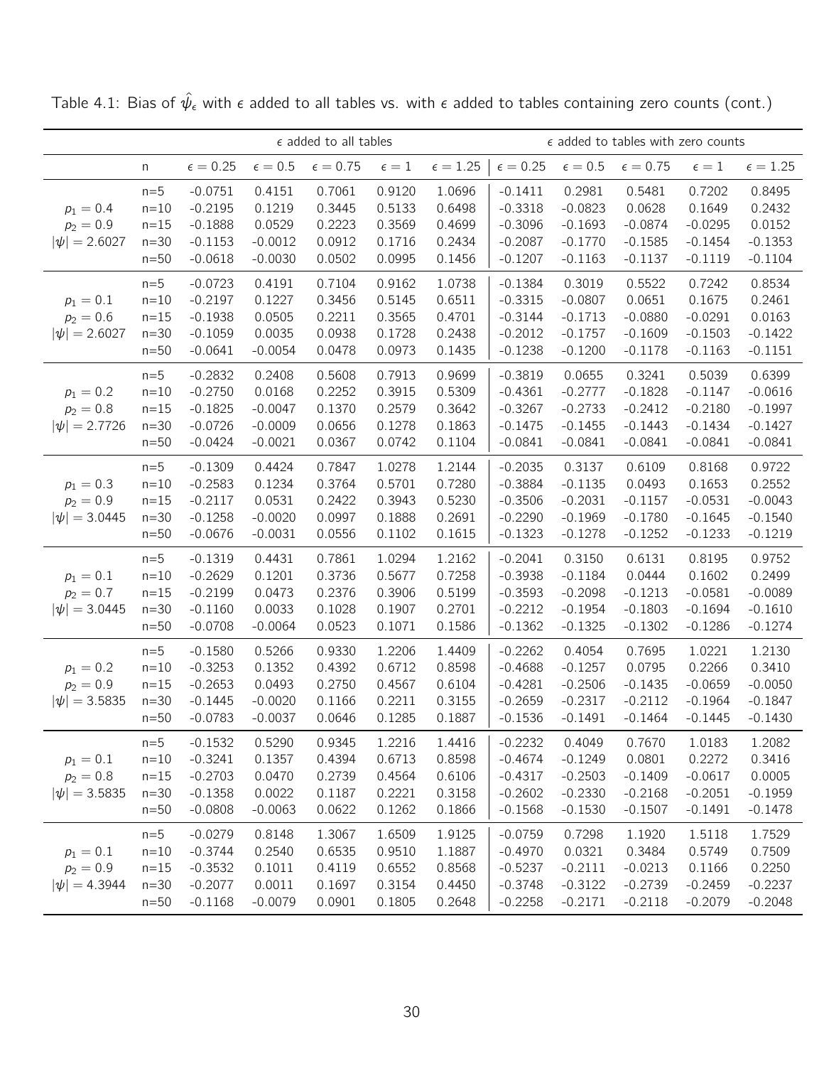Table 4.1: Bias of $\hat{\psi}_\epsilon$ with $\epsilon$ added to all tables vs. with $\epsilon$ added to tables containing zero counts (cont.)

| | | $\epsilon$ added to all tables | | | | | $\epsilon$ added to tables with zero counts | | | | |
|---|---|---|---|---|---|---|---|---|---|---|---|
| | n | $\epsilon = 0.25$ | $\epsilon = 0.5$ | $\epsilon = 0.75$ | $\epsilon = 1$ | $\epsilon = 1.25$ | $\epsilon = 0.25$ | $\epsilon = 0.5$ | $\epsilon = 0.75$ | $\epsilon = 1$ | $\epsilon = 1.25$ |
| | n=5 | -0.0751 | 0.4151 | 0.7061 | 0.9120 | 1.0696 | -0.1411 | 0.2981 | 0.5481 | 0.7202 | 0.8495 |
| $p_1 = 0.4$ | n=10 | -0.2195 | 0.1219 | 0.3445 | 0.5133 | 0.6498 | -0.3318 | -0.0823 | 0.0628 | 0.1649 | 0.2432 |
| $p_2 = 0.9$ | n=15 | -0.1888 | 0.0529 | 0.2223 | 0.3569 | 0.4699 | -0.3096 | -0.1693 | -0.0874 | -0.0295 | 0.0152 |
| $\|\psi\| = 2.6027$ | n=30 | -0.1153 | -0.0012 | 0.0912 | 0.1716 | 0.2434 | -0.2087 | -0.1770 | -0.1585 | -0.1454 | -0.1353 |
| | n=50 | -0.0618 | -0.0030 | 0.0502 | 0.0995 | 0.1456 | -0.1207 | -0.1163 | -0.1137 | -0.1119 | -0.1104 |
| | n=5 | -0.0723 | 0.4191 | 0.7104 | 0.9162 | 1.0738 | -0.1384 | 0.3019 | 0.5522 | 0.7242 | 0.8534 |
| $p_1 = 0.1$ | n=10 | -0.2197 | 0.1227 | 0.3456 | 0.5145 | 0.6511 | -0.3315 | -0.0807 | 0.0651 | 0.1675 | 0.2461 |
| $p_2 = 0.6$ | n=15 | -0.1938 | 0.0505 | 0.2211 | 0.3565 | 0.4701 | -0.3144 | -0.1713 | -0.0880 | -0.0291 | 0.0163 |
| $\|\psi\| = 2.6027$ | n=30 | -0.1059 | 0.0035 | 0.0938 | 0.1728 | 0.2438 | -0.2012 | -0.1757 | -0.1609 | -0.1503 | -0.1422 |
| | n=50 | -0.0641 | -0.0054 | 0.0478 | 0.0973 | 0.1435 | -0.1238 | -0.1200 | -0.1178 | -0.1163 | -0.1151 |
| | n=5 | -0.2832 | 0.2408 | 0.5608 | 0.7913 | 0.9699 | -0.3819 | 0.0655 | 0.3241 | 0.5039 | 0.6399 |
| $p_1 = 0.2$ | n=10 | -0.2750 | 0.0168 | 0.2252 | 0.3915 | 0.5309 | -0.4361 | -0.2777 | -0.1828 | -0.1147 | -0.0616 |
| $p_2 = 0.8$ | n=15 | -0.1825 | -0.0047 | 0.1370 | 0.2579 | 0.3642 | -0.3267 | -0.2733 | -0.2412 | -0.2180 | -0.1997 |
| $\|\psi\| = 2.7726$ | n=30 | -0.0726 | -0.0009 | 0.0656 | 0.1278 | 0.1863 | -0.1475 | -0.1455 | -0.1443 | -0.1434 | -0.1427 |
| | n=50 | -0.0424 | -0.0021 | 0.0367 | 0.0742 | 0.1104 | -0.0841 | -0.0841 | -0.0841 | -0.0841 | -0.0841 |
| | n=5 | -0.1309 | 0.4424 | 0.7847 | 1.0278 | 1.2144 | -0.2035 | 0.3137 | 0.6109 | 0.8168 | 0.9722 |
| $p_1 = 0.3$ | n=10 | -0.2583 | 0.1234 | 0.3764 | 0.5701 | 0.7280 | -0.3884 | -0.1135 | 0.0493 | 0.1653 | 0.2552 |
| $p_2 = 0.9$ | n=15 | -0.2117 | 0.0531 | 0.2422 | 0.3943 | 0.5230 | -0.3506 | -0.2031 | -0.1157 | -0.0531 | -0.0043 |
| $\|\psi\| = 3.0445$ | n=30 | -0.1258 | -0.0020 | 0.0997 | 0.1888 | 0.2691 | -0.2290 | -0.1969 | -0.1780 | -0.1645 | -0.1540 |
| | n=50 | -0.0676 | -0.0031 | 0.0556 | 0.1102 | 0.1615 | -0.1323 | -0.1278 | -0.1252 | -0.1233 | -0.1219 |
| | n=5 | -0.1319 | 0.4431 | 0.7861 | 1.0294 | 1.2162 | -0.2041 | 0.3150 | 0.6131 | 0.8195 | 0.9752 |
| $p_1 = 0.1$ | n=10 | -0.2629 | 0.1201 | 0.3736 | 0.5677 | 0.7258 | -0.3938 | -0.1184 | 0.0444 | 0.1602 | 0.2499 |
| $p_2 = 0.7$ | n=15 | -0.2199 | 0.0473 | 0.2376 | 0.3906 | 0.5199 | -0.3593 | -0.2098 | -0.1213 | -0.0581 | -0.0089 |
| $\|\psi\| = 3.0445$ | n=30 | -0.1160 | 0.0033 | 0.1028 | 0.1907 | 0.2701 | -0.2212 | -0.1954 | -0.1803 | -0.1694 | -0.1610 |
| | n=50 | -0.0708 | -0.0064 | 0.0523 | 0.1071 | 0.1586 | -0.1362 | -0.1325 | -0.1302 | -0.1286 | -0.1274 |
| | n=5 | -0.1580 | 0.5266 | 0.9330 | 1.2206 | 1.4409 | -0.2262 | 0.4054 | 0.7695 | 1.0221 | 1.2130 |
| $p_1 = 0.2$ | n=10 | -0.3253 | 0.1352 | 0.4392 | 0.6712 | 0.8598 | -0.4688 | -0.1257 | 0.0795 | 0.2266 | 0.3410 |
| $p_2 = 0.9$ | n=15 | -0.2653 | 0.0493 | 0.2750 | 0.4567 | 0.6104 | -0.4281 | -0.2506 | -0.1435 | -0.0659 | -0.0050 |
| $\|\psi\| = 3.5835$ | n=30 | -0.1445 | -0.0020 | 0.1166 | 0.2211 | 0.3155 | -0.2659 | -0.2317 | -0.2112 | -0.1964 | -0.1847 |
| | n=50 | -0.0783 | -0.0037 | 0.0646 | 0.1285 | 0.1887 | -0.1536 | -0.1491 | -0.1464 | -0.1445 | -0.1430 |
| | n=5 | -0.1532 | 0.5290 | 0.9345 | 1.2216 | 1.4416 | -0.2232 | 0.4049 | 0.7670 | 1.0183 | 1.2082 |
| $p_1 = 0.1$ | n=10 | -0.3241 | 0.1357 | 0.4394 | 0.6713 | 0.8598 | -0.4674 | -0.1249 | 0.0801 | 0.2272 | 0.3416 |
| $p_2 = 0.8$ | n=15 | -0.2703 | 0.0470 | 0.2739 | 0.4564 | 0.6106 | -0.4317 | -0.2503 | -0.1409 | -0.0617 | 0.0005 |
| $\|\psi\| = 3.5835$ | n=30 | -0.1358 | 0.0022 | 0.1187 | 0.2221 | 0.3158 | -0.2602 | -0.2330 | -0.2168 | -0.2051 | -0.1959 |
| | n=50 | -0.0808 | -0.0063 | 0.0622 | 0.1262 | 0.1866 | -0.1568 | -0.1530 | -0.1507 | -0.1491 | -0.1478 |
| | n=5 | -0.0279 | 0.8148 | 1.3067 | 1.6509 | 1.9125 | -0.0759 | 0.7298 | 1.1920 | 1.5118 | 1.7529 |
| $p_1 = 0.1$ | n=10 | -0.3744 | 0.2540 | 0.6535 | 0.9510 | 1.1887 | -0.4970 | 0.0321 | 0.3484 | 0.5749 | 0.7509 |
| $p_2 = 0.9$ | n=15 | -0.3532 | 0.1011 | 0.4119 | 0.6552 | 0.8568 | -0.5237 | -0.2111 | -0.0213 | 0.1166 | 0.2250 |
| $\|\psi\| = 4.3944$ | n=30 | -0.2077 | 0.0011 | 0.1697 | 0.3154 | 0.4450 | -0.3748 | -0.3122 | -0.2739 | -0.2459 | -0.2237 |
| | n=50 | -0.1168 | -0.0079 | 0.0901 | 0.1805 | 0.2648 | -0.2258 | -0.2171 | -0.2118 | -0.2079 | -0.2048 |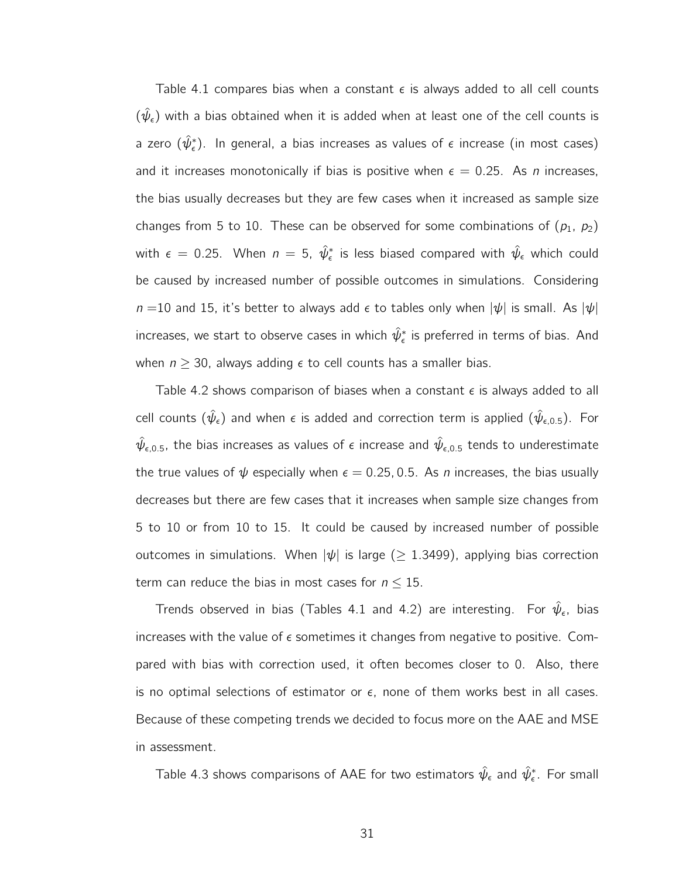Table 4.1 compares bias when a constant $\epsilon$ is always added to all cell counts ($\hat{\psi}_\epsilon$) with a bias obtained when it is added when at least one of the cell counts is a zero ($\hat{\psi}^*_\epsilon$). In general, a bias increases as values of $\epsilon$ increase (in most cases) and it increases monotonically if bias is positive when $\epsilon = 0.25$. As $n$ increases, the bias usually decreases but they are few cases when it increased as sample size changes from 5 to 10. These can be observed for some combinations of ($p_1$, $p_2$) with $\epsilon = 0.25$. When $n = 5$, $\hat{\psi}^*_\epsilon$ is less biased compared with $\hat{\psi}_\epsilon$ which could be caused by increased number of possible outcomes in simulations. Considering $n$ =10 and 15, it's better to always add $\epsilon$ to tables only when $|\psi|$ is small. As $|\psi|$ increases, we start to observe cases in which $\hat{\psi}^*_\epsilon$ is preferred in terms of bias. And when $n \geq 30$, always adding $\epsilon$ to cell counts has a smaller bias.

Table 4.2 shows comparison of biases when a constant $\epsilon$ is always added to all cell counts ($\hat{\psi}_\epsilon$) and when $\epsilon$ is added and correction term is applied ($\hat{\psi}_{\epsilon,0.5}$). For $\hat{\psi}_{\epsilon,0.5}$, the bias increases as values of $\epsilon$ increase and $\hat{\psi}_{\epsilon,0.5}$ tends to underestimate the true values of $\psi$ especially when $\epsilon = 0.25, 0.5$. As $n$ increases, the bias usually decreases but there are few cases that it increases when sample size changes from 5 to 10 or from 10 to 15. It could be caused by increased number of possible outcomes in simulations. When $|\psi|$ is large ($\geq 1.3499$), applying bias correction term can reduce the bias in most cases for $n \leq 15$.

Trends observed in bias (Tables 4.1 and 4.2) are interesting. For $\hat{\psi}_\epsilon$, bias increases with the value of $\epsilon$ sometimes it changes from negative to positive. Compared with bias with correction used, it often becomes closer to 0. Also, there is no optimal selections of estimator or $\epsilon$, none of them works best in all cases. Because of these competing trends we decided to focus more on the AAE and MSE in assessment.

Table 4.3 shows comparisons of AAE for two estimators $\hat{\psi}_\epsilon$ and $\hat{\psi}^*_\epsilon$. For small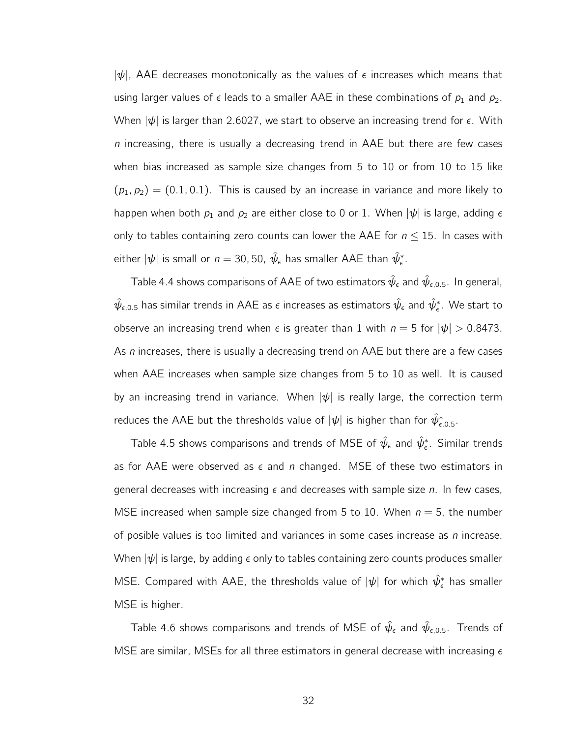$|\psi|$, AAE decreases monotonically as the values of $\epsilon$ increases which means that using larger values of $\epsilon$ leads to a smaller AAE in these combinations of $p_1$ and $p_2$. When $|\psi|$ is larger than 2.6027, we start to observe an increasing trend for $\epsilon$. With $n$ increasing, there is usually a decreasing trend in AAE but there are few cases when bias increased as sample size changes from 5 to 10 or from 10 to 15 like $(p_1, p_2) = (0.1, 0.1)$. This is caused by an increase in variance and more likely to happen when both $p_1$ and $p_2$ are either close to 0 or 1. When $|\psi|$ is large, adding $\epsilon$ only to tables containing zero counts can lower the AAE for $n \leq 15$. In cases with either $|\psi|$ is small or $n = 30, 50$, $\hat{\psi}_\epsilon$ has smaller AAE than $\hat{\psi}^*_\epsilon$.

Table 4.4 shows comparisons of AAE of two estimators $\hat{\psi}_\epsilon$ and $\hat{\psi}_{\epsilon,0.5}$. In general, $\hat{\psi}_{\epsilon,0.5}$ has similar trends in AAE as $\epsilon$ increases as estimators $\hat{\psi}_\epsilon$ and $\hat{\psi}^*_\epsilon$. We start to observe an increasing trend when $\epsilon$ is greater than 1 with $n = 5$ for $|\psi| > 0.8473$. As $n$ increases, there is usually a decreasing trend on AAE but there are a few cases when AAE increases when sample size changes from 5 to 10 as well. It is caused by an increasing trend in variance. When $|\psi|$ is really large, the correction term reduces the AAE but the thresholds value of $|\psi|$ is higher than for $\hat{\psi}^*_{\epsilon,0.5}$.

Table 4.5 shows comparisons and trends of MSE of $\hat{\psi}_\epsilon$ and $\hat{\psi}^*_\epsilon$. Similar trends as for AAE were observed as $\epsilon$ and $n$ changed. MSE of these two estimators in general decreases with increasing $\epsilon$ and decreases with sample size $n$. In few cases, MSE increased when sample size changed from 5 to 10. When $n = 5$, the number of posible values is too limited and variances in some cases increase as $n$ increase. When $|\psi|$ is large, by adding $\epsilon$ only to tables containing zero counts produces smaller MSE. Compared with AAE, the thresholds value of $|\psi|$ for which $\hat{\psi}^*_\epsilon$ has smaller MSE is higher.

Table 4.6 shows comparisons and trends of MSE of $\hat{\psi}_\epsilon$ and $\hat{\psi}_{\epsilon,0.5}$. Trends of MSE are similar, MSEs for all three estimators in general decrease with increasing $\epsilon$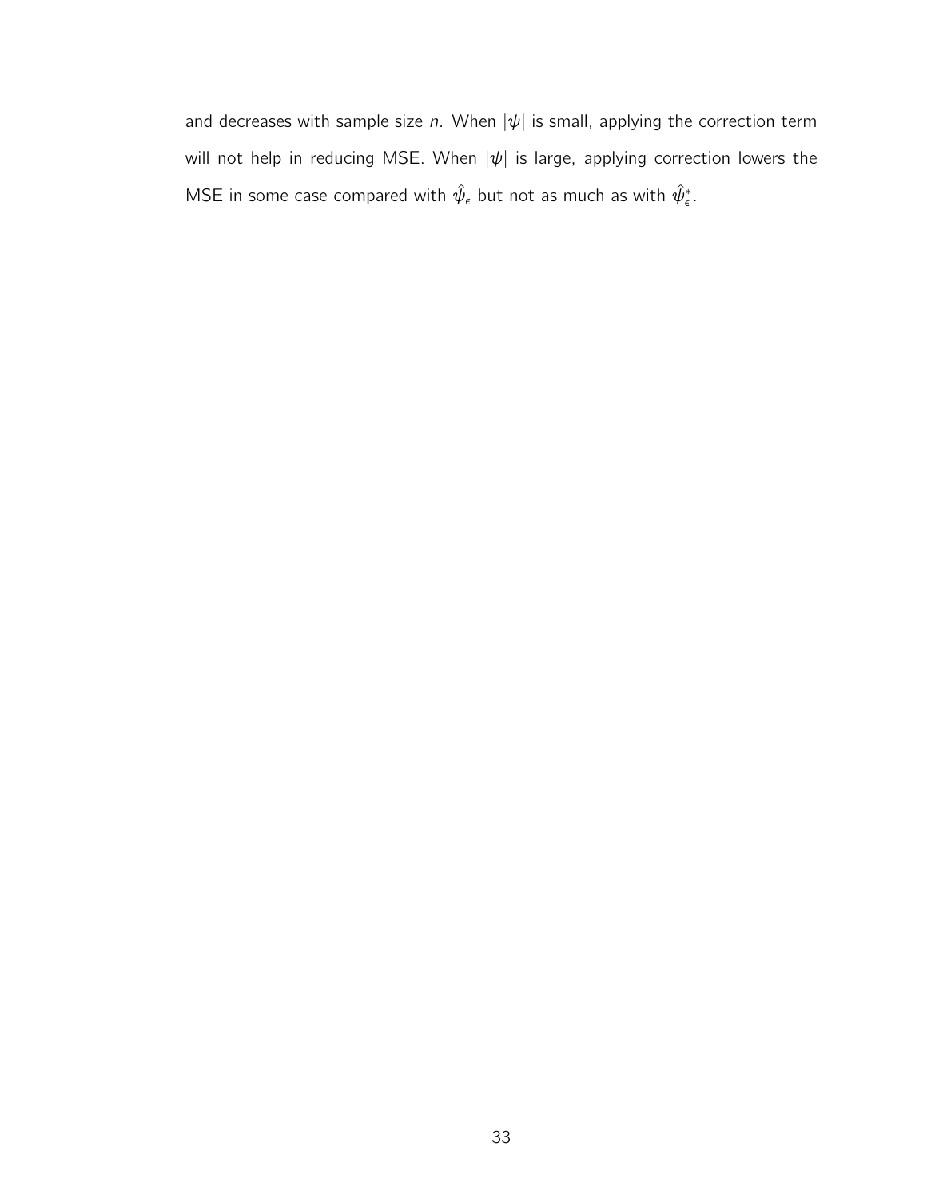and decreases with sample size $n$. When $|\psi|$ is small, applying the correction term will not help in reducing MSE. When $|\psi|$ is large, applying correction lowers the MSE in some case compared with $\hat{\psi}_\epsilon$ but not as much as with $\hat{\psi}^*_\epsilon$.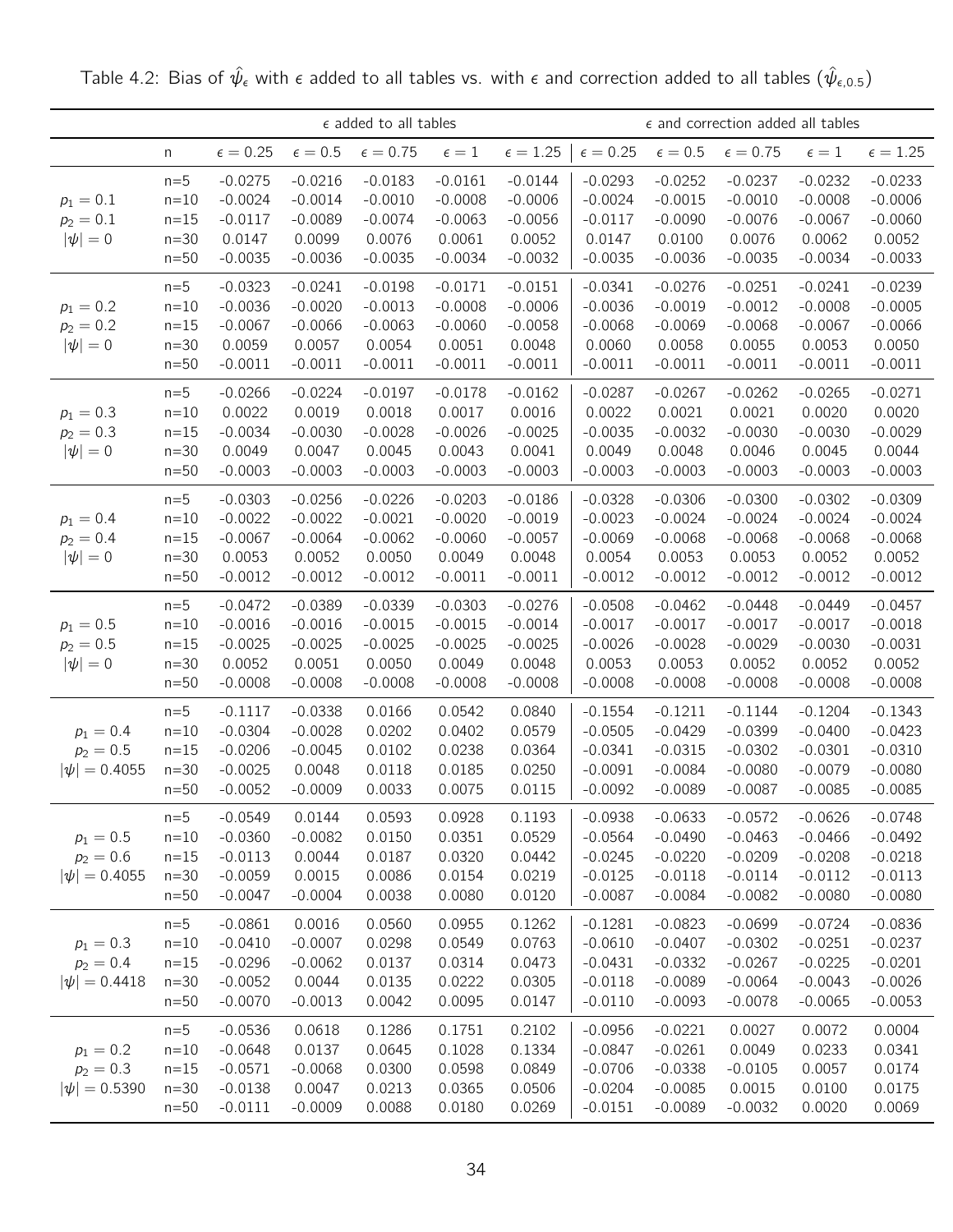Table 4.2: Bias of $\hat{\psi}_\epsilon$ with $\epsilon$ added to all tables vs. with $\epsilon$ and correction added to all tables ($\hat{\psi}_{\epsilon,0.5}$)

| | | $\epsilon$ added to all tables | | | | | $\epsilon$ and correction added all tables | | | | |
|---|---|---|---|---|---|---|---|---|---|---|---|
| | n | $\epsilon = 0.25$ | $\epsilon = 0.5$ | $\epsilon = 0.75$ | $\epsilon = 1$ | $\epsilon = 1.25$ | $\epsilon = 0.25$ | $\epsilon = 0.5$ | $\epsilon = 0.75$ | $\epsilon = 1$ | $\epsilon = 1.25$ |
| $p_1 = 0.1$ $p_2 = 0.1$ $\lvert\psi\rvert = 0$ | n=5 | -0.0275 | -0.0216 | -0.0183 | -0.0161 | -0.0144 | -0.0293 | -0.0252 | -0.0237 | -0.0232 | -0.0233 |
| | n=10 | -0.0024 | -0.0014 | -0.0010 | -0.0008 | -0.0006 | -0.0024 | -0.0015 | -0.0010 | -0.0008 | -0.0006 |
| | n=15 | -0.0117 | -0.0089 | -0.0074 | -0.0063 | -0.0056 | -0.0117 | -0.0090 | -0.0076 | -0.0067 | -0.0060 |
| | n=30 | 0.0147 | 0.0099 | 0.0076 | 0.0061 | 0.0052 | 0.0147 | 0.0100 | 0.0076 | 0.0062 | 0.0052 |
| | n=50 | -0.0035 | -0.0036 | -0.0035 | -0.0034 | -0.0032 | -0.0035 | -0.0036 | -0.0035 | -0.0034 | -0.0033 |
| $p_1 = 0.2$ $p_2 = 0.2$ $\lvert\psi\rvert = 0$ | n=5 | -0.0323 | -0.0241 | -0.0198 | -0.0171 | -0.0151 | -0.0341 | -0.0276 | -0.0251 | -0.0241 | -0.0239 |
| | n=10 | -0.0036 | -0.0020 | -0.0013 | -0.0008 | -0.0006 | -0.0036 | -0.0019 | -0.0012 | -0.0008 | -0.0005 |
| | n=15 | -0.0067 | -0.0066 | -0.0063 | -0.0060 | -0.0058 | -0.0068 | -0.0069 | -0.0068 | -0.0067 | -0.0066 |
| | n=30 | 0.0059 | 0.0057 | 0.0054 | 0.0051 | 0.0048 | 0.0060 | 0.0058 | 0.0055 | 0.0053 | 0.0050 |
| | n=50 | -0.0011 | -0.0011 | -0.0011 | -0.0011 | -0.0011 | -0.0011 | -0.0011 | -0.0011 | -0.0011 | -0.0011 |
| $p_1 = 0.3$ $p_2 = 0.3$ $\lvert\psi\rvert = 0$ | n=5 | -0.0266 | -0.0224 | -0.0197 | -0.0178 | -0.0162 | -0.0287 | -0.0267 | -0.0262 | -0.0265 | -0.0271 |
| | n=10 | 0.0022 | 0.0019 | 0.0018 | 0.0017 | 0.0016 | 0.0022 | 0.0021 | 0.0021 | 0.0020 | 0.0020 |
| | n=15 | -0.0034 | -0.0030 | -0.0028 | -0.0026 | -0.0025 | -0.0035 | -0.0032 | -0.0030 | -0.0030 | -0.0029 |
| | n=30 | 0.0049 | 0.0047 | 0.0045 | 0.0043 | 0.0041 | 0.0049 | 0.0048 | 0.0046 | 0.0045 | 0.0044 |
| | n=50 | -0.0003 | -0.0003 | -0.0003 | -0.0003 | -0.0003 | -0.0003 | -0.0003 | -0.0003 | -0.0003 | -0.0003 |
| $p_1 = 0.4$ $p_2 = 0.4$ $\lvert\psi\rvert = 0$ | n=5 | -0.0303 | -0.0256 | -0.0226 | -0.0203 | -0.0186 | -0.0328 | -0.0306 | -0.0300 | -0.0302 | -0.0309 |
| | n=10 | -0.0022 | -0.0022 | -0.0021 | -0.0020 | -0.0019 | -0.0023 | -0.0024 | -0.0024 | -0.0024 | -0.0024 |
| | n=15 | -0.0067 | -0.0064 | -0.0062 | -0.0060 | -0.0057 | -0.0069 | -0.0068 | -0.0068 | -0.0068 | -0.0068 |
| | n=30 | 0.0053 | 0.0052 | 0.0050 | 0.0049 | 0.0048 | 0.0054 | 0.0053 | 0.0053 | 0.0052 | 0.0052 |
| | n=50 | -0.0012 | -0.0012 | -0.0012 | -0.0011 | -0.0011 | -0.0012 | -0.0012 | -0.0012 | -0.0012 | -0.0012 |
| $p_1 = 0.5$ $p_2 = 0.5$ $\lvert\psi\rvert = 0$ | n=5 | -0.0472 | -0.0389 | -0.0339 | -0.0303 | -0.0276 | -0.0508 | -0.0462 | -0.0448 | -0.0449 | -0.0457 |
| | n=10 | -0.0016 | -0.0016 | -0.0015 | -0.0015 | -0.0014 | -0.0017 | -0.0017 | -0.0017 | -0.0017 | -0.0018 |
| | n=15 | -0.0025 | -0.0025 | -0.0025 | -0.0025 | -0.0025 | -0.0026 | -0.0028 | -0.0029 | -0.0030 | -0.0031 |
| | n=30 | 0.0052 | 0.0051 | 0.0050 | 0.0049 | 0.0048 | 0.0053 | 0.0053 | 0.0052 | 0.0052 | 0.0052 |
| | n=50 | -0.0008 | -0.0008 | -0.0008 | -0.0008 | -0.0008 | -0.0008 | -0.0008 | -0.0008 | -0.0008 | -0.0008 |
| $p_1 = 0.4$ $p_2 = 0.5$ $\lvert\psi\rvert = 0.4055$ | n=5 | -0.1117 | -0.0338 | 0.0166 | 0.0542 | 0.0840 | -0.1554 | -0.1211 | -0.1144 | -0.1204 | -0.1343 |
| | n=10 | -0.0304 | -0.0028 | 0.0202 | 0.0402 | 0.0579 | -0.0505 | -0.0429 | -0.0399 | -0.0400 | -0.0423 |
| | n=15 | -0.0206 | -0.0045 | 0.0102 | 0.0238 | 0.0364 | -0.0341 | -0.0315 | -0.0302 | -0.0301 | -0.0310 |
| | n=30 | -0.0025 | 0.0048 | 0.0118 | 0.0185 | 0.0250 | -0.0091 | -0.0084 | -0.0080 | -0.0079 | -0.0080 |
| | n=50 | -0.0052 | -0.0009 | 0.0033 | 0.0075 | 0.0115 | -0.0092 | -0.0089 | -0.0087 | -0.0085 | -0.0085 |
| $p_1 = 0.5$ $p_2 = 0.6$ $\lvert\psi\rvert = 0.4055$ | n=5 | -0.0549 | 0.0144 | 0.0593 | 0.0928 | 0.1193 | -0.0938 | -0.0633 | -0.0572 | -0.0626 | -0.0748 |
| | n=10 | -0.0360 | -0.0082 | 0.0150 | 0.0351 | 0.0529 | -0.0564 | -0.0490 | -0.0463 | -0.0466 | -0.0492 |
| | n=15 | -0.0113 | 0.0044 | 0.0187 | 0.0320 | 0.0442 | -0.0245 | -0.0220 | -0.0209 | -0.0208 | -0.0218 |
| | n=30 | -0.0059 | 0.0015 | 0.0086 | 0.0154 | 0.0219 | -0.0125 | -0.0118 | -0.0114 | -0.0112 | -0.0113 |
| | n=50 | -0.0047 | -0.0004 | 0.0038 | 0.0080 | 0.0120 | -0.0087 | -0.0084 | -0.0082 | -0.0080 | -0.0080 |
| $p_1 = 0.3$ $p_2 = 0.4$ $\lvert\psi\rvert = 0.4418$ | n=5 | -0.0861 | 0.0016 | 0.0560 | 0.0955 | 0.1262 | -0.1281 | -0.0823 | -0.0699 | -0.0724 | -0.0836 |
| | n=10 | -0.0410 | -0.0007 | 0.0298 | 0.0549 | 0.0763 | -0.0610 | -0.0407 | -0.0302 | -0.0251 | -0.0237 |
| | n=15 | -0.0296 | -0.0062 | 0.0137 | 0.0314 | 0.0473 | -0.0431 | -0.0332 | -0.0267 | -0.0225 | -0.0201 |
| | n=30 | -0.0052 | 0.0044 | 0.0135 | 0.0222 | 0.0305 | -0.0118 | -0.0089 | -0.0064 | -0.0043 | -0.0026 |
| | n=50 | -0.0070 | -0.0013 | 0.0042 | 0.0095 | 0.0147 | -0.0110 | -0.0093 | -0.0078 | -0.0065 | -0.0053 |
| $p_1 = 0.2$ $p_2 = 0.3$ $\lvert\psi\rvert = 0.5390$ | n=5 | -0.0536 | 0.0618 | 0.1286 | 0.1751 | 0.2102 | -0.0956 | -0.0221 | 0.0027 | 0.0072 | 0.0004 |
| | n=10 | -0.0648 | 0.0137 | 0.0645 | 0.1028 | 0.1334 | -0.0847 | -0.0261 | 0.0049 | 0.0233 | 0.0341 |
| | n=15 | -0.0571 | -0.0068 | 0.0300 | 0.0598 | 0.0849 | -0.0706 | -0.0338 | -0.0105 | 0.0057 | 0.0174 |
| | n=30 | -0.0138 | 0.0047 | 0.0213 | 0.0365 | 0.0506 | -0.0204 | -0.0085 | 0.0015 | 0.0100 | 0.0175 |
| | n=50 | -0.0111 | -0.0009 | 0.0088 | 0.0180 | 0.0269 | -0.0151 | -0.0089 | -0.0032 | 0.0020 | 0.0069 |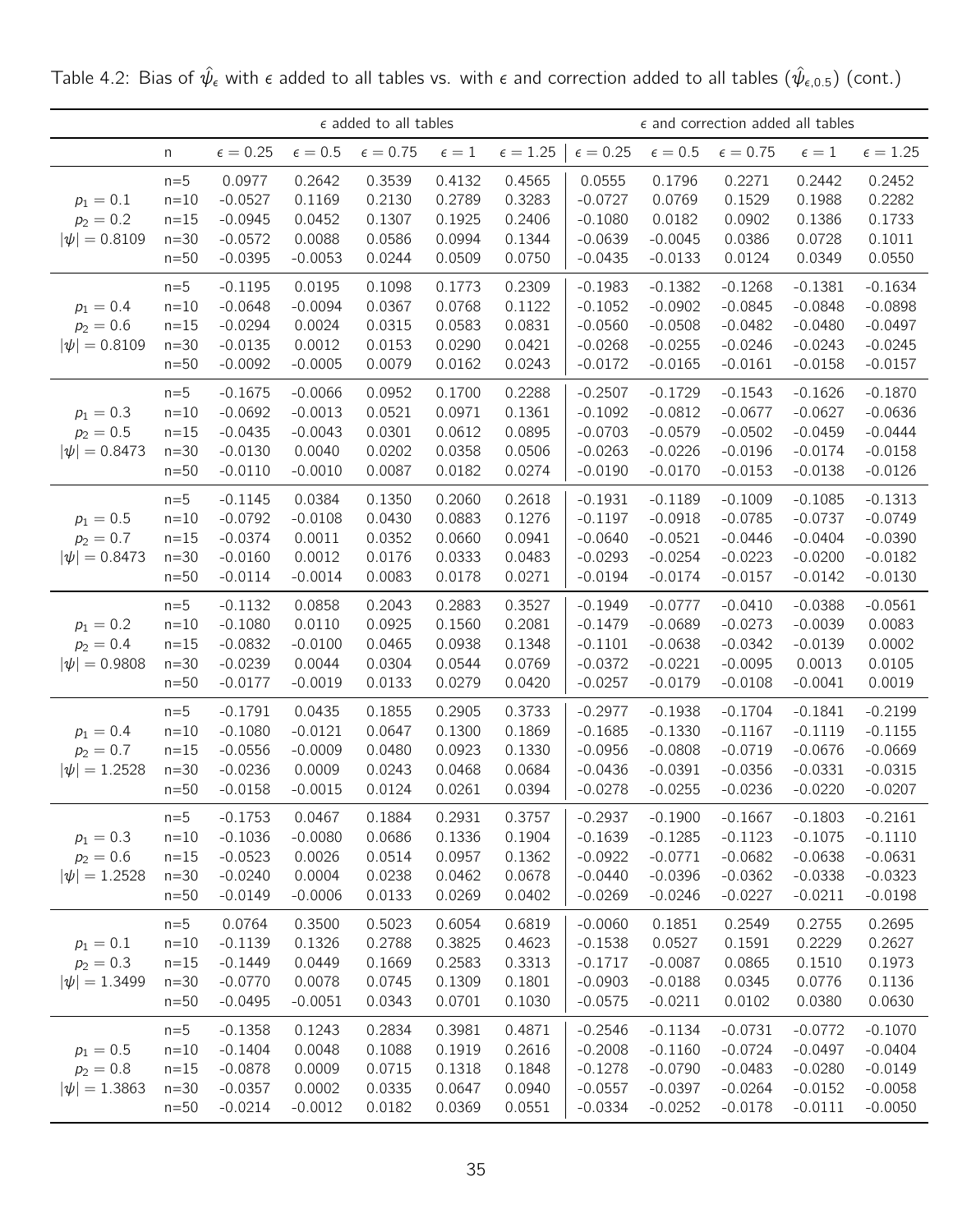Table 4.2: Bias of $\hat{\psi}_\epsilon$ with $\epsilon$ added to all tables vs. with $\epsilon$ and correction added to all tables ($\hat{\psi}_{\epsilon,0.5}$) (cont.)

| | | $\epsilon$ added to all tables | | | | | $\epsilon$ and correction added all tables | | | | |
|---|---|---|---|---|---|---|---|---|---|---|---|
| | n | $\epsilon = 0.25$ | $\epsilon = 0.5$ | $\epsilon = 0.75$ | $\epsilon = 1$ | $\epsilon = 1.25$ | $\epsilon = 0.25$ | $\epsilon = 0.5$ | $\epsilon = 0.75$ | $\epsilon = 1$ | $\epsilon = 1.25$ |
| $p_1 = 0.1$ | n=5 | 0.0977 | 0.2642 | 0.3539 | 0.4132 | 0.4565 | 0.0555 | 0.1796 | 0.2271 | 0.2442 | 0.2452 |
| $p_2 = 0.2$ | n=10 | -0.0527 | 0.1169 | 0.2130 | 0.2789 | 0.3283 | -0.0727 | 0.0769 | 0.1529 | 0.1988 | 0.2282 |
| $\lvert\psi\rvert = 0.8109$ | n=15 | -0.0945 | 0.0452 | 0.1307 | 0.1925 | 0.2406 | -0.1080 | 0.0182 | 0.0902 | 0.1386 | 0.1733 |
| | n=30 | -0.0572 | 0.0088 | 0.0586 | 0.0994 | 0.1344 | -0.0639 | -0.0045 | 0.0386 | 0.0728 | 0.1011 |
| | n=50 | -0.0395 | -0.0053 | 0.0244 | 0.0509 | 0.0750 | -0.0435 | -0.0133 | 0.0124 | 0.0349 | 0.0550 |
| $p_1 = 0.4$ | n=5 | -0.1195 | 0.0195 | 0.1098 | 0.1773 | 0.2309 | -0.1983 | -0.1382 | -0.1268 | -0.1381 | -0.1634 |
| $p_2 = 0.6$ | n=10 | -0.0648 | -0.0094 | 0.0367 | 0.0768 | 0.1122 | -0.1052 | -0.0902 | -0.0845 | -0.0848 | -0.0898 |
| $\lvert\psi\rvert = 0.8109$ | n=15 | -0.0294 | 0.0024 | 0.0315 | 0.0583 | 0.0831 | -0.0560 | -0.0508 | -0.0482 | -0.0480 | -0.0497 |
| | n=30 | -0.0135 | 0.0012 | 0.0153 | 0.0290 | 0.0421 | -0.0268 | -0.0255 | -0.0246 | -0.0243 | -0.0245 |
| | n=50 | -0.0092 | -0.0005 | 0.0079 | 0.0162 | 0.0243 | -0.0172 | -0.0165 | -0.0161 | -0.0158 | -0.0157 |
| $p_1 = 0.3$ | n=5 | -0.1675 | -0.0066 | 0.0952 | 0.1700 | 0.2288 | -0.2507 | -0.1729 | -0.1543 | -0.1626 | -0.1870 |
| $p_2 = 0.5$ | n=10 | -0.0692 | -0.0013 | 0.0521 | 0.0971 | 0.1361 | -0.1092 | -0.0812 | -0.0677 | -0.0627 | -0.0636 |
| $\lvert\psi\rvert = 0.8473$ | n=15 | -0.0435 | -0.0043 | 0.0301 | 0.0612 | 0.0895 | -0.0703 | -0.0579 | -0.0502 | -0.0459 | -0.0444 |
| | n=30 | -0.0130 | 0.0040 | 0.0202 | 0.0358 | 0.0506 | -0.0263 | -0.0226 | -0.0196 | -0.0174 | -0.0158 |
| | n=50 | -0.0110 | -0.0010 | 0.0087 | 0.0182 | 0.0274 | -0.0190 | -0.0170 | -0.0153 | -0.0138 | -0.0126 |
| $p_1 = 0.5$ | n=5 | -0.1145 | 0.0384 | 0.1350 | 0.2060 | 0.2618 | -0.1931 | -0.1189 | -0.1009 | -0.1085 | -0.1313 |
| $p_2 = 0.7$ | n=10 | -0.0792 | -0.0108 | 0.0430 | 0.0883 | 0.1276 | -0.1197 | -0.0918 | -0.0785 | -0.0737 | -0.0749 |
| $\lvert\psi\rvert = 0.8473$ | n=15 | -0.0374 | 0.0011 | 0.0352 | 0.0660 | 0.0941 | -0.0640 | -0.0521 | -0.0446 | -0.0404 | -0.0390 |
| | n=30 | -0.0160 | 0.0012 | 0.0176 | 0.0333 | 0.0483 | -0.0293 | -0.0254 | -0.0223 | -0.0200 | -0.0182 |
| | n=50 | -0.0114 | -0.0014 | 0.0083 | 0.0178 | 0.0271 | -0.0194 | -0.0174 | -0.0157 | -0.0142 | -0.0130 |
| $p_1 = 0.2$ | n=5 | -0.1132 | 0.0858 | 0.2043 | 0.2883 | 0.3527 | -0.1949 | -0.0777 | -0.0410 | -0.0388 | -0.0561 |
| $p_2 = 0.4$ | n=10 | -0.1080 | 0.0110 | 0.0925 | 0.1560 | 0.2081 | -0.1479 | -0.0689 | -0.0273 | -0.0039 | 0.0083 |
| $\lvert\psi\rvert = 0.9808$ | n=15 | -0.0832 | -0.0100 | 0.0465 | 0.0938 | 0.1348 | -0.1101 | -0.0638 | -0.0342 | -0.0139 | 0.0002 |
| | n=30 | -0.0239 | 0.0044 | 0.0304 | 0.0544 | 0.0769 | -0.0372 | -0.0221 | -0.0095 | 0.0013 | 0.0105 |
| | n=50 | -0.0177 | -0.0019 | 0.0133 | 0.0279 | 0.0420 | -0.0257 | -0.0179 | -0.0108 | -0.0041 | 0.0019 |
| $p_1 = 0.4$ | n=5 | -0.1791 | 0.0435 | 0.1855 | 0.2905 | 0.3733 | -0.2977 | -0.1938 | -0.1704 | -0.1841 | -0.2199 |
| $p_2 = 0.7$ | n=10 | -0.1080 | -0.0121 | 0.0647 | 0.1300 | 0.1869 | -0.1685 | -0.1330 | -0.1167 | -0.1119 | -0.1155 |
| $\lvert\psi\rvert = 1.2528$ | n=15 | -0.0556 | -0.0009 | 0.0480 | 0.0923 | 0.1330 | -0.0956 | -0.0808 | -0.0719 | -0.0676 | -0.0669 |
| | n=30 | -0.0236 | 0.0009 | 0.0243 | 0.0468 | 0.0684 | -0.0436 | -0.0391 | -0.0356 | -0.0331 | -0.0315 |
| | n=50 | -0.0158 | -0.0015 | 0.0124 | 0.0261 | 0.0394 | -0.0278 | -0.0255 | -0.0236 | -0.0220 | -0.0207 |
| $p_1 = 0.3$ | n=5 | -0.1753 | 0.0467 | 0.1884 | 0.2931 | 0.3757 | -0.2937 | -0.1900 | -0.1667 | -0.1803 | -0.2161 |
| $p_2 = 0.6$ | n=10 | -0.1036 | -0.0080 | 0.0686 | 0.1336 | 0.1904 | -0.1639 | -0.1285 | -0.1123 | -0.1075 | -0.1110 |
| $\lvert\psi\rvert = 1.2528$ | n=15 | -0.0523 | 0.0026 | 0.0514 | 0.0957 | 0.1362 | -0.0922 | -0.0771 | -0.0682 | -0.0638 | -0.0631 |
| | n=30 | -0.0240 | 0.0004 | 0.0238 | 0.0462 | 0.0678 | -0.0440 | -0.0396 | -0.0362 | -0.0338 | -0.0323 |
| | n=50 | -0.0149 | -0.0006 | 0.0133 | 0.0269 | 0.0402 | -0.0269 | -0.0246 | -0.0227 | -0.0211 | -0.0198 |
| $p_1 = 0.1$ | n=5 | 0.0764 | 0.3500 | 0.5023 | 0.6054 | 0.6819 | -0.0060 | 0.1851 | 0.2549 | 0.2755 | 0.2695 |
| $p_2 = 0.3$ | n=10 | -0.1139 | 0.1326 | 0.2788 | 0.3825 | 0.4623 | -0.1538 | 0.0527 | 0.1591 | 0.2229 | 0.2627 |
| $\lvert\psi\rvert = 1.3499$ | n=15 | -0.1449 | 0.0449 | 0.1669 | 0.2583 | 0.3313 | -0.1717 | -0.0087 | 0.0865 | 0.1510 | 0.1973 |
| | n=30 | -0.0770 | 0.0078 | 0.0745 | 0.1309 | 0.1801 | -0.0903 | -0.0188 | 0.0345 | 0.0776 | 0.1136 |
| | n=50 | -0.0495 | -0.0051 | 0.0343 | 0.0701 | 0.1030 | -0.0575 | -0.0211 | 0.0102 | 0.0380 | 0.0630 |
| $p_1 = 0.5$ | n=5 | -0.1358 | 0.1243 | 0.2834 | 0.3981 | 0.4871 | -0.2546 | -0.1134 | -0.0731 | -0.0772 | -0.1070 |
| $p_2 = 0.8$ | n=10 | -0.1404 | 0.0048 | 0.1088 | 0.1919 | 0.2616 | -0.2008 | -0.1160 | -0.0724 | -0.0497 | -0.0404 |
| $\lvert\psi\rvert = 1.3863$ | n=15 | -0.0878 | 0.0009 | 0.0715 | 0.1318 | 0.1848 | -0.1278 | -0.0790 | -0.0483 | -0.0280 | -0.0149 |
| | n=30 | -0.0357 | 0.0002 | 0.0335 | 0.0647 | 0.0940 | -0.0557 | -0.0397 | -0.0264 | -0.0152 | -0.0058 |
| | n=50 | -0.0214 | -0.0012 | 0.0182 | 0.0369 | 0.0551 | -0.0334 | -0.0252 | -0.0178 | -0.0111 | -0.0050 |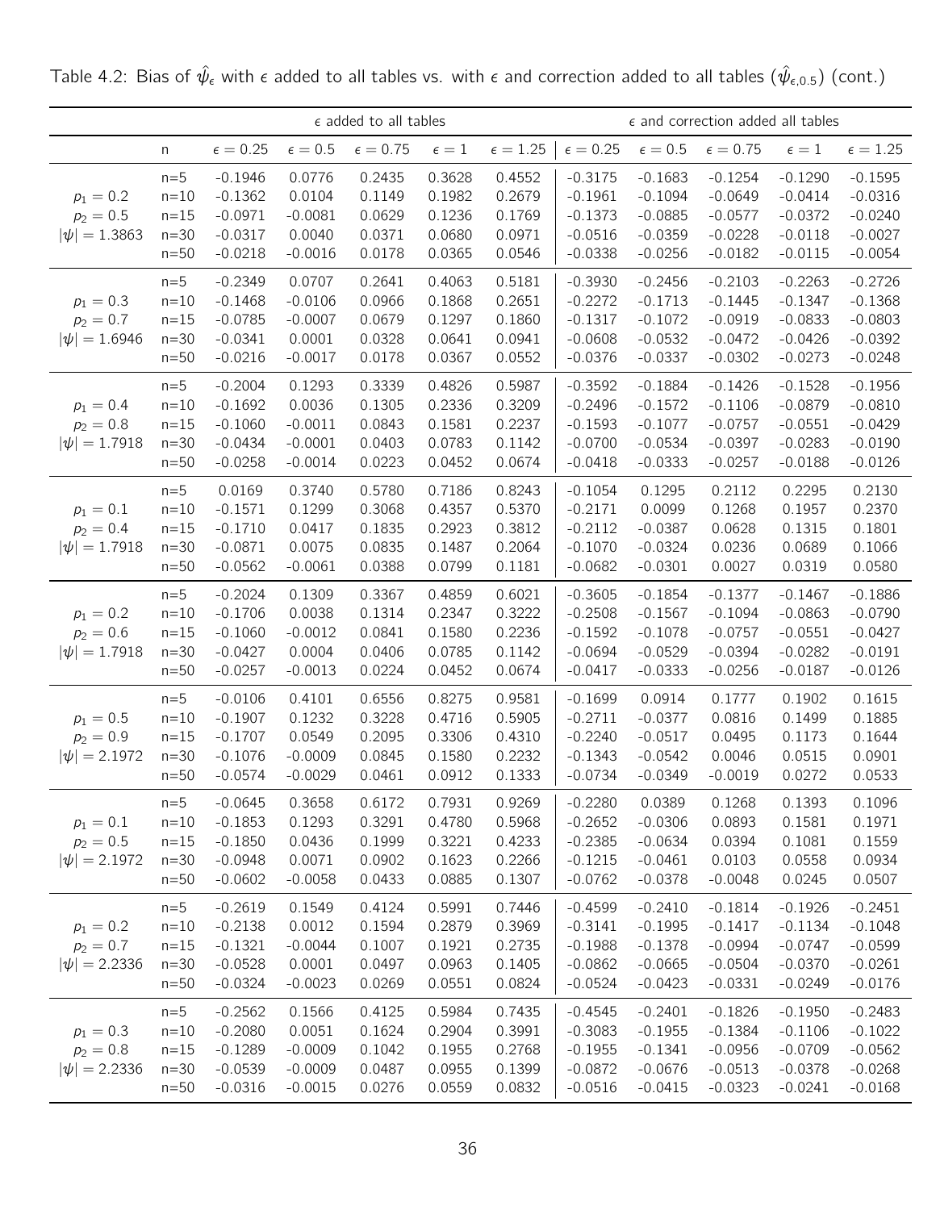Table 4.2: Bias of $\hat{\psi}_\epsilon$ with $\epsilon$ added to all tables vs. with $\epsilon$ and correction added to all tables ($\hat{\psi}_{\epsilon,0.5}$) (cont.)

| | | $\epsilon$ added to all tables | | | | | $\epsilon$ and correction added all tables | | | | |
|---|---|---|---|---|---|---|---|---|---|---|---|
| | n | $\epsilon = 0.25$ | $\epsilon = 0.5$ | $\epsilon = 0.75$ | $\epsilon = 1$ | $\epsilon = 1.25$ | $\epsilon = 0.25$ | $\epsilon = 0.5$ | $\epsilon = 0.75$ | $\epsilon = 1$ | $\epsilon = 1.25$ |
| | n=5 | -0.1946 | 0.0776 | 0.2435 | 0.3628 | 0.4552 | -0.3175 | -0.1683 | -0.1254 | -0.1290 | -0.1595 |
| $p_1 = 0.2$ | n=10 | -0.1362 | 0.0104 | 0.1149 | 0.1982 | 0.2679 | -0.1961 | -0.1094 | -0.0649 | -0.0414 | -0.0316 |
| $p_2 = 0.5$ | n=15 | -0.0971 | -0.0081 | 0.0629 | 0.1236 | 0.1769 | -0.1373 | -0.0885 | -0.0577 | -0.0372 | -0.0240 |
| $\|\psi\| = 1.3863$ | n=30 | -0.0317 | 0.0040 | 0.0371 | 0.0680 | 0.0971 | -0.0516 | -0.0359 | -0.0228 | -0.0118 | -0.0027 |
| | n=50 | -0.0218 | -0.0016 | 0.0178 | 0.0365 | 0.0546 | -0.0338 | -0.0256 | -0.0182 | -0.0115 | -0.0054 |
| | n=5 | -0.2349 | 0.0707 | 0.2641 | 0.4063 | 0.5181 | -0.3930 | -0.2456 | -0.2103 | -0.2263 | -0.2726 |
| $p_1 = 0.3$ | n=10 | -0.1468 | -0.0106 | 0.0966 | 0.1868 | 0.2651 | -0.2272 | -0.1713 | -0.1445 | -0.1347 | -0.1368 |
| $p_2 = 0.7$ | n=15 | -0.0785 | -0.0007 | 0.0679 | 0.1297 | 0.1860 | -0.1317 | -0.1072 | -0.0919 | -0.0833 | -0.0803 |
| $\|\psi\| = 1.6946$ | n=30 | -0.0341 | 0.0001 | 0.0328 | 0.0641 | 0.0941 | -0.0608 | -0.0532 | -0.0472 | -0.0426 | -0.0392 |
| | n=50 | -0.0216 | -0.0017 | 0.0178 | 0.0367 | 0.0552 | -0.0376 | -0.0337 | -0.0302 | -0.0273 | -0.0248 |
| | n=5 | -0.2004 | 0.1293 | 0.3339 | 0.4826 | 0.5987 | -0.3592 | -0.1884 | -0.1426 | -0.1528 | -0.1956 |
| $p_1 = 0.4$ | n=10 | -0.1692 | 0.0036 | 0.1305 | 0.2336 | 0.3209 | -0.2496 | -0.1572 | -0.1106 | -0.0879 | -0.0810 |
| $p_2 = 0.8$ | n=15 | -0.1060 | -0.0011 | 0.0843 | 0.1581 | 0.2237 | -0.1593 | -0.1077 | -0.0757 | -0.0551 | -0.0429 |
| $\|\psi\| = 1.7918$ | n=30 | -0.0434 | -0.0001 | 0.0403 | 0.0783 | 0.1142 | -0.0700 | -0.0534 | -0.0397 | -0.0283 | -0.0190 |
| | n=50 | -0.0258 | -0.0014 | 0.0223 | 0.0452 | 0.0674 | -0.0418 | -0.0333 | -0.0257 | -0.0188 | -0.0126 |
| | n=5 | 0.0169 | 0.3740 | 0.5780 | 0.7186 | 0.8243 | -0.1054 | 0.1295 | 0.2112 | 0.2295 | 0.2130 |
| $p_1 = 0.1$ | n=10 | -0.1571 | 0.1299 | 0.3068 | 0.4357 | 0.5370 | -0.2171 | 0.0099 | 0.1268 | 0.1957 | 0.2370 |
| $p_2 = 0.4$ | n=15 | -0.1710 | 0.0417 | 0.1835 | 0.2923 | 0.3812 | -0.2112 | -0.0387 | 0.0628 | 0.1315 | 0.1801 |
| $\|\psi\| = 1.7918$ | n=30 | -0.0871 | 0.0075 | 0.0835 | 0.1487 | 0.2064 | -0.1070 | -0.0324 | 0.0236 | 0.0689 | 0.1066 |
| | n=50 | -0.0562 | -0.0061 | 0.0388 | 0.0799 | 0.1181 | -0.0682 | -0.0301 | 0.0027 | 0.0319 | 0.0580 |
| | n=5 | -0.2024 | 0.1309 | 0.3367 | 0.4859 | 0.6021 | -0.3605 | -0.1854 | -0.1377 | -0.1467 | -0.1886 |
| $p_1 = 0.2$ | n=10 | -0.1706 | 0.0038 | 0.1314 | 0.2347 | 0.3222 | -0.2508 | -0.1567 | -0.1094 | -0.0863 | -0.0790 |
| $p_2 = 0.6$ | n=15 | -0.1060 | -0.0012 | 0.0841 | 0.1580 | 0.2236 | -0.1592 | -0.1078 | -0.0757 | -0.0551 | -0.0427 |
| $\|\psi\| = 1.7918$ | n=30 | -0.0427 | 0.0004 | 0.0406 | 0.0785 | 0.1142 | -0.0694 | -0.0529 | -0.0394 | -0.0282 | -0.0191 |
| | n=50 | -0.0257 | -0.0013 | 0.0224 | 0.0452 | 0.0674 | -0.0417 | -0.0333 | -0.0256 | -0.0187 | -0.0126 |
| | n=5 | -0.0106 | 0.4101 | 0.6556 | 0.8275 | 0.9581 | -0.1699 | 0.0914 | 0.1777 | 0.1902 | 0.1615 |
| $p_1 = 0.5$ | n=10 | -0.1907 | 0.1232 | 0.3228 | 0.4716 | 0.5905 | -0.2711 | -0.0377 | 0.0816 | 0.1499 | 0.1885 |
| $p_2 = 0.9$ | n=15 | -0.1707 | 0.0549 | 0.2095 | 0.3306 | 0.4310 | -0.2240 | -0.0517 | 0.0495 | 0.1173 | 0.1644 |
| $\|\psi\| = 2.1972$ | n=30 | -0.1076 | -0.0009 | 0.0845 | 0.1580 | 0.2232 | -0.1343 | -0.0542 | 0.0046 | 0.0515 | 0.0901 |
| | n=50 | -0.0574 | -0.0029 | 0.0461 | 0.0912 | 0.1333 | -0.0734 | -0.0349 | -0.0019 | 0.0272 | 0.0533 |
| | n=5 | -0.0645 | 0.3658 | 0.6172 | 0.7931 | 0.9269 | -0.2280 | 0.0389 | 0.1268 | 0.1393 | 0.1096 |
| $p_1 = 0.1$ | n=10 | -0.1853 | 0.1293 | 0.3291 | 0.4780 | 0.5968 | -0.2652 | -0.0306 | 0.0893 | 0.1581 | 0.1971 |
| $p_2 = 0.5$ | n=15 | -0.1850 | 0.0436 | 0.1999 | 0.3221 | 0.4233 | -0.2385 | -0.0634 | 0.0394 | 0.1081 | 0.1559 |
| $\|\psi\| = 2.1972$ | n=30 | -0.0948 | 0.0071 | 0.0902 | 0.1623 | 0.2266 | -0.1215 | -0.0461 | 0.0103 | 0.0558 | 0.0934 |
| | n=50 | -0.0602 | -0.0058 | 0.0433 | 0.0885 | 0.1307 | -0.0762 | -0.0378 | -0.0048 | 0.0245 | 0.0507 |
| | n=5 | -0.2619 | 0.1549 | 0.4124 | 0.5991 | 0.7446 | -0.4599 | -0.2410 | -0.1814 | -0.1926 | -0.2451 |
| $p_1 = 0.2$ | n=10 | -0.2138 | 0.0012 | 0.1594 | 0.2879 | 0.3969 | -0.3141 | -0.1995 | -0.1417 | -0.1134 | -0.1048 |
| $p_2 = 0.7$ | n=15 | -0.1321 | -0.0044 | 0.1007 | 0.1921 | 0.2735 | -0.1988 | -0.1378 | -0.0994 | -0.0747 | -0.0599 |
| $\|\psi\| = 2.2336$ | n=30 | -0.0528 | 0.0001 | 0.0497 | 0.0963 | 0.1405 | -0.0862 | -0.0665 | -0.0504 | -0.0370 | -0.0261 |
| | n=50 | -0.0324 | -0.0023 | 0.0269 | 0.0551 | 0.0824 | -0.0524 | -0.0423 | -0.0331 | -0.0249 | -0.0176 |
| | n=5 | -0.2562 | 0.1566 | 0.4125 | 0.5984 | 0.7435 | -0.4545 | -0.2401 | -0.1826 | -0.1950 | -0.2483 |
| $p_1 = 0.3$ | n=10 | -0.2080 | 0.0051 | 0.1624 | 0.2904 | 0.3991 | -0.3083 | -0.1955 | -0.1384 | -0.1106 | -0.1022 |
| $p_2 = 0.8$ | n=15 | -0.1289 | -0.0009 | 0.1042 | 0.1955 | 0.2768 | -0.1955 | -0.1341 | -0.0956 | -0.0709 | -0.0562 |
| $\|\psi\| = 2.2336$ | n=30 | -0.0539 | -0.0009 | 0.0487 | 0.0955 | 0.1399 | -0.0872 | -0.0676 | -0.0513 | -0.0378 | -0.0268 |
| | n=50 | -0.0316 | -0.0015 | 0.0276 | 0.0559 | 0.0832 | -0.0516 | -0.0415 | -0.0323 | -0.0241 | -0.0168 |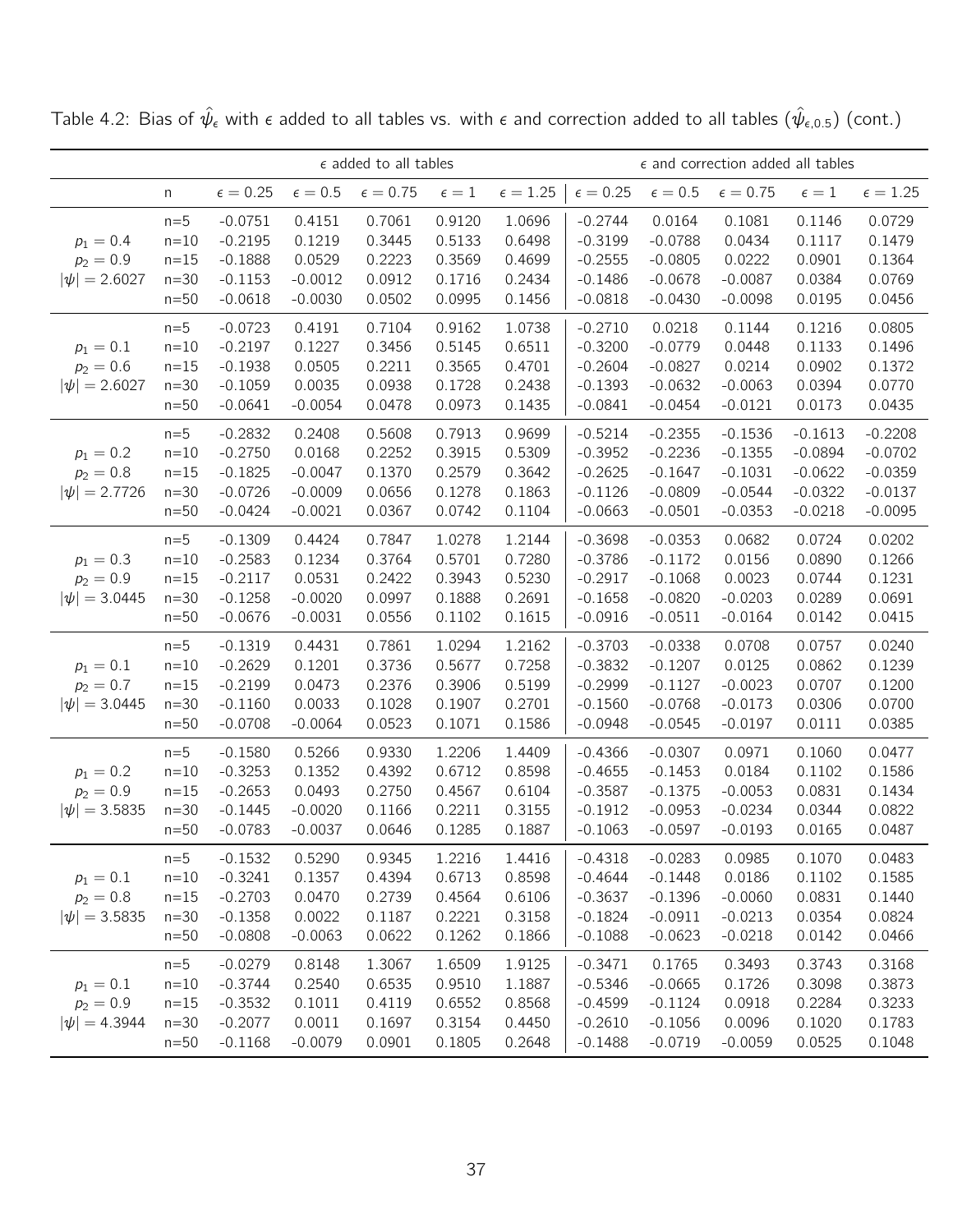Table 4.2: Bias of $\hat{\psi}_\epsilon$ with $\epsilon$ added to all tables vs. with $\epsilon$ and correction added to all tables ($\hat{\psi}_{\epsilon,0.5}$) (cont.)

| | | $\epsilon$ added to all tables | | | | | $\epsilon$ and correction added all tables | | | | |
|---|---|---|---|---|---|---|---|---|---|---|---|
| | n | $\epsilon = 0.25$ | $\epsilon = 0.5$ | $\epsilon = 0.75$ | $\epsilon = 1$ | $\epsilon = 1.25$ | $\epsilon = 0.25$ | $\epsilon = 0.5$ | $\epsilon = 0.75$ | $\epsilon = 1$ | $\epsilon = 1.25$ |
| $p_1 = 0.4$ $p_2 = 0.9$ $\lvert\psi\rvert = 2.6027$ | n=5 | -0.0751 | 0.4151 | 0.7061 | 0.9120 | 1.0696 | -0.2744 | 0.0164 | 0.1081 | 0.1146 | 0.0729 |
| | n=10 | -0.2195 | 0.1219 | 0.3445 | 0.5133 | 0.6498 | -0.3199 | -0.0788 | 0.0434 | 0.1117 | 0.1479 |
| | n=15 | -0.1888 | 0.0529 | 0.2223 | 0.3569 | 0.4699 | -0.2555 | -0.0805 | 0.0222 | 0.0901 | 0.1364 |
| | n=30 | -0.1153 | -0.0012 | 0.0912 | 0.1716 | 0.2434 | -0.1486 | -0.0678 | -0.0087 | 0.0384 | 0.0769 |
| | n=50 | -0.0618 | -0.0030 | 0.0502 | 0.0995 | 0.1456 | -0.0818 | -0.0430 | -0.0098 | 0.0195 | 0.0456 |
| $p_1 = 0.1$ $p_2 = 0.6$ $\lvert\psi\rvert = 2.6027$ | n=5 | -0.0723 | 0.4191 | 0.7104 | 0.9162 | 1.0738 | -0.2710 | 0.0218 | 0.1144 | 0.1216 | 0.0805 |
| | n=10 | -0.2197 | 0.1227 | 0.3456 | 0.5145 | 0.6511 | -0.3200 | -0.0779 | 0.0448 | 0.1133 | 0.1496 |
| | n=15 | -0.1938 | 0.0505 | 0.2211 | 0.3565 | 0.4701 | -0.2604 | -0.0827 | 0.0214 | 0.0902 | 0.1372 |
| | n=30 | -0.1059 | 0.0035 | 0.0938 | 0.1728 | 0.2438 | -0.1393 | -0.0632 | -0.0063 | 0.0394 | 0.0770 |
| | n=50 | -0.0641 | -0.0054 | 0.0478 | 0.0973 | 0.1435 | -0.0841 | -0.0454 | -0.0121 | 0.0173 | 0.0435 |
| $p_1 = 0.2$ $p_2 = 0.8$ $\lvert\psi\rvert = 2.7726$ | n=5 | -0.2832 | 0.2408 | 0.5608 | 0.7913 | 0.9699 | -0.5214 | -0.2355 | -0.1536 | -0.1613 | -0.2208 |
| | n=10 | -0.2750 | 0.0168 | 0.2252 | 0.3915 | 0.5309 | -0.3952 | -0.2236 | -0.1355 | -0.0894 | -0.0702 |
| | n=15 | -0.1825 | -0.0047 | 0.1370 | 0.2579 | 0.3642 | -0.2625 | -0.1647 | -0.1031 | -0.0622 | -0.0359 |
| | n=30 | -0.0726 | -0.0009 | 0.0656 | 0.1278 | 0.1863 | -0.1126 | -0.0809 | -0.0544 | -0.0322 | -0.0137 |
| | n=50 | -0.0424 | -0.0021 | 0.0367 | 0.0742 | 0.1104 | -0.0663 | -0.0501 | -0.0353 | -0.0218 | -0.0095 |
| $p_1 = 0.3$ $p_2 = 0.9$ $\lvert\psi\rvert = 3.0445$ | n=5 | -0.1309 | 0.4424 | 0.7847 | 1.0278 | 1.2144 | -0.3698 | -0.0353 | 0.0682 | 0.0724 | 0.0202 |
| | n=10 | -0.2583 | 0.1234 | 0.3764 | 0.5701 | 0.7280 | -0.3786 | -0.1172 | 0.0156 | 0.0890 | 0.1266 |
| | n=15 | -0.2117 | 0.0531 | 0.2422 | 0.3943 | 0.5230 | -0.2917 | -0.1068 | 0.0023 | 0.0744 | 0.1231 |
| | n=30 | -0.1258 | -0.0020 | 0.0997 | 0.1888 | 0.2691 | -0.1658 | -0.0820 | -0.0203 | 0.0289 | 0.0691 |
| | n=50 | -0.0676 | -0.0031 | 0.0556 | 0.1102 | 0.1615 | -0.0916 | -0.0511 | -0.0164 | 0.0142 | 0.0415 |
| $p_1 = 0.1$ $p_2 = 0.7$ $\lvert\psi\rvert = 3.0445$ | n=5 | -0.1319 | 0.4431 | 0.7861 | 1.0294 | 1.2162 | -0.3703 | -0.0338 | 0.0708 | 0.0757 | 0.0240 |
| | n=10 | -0.2629 | 0.1201 | 0.3736 | 0.5677 | 0.7258 | -0.3832 | -0.1207 | 0.0125 | 0.0862 | 0.1239 |
| | n=15 | -0.2199 | 0.0473 | 0.2376 | 0.3906 | 0.5199 | -0.2999 | -0.1127 | -0.0023 | 0.0707 | 0.1200 |
| | n=30 | -0.1160 | 0.0033 | 0.1028 | 0.1907 | 0.2701 | -0.1560 | -0.0768 | -0.0173 | 0.0306 | 0.0700 |
| | n=50 | -0.0708 | -0.0064 | 0.0523 | 0.1071 | 0.1586 | -0.0948 | -0.0545 | -0.0197 | 0.0111 | 0.0385 |
| $p_1 = 0.2$ $p_2 = 0.9$ $\lvert\psi\rvert = 3.5835$ | n=5 | -0.1580 | 0.5266 | 0.9330 | 1.2206 | 1.4409 | -0.4366 | -0.0307 | 0.0971 | 0.1060 | 0.0477 |
| | n=10 | -0.3253 | 0.1352 | 0.4392 | 0.6712 | 0.8598 | -0.4655 | -0.1453 | 0.0184 | 0.1102 | 0.1586 |
| | n=15 | -0.2653 | 0.0493 | 0.2750 | 0.4567 | 0.6104 | -0.3587 | -0.1375 | -0.0053 | 0.0831 | 0.1434 |
| | n=30 | -0.1445 | -0.0020 | 0.1166 | 0.2211 | 0.3155 | -0.1912 | -0.0953 | -0.0234 | 0.0344 | 0.0822 |
| | n=50 | -0.0783 | -0.0037 | 0.0646 | 0.1285 | 0.1887 | -0.1063 | -0.0597 | -0.0193 | 0.0165 | 0.0487 |
| $p_1 = 0.1$ $p_2 = 0.8$ $\lvert\psi\rvert = 3.5835$ | n=5 | -0.1532 | 0.5290 | 0.9345 | 1.2216 | 1.4416 | -0.4318 | -0.0283 | 0.0985 | 0.1070 | 0.0483 |
| | n=10 | -0.3241 | 0.1357 | 0.4394 | 0.6713 | 0.8598 | -0.4644 | -0.1448 | 0.0186 | 0.1102 | 0.1585 |
| | n=15 | -0.2703 | 0.0470 | 0.2739 | 0.4564 | 0.6106 | -0.3637 | -0.1396 | -0.0060 | 0.0831 | 0.1440 |
| | n=30 | -0.1358 | 0.0022 | 0.1187 | 0.2221 | 0.3158 | -0.1824 | -0.0911 | -0.0213 | 0.0354 | 0.0824 |
| | n=50 | -0.0808 | -0.0063 | 0.0622 | 0.1262 | 0.1866 | -0.1088 | -0.0623 | -0.0218 | 0.0142 | 0.0466 |
| $p_1 = 0.1$ $p_2 = 0.9$ $\lvert\psi\rvert = 4.3944$ | n=5 | -0.0279 | 0.8148 | 1.3067 | 1.6509 | 1.9125 | -0.3471 | 0.1765 | 0.3493 | 0.3743 | 0.3168 |
| | n=10 | -0.3744 | 0.2540 | 0.6535 | 0.9510 | 1.1887 | -0.5346 | -0.0665 | 0.1726 | 0.3098 | 0.3873 |
| | n=15 | -0.3532 | 0.1011 | 0.4119 | 0.6552 | 0.8568 | -0.4599 | -0.1124 | 0.0918 | 0.2284 | 0.3233 |
| | n=30 | -0.2077 | 0.0011 | 0.1697 | 0.3154 | 0.4450 | -0.2610 | -0.1056 | 0.0096 | 0.1020 | 0.1783 |
| | n=50 | -0.1168 | -0.0079 | 0.0901 | 0.1805 | 0.2648 | -0.1488 | -0.0719 | -0.0059 | 0.0525 | 0.1048 |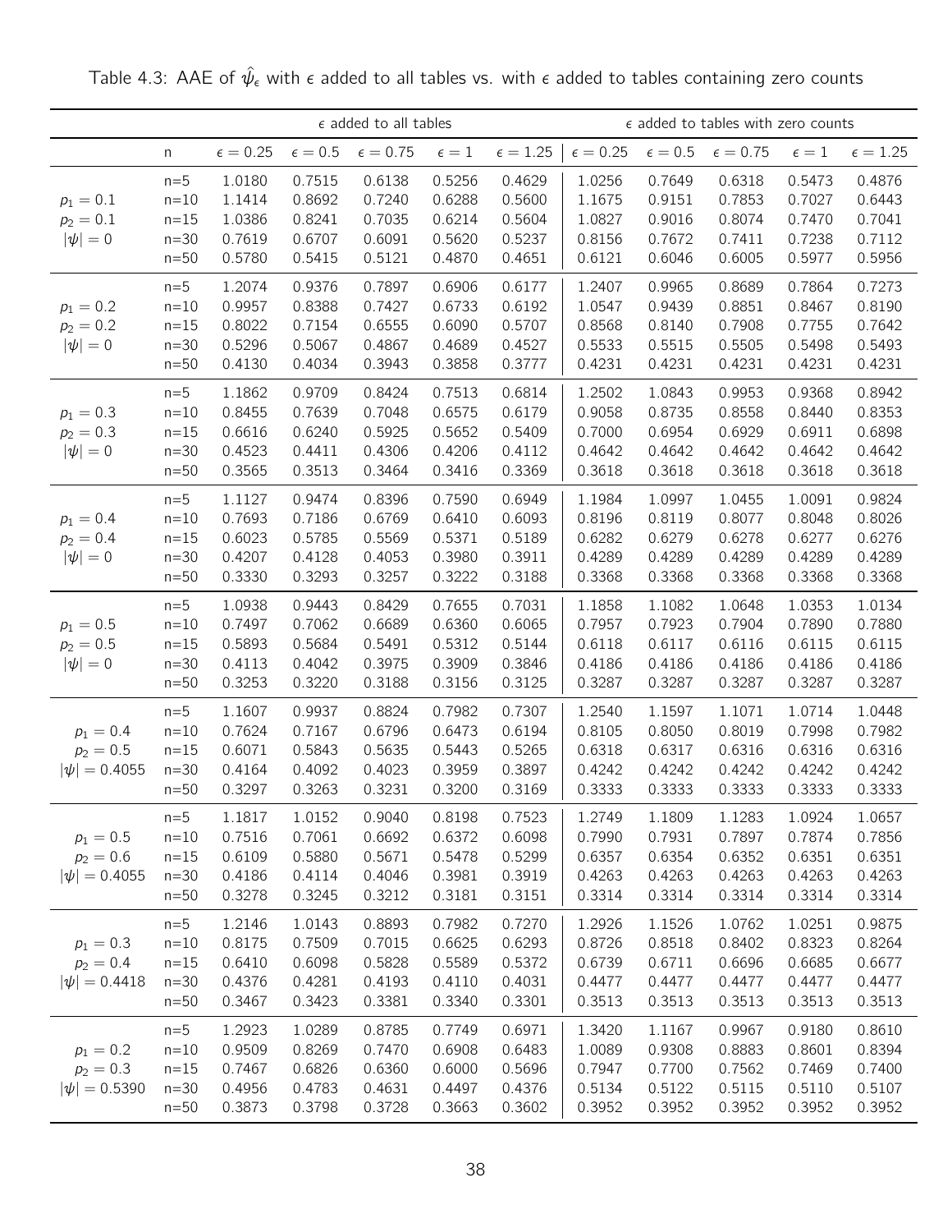Table 4.3: AAE of $\hat{\psi}_\epsilon$ with $\epsilon$ added to all tables vs. with $\epsilon$ added to tables containing zero counts

| | | $\epsilon$ added to all tables | | | | | $\epsilon$ added to tables with zero counts | | | | |
|---|---|---|---|---|---|---|---|---|---|---|---|
| | n | $\epsilon = 0.25$ | $\epsilon = 0.5$ | $\epsilon = 0.75$ | $\epsilon = 1$ | $\epsilon = 1.25$ | $\epsilon = 0.25$ | $\epsilon = 0.5$ | $\epsilon = 0.75$ | $\epsilon = 1$ | $\epsilon = 1.25$ |
| $p_1 = 0.1$, $p_2 = 0.1$, $\lvert\psi\rvert = 0$ | n=5 | 1.0180 | 0.7515 | 0.6138 | 0.5256 | 0.4629 | 1.0256 | 0.7649 | 0.6318 | 0.5473 | 0.4876 |
| | n=10 | 1.1414 | 0.8692 | 0.7240 | 0.6288 | 0.5600 | 1.1675 | 0.9151 | 0.7853 | 0.7027 | 0.6443 |
| | n=15 | 1.0386 | 0.8241 | 0.7035 | 0.6214 | 0.5604 | 1.0827 | 0.9016 | 0.8074 | 0.7470 | 0.7041 |
| | n=30 | 0.7619 | 0.6707 | 0.6091 | 0.5620 | 0.5237 | 0.8156 | 0.7672 | 0.7411 | 0.7238 | 0.7112 |
| | n=50 | 0.5780 | 0.5415 | 0.5121 | 0.4870 | 0.4651 | 0.6121 | 0.6046 | 0.6005 | 0.5977 | 0.5956 |
| $p_1 = 0.2$, $p_2 = 0.2$, $\lvert\psi\rvert = 0$ | n=5 | 1.2074 | 0.9376 | 0.7897 | 0.6906 | 0.6177 | 1.2407 | 0.9965 | 0.8689 | 0.7864 | 0.7273 |
| | n=10 | 0.9957 | 0.8388 | 0.7427 | 0.6733 | 0.6192 | 1.0547 | 0.9439 | 0.8851 | 0.8467 | 0.8190 |
| | n=15 | 0.8022 | 0.7154 | 0.6555 | 0.6090 | 0.5707 | 0.8568 | 0.8140 | 0.7908 | 0.7755 | 0.7642 |
| | n=30 | 0.5296 | 0.5067 | 0.4867 | 0.4689 | 0.4527 | 0.5533 | 0.5515 | 0.5505 | 0.5498 | 0.5493 |
| | n=50 | 0.4130 | 0.4034 | 0.3943 | 0.3858 | 0.3777 | 0.4231 | 0.4231 | 0.4231 | 0.4231 | 0.4231 |
| $p_1 = 0.3$, $p_2 = 0.3$, $\lvert\psi\rvert = 0$ | n=5 | 1.1862 | 0.9709 | 0.8424 | 0.7513 | 0.6814 | 1.2502 | 1.0843 | 0.9953 | 0.9368 | 0.8942 |
| | n=10 | 0.8455 | 0.7639 | 0.7048 | 0.6575 | 0.6179 | 0.9058 | 0.8735 | 0.8558 | 0.8440 | 0.8353 |
| | n=15 | 0.6616 | 0.6240 | 0.5925 | 0.5652 | 0.5409 | 0.7000 | 0.6954 | 0.6929 | 0.6911 | 0.6898 |
| | n=30 | 0.4523 | 0.4411 | 0.4306 | 0.4206 | 0.4112 | 0.4642 | 0.4642 | 0.4642 | 0.4642 | 0.4642 |
| | n=50 | 0.3565 | 0.3513 | 0.3464 | 0.3416 | 0.3369 | 0.3618 | 0.3618 | 0.3618 | 0.3618 | 0.3618 |
| $p_1 = 0.4$, $p_2 = 0.4$, $\lvert\psi\rvert = 0$ | n=5 | 1.1127 | 0.9474 | 0.8396 | 0.7590 | 0.6949 | 1.1984 | 1.0997 | 1.0455 | 1.0091 | 0.9824 |
| | n=10 | 0.7693 | 0.7186 | 0.6769 | 0.6410 | 0.6093 | 0.8196 | 0.8119 | 0.8077 | 0.8048 | 0.8026 |
| | n=15 | 0.6023 | 0.5785 | 0.5569 | 0.5371 | 0.5189 | 0.6282 | 0.6279 | 0.6278 | 0.6277 | 0.6276 |
| | n=30 | 0.4207 | 0.4128 | 0.4053 | 0.3980 | 0.3911 | 0.4289 | 0.4289 | 0.4289 | 0.4289 | 0.4289 |
| | n=50 | 0.3330 | 0.3293 | 0.3257 | 0.3222 | 0.3188 | 0.3368 | 0.3368 | 0.3368 | 0.3368 | 0.3368 |
| $p_1 = 0.5$, $p_2 = 0.5$, $\lvert\psi\rvert = 0$ | n=5 | 1.0938 | 0.9443 | 0.8429 | 0.7655 | 0.7031 | 1.1858 | 1.1082 | 1.0648 | 1.0353 | 1.0134 |
| | n=10 | 0.7497 | 0.7062 | 0.6689 | 0.6360 | 0.6065 | 0.7957 | 0.7923 | 0.7904 | 0.7890 | 0.7880 |
| | n=15 | 0.5893 | 0.5684 | 0.5491 | 0.5312 | 0.5144 | 0.6118 | 0.6117 | 0.6116 | 0.6115 | 0.6115 |
| | n=30 | 0.4113 | 0.4042 | 0.3975 | 0.3909 | 0.3846 | 0.4186 | 0.4186 | 0.4186 | 0.4186 | 0.4186 |
| | n=50 | 0.3253 | 0.3220 | 0.3188 | 0.3156 | 0.3125 | 0.3287 | 0.3287 | 0.3287 | 0.3287 | 0.3287 |
| $p_1 = 0.4$, $p_2 = 0.5$, $\lvert\psi\rvert = 0.4055$ | n=5 | 1.1607 | 0.9937 | 0.8824 | 0.7982 | 0.7307 | 1.2540 | 1.1597 | 1.1071 | 1.0714 | 1.0448 |
| | n=10 | 0.7624 | 0.7167 | 0.6796 | 0.6473 | 0.6194 | 0.8105 | 0.8050 | 0.8019 | 0.7998 | 0.7982 |
| | n=15 | 0.6071 | 0.5843 | 0.5635 | 0.5443 | 0.5265 | 0.6318 | 0.6317 | 0.6316 | 0.6316 | 0.6316 |
| | n=30 | 0.4164 | 0.4092 | 0.4023 | 0.3959 | 0.3897 | 0.4242 | 0.4242 | 0.4242 | 0.4242 | 0.4242 |
| | n=50 | 0.3297 | 0.3263 | 0.3231 | 0.3200 | 0.3169 | 0.3333 | 0.3333 | 0.3333 | 0.3333 | 0.3333 |
| $p_1 = 0.5$, $p_2 = 0.6$, $\lvert\psi\rvert = 0.4055$ | n=5 | 1.1817 | 1.0152 | 0.9040 | 0.8198 | 0.7523 | 1.2749 | 1.1809 | 1.1283 | 1.0924 | 1.0657 |
| | n=10 | 0.7516 | 0.7061 | 0.6692 | 0.6372 | 0.6098 | 0.7990 | 0.7931 | 0.7897 | 0.7874 | 0.7856 |
| | n=15 | 0.6109 | 0.5880 | 0.5671 | 0.5478 | 0.5299 | 0.6357 | 0.6354 | 0.6352 | 0.6351 | 0.6351 |
| | n=30 | 0.4186 | 0.4114 | 0.4046 | 0.3981 | 0.3919 | 0.4263 | 0.4263 | 0.4263 | 0.4263 | 0.4263 |
| | n=50 | 0.3278 | 0.3245 | 0.3212 | 0.3181 | 0.3151 | 0.3314 | 0.3314 | 0.3314 | 0.3314 | 0.3314 |
| $p_1 = 0.3$, $p_2 = 0.4$, $\lvert\psi\rvert = 0.4418$ | n=5 | 1.2146 | 1.0143 | 0.8893 | 0.7982 | 0.7270 | 1.2926 | 1.1526 | 1.0762 | 1.0251 | 0.9875 |
| | n=10 | 0.8175 | 0.7509 | 0.7015 | 0.6625 | 0.6293 | 0.8726 | 0.8518 | 0.8402 | 0.8323 | 0.8264 |
| | n=15 | 0.6410 | 0.6098 | 0.5828 | 0.5589 | 0.5372 | 0.6739 | 0.6711 | 0.6696 | 0.6685 | 0.6677 |
| | n=30 | 0.4376 | 0.4281 | 0.4193 | 0.4110 | 0.4031 | 0.4477 | 0.4477 | 0.4477 | 0.4477 | 0.4477 |
| | n=50 | 0.3467 | 0.3423 | 0.3381 | 0.3340 | 0.3301 | 0.3513 | 0.3513 | 0.3513 | 0.3513 | 0.3513 |
| $p_1 = 0.2$, $p_2 = 0.3$, $\lvert\psi\rvert = 0.5390$ | n=5 | 1.2923 | 1.0289 | 0.8785 | 0.7749 | 0.6971 | 1.3420 | 1.1167 | 0.9967 | 0.9180 | 0.8610 |
| | n=10 | 0.9509 | 0.8269 | 0.7470 | 0.6908 | 0.6483 | 1.0089 | 0.9308 | 0.8883 | 0.8601 | 0.8394 |
| | n=15 | 0.7467 | 0.6826 | 0.6360 | 0.6000 | 0.5696 | 0.7947 | 0.7700 | 0.7562 | 0.7469 | 0.7400 |
| | n=30 | 0.4956 | 0.4783 | 0.4631 | 0.4497 | 0.4376 | 0.5134 | 0.5122 | 0.5115 | 0.5110 | 0.5107 |
| | n=50 | 0.3873 | 0.3798 | 0.3728 | 0.3663 | 0.3602 | 0.3952 | 0.3952 | 0.3952 | 0.3952 | 0.3952 |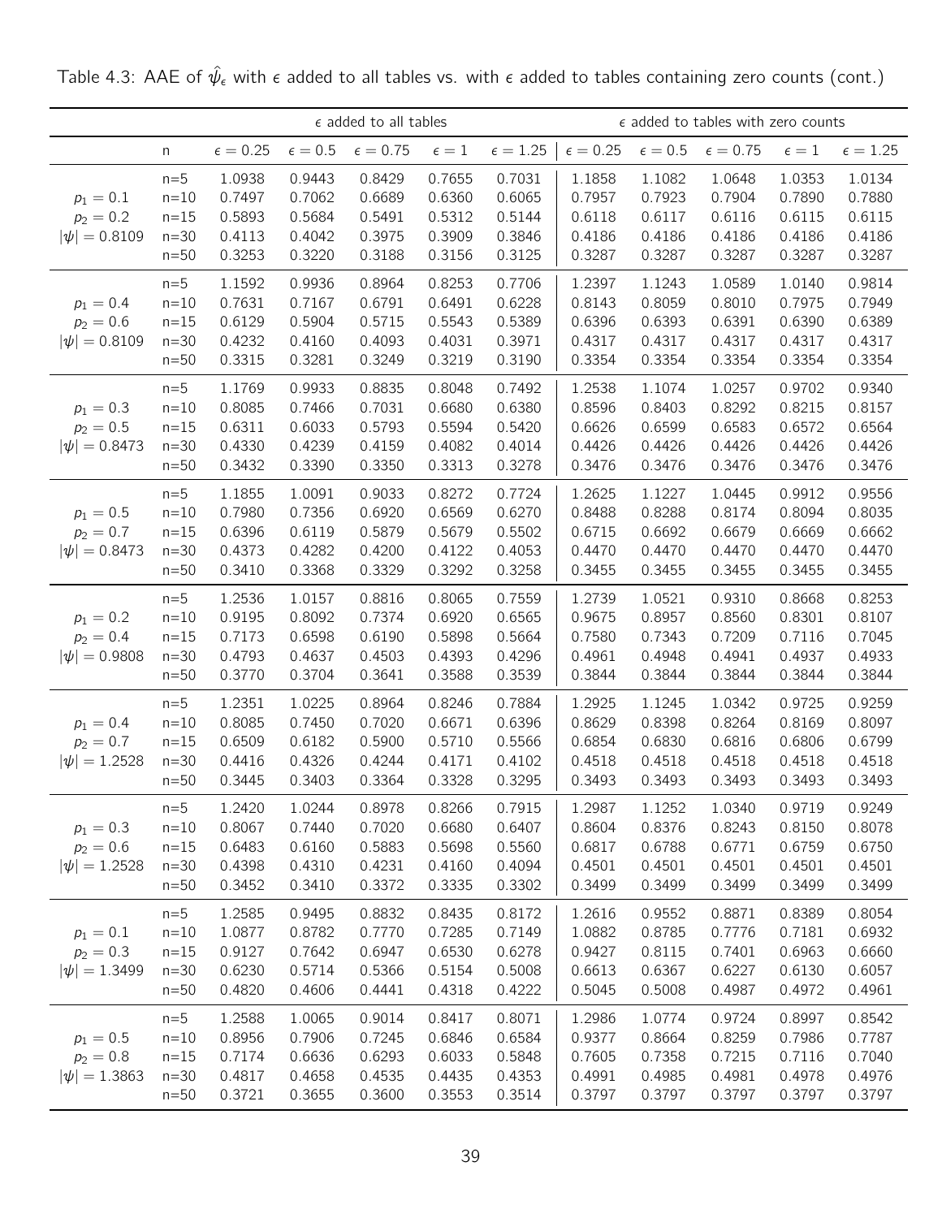Table 4.3: AAE of $\hat{\psi}_\epsilon$ with $\epsilon$ added to all tables vs. with $\epsilon$ added to tables containing zero counts (cont.)

| | | $\epsilon$ added to all tables | | | | | $\epsilon$ added to tables with zero counts | | | | |
|---|---|---|---|---|---|---|---|---|---|---|---|
| | n | $\epsilon = 0.25$ | $\epsilon = 0.5$ | $\epsilon = 0.75$ | $\epsilon = 1$ | $\epsilon = 1.25$ | $\epsilon = 0.25$ | $\epsilon = 0.5$ | $\epsilon = 0.75$ | $\epsilon = 1$ | $\epsilon = 1.25$ |
| | n=5 | 1.0938 | 0.9443 | 0.8429 | 0.7655 | 0.7031 | 1.1858 | 1.1082 | 1.0648 | 1.0353 | 1.0134 |
| $p_1 = 0.1$ | n=10 | 0.7497 | 0.7062 | 0.6689 | 0.6360 | 0.6065 | 0.7957 | 0.7923 | 0.7904 | 0.7890 | 0.7880 |
| $p_2 = 0.2$ | n=15 | 0.5893 | 0.5684 | 0.5491 | 0.5312 | 0.5144 | 0.6118 | 0.6117 | 0.6116 | 0.6115 | 0.6115 |
| $\lvert\psi\rvert = 0.8109$ | n=30 | 0.4113 | 0.4042 | 0.3975 | 0.3909 | 0.3846 | 0.4186 | 0.4186 | 0.4186 | 0.4186 | 0.4186 |
| | n=50 | 0.3253 | 0.3220 | 0.3188 | 0.3156 | 0.3125 | 0.3287 | 0.3287 | 0.3287 | 0.3287 | 0.3287 |
| | n=5 | 1.1592 | 0.9936 | 0.8964 | 0.8253 | 0.7706 | 1.2397 | 1.1243 | 1.0589 | 1.0140 | 0.9814 |
| $p_1 = 0.4$ | n=10 | 0.7631 | 0.7167 | 0.6791 | 0.6491 | 0.6228 | 0.8143 | 0.8059 | 0.8010 | 0.7975 | 0.7949 |
| $p_2 = 0.6$ | n=15 | 0.6129 | 0.5904 | 0.5715 | 0.5543 | 0.5389 | 0.6396 | 0.6393 | 0.6391 | 0.6390 | 0.6389 |
| $\lvert\psi\rvert = 0.8109$ | n=30 | 0.4232 | 0.4160 | 0.4093 | 0.4031 | 0.3971 | 0.4317 | 0.4317 | 0.4317 | 0.4317 | 0.4317 |
| | n=50 | 0.3315 | 0.3281 | 0.3249 | 0.3219 | 0.3190 | 0.3354 | 0.3354 | 0.3354 | 0.3354 | 0.3354 |
| | n=5 | 1.1769 | 0.9933 | 0.8835 | 0.8048 | 0.7492 | 1.2538 | 1.1074 | 1.0257 | 0.9702 | 0.9340 |
| $p_1 = 0.3$ | n=10 | 0.8085 | 0.7466 | 0.7031 | 0.6680 | 0.6380 | 0.8596 | 0.8403 | 0.8292 | 0.8215 | 0.8157 |
| $p_2 = 0.5$ | n=15 | 0.6311 | 0.6033 | 0.5793 | 0.5594 | 0.5420 | 0.6626 | 0.6599 | 0.6583 | 0.6572 | 0.6564 |
| $\lvert\psi\rvert = 0.8473$ | n=30 | 0.4330 | 0.4239 | 0.4159 | 0.4082 | 0.4014 | 0.4426 | 0.4426 | 0.4426 | 0.4426 | 0.4426 |
| | n=50 | 0.3432 | 0.3390 | 0.3350 | 0.3313 | 0.3278 | 0.3476 | 0.3476 | 0.3476 | 0.3476 | 0.3476 |
| | n=5 | 1.1855 | 1.0091 | 0.9033 | 0.8272 | 0.7724 | 1.2625 | 1.1227 | 1.0445 | 0.9912 | 0.9556 |
| $p_1 = 0.5$ | n=10 | 0.7980 | 0.7356 | 0.6920 | 0.6569 | 0.6270 | 0.8488 | 0.8288 | 0.8174 | 0.8094 | 0.8035 |
| $p_2 = 0.7$ | n=15 | 0.6396 | 0.6119 | 0.5879 | 0.5679 | 0.5502 | 0.6715 | 0.6692 | 0.6679 | 0.6669 | 0.6662 |
| $\lvert\psi\rvert = 0.8473$ | n=30 | 0.4373 | 0.4282 | 0.4200 | 0.4122 | 0.4053 | 0.4470 | 0.4470 | 0.4470 | 0.4470 | 0.4470 |
| | n=50 | 0.3410 | 0.3368 | 0.3329 | 0.3292 | 0.3258 | 0.3455 | 0.3455 | 0.3455 | 0.3455 | 0.3455 |
| | n=5 | 1.2536 | 1.0157 | 0.8816 | 0.8065 | 0.7559 | 1.2739 | 1.0521 | 0.9310 | 0.8668 | 0.8253 |
| $p_1 = 0.2$ | n=10 | 0.9195 | 0.8092 | 0.7374 | 0.6920 | 0.6565 | 0.9675 | 0.8957 | 0.8560 | 0.8301 | 0.8107 |
| $p_2 = 0.4$ | n=15 | 0.7173 | 0.6598 | 0.6190 | 0.5898 | 0.5664 | 0.7580 | 0.7343 | 0.7209 | 0.7116 | 0.7045 |
| $\lvert\psi\rvert = 0.9808$ | n=30 | 0.4793 | 0.4637 | 0.4503 | 0.4393 | 0.4296 | 0.4961 | 0.4948 | 0.4941 | 0.4937 | 0.4933 |
| | n=50 | 0.3770 | 0.3704 | 0.3641 | 0.3588 | 0.3539 | 0.3844 | 0.3844 | 0.3844 | 0.3844 | 0.3844 |
| | n=5 | 1.2351 | 1.0225 | 0.8964 | 0.8246 | 0.7884 | 1.2925 | 1.1245 | 1.0342 | 0.9725 | 0.9259 |
| $p_1 = 0.4$ | n=10 | 0.8085 | 0.7450 | 0.7020 | 0.6671 | 0.6396 | 0.8629 | 0.8398 | 0.8264 | 0.8169 | 0.8097 |
| $p_2 = 0.7$ | n=15 | 0.6509 | 0.6182 | 0.5900 | 0.5710 | 0.5566 | 0.6854 | 0.6830 | 0.6816 | 0.6806 | 0.6799 |
| $\lvert\psi\rvert = 1.2528$ | n=30 | 0.4416 | 0.4326 | 0.4244 | 0.4171 | 0.4102 | 0.4518 | 0.4518 | 0.4518 | 0.4518 | 0.4518 |
| | n=50 | 0.3445 | 0.3403 | 0.3364 | 0.3328 | 0.3295 | 0.3493 | 0.3493 | 0.3493 | 0.3493 | 0.3493 |
| | n=5 | 1.2420 | 1.0244 | 0.8978 | 0.8266 | 0.7915 | 1.2987 | 1.1252 | 1.0340 | 0.9719 | 0.9249 |
| $p_1 = 0.3$ | n=10 | 0.8067 | 0.7440 | 0.7020 | 0.6680 | 0.6407 | 0.8604 | 0.8376 | 0.8243 | 0.8150 | 0.8078 |
| $p_2 = 0.6$ | n=15 | 0.6483 | 0.6160 | 0.5883 | 0.5698 | 0.5560 | 0.6817 | 0.6788 | 0.6771 | 0.6759 | 0.6750 |
| $\lvert\psi\rvert = 1.2528$ | n=30 | 0.4398 | 0.4310 | 0.4231 | 0.4160 | 0.4094 | 0.4501 | 0.4501 | 0.4501 | 0.4501 | 0.4501 |
| | n=50 | 0.3452 | 0.3410 | 0.3372 | 0.3335 | 0.3302 | 0.3499 | 0.3499 | 0.3499 | 0.3499 | 0.3499 |
| | n=5 | 1.2585 | 0.9495 | 0.8832 | 0.8435 | 0.8172 | 1.2616 | 0.9552 | 0.8871 | 0.8389 | 0.8054 |
| $p_1 = 0.1$ | n=10 | 1.0877 | 0.8782 | 0.7770 | 0.7285 | 0.7149 | 1.0882 | 0.8785 | 0.7776 | 0.7181 | 0.6932 |
| $p_2 = 0.3$ | n=15 | 0.9127 | 0.7642 | 0.6947 | 0.6530 | 0.6278 | 0.9427 | 0.8115 | 0.7401 | 0.6963 | 0.6660 |
| $\lvert\psi\rvert = 1.3499$ | n=30 | 0.6230 | 0.5714 | 0.5366 | 0.5154 | 0.5008 | 0.6613 | 0.6367 | 0.6227 | 0.6130 | 0.6057 |
| | n=50 | 0.4820 | 0.4606 | 0.4441 | 0.4318 | 0.4222 | 0.5045 | 0.5008 | 0.4987 | 0.4972 | 0.4961 |
| | n=5 | 1.2588 | 1.0065 | 0.9014 | 0.8417 | 0.8071 | 1.2986 | 1.0774 | 0.9724 | 0.8997 | 0.8542 |
| $p_1 = 0.5$ | n=10 | 0.8956 | 0.7906 | 0.7245 | 0.6846 | 0.6584 | 0.9377 | 0.8664 | 0.8259 | 0.7986 | 0.7787 |
| $p_2 = 0.8$ | n=15 | 0.7174 | 0.6636 | 0.6293 | 0.6033 | 0.5848 | 0.7605 | 0.7358 | 0.7215 | 0.7116 | 0.7040 |
| $\lvert\psi\rvert = 1.3863$ | n=30 | 0.4817 | 0.4658 | 0.4535 | 0.4435 | 0.4353 | 0.4991 | 0.4985 | 0.4981 | 0.4978 | 0.4976 |
| | n=50 | 0.3721 | 0.3655 | 0.3600 | 0.3553 | 0.3514 | 0.3797 | 0.3797 | 0.3797 | 0.3797 | 0.3797 |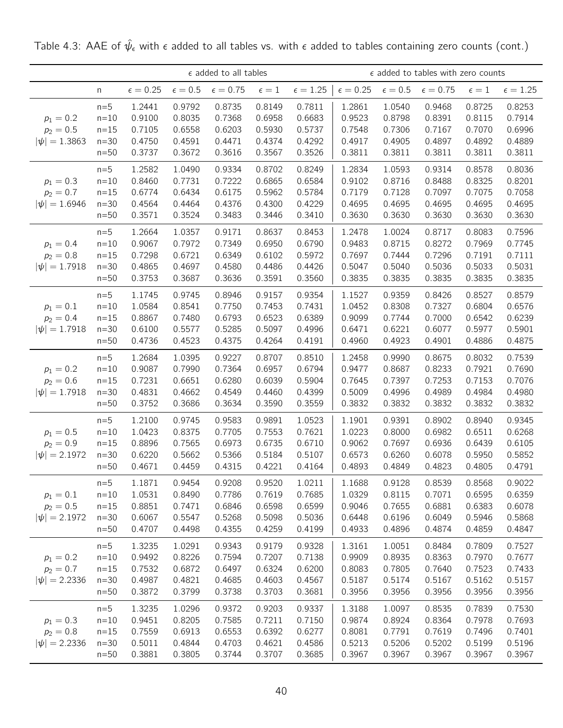Table 4.3: AAE of $\hat{\psi}_\epsilon$ with $\epsilon$ added to all tables vs. with $\epsilon$ added to tables containing zero counts (cont.)

| | | $\epsilon$ added to all tables | | | | | $\epsilon$ added to tables with zero counts | | | | |
|---|---|---|---|---|---|---|---|---|---|---|---|
| | n | $\epsilon = 0.25$ | $\epsilon = 0.5$ | $\epsilon = 0.75$ | $\epsilon = 1$ | $\epsilon = 1.25$ | $\epsilon = 0.25$ | $\epsilon = 0.5$ | $\epsilon = 0.75$ | $\epsilon = 1$ | $\epsilon = 1.25$ |
| | n=5 | 1.2441 | 0.9792 | 0.8735 | 0.8149 | 0.7811 | 1.2861 | 1.0540 | 0.9468 | 0.8725 | 0.8253 |
| $p_1 = 0.2$ | n=10 | 0.9100 | 0.8035 | 0.7368 | 0.6958 | 0.6683 | 0.9523 | 0.8798 | 0.8391 | 0.8115 | 0.7914 |
| $p_2 = 0.5$ | n=15 | 0.7105 | 0.6558 | 0.6203 | 0.5930 | 0.5737 | 0.7548 | 0.7306 | 0.7167 | 0.7070 | 0.6996 |
| $\|\psi\| = 1.3863$ | n=30 | 0.4750 | 0.4591 | 0.4471 | 0.4374 | 0.4292 | 0.4917 | 0.4905 | 0.4897 | 0.4892 | 0.4889 |
| | n=50 | 0.3737 | 0.3672 | 0.3616 | 0.3567 | 0.3526 | 0.3811 | 0.3811 | 0.3811 | 0.3811 | 0.3811 |
| | n=5 | 1.2582 | 1.0490 | 0.9334 | 0.8702 | 0.8249 | 1.2834 | 1.0593 | 0.9314 | 0.8578 | 0.8036 |
| $p_1 = 0.3$ | n=10 | 0.8460 | 0.7731 | 0.7222 | 0.6865 | 0.6584 | 0.9102 | 0.8716 | 0.8488 | 0.8325 | 0.8201 |
| $p_2 = 0.7$ | n=15 | 0.6774 | 0.6434 | 0.6175 | 0.5962 | 0.5784 | 0.7179 | 0.7128 | 0.7097 | 0.7075 | 0.7058 |
| $\|\psi\| = 1.6946$ | n=30 | 0.4564 | 0.4464 | 0.4376 | 0.4300 | 0.4229 | 0.4695 | 0.4695 | 0.4695 | 0.4695 | 0.4695 |
| | n=50 | 0.3571 | 0.3524 | 0.3483 | 0.3446 | 0.3410 | 0.3630 | 0.3630 | 0.3630 | 0.3630 | 0.3630 |
| | n=5 | 1.2664 | 1.0357 | 0.9171 | 0.8637 | 0.8453 | 1.2478 | 1.0024 | 0.8717 | 0.8083 | 0.7596 |
| $p_1 = 0.4$ | n=10 | 0.9067 | 0.7972 | 0.7349 | 0.6950 | 0.6790 | 0.9483 | 0.8715 | 0.8272 | 0.7969 | 0.7745 |
| $p_2 = 0.8$ | n=15 | 0.7298 | 0.6721 | 0.6349 | 0.6102 | 0.5972 | 0.7697 | 0.7444 | 0.7296 | 0.7191 | 0.7111 |
| $\|\psi\| = 1.7918$ | n=30 | 0.4865 | 0.4697 | 0.4580 | 0.4486 | 0.4426 | 0.5047 | 0.5040 | 0.5036 | 0.5033 | 0.5031 |
| | n=50 | 0.3753 | 0.3687 | 0.3636 | 0.3591 | 0.3560 | 0.3835 | 0.3835 | 0.3835 | 0.3835 | 0.3835 |
| | n=5 | 1.1745 | 0.9745 | 0.8946 | 0.9157 | 0.9354 | 1.1527 | 0.9359 | 0.8426 | 0.8527 | 0.8579 |
| $p_1 = 0.1$ | n=10 | 1.0584 | 0.8541 | 0.7750 | 0.7453 | 0.7431 | 1.0452 | 0.8308 | 0.7327 | 0.6804 | 0.6576 |
| $p_2 = 0.4$ | n=15 | 0.8867 | 0.7480 | 0.6793 | 0.6523 | 0.6389 | 0.9099 | 0.7744 | 0.7000 | 0.6542 | 0.6239 |
| $\|\psi\| = 1.7918$ | n=30 | 0.6100 | 0.5577 | 0.5285 | 0.5097 | 0.4996 | 0.6471 | 0.6221 | 0.6077 | 0.5977 | 0.5901 |
| | n=50 | 0.4736 | 0.4523 | 0.4375 | 0.4264 | 0.4191 | 0.4960 | 0.4923 | 0.4901 | 0.4886 | 0.4875 |
| | n=5 | 1.2684 | 1.0395 | 0.9227 | 0.8707 | 0.8510 | 1.2458 | 0.9990 | 0.8675 | 0.8032 | 0.7539 |
| $p_1 = 0.2$ | n=10 | 0.9087 | 0.7990 | 0.7364 | 0.6957 | 0.6794 | 0.9477 | 0.8687 | 0.8233 | 0.7921 | 0.7690 |
| $p_2 = 0.6$ | n=15 | 0.7231 | 0.6651 | 0.6280 | 0.6039 | 0.5904 | 0.7645 | 0.7397 | 0.7253 | 0.7153 | 0.7076 |
| $\|\psi\| = 1.7918$ | n=30 | 0.4831 | 0.4662 | 0.4549 | 0.4460 | 0.4399 | 0.5009 | 0.4996 | 0.4989 | 0.4984 | 0.4980 |
| | n=50 | 0.3752 | 0.3686 | 0.3634 | 0.3590 | 0.3559 | 0.3832 | 0.3832 | 0.3832 | 0.3832 | 0.3832 |
| | n=5 | 1.2100 | 0.9745 | 0.9583 | 0.9891 | 1.0523 | 1.1901 | 0.9391 | 0.8902 | 0.8940 | 0.9345 |
| $p_1 = 0.5$ | n=10 | 1.0423 | 0.8375 | 0.7705 | 0.7553 | 0.7621 | 1.0223 | 0.8000 | 0.6982 | 0.6511 | 0.6268 |
| $p_2 = 0.9$ | n=15 | 0.8896 | 0.7565 | 0.6973 | 0.6735 | 0.6710 | 0.9062 | 0.7697 | 0.6936 | 0.6439 | 0.6105 |
| $\|\psi\| = 2.1972$ | n=30 | 0.6220 | 0.5662 | 0.5366 | 0.5184 | 0.5107 | 0.6573 | 0.6260 | 0.6078 | 0.5950 | 0.5852 |
| | n=50 | 0.4671 | 0.4459 | 0.4315 | 0.4221 | 0.4164 | 0.4893 | 0.4849 | 0.4823 | 0.4805 | 0.4791 |
| | n=5 | 1.1871 | 0.9454 | 0.9208 | 0.9520 | 1.0211 | 1.1688 | 0.9128 | 0.8539 | 0.8568 | 0.9022 |
| $p_1 = 0.1$ | n=10 | 1.0531 | 0.8490 | 0.7786 | 0.7619 | 0.7685 | 1.0329 | 0.8115 | 0.7071 | 0.6595 | 0.6359 |
| $p_2 = 0.5$ | n=15 | 0.8851 | 0.7471 | 0.6846 | 0.6598 | 0.6599 | 0.9046 | 0.7655 | 0.6881 | 0.6383 | 0.6078 |
| $\|\psi\| = 2.1972$ | n=30 | 0.6067 | 0.5547 | 0.5268 | 0.5098 | 0.5036 | 0.6448 | 0.6196 | 0.6049 | 0.5946 | 0.5868 |
| | n=50 | 0.4707 | 0.4498 | 0.4355 | 0.4259 | 0.4199 | 0.4933 | 0.4896 | 0.4874 | 0.4859 | 0.4847 |
| | n=5 | 1.3235 | 1.0291 | 0.9343 | 0.9179 | 0.9328 | 1.3161 | 1.0051 | 0.8484 | 0.7809 | 0.7527 |
| $p_1 = 0.2$ | n=10 | 0.9492 | 0.8226 | 0.7594 | 0.7207 | 0.7138 | 0.9909 | 0.8935 | 0.8363 | 0.7970 | 0.7677 |
| $p_2 = 0.7$ | n=15 | 0.7532 | 0.6872 | 0.6497 | 0.6324 | 0.6200 | 0.8083 | 0.7805 | 0.7640 | 0.7523 | 0.7433 |
| $\|\psi\| = 2.2336$ | n=30 | 0.4987 | 0.4821 | 0.4685 | 0.4603 | 0.4567 | 0.5187 | 0.5174 | 0.5167 | 0.5162 | 0.5157 |
| | n=50 | 0.3872 | 0.3799 | 0.3738 | 0.3703 | 0.3681 | 0.3956 | 0.3956 | 0.3956 | 0.3956 | 0.3956 |
| | n=5 | 1.3235 | 1.0296 | 0.9372 | 0.9203 | 0.9337 | 1.3188 | 1.0097 | 0.8535 | 0.7839 | 0.7530 |
| $p_1 = 0.3$ | n=10 | 0.9451 | 0.8205 | 0.7585 | 0.7211 | 0.7150 | 0.9874 | 0.8924 | 0.8364 | 0.7978 | 0.7693 |
| $p_2 = 0.8$ | n=15 | 0.7559 | 0.6913 | 0.6553 | 0.6392 | 0.6277 | 0.8081 | 0.7791 | 0.7619 | 0.7496 | 0.7401 |
| $\|\psi\| = 2.2336$ | n=30 | 0.5011 | 0.4844 | 0.4703 | 0.4621 | 0.4586 | 0.5213 | 0.5206 | 0.5202 | 0.5199 | 0.5196 |
| | n=50 | 0.3881 | 0.3805 | 0.3744 | 0.3707 | 0.3685 | 0.3967 | 0.3967 | 0.3967 | 0.3967 | 0.3967 |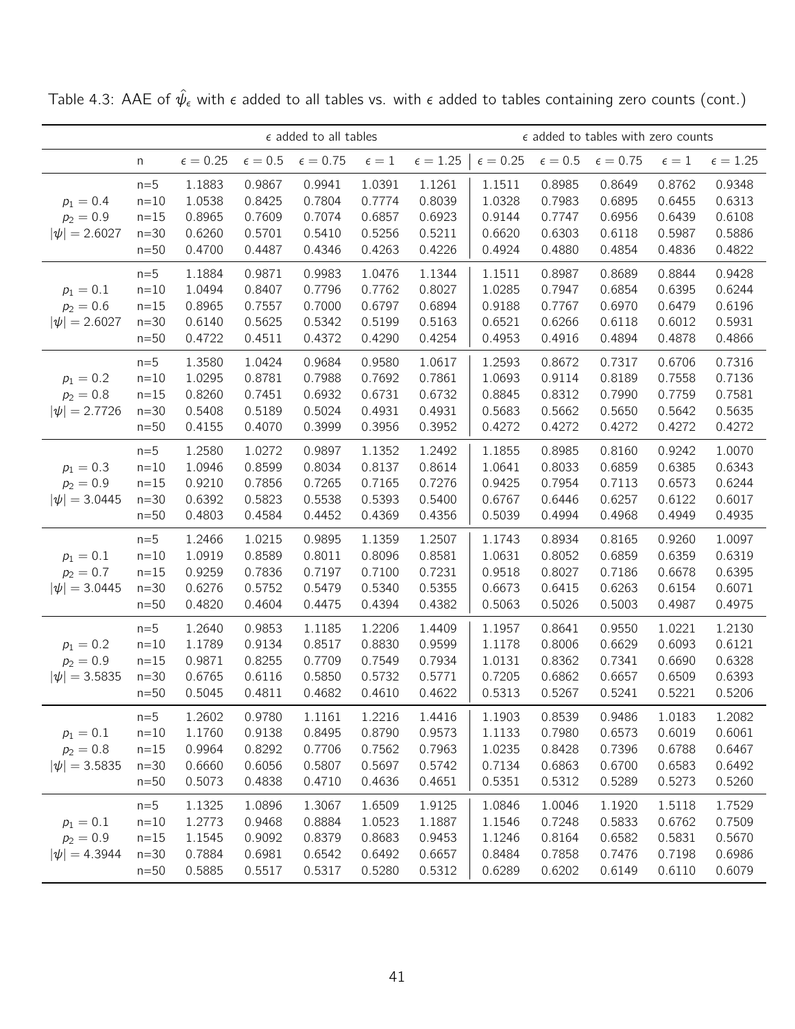Table 4.3: AAE of $\hat{\psi}_\epsilon$ with $\epsilon$ added to all tables vs. with $\epsilon$ added to tables containing zero counts (cont.)

| | | $\epsilon$ added to all tables | | | | | $\epsilon$ added to tables with zero counts | | | | |
|---|---|---|---|---|---|---|---|---|---|---|---|
| | n | $\epsilon = 0.25$ | $\epsilon = 0.5$ | $\epsilon = 0.75$ | $\epsilon = 1$ | $\epsilon = 1.25$ | $\epsilon = 0.25$ | $\epsilon = 0.5$ | $\epsilon = 0.75$ | $\epsilon = 1$ | $\epsilon = 1.25$ |
| | n=5 | 1.1883 | 0.9867 | 0.9941 | 1.0391 | 1.1261 | 1.1511 | 0.8985 | 0.8649 | 0.8762 | 0.9348 |
| $p_1 = 0.4$ | n=10 | 1.0538 | 0.8425 | 0.7804 | 0.7774 | 0.8039 | 1.0328 | 0.7983 | 0.6895 | 0.6455 | 0.6313 |
| $p_2 = 0.9$ | n=15 | 0.8965 | 0.7609 | 0.7074 | 0.6857 | 0.6923 | 0.9144 | 0.7747 | 0.6956 | 0.6439 | 0.6108 |
| $\lvert\psi\rvert = 2.6027$ | n=30 | 0.6260 | 0.5701 | 0.5410 | 0.5256 | 0.5211 | 0.6620 | 0.6303 | 0.6118 | 0.5987 | 0.5886 |
| | n=50 | 0.4700 | 0.4487 | 0.4346 | 0.4263 | 0.4226 | 0.4924 | 0.4880 | 0.4854 | 0.4836 | 0.4822 |
| | n=5 | 1.1884 | 0.9871 | 0.9983 | 1.0476 | 1.1344 | 1.1511 | 0.8987 | 0.8689 | 0.8844 | 0.9428 |
| $p_1 = 0.1$ | n=10 | 1.0494 | 0.8407 | 0.7796 | 0.7762 | 0.8027 | 1.0285 | 0.7947 | 0.6854 | 0.6395 | 0.6244 |
| $p_2 = 0.6$ | n=15 | 0.8965 | 0.7557 | 0.7000 | 0.6797 | 0.6894 | 0.9188 | 0.7767 | 0.6970 | 0.6479 | 0.6196 |
| $\lvert\psi\rvert = 2.6027$ | n=30 | 0.6140 | 0.5625 | 0.5342 | 0.5199 | 0.5163 | 0.6521 | 0.6266 | 0.6118 | 0.6012 | 0.5931 |
| | n=50 | 0.4722 | 0.4511 | 0.4372 | 0.4290 | 0.4254 | 0.4953 | 0.4916 | 0.4894 | 0.4878 | 0.4866 |
| | n=5 | 1.3580 | 1.0424 | 0.9684 | 0.9580 | 1.0617 | 1.2593 | 0.8672 | 0.7317 | 0.6706 | 0.7316 |
| $p_1 = 0.2$ | n=10 | 1.0295 | 0.8781 | 0.7988 | 0.7692 | 0.7861 | 1.0693 | 0.9114 | 0.8189 | 0.7558 | 0.7136 |
| $p_2 = 0.8$ | n=15 | 0.8260 | 0.7451 | 0.6932 | 0.6731 | 0.6732 | 0.8845 | 0.8312 | 0.7990 | 0.7759 | 0.7581 |
| $\lvert\psi\rvert = 2.7726$ | n=30 | 0.5408 | 0.5189 | 0.5024 | 0.4931 | 0.4931 | 0.5683 | 0.5662 | 0.5650 | 0.5642 | 0.5635 |
| | n=50 | 0.4155 | 0.4070 | 0.3999 | 0.3956 | 0.3952 | 0.4272 | 0.4272 | 0.4272 | 0.4272 | 0.4272 |
| | n=5 | 1.2580 | 1.0272 | 0.9897 | 1.1352 | 1.2492 | 1.1855 | 0.8985 | 0.8160 | 0.9242 | 1.0070 |
| $p_1 = 0.3$ | n=10 | 1.0946 | 0.8599 | 0.8034 | 0.8137 | 0.8614 | 1.0641 | 0.8033 | 0.6859 | 0.6385 | 0.6343 |
| $p_2 = 0.9$ | n=15 | 0.9210 | 0.7856 | 0.7265 | 0.7165 | 0.7276 | 0.9425 | 0.7954 | 0.7113 | 0.6573 | 0.6244 |
| $\lvert\psi\rvert = 3.0445$ | n=30 | 0.6392 | 0.5823 | 0.5538 | 0.5393 | 0.5400 | 0.6767 | 0.6446 | 0.6257 | 0.6122 | 0.6017 |
| | n=50 | 0.4803 | 0.4584 | 0.4452 | 0.4369 | 0.4356 | 0.5039 | 0.4994 | 0.4968 | 0.4949 | 0.4935 |
| | n=5 | 1.2466 | 1.0215 | 0.9895 | 1.1359 | 1.2507 | 1.1743 | 0.8934 | 0.8165 | 0.9260 | 1.0097 |
| $p_1 = 0.1$ | n=10 | 1.0919 | 0.8589 | 0.8011 | 0.8096 | 0.8581 | 1.0631 | 0.8052 | 0.6859 | 0.6359 | 0.6319 |
| $p_2 = 0.7$ | n=15 | 0.9259 | 0.7836 | 0.7197 | 0.7100 | 0.7231 | 0.9518 | 0.8027 | 0.7186 | 0.6678 | 0.6395 |
| $\lvert\psi\rvert = 3.0445$ | n=30 | 0.6276 | 0.5752 | 0.5479 | 0.5340 | 0.5355 | 0.6673 | 0.6415 | 0.6263 | 0.6154 | 0.6071 |
| | n=50 | 0.4820 | 0.4604 | 0.4475 | 0.4394 | 0.4382 | 0.5063 | 0.5026 | 0.5003 | 0.4987 | 0.4975 |
| | n=5 | 1.2640 | 0.9853 | 1.1185 | 1.2206 | 1.4409 | 1.1957 | 0.8641 | 0.9550 | 1.0221 | 1.2130 |
| $p_1 = 0.2$ | n=10 | 1.1789 | 0.9134 | 0.8517 | 0.8830 | 0.9599 | 1.1178 | 0.8006 | 0.6629 | 0.6093 | 0.6121 |
| $p_2 = 0.9$ | n=15 | 0.9871 | 0.8255 | 0.7709 | 0.7549 | 0.7934 | 1.0131 | 0.8362 | 0.7341 | 0.6690 | 0.6328 |
| $\lvert\psi\rvert = 3.5835$ | n=30 | 0.6765 | 0.6116 | 0.5850 | 0.5732 | 0.5771 | 0.7205 | 0.6862 | 0.6657 | 0.6509 | 0.6393 |
| | n=50 | 0.5045 | 0.4811 | 0.4682 | 0.4610 | 0.4622 | 0.5313 | 0.5267 | 0.5241 | 0.5221 | 0.5206 |
| | n=5 | 1.2602 | 0.9780 | 1.1161 | 1.2216 | 1.4416 | 1.1903 | 0.8539 | 0.9486 | 1.0183 | 1.2082 |
| $p_1 = 0.1$ | n=10 | 1.1760 | 0.9138 | 0.8495 | 0.8790 | 0.9573 | 1.1133 | 0.7980 | 0.6573 | 0.6019 | 0.6061 |
| $p_2 = 0.8$ | n=15 | 0.9964 | 0.8292 | 0.7706 | 0.7562 | 0.7963 | 1.0235 | 0.8428 | 0.7396 | 0.6788 | 0.6467 |
| $\lvert\psi\rvert = 3.5835$ | n=30 | 0.6660 | 0.6056 | 0.5807 | 0.5697 | 0.5742 | 0.7134 | 0.6863 | 0.6700 | 0.6583 | 0.6492 |
| | n=50 | 0.5073 | 0.4838 | 0.4710 | 0.4636 | 0.4651 | 0.5351 | 0.5312 | 0.5289 | 0.5273 | 0.5260 |
| | n=5 | 1.1325 | 1.0896 | 1.3067 | 1.6509 | 1.9125 | 1.0846 | 1.0046 | 1.1920 | 1.5118 | 1.7529 |
| $p_1 = 0.1$ | n=10 | 1.2773 | 0.9468 | 0.8884 | 1.0523 | 1.1887 | 1.1546 | 0.7248 | 0.5833 | 0.6762 | 0.7509 |
| $p_2 = 0.9$ | n=15 | 1.1545 | 0.9092 | 0.8379 | 0.8683 | 0.9453 | 1.1246 | 0.8164 | 0.6582 | 0.5831 | 0.5670 |
| $\lvert\psi\rvert = 4.3944$ | n=30 | 0.7884 | 0.6981 | 0.6542 | 0.6492 | 0.6657 | 0.8484 | 0.7858 | 0.7476 | 0.7198 | 0.6986 |
| | n=50 | 0.5885 | 0.5517 | 0.5317 | 0.5280 | 0.5312 | 0.6289 | 0.6202 | 0.6149 | 0.6110 | 0.6079 |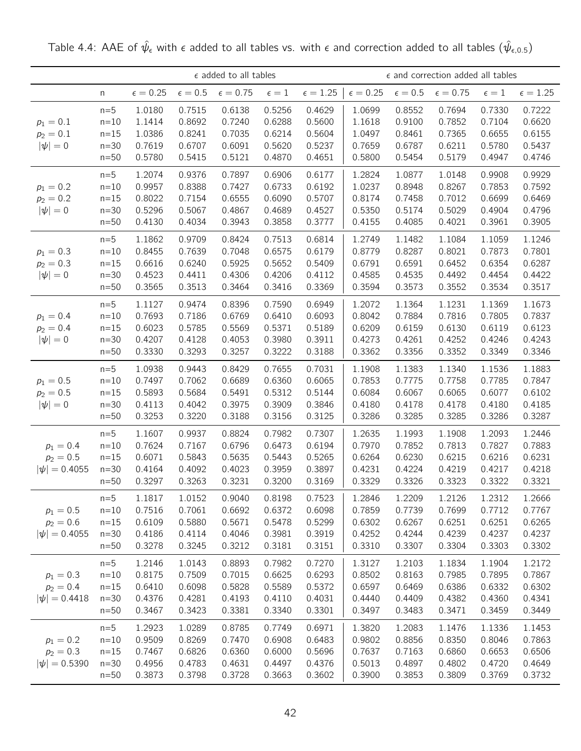Table 4.4: AAE of $\hat{\psi}_\epsilon$ with $\epsilon$ added to all tables vs. with $\epsilon$ and correction added to all tables ($\hat{\psi}_{\epsilon,0.5}$)

| | | $\epsilon$ added to all tables | | | | | $\epsilon$ and correction added all tables | | | | |
|---|---|---|---|---|---|---|---|---|---|---|---|
| | n | $\epsilon = 0.25$ | $\epsilon = 0.5$ | $\epsilon = 0.75$ | $\epsilon = 1$ | $\epsilon = 1.25$ | $\epsilon = 0.25$ | $\epsilon = 0.5$ | $\epsilon = 0.75$ | $\epsilon = 1$ | $\epsilon = 1.25$ |
| $p_1 = 0.1$, $p_2 = 0.1$, $\|\psi\| = 0$ | n=5 | 1.0180 | 0.7515 | 0.6138 | 0.5256 | 0.4629 | 1.0699 | 0.8552 | 0.7694 | 0.7330 | 0.7222 |
| | n=10 | 1.1414 | 0.8692 | 0.7240 | 0.6288 | 0.5600 | 1.1618 | 0.9100 | 0.7852 | 0.7104 | 0.6620 |
| | n=15 | 1.0386 | 0.8241 | 0.7035 | 0.6214 | 0.5604 | 1.0497 | 0.8461 | 0.7365 | 0.6655 | 0.6155 |
| | n=30 | 0.7619 | 0.6707 | 0.6091 | 0.5620 | 0.5237 | 0.7659 | 0.6787 | 0.6211 | 0.5780 | 0.5437 |
| | n=50 | 0.5780 | 0.5415 | 0.5121 | 0.4870 | 0.4651 | 0.5800 | 0.5454 | 0.5179 | 0.4947 | 0.4746 |
| $p_1 = 0.2$, $p_2 = 0.2$, $\|\psi\| = 0$ | n=5 | 1.2074 | 0.9376 | 0.7897 | 0.6906 | 0.6177 | 1.2824 | 1.0877 | 1.0148 | 0.9908 | 0.9929 |
| | n=10 | 0.9957 | 0.8388 | 0.7427 | 0.6733 | 0.6192 | 1.0237 | 0.8948 | 0.8267 | 0.7853 | 0.7592 |
| | n=15 | 0.8022 | 0.7154 | 0.6555 | 0.6090 | 0.5707 | 0.8174 | 0.7458 | 0.7012 | 0.6699 | 0.6469 |
| | n=30 | 0.5296 | 0.5067 | 0.4867 | 0.4689 | 0.4527 | 0.5350 | 0.5174 | 0.5029 | 0.4904 | 0.4796 |
| | n=50 | 0.4130 | 0.4034 | 0.3943 | 0.3858 | 0.3777 | 0.4155 | 0.4085 | 0.4021 | 0.3961 | 0.3905 |
| $p_1 = 0.3$, $p_2 = 0.3$, $\|\psi\| = 0$ | n=5 | 1.1862 | 0.9709 | 0.8424 | 0.7513 | 0.6814 | 1.2749 | 1.1482 | 1.1084 | 1.1059 | 1.1246 |
| | n=10 | 0.8455 | 0.7639 | 0.7048 | 0.6575 | 0.6179 | 0.8779 | 0.8287 | 0.8021 | 0.7873 | 0.7801 |
| | n=15 | 0.6616 | 0.6240 | 0.5925 | 0.5652 | 0.5409 | 0.6791 | 0.6591 | 0.6452 | 0.6354 | 0.6287 |
| | n=30 | 0.4523 | 0.4411 | 0.4306 | 0.4206 | 0.4112 | 0.4585 | 0.4535 | 0.4492 | 0.4454 | 0.4422 |
| | n=50 | 0.3565 | 0.3513 | 0.3464 | 0.3416 | 0.3369 | 0.3594 | 0.3573 | 0.3552 | 0.3534 | 0.3517 |
| $p_1 = 0.4$, $p_2 = 0.4$, $\|\psi\| = 0$ | n=5 | 1.1127 | 0.9474 | 0.8396 | 0.7590 | 0.6949 | 1.2072 | 1.1364 | 1.1231 | 1.1369 | 1.1673 |
| | n=10 | 0.7693 | 0.7186 | 0.6769 | 0.6410 | 0.6093 | 0.8042 | 0.7884 | 0.7816 | 0.7805 | 0.7837 |
| | n=15 | 0.6023 | 0.5785 | 0.5569 | 0.5371 | 0.5189 | 0.6209 | 0.6159 | 0.6130 | 0.6119 | 0.6123 |
| | n=30 | 0.4207 | 0.4128 | 0.4053 | 0.3980 | 0.3911 | 0.4273 | 0.4261 | 0.4252 | 0.4246 | 0.4243 |
| | n=50 | 0.3330 | 0.3293 | 0.3257 | 0.3222 | 0.3188 | 0.3362 | 0.3356 | 0.3352 | 0.3349 | 0.3346 |
| $p_1 = 0.5$, $p_2 = 0.5$, $\|\psi\| = 0$ | n=5 | 1.0938 | 0.9443 | 0.8429 | 0.7655 | 0.7031 | 1.1908 | 1.1383 | 1.1340 | 1.1536 | 1.1883 |
| | n=10 | 0.7497 | 0.7062 | 0.6689 | 0.6360 | 0.6065 | 0.7853 | 0.7775 | 0.7758 | 0.7785 | 0.7847 |
| | n=15 | 0.5893 | 0.5684 | 0.5491 | 0.5312 | 0.5144 | 0.6084 | 0.6067 | 0.6065 | 0.6077 | 0.6102 |
| | n=30 | 0.4113 | 0.4042 | 0.3975 | 0.3909 | 0.3846 | 0.4180 | 0.4178 | 0.4178 | 0.4180 | 0.4185 |
| | n=50 | 0.3253 | 0.3220 | 0.3188 | 0.3156 | 0.3125 | 0.3286 | 0.3285 | 0.3285 | 0.3286 | 0.3287 |
| $p_1 = 0.4$, $p_2 = 0.5$, $\|\psi\| = 0.4055$ | n=5 | 1.1607 | 0.9937 | 0.8824 | 0.7982 | 0.7307 | 1.2635 | 1.1993 | 1.1908 | 1.2093 | 1.2446 |
| | n=10 | 0.7624 | 0.7167 | 0.6796 | 0.6473 | 0.6194 | 0.7970 | 0.7852 | 0.7813 | 0.7827 | 0.7883 |
| | n=15 | 0.6071 | 0.5843 | 0.5635 | 0.5443 | 0.5265 | 0.6264 | 0.6230 | 0.6215 | 0.6216 | 0.6231 |
| | n=30 | 0.4164 | 0.4092 | 0.4023 | 0.3959 | 0.3897 | 0.4231 | 0.4224 | 0.4219 | 0.4217 | 0.4218 |
| | n=50 | 0.3297 | 0.3263 | 0.3231 | 0.3200 | 0.3169 | 0.3329 | 0.3326 | 0.3323 | 0.3322 | 0.3321 |
| $p_1 = 0.5$, $p_2 = 0.6$, $\|\psi\| = 0.4055$ | n=5 | 1.1817 | 1.0152 | 0.9040 | 0.8198 | 0.7523 | 1.2846 | 1.2209 | 1.2126 | 1.2312 | 1.2666 |
| | n=10 | 0.7516 | 0.7061 | 0.6692 | 0.6372 | 0.6098 | 0.7859 | 0.7739 | 0.7699 | 0.7712 | 0.7767 |
| | n=15 | 0.6109 | 0.5880 | 0.5671 | 0.5478 | 0.5299 | 0.6302 | 0.6267 | 0.6251 | 0.6251 | 0.6265 |
| | n=30 | 0.4186 | 0.4114 | 0.4046 | 0.3981 | 0.3919 | 0.4252 | 0.4244 | 0.4239 | 0.4237 | 0.4237 |
| | n=50 | 0.3278 | 0.3245 | 0.3212 | 0.3181 | 0.3151 | 0.3310 | 0.3307 | 0.3304 | 0.3303 | 0.3302 |
| $p_1 = 0.3$, $p_2 = 0.4$, $\|\psi\| = 0.4418$ | n=5 | 1.2146 | 1.0143 | 0.8893 | 0.7982 | 0.7270 | 1.3127 | 1.2103 | 1.1834 | 1.1904 | 1.2172 |
| | n=10 | 0.8175 | 0.7509 | 0.7015 | 0.6625 | 0.6293 | 0.8502 | 0.8163 | 0.7985 | 0.7895 | 0.7867 |
| | n=15 | 0.6410 | 0.6098 | 0.5828 | 0.5589 | 0.5372 | 0.6597 | 0.6469 | 0.6386 | 0.6332 | 0.6302 |
| | n=30 | 0.4376 | 0.4281 | 0.4193 | 0.4110 | 0.4031 | 0.4440 | 0.4409 | 0.4382 | 0.4360 | 0.4341 |
| | n=50 | 0.3467 | 0.3423 | 0.3381 | 0.3340 | 0.3301 | 0.3497 | 0.3483 | 0.3471 | 0.3459 | 0.3449 |
| $p_1 = 0.2$, $p_2 = 0.3$, $\|\psi\| = 0.5390$ | n=5 | 1.2923 | 1.0289 | 0.8785 | 0.7749 | 0.6971 | 1.3820 | 1.2083 | 1.1476 | 1.1336 | 1.1453 |
| | n=10 | 0.9509 | 0.8269 | 0.7470 | 0.6908 | 0.6483 | 0.9802 | 0.8856 | 0.8350 | 0.8046 | 0.7863 |
| | n=15 | 0.7467 | 0.6826 | 0.6360 | 0.6000 | 0.5696 | 0.7637 | 0.7163 | 0.6860 | 0.6653 | 0.6506 |
| | n=30 | 0.4956 | 0.4783 | 0.4631 | 0.4497 | 0.4376 | 0.5013 | 0.4897 | 0.4802 | 0.4720 | 0.4649 |
| | n=50 | 0.3873 | 0.3798 | 0.3728 | 0.3663 | 0.3602 | 0.3900 | 0.3853 | 0.3809 | 0.3769 | 0.3732 |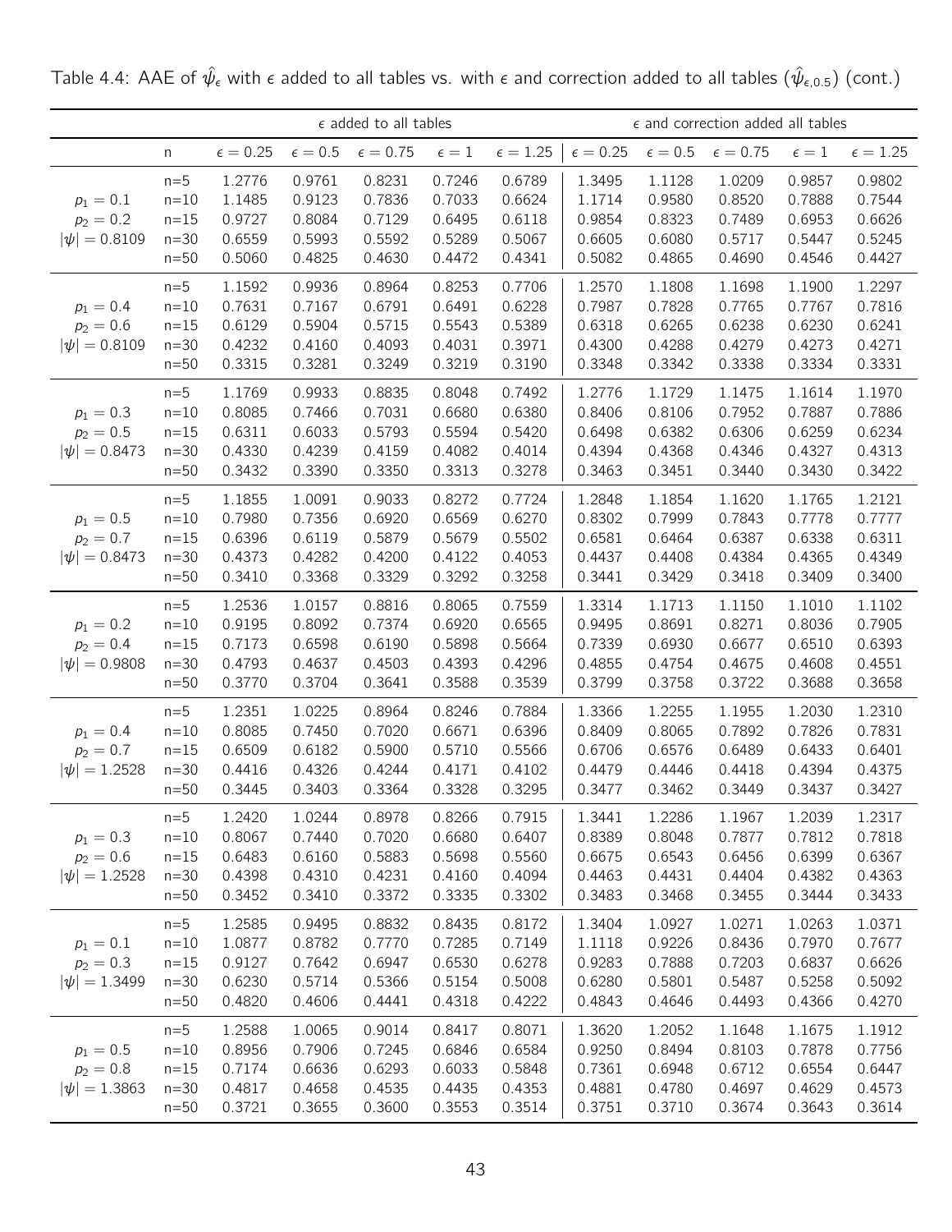Table 4.4: AAE of $\hat{\psi}_\epsilon$ with $\epsilon$ added to all tables vs. with $\epsilon$ and correction added to all tables ($\hat{\psi}_{\epsilon,0.5}$) (cont.)

| | | $\epsilon$ added to all tables | | | | | $\epsilon$ and correction added all tables | | | | |
|---|---|---|---|---|---|---|---|---|---|---|---|
| | n | $\epsilon = 0.25$ | $\epsilon = 0.5$ | $\epsilon = 0.75$ | $\epsilon = 1$ | $\epsilon = 1.25$ | $\epsilon = 0.25$ | $\epsilon = 0.5$ | $\epsilon = 0.75$ | $\epsilon = 1$ | $\epsilon = 1.25$ |
| | n=5 | 1.2776 | 0.9761 | 0.8231 | 0.7246 | 0.6789 | 1.3495 | 1.1128 | 1.0209 | 0.9857 | 0.9802 |
| $p_1 = 0.1$ | n=10 | 1.1485 | 0.9123 | 0.7836 | 0.7033 | 0.6624 | 1.1714 | 0.9580 | 0.8520 | 0.7888 | 0.7544 |
| $p_2 = 0.2$ | n=15 | 0.9727 | 0.8084 | 0.7129 | 0.6495 | 0.6118 | 0.9854 | 0.8323 | 0.7489 | 0.6953 | 0.6626 |
| $\lvert\psi\rvert = 0.8109$ | n=30 | 0.6559 | 0.5993 | 0.5592 | 0.5289 | 0.5067 | 0.6605 | 0.6080 | 0.5717 | 0.5447 | 0.5245 |
| | n=50 | 0.5060 | 0.4825 | 0.4630 | 0.4472 | 0.4341 | 0.5082 | 0.4865 | 0.4690 | 0.4546 | 0.4427 |
| | n=5 | 1.1592 | 0.9936 | 0.8964 | 0.8253 | 0.7706 | 1.2570 | 1.1808 | 1.1698 | 1.1900 | 1.2297 |
| $p_1 = 0.4$ | n=10 | 0.7631 | 0.7167 | 0.6791 | 0.6491 | 0.6228 | 0.7987 | 0.7828 | 0.7765 | 0.7767 | 0.7816 |
| $p_2 = 0.6$ | n=15 | 0.6129 | 0.5904 | 0.5715 | 0.5543 | 0.5389 | 0.6318 | 0.6265 | 0.6238 | 0.6230 | 0.6241 |
| $\lvert\psi\rvert = 0.8109$ | n=30 | 0.4232 | 0.4160 | 0.4093 | 0.4031 | 0.3971 | 0.4300 | 0.4288 | 0.4279 | 0.4273 | 0.4271 |
| | n=50 | 0.3315 | 0.3281 | 0.3249 | 0.3219 | 0.3190 | 0.3348 | 0.3342 | 0.3338 | 0.3334 | 0.3331 |
| | n=5 | 1.1769 | 0.9933 | 0.8835 | 0.8048 | 0.7492 | 1.2776 | 1.1729 | 1.1475 | 1.1614 | 1.1970 |
| $p_1 = 0.3$ | n=10 | 0.8085 | 0.7466 | 0.7031 | 0.6680 | 0.6380 | 0.8406 | 0.8106 | 0.7952 | 0.7887 | 0.7886 |
| $p_2 = 0.5$ | n=15 | 0.6311 | 0.6033 | 0.5793 | 0.5594 | 0.5420 | 0.6498 | 0.6382 | 0.6306 | 0.6259 | 0.6234 |
| $\lvert\psi\rvert = 0.8473$ | n=30 | 0.4330 | 0.4239 | 0.4159 | 0.4082 | 0.4014 | 0.4394 | 0.4368 | 0.4346 | 0.4327 | 0.4313 |
| | n=50 | 0.3432 | 0.3390 | 0.3350 | 0.3313 | 0.3278 | 0.3463 | 0.3451 | 0.3440 | 0.3430 | 0.3422 |
| | n=5 | 1.1855 | 1.0091 | 0.9033 | 0.8272 | 0.7724 | 1.2848 | 1.1854 | 1.1620 | 1.1765 | 1.2121 |
| $p_1 = 0.5$ | n=10 | 0.7980 | 0.7356 | 0.6920 | 0.6569 | 0.6270 | 0.8302 | 0.7999 | 0.7843 | 0.7778 | 0.7777 |
| $p_2 = 0.7$ | n=15 | 0.6396 | 0.6119 | 0.5879 | 0.5679 | 0.5502 | 0.6581 | 0.6464 | 0.6387 | 0.6338 | 0.6311 |
| $\lvert\psi\rvert = 0.8473$ | n=30 | 0.4373 | 0.4282 | 0.4200 | 0.4122 | 0.4053 | 0.4437 | 0.4408 | 0.4384 | 0.4365 | 0.4349 |
| | n=50 | 0.3410 | 0.3368 | 0.3329 | 0.3292 | 0.3258 | 0.3441 | 0.3429 | 0.3418 | 0.3409 | 0.3400 |
| | n=5 | 1.2536 | 1.0157 | 0.8816 | 0.8065 | 0.7559 | 1.3314 | 1.1713 | 1.1150 | 1.1010 | 1.1102 |
| $p_1 = 0.2$ | n=10 | 0.9195 | 0.8092 | 0.7374 | 0.6920 | 0.6565 | 0.9495 | 0.8691 | 0.8271 | 0.8036 | 0.7905 |
| $p_2 = 0.4$ | n=15 | 0.7173 | 0.6598 | 0.6190 | 0.5898 | 0.5664 | 0.7339 | 0.6930 | 0.6677 | 0.6510 | 0.6393 |
| $\lvert\psi\rvert = 0.9808$ | n=30 | 0.4793 | 0.4637 | 0.4503 | 0.4393 | 0.4296 | 0.4855 | 0.4754 | 0.4675 | 0.4608 | 0.4551 |
| | n=50 | 0.3770 | 0.3704 | 0.3641 | 0.3588 | 0.3539 | 0.3799 | 0.3758 | 0.3722 | 0.3688 | 0.3658 |
| | n=5 | 1.2351 | 1.0225 | 0.8964 | 0.8246 | 0.7884 | 1.3366 | 1.2255 | 1.1955 | 1.2030 | 1.2310 |
| $p_1 = 0.4$ | n=10 | 0.8085 | 0.7450 | 0.7020 | 0.6671 | 0.6396 | 0.8409 | 0.8065 | 0.7892 | 0.7826 | 0.7831 |
| $p_2 = 0.7$ | n=15 | 0.6509 | 0.6182 | 0.5900 | 0.5710 | 0.5566 | 0.6706 | 0.6576 | 0.6489 | 0.6433 | 0.6401 |
| $\lvert\psi\rvert = 1.2528$ | n=30 | 0.4416 | 0.4326 | 0.4244 | 0.4171 | 0.4102 | 0.4479 | 0.4446 | 0.4418 | 0.4394 | 0.4375 |
| | n=50 | 0.3445 | 0.3403 | 0.3364 | 0.3328 | 0.3295 | 0.3477 | 0.3462 | 0.3449 | 0.3437 | 0.3427 |
| | n=5 | 1.2420 | 1.0244 | 0.8978 | 0.8266 | 0.7915 | 1.3441 | 1.2286 | 1.1967 | 1.2039 | 1.2317 |
| $p_1 = 0.3$ | n=10 | 0.8067 | 0.7440 | 0.7020 | 0.6680 | 0.6407 | 0.8389 | 0.8048 | 0.7877 | 0.7812 | 0.7818 |
| $p_2 = 0.6$ | n=15 | 0.6483 | 0.6160 | 0.5883 | 0.5698 | 0.5560 | 0.6675 | 0.6543 | 0.6456 | 0.6399 | 0.6367 |
| $\lvert\psi\rvert = 1.2528$ | n=30 | 0.4398 | 0.4310 | 0.4231 | 0.4160 | 0.4094 | 0.4463 | 0.4431 | 0.4404 | 0.4382 | 0.4363 |
| | n=50 | 0.3452 | 0.3410 | 0.3372 | 0.3335 | 0.3302 | 0.3483 | 0.3468 | 0.3455 | 0.3444 | 0.3433 |
| | n=5 | 1.2585 | 0.9495 | 0.8832 | 0.8435 | 0.8172 | 1.3404 | 1.0927 | 1.0271 | 1.0263 | 1.0371 |
| $p_1 = 0.1$ | n=10 | 1.0877 | 0.8782 | 0.7770 | 0.7285 | 0.7149 | 1.1118 | 0.9226 | 0.8436 | 0.7970 | 0.7677 |
| $p_2 = 0.3$ | n=15 | 0.9127 | 0.7642 | 0.6947 | 0.6530 | 0.6278 | 0.9283 | 0.7888 | 0.7203 | 0.6837 | 0.6626 |
| $\lvert\psi\rvert = 1.3499$ | n=30 | 0.6230 | 0.5714 | 0.5366 | 0.5154 | 0.5008 | 0.6280 | 0.5801 | 0.5487 | 0.5258 | 0.5092 |
| | n=50 | 0.4820 | 0.4606 | 0.4441 | 0.4318 | 0.4222 | 0.4843 | 0.4646 | 0.4493 | 0.4366 | 0.4270 |
| | n=5 | 1.2588 | 1.0065 | 0.9014 | 0.8417 | 0.8071 | 1.3620 | 1.2052 | 1.1648 | 1.1675 | 1.1912 |
| $p_1 = 0.5$ | n=10 | 0.8956 | 0.7906 | 0.7245 | 0.6846 | 0.6584 | 0.9250 | 0.8494 | 0.8103 | 0.7878 | 0.7756 |
| $p_2 = 0.8$ | n=15 | 0.7174 | 0.6636 | 0.6293 | 0.6033 | 0.5848 | 0.7361 | 0.6948 | 0.6712 | 0.6554 | 0.6447 |
| $\lvert\psi\rvert = 1.3863$ | n=30 | 0.4817 | 0.4658 | 0.4535 | 0.4435 | 0.4353 | 0.4881 | 0.4780 | 0.4697 | 0.4629 | 0.4573 |
| | n=50 | 0.3721 | 0.3655 | 0.3600 | 0.3553 | 0.3514 | 0.3751 | 0.3710 | 0.3674 | 0.3643 | 0.3614 |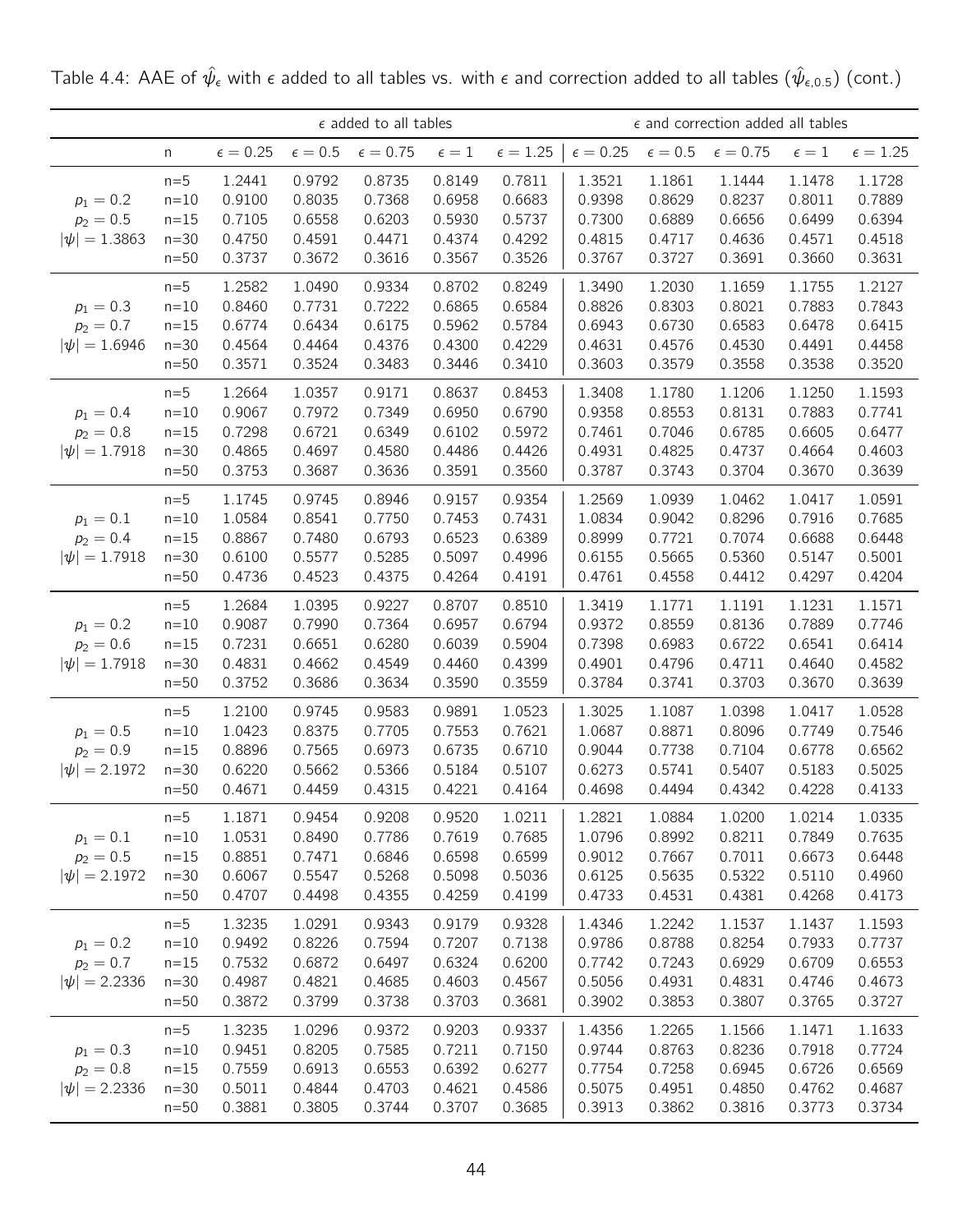Table 4.4: AAE of $\hat{\psi}_\epsilon$ with $\epsilon$ added to all tables vs. with $\epsilon$ and correction added to all tables ($\hat{\psi}_{\epsilon,0.5}$) (cont.)

| | | $\epsilon$ added to all tables | | | | | $\epsilon$ and correction added all tables | | | | |
|---|---|---|---|---|---|---|---|---|---|---|---|
| | n | $\epsilon = 0.25$ | $\epsilon = 0.5$ | $\epsilon = 0.75$ | $\epsilon = 1$ | $\epsilon = 1.25$ | $\epsilon = 0.25$ | $\epsilon = 0.5$ | $\epsilon = 0.75$ | $\epsilon = 1$ | $\epsilon = 1.25$ |
| | n=5 | 1.2441 | 0.9792 | 0.8735 | 0.8149 | 0.7811 | 1.3521 | 1.1861 | 1.1444 | 1.1478 | 1.1728 |
| $p_1 = 0.2$ | n=10 | 0.9100 | 0.8035 | 0.7368 | 0.6958 | 0.6683 | 0.9398 | 0.8629 | 0.8237 | 0.8011 | 0.7889 |
| $p_2 = 0.5$ | n=15 | 0.7105 | 0.6558 | 0.6203 | 0.5930 | 0.5737 | 0.7300 | 0.6889 | 0.6656 | 0.6499 | 0.6394 |
| $\lvert\psi\rvert = 1.3863$ | n=30 | 0.4750 | 0.4591 | 0.4471 | 0.4374 | 0.4292 | 0.4815 | 0.4717 | 0.4636 | 0.4571 | 0.4518 |
| | n=50 | 0.3737 | 0.3672 | 0.3616 | 0.3567 | 0.3526 | 0.3767 | 0.3727 | 0.3691 | 0.3660 | 0.3631 |
| | n=5 | 1.2582 | 1.0490 | 0.9334 | 0.8702 | 0.8249 | 1.3490 | 1.2030 | 1.1659 | 1.1755 | 1.2127 |
| $p_1 = 0.3$ | n=10 | 0.8460 | 0.7731 | 0.7222 | 0.6865 | 0.6584 | 0.8826 | 0.8303 | 0.8021 | 0.7883 | 0.7843 |
| $p_2 = 0.7$ | n=15 | 0.6774 | 0.6434 | 0.6175 | 0.5962 | 0.5784 | 0.6943 | 0.6730 | 0.6583 | 0.6478 | 0.6415 |
| $\lvert\psi\rvert = 1.6946$ | n=30 | 0.4564 | 0.4464 | 0.4376 | 0.4300 | 0.4229 | 0.4631 | 0.4576 | 0.4530 | 0.4491 | 0.4458 |
| | n=50 | 0.3571 | 0.3524 | 0.3483 | 0.3446 | 0.3410 | 0.3603 | 0.3579 | 0.3558 | 0.3538 | 0.3520 |
| | n=5 | 1.2664 | 1.0357 | 0.9171 | 0.8637 | 0.8453 | 1.3408 | 1.1780 | 1.1206 | 1.1250 | 1.1593 |
| $p_1 = 0.4$ | n=10 | 0.9067 | 0.7972 | 0.7349 | 0.6950 | 0.6790 | 0.9358 | 0.8553 | 0.8131 | 0.7883 | 0.7741 |
| $p_2 = 0.8$ | n=15 | 0.7298 | 0.6721 | 0.6349 | 0.6102 | 0.5972 | 0.7461 | 0.7046 | 0.6785 | 0.6605 | 0.6477 |
| $\lvert\psi\rvert = 1.7918$ | n=30 | 0.4865 | 0.4697 | 0.4580 | 0.4486 | 0.4426 | 0.4931 | 0.4825 | 0.4737 | 0.4664 | 0.4603 |
| | n=50 | 0.3753 | 0.3687 | 0.3636 | 0.3591 | 0.3560 | 0.3787 | 0.3743 | 0.3704 | 0.3670 | 0.3639 |
| | n=5 | 1.1745 | 0.9745 | 0.8946 | 0.9157 | 0.9354 | 1.2569 | 1.0939 | 1.0462 | 1.0417 | 1.0591 |
| $p_1 = 0.1$ | n=10 | 1.0584 | 0.8541 | 0.7750 | 0.7453 | 0.7431 | 1.0834 | 0.9042 | 0.8296 | 0.7916 | 0.7685 |
| $p_2 = 0.4$ | n=15 | 0.8867 | 0.7480 | 0.6793 | 0.6523 | 0.6389 | 0.8999 | 0.7721 | 0.7074 | 0.6688 | 0.6448 |
| $\lvert\psi\rvert = 1.7918$ | n=30 | 0.6100 | 0.5577 | 0.5285 | 0.5097 | 0.4996 | 0.6155 | 0.5665 | 0.5360 | 0.5147 | 0.5001 |
| | n=50 | 0.4736 | 0.4523 | 0.4375 | 0.4264 | 0.4191 | 0.4761 | 0.4558 | 0.4412 | 0.4297 | 0.4204 |
| | n=5 | 1.2684 | 1.0395 | 0.9227 | 0.8707 | 0.8510 | 1.3419 | 1.1771 | 1.1191 | 1.1231 | 1.1571 |
| $p_1 = 0.2$ | n=10 | 0.9087 | 0.7990 | 0.7364 | 0.6957 | 0.6794 | 0.9372 | 0.8559 | 0.8136 | 0.7889 | 0.7746 |
| $p_2 = 0.6$ | n=15 | 0.7231 | 0.6651 | 0.6280 | 0.6039 | 0.5904 | 0.7398 | 0.6983 | 0.6722 | 0.6541 | 0.6414 |
| $\lvert\psi\rvert = 1.7918$ | n=30 | 0.4831 | 0.4662 | 0.4549 | 0.4460 | 0.4399 | 0.4901 | 0.4796 | 0.4711 | 0.4640 | 0.4582 |
| | n=50 | 0.3752 | 0.3686 | 0.3634 | 0.3590 | 0.3559 | 0.3784 | 0.3741 | 0.3703 | 0.3670 | 0.3639 |
| | n=5 | 1.2100 | 0.9745 | 0.9583 | 0.9891 | 1.0523 | 1.3025 | 1.1087 | 1.0398 | 1.0417 | 1.0528 |
| $p_1 = 0.5$ | n=10 | 1.0423 | 0.8375 | 0.7705 | 0.7553 | 0.7621 | 1.0687 | 0.8871 | 0.8096 | 0.7749 | 0.7546 |
| $p_2 = 0.9$ | n=15 | 0.8896 | 0.7565 | 0.6973 | 0.6735 | 0.6710 | 0.9044 | 0.7738 | 0.7104 | 0.6778 | 0.6562 |
| $\lvert\psi\rvert = 2.1972$ | n=30 | 0.6220 | 0.5662 | 0.5366 | 0.5184 | 0.5107 | 0.6273 | 0.5741 | 0.5407 | 0.5183 | 0.5025 |
| | n=50 | 0.4671 | 0.4459 | 0.4315 | 0.4221 | 0.4164 | 0.4698 | 0.4494 | 0.4342 | 0.4228 | 0.4133 |
| | n=5 | 1.1871 | 0.9454 | 0.9208 | 0.9520 | 1.0211 | 1.2821 | 1.0884 | 1.0200 | 1.0214 | 1.0335 |
| $p_1 = 0.1$ | n=10 | 1.0531 | 0.8490 | 0.7786 | 0.7619 | 0.7685 | 1.0796 | 0.8992 | 0.8211 | 0.7849 | 0.7635 |
| $p_2 = 0.5$ | n=15 | 0.8851 | 0.7471 | 0.6846 | 0.6598 | 0.6599 | 0.9012 | 0.7667 | 0.7011 | 0.6673 | 0.6448 |
| $\lvert\psi\rvert = 2.1972$ | n=30 | 0.6067 | 0.5547 | 0.5268 | 0.5098 | 0.5036 | 0.6125 | 0.5635 | 0.5322 | 0.5110 | 0.4960 |
| | n=50 | 0.4707 | 0.4498 | 0.4355 | 0.4259 | 0.4199 | 0.4733 | 0.4531 | 0.4381 | 0.4268 | 0.4173 |
| | n=5 | 1.3235 | 1.0291 | 0.9343 | 0.9179 | 0.9328 | 1.4346 | 1.2242 | 1.1537 | 1.1437 | 1.1593 |
| $p_1 = 0.2$ | n=10 | 0.9492 | 0.8226 | 0.7594 | 0.7207 | 0.7138 | 0.9786 | 0.8788 | 0.8254 | 0.7933 | 0.7737 |
| $p_2 = 0.7$ | n=15 | 0.7532 | 0.6872 | 0.6497 | 0.6324 | 0.6200 | 0.7742 | 0.7243 | 0.6929 | 0.6709 | 0.6553 |
| $\lvert\psi\rvert = 2.2336$ | n=30 | 0.4987 | 0.4821 | 0.4685 | 0.4603 | 0.4567 | 0.5056 | 0.4931 | 0.4831 | 0.4746 | 0.4673 |
| | n=50 | 0.3872 | 0.3799 | 0.3738 | 0.3703 | 0.3681 | 0.3902 | 0.3853 | 0.3807 | 0.3765 | 0.3727 |
| | n=5 | 1.3235 | 1.0296 | 0.9372 | 0.9203 | 0.9337 | 1.4356 | 1.2265 | 1.1566 | 1.1471 | 1.1633 |
| $p_1 = 0.3$ | n=10 | 0.9451 | 0.8205 | 0.7585 | 0.7211 | 0.7150 | 0.9744 | 0.8763 | 0.8236 | 0.7918 | 0.7724 |
| $p_2 = 0.8$ | n=15 | 0.7559 | 0.6913 | 0.6553 | 0.6392 | 0.6277 | 0.7754 | 0.7258 | 0.6945 | 0.6726 | 0.6569 |
| $\lvert\psi\rvert = 2.2336$ | n=30 | 0.5011 | 0.4844 | 0.4703 | 0.4621 | 0.4586 | 0.5075 | 0.4951 | 0.4850 | 0.4762 | 0.4687 |
| | n=50 | 0.3881 | 0.3805 | 0.3744 | 0.3707 | 0.3685 | 0.3913 | 0.3862 | 0.3816 | 0.3773 | 0.3734 |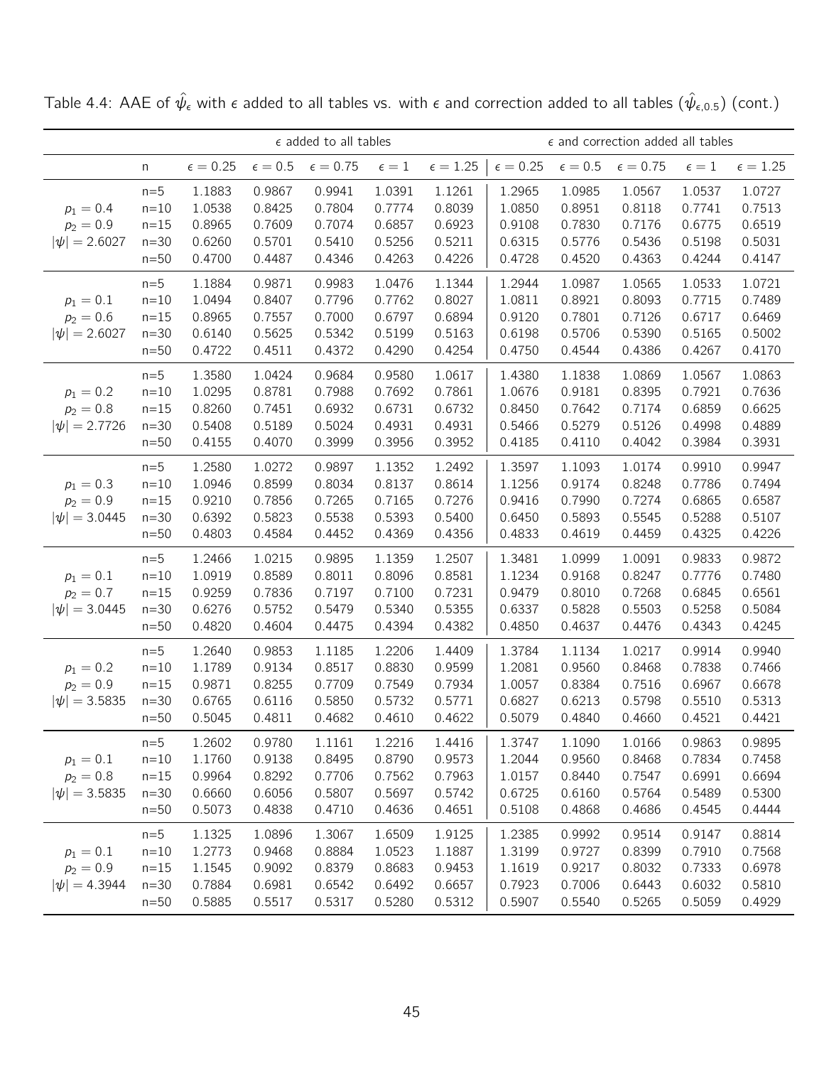Table 4.4: AAE of $\hat{\psi}_\epsilon$ with $\epsilon$ added to all tables vs. with $\epsilon$ and correction added to all tables ($\hat{\psi}_{\epsilon,0.5}$) (cont.)

| | | $\epsilon$ added to all tables | | | | | $\epsilon$ and correction added all tables | | | | |
|---|---|---|---|---|---|---|---|---|---|---|---|
| | n | $\epsilon = 0.25$ | $\epsilon = 0.5$ | $\epsilon = 0.75$ | $\epsilon = 1$ | $\epsilon = 1.25$ | $\epsilon = 0.25$ | $\epsilon = 0.5$ | $\epsilon = 0.75$ | $\epsilon = 1$ | $\epsilon = 1.25$ |
| | n=5 | 1.1883 | 0.9867 | 0.9941 | 1.0391 | 1.1261 | 1.2965 | 1.0985 | 1.0567 | 1.0537 | 1.0727 |
| $p_1 = 0.4$ | n=10 | 1.0538 | 0.8425 | 0.7804 | 0.7774 | 0.8039 | 1.0850 | 0.8951 | 0.8118 | 0.7741 | 0.7513 |
| $p_2 = 0.9$ | n=15 | 0.8965 | 0.7609 | 0.7074 | 0.6857 | 0.6923 | 0.9108 | 0.7830 | 0.7176 | 0.6775 | 0.6519 |
| $\lvert\psi\rvert = 2.6027$ | n=30 | 0.6260 | 0.5701 | 0.5410 | 0.5256 | 0.5211 | 0.6315 | 0.5776 | 0.5436 | 0.5198 | 0.5031 |
| | n=50 | 0.4700 | 0.4487 | 0.4346 | 0.4263 | 0.4226 | 0.4728 | 0.4520 | 0.4363 | 0.4244 | 0.4147 |
| | n=5 | 1.1884 | 0.9871 | 0.9983 | 1.0476 | 1.1344 | 1.2944 | 1.0987 | 1.0565 | 1.0533 | 1.0721 |
| $p_1 = 0.1$ | n=10 | 1.0494 | 0.8407 | 0.7796 | 0.7762 | 0.8027 | 1.0811 | 0.8921 | 0.8093 | 0.7715 | 0.7489 |
| $p_2 = 0.6$ | n=15 | 0.8965 | 0.7557 | 0.7000 | 0.6797 | 0.6894 | 0.9120 | 0.7801 | 0.7126 | 0.6717 | 0.6469 |
| $\lvert\psi\rvert = 2.6027$ | n=30 | 0.6140 | 0.5625 | 0.5342 | 0.5199 | 0.5163 | 0.6198 | 0.5706 | 0.5390 | 0.5165 | 0.5002 |
| | n=50 | 0.4722 | 0.4511 | 0.4372 | 0.4290 | 0.4254 | 0.4750 | 0.4544 | 0.4386 | 0.4267 | 0.4170 |
| | n=5 | 1.3580 | 1.0424 | 0.9684 | 0.9580 | 1.0617 | 1.4380 | 1.1838 | 1.0869 | 1.0567 | 1.0863 |
| $p_1 = 0.2$ | n=10 | 1.0295 | 0.8781 | 0.7988 | 0.7692 | 0.7861 | 1.0676 | 0.9181 | 0.8395 | 0.7921 | 0.7636 |
| $p_2 = 0.8$ | n=15 | 0.8260 | 0.7451 | 0.6932 | 0.6731 | 0.6732 | 0.8450 | 0.7642 | 0.7174 | 0.6859 | 0.6625 |
| $\lvert\psi\rvert = 2.7726$ | n=30 | 0.5408 | 0.5189 | 0.5024 | 0.4931 | 0.4931 | 0.5466 | 0.5279 | 0.5126 | 0.4998 | 0.4889 |
| | n=50 | 0.4155 | 0.4070 | 0.3999 | 0.3956 | 0.3952 | 0.4185 | 0.4110 | 0.4042 | 0.3984 | 0.3931 |
| | n=5 | 1.2580 | 1.0272 | 0.9897 | 1.1352 | 1.2492 | 1.3597 | 1.1093 | 1.0174 | 0.9910 | 0.9947 |
| $p_1 = 0.3$ | n=10 | 1.0946 | 0.8599 | 0.8034 | 0.8137 | 0.8614 | 1.1256 | 0.9174 | 0.8248 | 0.7786 | 0.7494 |
| $p_2 = 0.9$ | n=15 | 0.9210 | 0.7856 | 0.7265 | 0.7165 | 0.7276 | 0.9416 | 0.7990 | 0.7274 | 0.6865 | 0.6587 |
| $\lvert\psi\rvert = 3.0445$ | n=30 | 0.6392 | 0.5823 | 0.5538 | 0.5393 | 0.5400 | 0.6450 | 0.5893 | 0.5545 | 0.5288 | 0.5107 |
| | n=50 | 0.4803 | 0.4584 | 0.4452 | 0.4369 | 0.4356 | 0.4833 | 0.4619 | 0.4459 | 0.4325 | 0.4226 |
| | n=5 | 1.2466 | 1.0215 | 0.9895 | 1.1359 | 1.2507 | 1.3481 | 1.0999 | 1.0091 | 0.9833 | 0.9872 |
| $p_1 = 0.1$ | n=10 | 1.0919 | 0.8589 | 0.8011 | 0.8096 | 0.8581 | 1.1234 | 0.9168 | 0.8247 | 0.7776 | 0.7480 |
| $p_2 = 0.7$ | n=15 | 0.9259 | 0.7836 | 0.7197 | 0.7100 | 0.7231 | 0.9479 | 0.8010 | 0.7268 | 0.6845 | 0.6561 |
| $\lvert\psi\rvert = 3.0445$ | n=30 | 0.6276 | 0.5752 | 0.5479 | 0.5340 | 0.5355 | 0.6337 | 0.5828 | 0.5503 | 0.5258 | 0.5084 |
| | n=50 | 0.4820 | 0.4604 | 0.4475 | 0.4394 | 0.4382 | 0.4850 | 0.4637 | 0.4476 | 0.4343 | 0.4245 |
| | n=5 | 1.2640 | 0.9853 | 1.1185 | 1.2206 | 1.4409 | 1.3784 | 1.1134 | 1.0217 | 0.9914 | 0.9940 |
| $p_1 = 0.2$ | n=10 | 1.1789 | 0.9134 | 0.8517 | 0.8830 | 0.9599 | 1.2081 | 0.9560 | 0.8468 | 0.7838 | 0.7466 |
| $p_2 = 0.9$ | n=15 | 0.9871 | 0.8255 | 0.7709 | 0.7549 | 0.7934 | 1.0057 | 0.8384 | 0.7516 | 0.6967 | 0.6678 |
| $\lvert\psi\rvert = 3.5835$ | n=30 | 0.6765 | 0.6116 | 0.5850 | 0.5732 | 0.5771 | 0.6827 | 0.6213 | 0.5798 | 0.5510 | 0.5313 |
| | n=50 | 0.5045 | 0.4811 | 0.4682 | 0.4610 | 0.4622 | 0.5079 | 0.4840 | 0.4660 | 0.4521 | 0.4421 |
| | n=5 | 1.2602 | 0.9780 | 1.1161 | 1.2216 | 1.4416 | 1.3747 | 1.1090 | 1.0166 | 0.9863 | 0.9895 |
| $p_1 = 0.1$ | n=10 | 1.1760 | 0.9138 | 0.8495 | 0.8790 | 0.9573 | 1.2044 | 0.9560 | 0.8468 | 0.7834 | 0.7458 |
| $p_2 = 0.8$ | n=15 | 0.9964 | 0.8292 | 0.7706 | 0.7562 | 0.7963 | 1.0157 | 0.8440 | 0.7547 | 0.6991 | 0.6694 |
| $\lvert\psi\rvert = 3.5835$ | n=30 | 0.6660 | 0.6056 | 0.5807 | 0.5697 | 0.5742 | 0.6725 | 0.6160 | 0.5764 | 0.5489 | 0.5300 |
| | n=50 | 0.5073 | 0.4838 | 0.4710 | 0.4636 | 0.4651 | 0.5108 | 0.4868 | 0.4686 | 0.4545 | 0.4444 |
| | n=5 | 1.1325 | 1.0896 | 1.3067 | 1.6509 | 1.9125 | 1.2385 | 0.9992 | 0.9514 | 0.9147 | 0.8814 |
| $p_1 = 0.1$ | n=10 | 1.2773 | 0.9468 | 0.8884 | 1.0523 | 1.1887 | 1.3199 | 0.9727 | 0.8399 | 0.7910 | 0.7568 |
| $p_2 = 0.9$ | n=15 | 1.1545 | 0.9092 | 0.8379 | 0.8683 | 0.9453 | 1.1619 | 0.9217 | 0.8032 | 0.7333 | 0.6978 |
| $\lvert\psi\rvert = 4.3944$ | n=30 | 0.7884 | 0.6981 | 0.6542 | 0.6492 | 0.6657 | 0.7923 | 0.7006 | 0.6443 | 0.6032 | 0.5810 |
| | n=50 | 0.5885 | 0.5517 | 0.5317 | 0.5280 | 0.5312 | 0.5907 | 0.5540 | 0.5265 | 0.5059 | 0.4929 |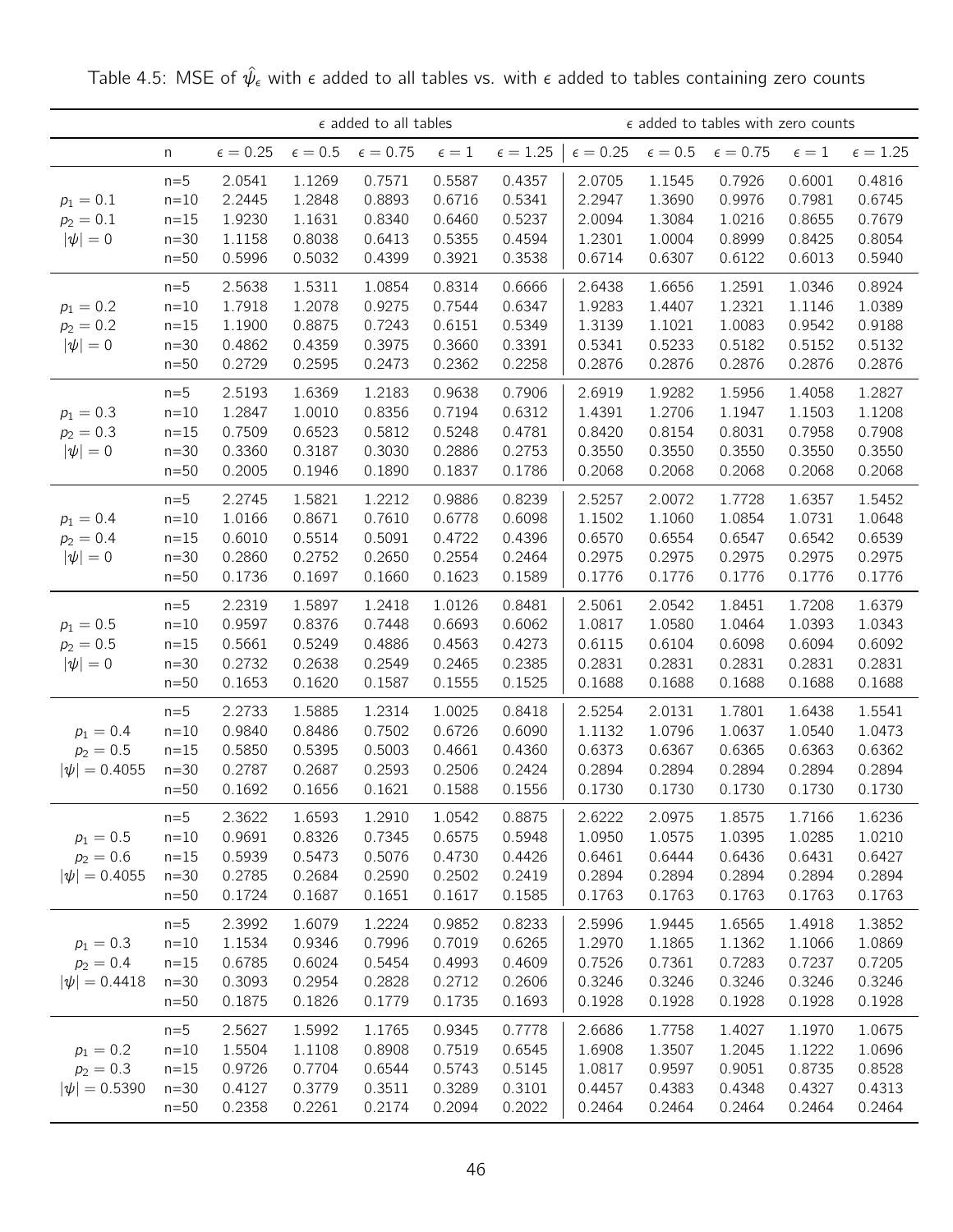Table 4.5: MSE of $\hat{\psi}_\epsilon$ with $\epsilon$ added to all tables vs. with $\epsilon$ added to tables containing zero counts

| | | $\epsilon$ added to all tables | | | | | $\epsilon$ added to tables with zero counts | | | | |
|---|---|---|---|---|---|---|---|---|---|---|---|
| | n | $\epsilon = 0.25$ | $\epsilon = 0.5$ | $\epsilon = 0.75$ | $\epsilon = 1$ | $\epsilon = 1.25$ | $\epsilon = 0.25$ | $\epsilon = 0.5$ | $\epsilon = 0.75$ | $\epsilon = 1$ | $\epsilon = 1.25$ |
| | n=5 | 2.0541 | 1.1269 | 0.7571 | 0.5587 | 0.4357 | 2.0705 | 1.1545 | 0.7926 | 0.6001 | 0.4816 |
| $p_1 = 0.1$ | n=10 | 2.2445 | 1.2848 | 0.8893 | 0.6716 | 0.5341 | 2.2947 | 1.3690 | 0.9976 | 0.7981 | 0.6745 |
| $p_2 = 0.1$ | n=15 | 1.9230 | 1.1631 | 0.8340 | 0.6460 | 0.5237 | 2.0094 | 1.3084 | 1.0216 | 0.8655 | 0.7679 |
| $\|\psi\| = 0$ | n=30 | 1.1158 | 0.8038 | 0.6413 | 0.5355 | 0.4594 | 1.2301 | 1.0004 | 0.8999 | 0.8425 | 0.8054 |
| | n=50 | 0.5996 | 0.5032 | 0.4399 | 0.3921 | 0.3538 | 0.6714 | 0.6307 | 0.6122 | 0.6013 | 0.5940 |
| | n=5 | 2.5638 | 1.5311 | 1.0854 | 0.8314 | 0.6666 | 2.6438 | 1.6656 | 1.2591 | 1.0346 | 0.8924 |
| $p_1 = 0.2$ | n=10 | 1.7918 | 1.2078 | 0.9275 | 0.7544 | 0.6347 | 1.9283 | 1.4407 | 1.2321 | 1.1146 | 1.0389 |
| $p_2 = 0.2$ | n=15 | 1.1900 | 0.8875 | 0.7243 | 0.6151 | 0.5349 | 1.3139 | 1.1021 | 1.0083 | 0.9542 | 0.9188 |
| $\|\psi\| = 0$ | n=30 | 0.4862 | 0.4359 | 0.3975 | 0.3660 | 0.3391 | 0.5341 | 0.5233 | 0.5182 | 0.5152 | 0.5132 |
| | n=50 | 0.2729 | 0.2595 | 0.2473 | 0.2362 | 0.2258 | 0.2876 | 0.2876 | 0.2876 | 0.2876 | 0.2876 |
| | n=5 | 2.5193 | 1.6369 | 1.2183 | 0.9638 | 0.7906 | 2.6919 | 1.9282 | 1.5956 | 1.4058 | 1.2827 |
| $p_1 = 0.3$ | n=10 | 1.2847 | 1.0010 | 0.8356 | 0.7194 | 0.6312 | 1.4391 | 1.2706 | 1.1947 | 1.1503 | 1.1208 |
| $p_2 = 0.3$ | n=15 | 0.7509 | 0.6523 | 0.5812 | 0.5248 | 0.4781 | 0.8420 | 0.8154 | 0.8031 | 0.7958 | 0.7908 |
| $\|\psi\| = 0$ | n=30 | 0.3360 | 0.3187 | 0.3030 | 0.2886 | 0.2753 | 0.3550 | 0.3550 | 0.3550 | 0.3550 | 0.3550 |
| | n=50 | 0.2005 | 0.1946 | 0.1890 | 0.1837 | 0.1786 | 0.2068 | 0.2068 | 0.2068 | 0.2068 | 0.2068 |
| | n=5 | 2.2745 | 1.5821 | 1.2212 | 0.9886 | 0.8239 | 2.5257 | 2.0072 | 1.7728 | 1.6357 | 1.5452 |
| $p_1 = 0.4$ | n=10 | 1.0166 | 0.8671 | 0.7610 | 0.6778 | 0.6098 | 1.1502 | 1.1060 | 1.0854 | 1.0731 | 1.0648 |
| $p_2 = 0.4$ | n=15 | 0.6010 | 0.5514 | 0.5091 | 0.4722 | 0.4396 | 0.6570 | 0.6554 | 0.6547 | 0.6542 | 0.6539 |
| $\|\psi\| = 0$ | n=30 | 0.2860 | 0.2752 | 0.2650 | 0.2554 | 0.2464 | 0.2975 | 0.2975 | 0.2975 | 0.2975 | 0.2975 |
| | n=50 | 0.1736 | 0.1697 | 0.1660 | 0.1623 | 0.1589 | 0.1776 | 0.1776 | 0.1776 | 0.1776 | 0.1776 |
| | n=5 | 2.2319 | 1.5897 | 1.2418 | 1.0126 | 0.8481 | 2.5061 | 2.0542 | 1.8451 | 1.7208 | 1.6379 |
| $p_1 = 0.5$ | n=10 | 0.9597 | 0.8376 | 0.7448 | 0.6693 | 0.6062 | 1.0817 | 1.0580 | 1.0464 | 1.0393 | 1.0343 |
| $p_2 = 0.5$ | n=15 | 0.5661 | 0.5249 | 0.4886 | 0.4563 | 0.4273 | 0.6115 | 0.6104 | 0.6098 | 0.6094 | 0.6092 |
| $\|\psi\| = 0$ | n=30 | 0.2732 | 0.2638 | 0.2549 | 0.2465 | 0.2385 | 0.2831 | 0.2831 | 0.2831 | 0.2831 | 0.2831 |
| | n=50 | 0.1653 | 0.1620 | 0.1587 | 0.1555 | 0.1525 | 0.1688 | 0.1688 | 0.1688 | 0.1688 | 0.1688 |
| | n=5 | 2.2733 | 1.5885 | 1.2314 | 1.0025 | 0.8418 | 2.5254 | 2.0131 | 1.7801 | 1.6438 | 1.5541 |
| $p_1 = 0.4$ | n=10 | 0.9840 | 0.8486 | 0.7502 | 0.6726 | 0.6090 | 1.1132 | 1.0796 | 1.0637 | 1.0540 | 1.0473 |
| $p_2 = 0.5$ | n=15 | 0.5850 | 0.5395 | 0.5003 | 0.4661 | 0.4360 | 0.6373 | 0.6367 | 0.6365 | 0.6363 | 0.6362 |
| $\|\psi\| = 0.4055$ | n=30 | 0.2787 | 0.2687 | 0.2593 | 0.2506 | 0.2424 | 0.2894 | 0.2894 | 0.2894 | 0.2894 | 0.2894 |
| | n=50 | 0.1692 | 0.1656 | 0.1621 | 0.1588 | 0.1556 | 0.1730 | 0.1730 | 0.1730 | 0.1730 | 0.1730 |
| | n=5 | 2.3622 | 1.6593 | 1.2910 | 1.0542 | 0.8875 | 2.6222 | 2.0975 | 1.8575 | 1.7166 | 1.6236 |
| $p_1 = 0.5$ | n=10 | 0.9691 | 0.8326 | 0.7345 | 0.6575 | 0.5948 | 1.0950 | 1.0575 | 1.0395 | 1.0285 | 1.0210 |
| $p_2 = 0.6$ | n=15 | 0.5939 | 0.5473 | 0.5076 | 0.4730 | 0.4426 | 0.6461 | 0.6444 | 0.6436 | 0.6431 | 0.6427 |
| $\|\psi\| = 0.4055$ | n=30 | 0.2785 | 0.2684 | 0.2590 | 0.2502 | 0.2419 | 0.2894 | 0.2894 | 0.2894 | 0.2894 | 0.2894 |
| | n=50 | 0.1724 | 0.1687 | 0.1651 | 0.1617 | 0.1585 | 0.1763 | 0.1763 | 0.1763 | 0.1763 | 0.1763 |
| | n=5 | 2.3992 | 1.6079 | 1.2224 | 0.9852 | 0.8233 | 2.5996 | 1.9445 | 1.6565 | 1.4918 | 1.3852 |
| $p_1 = 0.3$ | n=10 | 1.1534 | 0.9346 | 0.7996 | 0.7019 | 0.6265 | 1.2970 | 1.1865 | 1.1362 | 1.1066 | 1.0869 |
| $p_2 = 0.4$ | n=15 | 0.6785 | 0.6024 | 0.5454 | 0.4993 | 0.4609 | 0.7526 | 0.7361 | 0.7283 | 0.7237 | 0.7205 |
| $\|\psi\| = 0.4418$ | n=30 | 0.3093 | 0.2954 | 0.2828 | 0.2712 | 0.2606 | 0.3246 | 0.3246 | 0.3246 | 0.3246 | 0.3246 |
| | n=50 | 0.1875 | 0.1826 | 0.1779 | 0.1735 | 0.1693 | 0.1928 | 0.1928 | 0.1928 | 0.1928 | 0.1928 |
| | n=5 | 2.5627 | 1.5992 | 1.1765 | 0.9345 | 0.7778 | 2.6686 | 1.7758 | 1.4027 | 1.1970 | 1.0675 |
| $p_1 = 0.2$ | n=10 | 1.5504 | 1.1108 | 0.8908 | 0.7519 | 0.6545 | 1.6908 | 1.3507 | 1.2045 | 1.1222 | 1.0696 |
| $p_2 = 0.3$ | n=15 | 0.9726 | 0.7704 | 0.6544 | 0.5743 | 0.5145 | 1.0817 | 0.9597 | 0.9051 | 0.8735 | 0.8528 |
| $\|\psi\| = 0.5390$ | n=30 | 0.4127 | 0.3779 | 0.3511 | 0.3289 | 0.3101 | 0.4457 | 0.4383 | 0.4348 | 0.4327 | 0.4313 |
| | n=50 | 0.2358 | 0.2261 | 0.2174 | 0.2094 | 0.2022 | 0.2464 | 0.2464 | 0.2464 | 0.2464 | 0.2464 |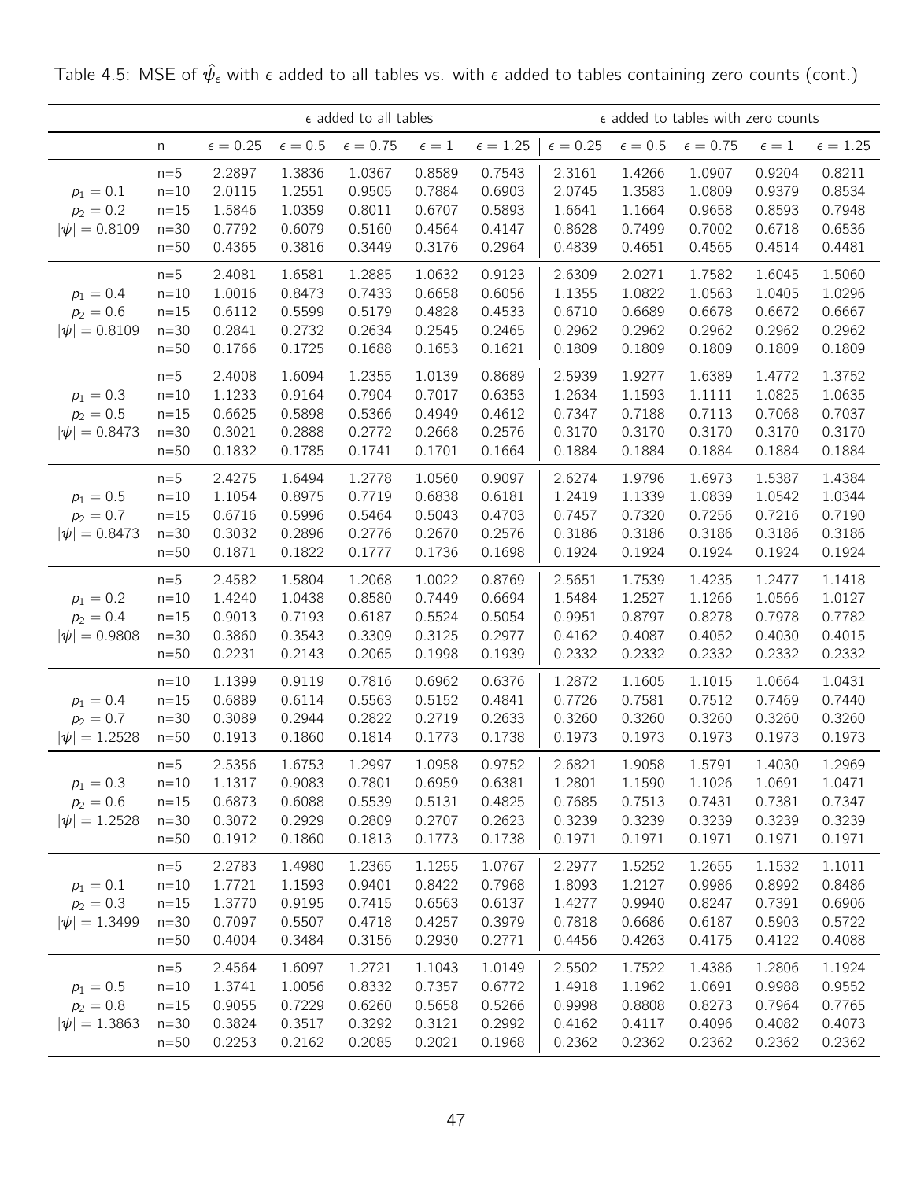Table 4.5: MSE of $\hat{\psi}_\epsilon$ with $\epsilon$ added to all tables vs. with $\epsilon$ added to tables containing zero counts (cont.)

| | | $\epsilon$ added to all tables | | | | | $\epsilon$ added to tables with zero counts | | | | |
|---|---|---|---|---|---|---|---|---|---|---|---|
| | n | $\epsilon = 0.25$ | $\epsilon = 0.5$ | $\epsilon = 0.75$ | $\epsilon = 1$ | $\epsilon = 1.25$ | $\epsilon = 0.25$ | $\epsilon = 0.5$ | $\epsilon = 0.75$ | $\epsilon = 1$ | $\epsilon = 1.25$ |
| | n=5 | 2.2897 | 1.3836 | 1.0367 | 0.8589 | 0.7543 | 2.3161 | 1.4266 | 1.0907 | 0.9204 | 0.8211 |
| $p_1 = 0.1$ | n=10 | 2.0115 | 1.2551 | 0.9505 | 0.7884 | 0.6903 | 2.0745 | 1.3583 | 1.0809 | 0.9379 | 0.8534 |
| $p_2 = 0.2$ | n=15 | 1.5846 | 1.0359 | 0.8011 | 0.6707 | 0.5893 | 1.6641 | 1.1664 | 0.9658 | 0.8593 | 0.7948 |
| $\|\psi\| = 0.8109$ | n=30 | 0.7792 | 0.6079 | 0.5160 | 0.4564 | 0.4147 | 0.8628 | 0.7499 | 0.7002 | 0.6718 | 0.6536 |
| | n=50 | 0.4365 | 0.3816 | 0.3449 | 0.3176 | 0.2964 | 0.4839 | 0.4651 | 0.4565 | 0.4514 | 0.4481 |
| | n=5 | 2.4081 | 1.6581 | 1.2885 | 1.0632 | 0.9123 | 2.6309 | 2.0271 | 1.7582 | 1.6045 | 1.5060 |
| $p_1 = 0.4$ | n=10 | 1.0016 | 0.8473 | 0.7433 | 0.6658 | 0.6056 | 1.1355 | 1.0822 | 1.0563 | 1.0405 | 1.0296 |
| $p_2 = 0.6$ | n=15 | 0.6112 | 0.5599 | 0.5179 | 0.4828 | 0.4533 | 0.6710 | 0.6689 | 0.6678 | 0.6672 | 0.6667 |
| $\|\psi\| = 0.8109$ | n=30 | 0.2841 | 0.2732 | 0.2634 | 0.2545 | 0.2465 | 0.2962 | 0.2962 | 0.2962 | 0.2962 | 0.2962 |
| | n=50 | 0.1766 | 0.1725 | 0.1688 | 0.1653 | 0.1621 | 0.1809 | 0.1809 | 0.1809 | 0.1809 | 0.1809 |
| | n=5 | 2.4008 | 1.6094 | 1.2355 | 1.0139 | 0.8689 | 2.5939 | 1.9277 | 1.6389 | 1.4772 | 1.3752 |
| $p_1 = 0.3$ | n=10 | 1.1233 | 0.9164 | 0.7904 | 0.7017 | 0.6353 | 1.2634 | 1.1593 | 1.1111 | 1.0825 | 1.0635 |
| $p_2 = 0.5$ | n=15 | 0.6625 | 0.5898 | 0.5366 | 0.4949 | 0.4612 | 0.7347 | 0.7188 | 0.7113 | 0.7068 | 0.7037 |
| $\|\psi\| = 0.8473$ | n=30 | 0.3021 | 0.2888 | 0.2772 | 0.2668 | 0.2576 | 0.3170 | 0.3170 | 0.3170 | 0.3170 | 0.3170 |
| | n=50 | 0.1832 | 0.1785 | 0.1741 | 0.1701 | 0.1664 | 0.1884 | 0.1884 | 0.1884 | 0.1884 | 0.1884 |
| | n=5 | 2.4275 | 1.6494 | 1.2778 | 1.0560 | 0.9097 | 2.6274 | 1.9796 | 1.6973 | 1.5387 | 1.4384 |
| $p_1 = 0.5$ | n=10 | 1.1054 | 0.8975 | 0.7719 | 0.6838 | 0.6181 | 1.2419 | 1.1339 | 1.0839 | 1.0542 | 1.0344 |
| $p_2 = 0.7$ | n=15 | 0.6716 | 0.5996 | 0.5464 | 0.5043 | 0.4703 | 0.7457 | 0.7320 | 0.7256 | 0.7216 | 0.7190 |
| $\|\psi\| = 0.8473$ | n=30 | 0.3032 | 0.2896 | 0.2776 | 0.2670 | 0.2576 | 0.3186 | 0.3186 | 0.3186 | 0.3186 | 0.3186 |
| | n=50 | 0.1871 | 0.1822 | 0.1777 | 0.1736 | 0.1698 | 0.1924 | 0.1924 | 0.1924 | 0.1924 | 0.1924 |
| | n=5 | 2.4582 | 1.5804 | 1.2068 | 1.0022 | 0.8769 | 2.5651 | 1.7539 | 1.4235 | 1.2477 | 1.1418 |
| $p_1 = 0.2$ | n=10 | 1.4240 | 1.0438 | 0.8580 | 0.7449 | 0.6694 | 1.5484 | 1.2527 | 1.1266 | 1.0566 | 1.0127 |
| $p_2 = 0.4$ | n=15 | 0.9013 | 0.7193 | 0.6187 | 0.5524 | 0.5054 | 0.9951 | 0.8797 | 0.8278 | 0.7978 | 0.7782 |
| $\|\psi\| = 0.9808$ | n=30 | 0.3860 | 0.3543 | 0.3309 | 0.3125 | 0.2977 | 0.4162 | 0.4087 | 0.4052 | 0.4030 | 0.4015 |
| | n=50 | 0.2231 | 0.2143 | 0.2065 | 0.1998 | 0.1939 | 0.2332 | 0.2332 | 0.2332 | 0.2332 | 0.2332 |
| | n=10 | 1.1399 | 0.9119 | 0.7816 | 0.6962 | 0.6376 | 1.2872 | 1.1605 | 1.1015 | 1.0664 | 1.0431 |
| $p_1 = 0.4$ | n=15 | 0.6889 | 0.6114 | 0.5563 | 0.5152 | 0.4841 | 0.7726 | 0.7581 | 0.7512 | 0.7469 | 0.7440 |
| $p_2 = 0.7$ | n=30 | 0.3089 | 0.2944 | 0.2822 | 0.2719 | 0.2633 | 0.3260 | 0.3260 | 0.3260 | 0.3260 | 0.3260 |
| $\|\psi\| = 1.2528$ | n=50 | 0.1913 | 0.1860 | 0.1814 | 0.1773 | 0.1738 | 0.1973 | 0.1973 | 0.1973 | 0.1973 | 0.1973 |
| | n=5 | 2.5356 | 1.6753 | 1.2997 | 1.0958 | 0.9752 | 2.6821 | 1.9058 | 1.5791 | 1.4030 | 1.2969 |
| $p_1 = 0.3$ | n=10 | 1.1317 | 0.9083 | 0.7801 | 0.6959 | 0.6381 | 1.2801 | 1.1590 | 1.1026 | 1.0691 | 1.0471 |
| $p_2 = 0.6$ | n=15 | 0.6873 | 0.6088 | 0.5539 | 0.5131 | 0.4825 | 0.7685 | 0.7513 | 0.7431 | 0.7381 | 0.7347 |
| $\|\psi\| = 1.2528$ | n=30 | 0.3072 | 0.2929 | 0.2809 | 0.2707 | 0.2623 | 0.3239 | 0.3239 | 0.3239 | 0.3239 | 0.3239 |
| | n=50 | 0.1912 | 0.1860 | 0.1813 | 0.1773 | 0.1738 | 0.1971 | 0.1971 | 0.1971 | 0.1971 | 0.1971 |
| | n=5 | 2.2783 | 1.4980 | 1.2365 | 1.1255 | 1.0767 | 2.2977 | 1.5252 | 1.2655 | 1.1532 | 1.1011 |
| $p_1 = 0.1$ | n=10 | 1.7721 | 1.1593 | 0.9401 | 0.8422 | 0.7968 | 1.8093 | 1.2127 | 0.9986 | 0.8992 | 0.8486 |
| $p_2 = 0.3$ | n=15 | 1.3770 | 0.9195 | 0.7415 | 0.6563 | 0.6137 | 1.4277 | 0.9940 | 0.8247 | 0.7391 | 0.6906 |
| $\|\psi\| = 1.3499$ | n=30 | 0.7097 | 0.5507 | 0.4718 | 0.4257 | 0.3979 | 0.7818 | 0.6686 | 0.6187 | 0.5903 | 0.5722 |
| | n=50 | 0.4004 | 0.3484 | 0.3156 | 0.2930 | 0.2771 | 0.4456 | 0.4263 | 0.4175 | 0.4122 | 0.4088 |
| | n=5 | 2.4564 | 1.6097 | 1.2721 | 1.1043 | 1.0149 | 2.5502 | 1.7522 | 1.4386 | 1.2806 | 1.1924 |
| $p_1 = 0.5$ | n=10 | 1.3741 | 1.0056 | 0.8332 | 0.7357 | 0.6772 | 1.4918 | 1.1962 | 1.0691 | 0.9988 | 0.9552 |
| $p_2 = 0.8$ | n=15 | 0.9055 | 0.7229 | 0.6260 | 0.5658 | 0.5266 | 0.9998 | 0.8808 | 0.8273 | 0.7964 | 0.7765 |
| $\|\psi\| = 1.3863$ | n=30 | 0.3824 | 0.3517 | 0.3292 | 0.3121 | 0.2992 | 0.4162 | 0.4117 | 0.4096 | 0.4082 | 0.4073 |
| | n=50 | 0.2253 | 0.2162 | 0.2085 | 0.2021 | 0.1968 | 0.2362 | 0.2362 | 0.2362 | 0.2362 | 0.2362 |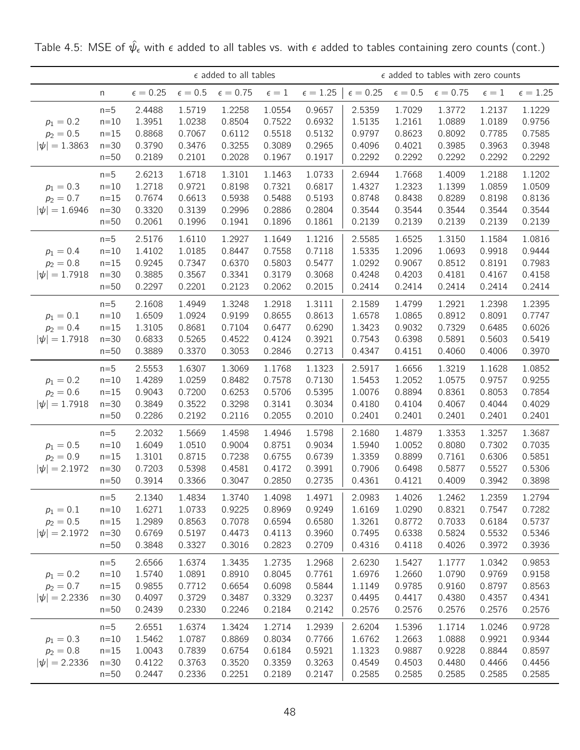Table 4.5: MSE of $\hat{\psi}_\epsilon$ with $\epsilon$ added to all tables vs. with $\epsilon$ added to tables containing zero counts (cont.)

| | | $\epsilon$ added to all tables | | | | | $\epsilon$ added to tables with zero counts | | | | |
|---|---|---|---|---|---|---|---|---|---|---|---|
| | n | $\epsilon = 0.25$ | $\epsilon = 0.5$ | $\epsilon = 0.75$ | $\epsilon = 1$ | $\epsilon = 1.25$ | $\epsilon = 0.25$ | $\epsilon = 0.5$ | $\epsilon = 0.75$ | $\epsilon = 1$ | $\epsilon = 1.25$ |
| | n=5 | 2.4488 | 1.5719 | 1.2258 | 1.0554 | 0.9657 | 2.5359 | 1.7029 | 1.3772 | 1.2137 | 1.1229 |
| $p_1 = 0.2$ | n=10 | 1.3951 | 1.0238 | 0.8504 | 0.7522 | 0.6932 | 1.5135 | 1.2161 | 1.0889 | 1.0189 | 0.9756 |
| $p_2 = 0.5$ | n=15 | 0.8868 | 0.7067 | 0.6112 | 0.5518 | 0.5132 | 0.9797 | 0.8623 | 0.8092 | 0.7785 | 0.7585 |
| $\|\psi\| = 1.3863$ | n=30 | 0.3790 | 0.3476 | 0.3255 | 0.3089 | 0.2965 | 0.4096 | 0.4021 | 0.3985 | 0.3963 | 0.3948 |
| | n=50 | 0.2189 | 0.2101 | 0.2028 | 0.1967 | 0.1917 | 0.2292 | 0.2292 | 0.2292 | 0.2292 | 0.2292 |
| | n=5 | 2.6213 | 1.6718 | 1.3101 | 1.1463 | 1.0733 | 2.6944 | 1.7668 | 1.4009 | 1.2188 | 1.1202 |
| $p_1 = 0.3$ | n=10 | 1.2718 | 0.9721 | 0.8198 | 0.7321 | 0.6817 | 1.4327 | 1.2323 | 1.1399 | 1.0859 | 1.0509 |
| $p_2 = 0.7$ | n=15 | 0.7674 | 0.6613 | 0.5938 | 0.5488 | 0.5193 | 0.8748 | 0.8438 | 0.8289 | 0.8198 | 0.8136 |
| $\|\psi\| = 1.6946$ | n=30 | 0.3320 | 0.3139 | 0.2996 | 0.2886 | 0.2804 | 0.3544 | 0.3544 | 0.3544 | 0.3544 | 0.3544 |
| | n=50 | 0.2061 | 0.1996 | 0.1941 | 0.1896 | 0.1861 | 0.2139 | 0.2139 | 0.2139 | 0.2139 | 0.2139 |
| | n=5 | 2.5176 | 1.6110 | 1.2927 | 1.1649 | 1.1216 | 2.5585 | 1.6525 | 1.3150 | 1.1584 | 1.0816 |
| $p_1 = 0.4$ | n=10 | 1.4102 | 1.0185 | 0.8447 | 0.7558 | 0.7118 | 1.5335 | 1.2096 | 1.0693 | 0.9918 | 0.9444 |
| $p_2 = 0.8$ | n=15 | 0.9245 | 0.7347 | 0.6370 | 0.5803 | 0.5477 | 1.0292 | 0.9067 | 0.8512 | 0.8191 | 0.7983 |
| $\|\psi\| = 1.7918$ | n=30 | 0.3885 | 0.3567 | 0.3341 | 0.3179 | 0.3068 | 0.4248 | 0.4203 | 0.4181 | 0.4167 | 0.4158 |
| | n=50 | 0.2297 | 0.2201 | 0.2123 | 0.2062 | 0.2015 | 0.2414 | 0.2414 | 0.2414 | 0.2414 | 0.2414 |
| | n=5 | 2.1608 | 1.4949 | 1.3248 | 1.2918 | 1.3111 | 2.1589 | 1.4799 | 1.2921 | 1.2398 | 1.2395 |
| $p_1 = 0.1$ | n=10 | 1.6509 | 1.0924 | 0.9199 | 0.8655 | 0.8613 | 1.6578 | 1.0865 | 0.8912 | 0.8091 | 0.7747 |
| $p_2 = 0.4$ | n=15 | 1.3105 | 0.8681 | 0.7104 | 0.6477 | 0.6290 | 1.3423 | 0.9032 | 0.7329 | 0.6485 | 0.6026 |
| $\|\psi\| = 1.7918$ | n=30 | 0.6833 | 0.5265 | 0.4522 | 0.4124 | 0.3921 | 0.7543 | 0.6398 | 0.5891 | 0.5603 | 0.5419 |
| | n=50 | 0.3889 | 0.3370 | 0.3053 | 0.2846 | 0.2713 | 0.4347 | 0.4151 | 0.4060 | 0.4006 | 0.3970 |
| | n=5 | 2.5553 | 1.6307 | 1.3069 | 1.1768 | 1.1323 | 2.5917 | 1.6656 | 1.3219 | 1.1628 | 1.0852 |
| $p_1 = 0.2$ | n=10 | 1.4289 | 1.0259 | 0.8482 | 0.7578 | 0.7130 | 1.5453 | 1.2052 | 1.0575 | 0.9757 | 0.9255 |
| $p_2 = 0.6$ | n=15 | 0.9043 | 0.7200 | 0.6253 | 0.5706 | 0.5395 | 1.0076 | 0.8894 | 0.8361 | 0.8053 | 0.7854 |
| $\|\psi\| = 1.7918$ | n=30 | 0.3849 | 0.3522 | 0.3298 | 0.3141 | 0.3034 | 0.4180 | 0.4104 | 0.4067 | 0.4044 | 0.4029 |
| | n=50 | 0.2286 | 0.2192 | 0.2116 | 0.2055 | 0.2010 | 0.2401 | 0.2401 | 0.2401 | 0.2401 | 0.2401 |
| | n=5 | 2.2032 | 1.5669 | 1.4598 | 1.4946 | 1.5798 | 2.1680 | 1.4879 | 1.3353 | 1.3257 | 1.3687 |
| $p_1 = 0.5$ | n=10 | 1.6049 | 1.0510 | 0.9004 | 0.8751 | 0.9034 | 1.5940 | 1.0052 | 0.8080 | 0.7302 | 0.7035 |
| $p_2 = 0.9$ | n=15 | 1.3101 | 0.8715 | 0.7238 | 0.6755 | 0.6739 | 1.3359 | 0.8899 | 0.7161 | 0.6306 | 0.5851 |
| $\|\psi\| = 2.1972$ | n=30 | 0.7203 | 0.5398 | 0.4581 | 0.4172 | 0.3991 | 0.7906 | 0.6498 | 0.5877 | 0.5527 | 0.5306 |
| | n=50 | 0.3914 | 0.3366 | 0.3047 | 0.2850 | 0.2735 | 0.4361 | 0.4121 | 0.4009 | 0.3942 | 0.3898 |
| | n=5 | 2.1340 | 1.4834 | 1.3740 | 1.4098 | 1.4971 | 2.0983 | 1.4026 | 1.2462 | 1.2359 | 1.2794 |
| $p_1 = 0.1$ | n=10 | 1.6271 | 1.0733 | 0.9225 | 0.8969 | 0.9249 | 1.6169 | 1.0290 | 0.8321 | 0.7547 | 0.7282 |
| $p_2 = 0.5$ | n=15 | 1.2989 | 0.8563 | 0.7078 | 0.6594 | 0.6580 | 1.3261 | 0.8772 | 0.7033 | 0.6184 | 0.5737 |
| $\|\psi\| = 2.1972$ | n=30 | 0.6769 | 0.5197 | 0.4473 | 0.4113 | 0.3960 | 0.7495 | 0.6338 | 0.5824 | 0.5532 | 0.5346 |
| | n=50 | 0.3848 | 0.3327 | 0.3016 | 0.2823 | 0.2709 | 0.4316 | 0.4118 | 0.4026 | 0.3972 | 0.3936 |
| | n=5 | 2.6566 | 1.6374 | 1.3435 | 1.2735 | 1.2968 | 2.6230 | 1.5427 | 1.1777 | 1.0342 | 0.9853 |
| $p_1 = 0.2$ | n=10 | 1.5740 | 1.0891 | 0.8910 | 0.8045 | 0.7761 | 1.6976 | 1.2660 | 1.0790 | 0.9769 | 0.9158 |
| $p_2 = 0.7$ | n=15 | 0.9855 | 0.7712 | 0.6654 | 0.6098 | 0.5844 | 1.1149 | 0.9785 | 0.9160 | 0.8797 | 0.8563 |
| $\|\psi\| = 2.2336$ | n=30 | 0.4097 | 0.3729 | 0.3487 | 0.3329 | 0.3237 | 0.4495 | 0.4417 | 0.4380 | 0.4357 | 0.4341 |
| | n=50 | 0.2439 | 0.2330 | 0.2246 | 0.2184 | 0.2142 | 0.2576 | 0.2576 | 0.2576 | 0.2576 | 0.2576 |
| | n=5 | 2.6551 | 1.6374 | 1.3424 | 1.2714 | 1.2939 | 2.6204 | 1.5396 | 1.1714 | 1.0246 | 0.9728 |
| $p_1 = 0.3$ | n=10 | 1.5462 | 1.0787 | 0.8869 | 0.8034 | 0.7766 | 1.6762 | 1.2663 | 1.0888 | 0.9921 | 0.9344 |
| $p_2 = 0.8$ | n=15 | 1.0043 | 0.7839 | 0.6754 | 0.6184 | 0.5921 | 1.1323 | 0.9887 | 0.9228 | 0.8844 | 0.8597 |
| $\|\psi\| = 2.2336$ | n=30 | 0.4122 | 0.3763 | 0.3520 | 0.3359 | 0.3263 | 0.4549 | 0.4503 | 0.4480 | 0.4466 | 0.4456 |
| | n=50 | 0.2447 | 0.2336 | 0.2251 | 0.2189 | 0.2147 | 0.2585 | 0.2585 | 0.2585 | 0.2585 | 0.2585 |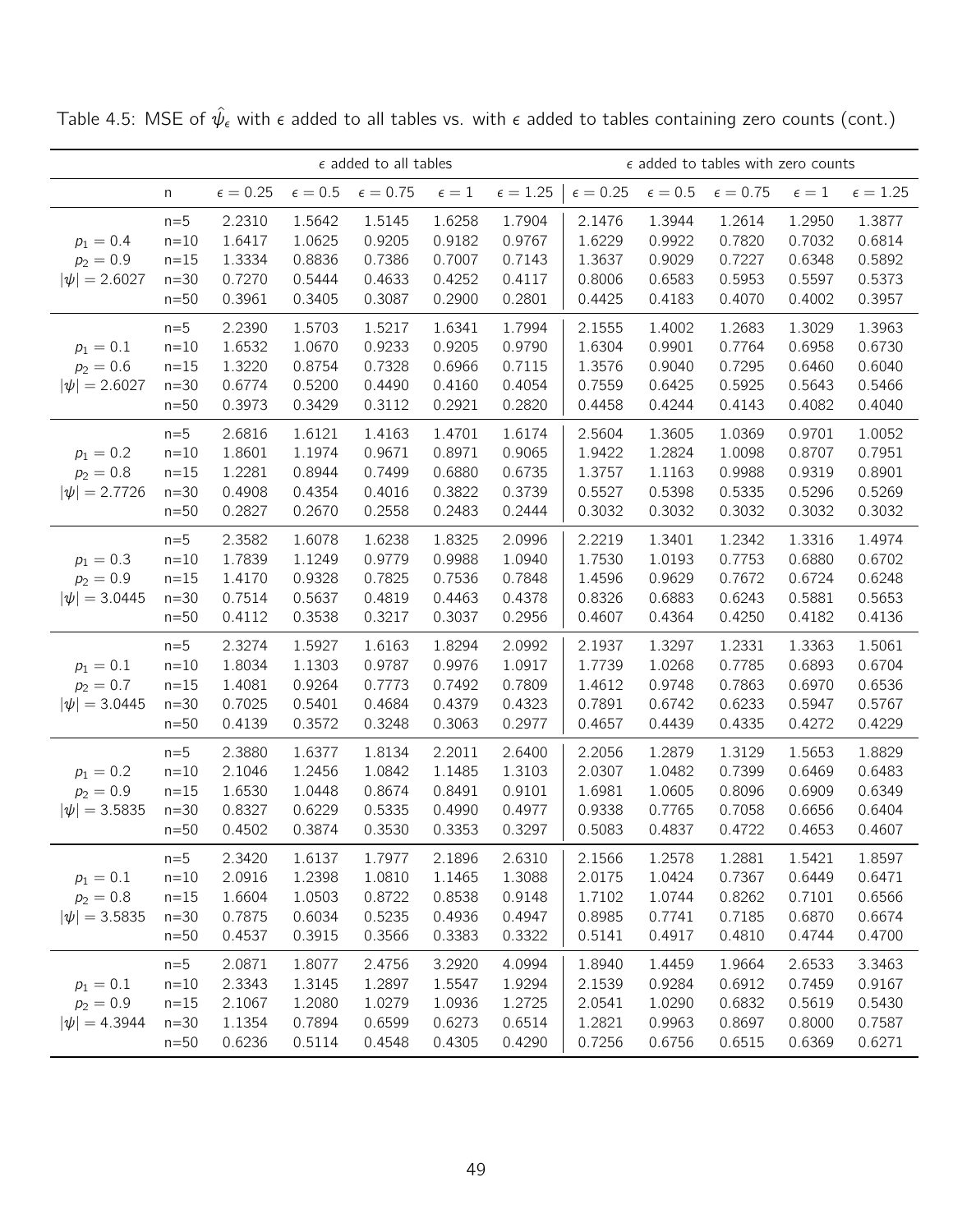Table 4.5: MSE of $\hat{\psi}_\epsilon$ with $\epsilon$ added to all tables vs. with $\epsilon$ added to tables containing zero counts (cont.)

| | | $\epsilon$ added to all tables | | | | | $\epsilon$ added to tables with zero counts | | | | |
|---|---|---|---|---|---|---|---|---|---|---|---|
| | n | $\epsilon = 0.25$ | $\epsilon = 0.5$ | $\epsilon = 0.75$ | $\epsilon = 1$ | $\epsilon = 1.25$ | $\epsilon = 0.25$ | $\epsilon = 0.5$ | $\epsilon = 0.75$ | $\epsilon = 1$ | $\epsilon = 1.25$ |
| | n=5 | 2.2310 | 1.5642 | 1.5145 | 1.6258 | 1.7904 | 2.1476 | 1.3944 | 1.2614 | 1.2950 | 1.3877 |
| $p_1 = 0.4$ | n=10 | 1.6417 | 1.0625 | 0.9205 | 0.9182 | 0.9767 | 1.6229 | 0.9922 | 0.7820 | 0.7032 | 0.6814 |
| $p_2 = 0.9$ | n=15 | 1.3334 | 0.8836 | 0.7386 | 0.7007 | 0.7143 | 1.3637 | 0.9029 | 0.7227 | 0.6348 | 0.5892 |
| $\lvert\psi\rvert = 2.6027$ | n=30 | 0.7270 | 0.5444 | 0.4633 | 0.4252 | 0.4117 | 0.8006 | 0.6583 | 0.5953 | 0.5597 | 0.5373 |
| | n=50 | 0.3961 | 0.3405 | 0.3087 | 0.2900 | 0.2801 | 0.4425 | 0.4183 | 0.4070 | 0.4002 | 0.3957 |
| | n=5 | 2.2390 | 1.5703 | 1.5217 | 1.6341 | 1.7994 | 2.1555 | 1.4002 | 1.2683 | 1.3029 | 1.3963 |
| $p_1 = 0.1$ | n=10 | 1.6532 | 1.0670 | 0.9233 | 0.9205 | 0.9790 | 1.6304 | 0.9901 | 0.7764 | 0.6958 | 0.6730 |
| $p_2 = 0.6$ | n=15 | 1.3220 | 0.8754 | 0.7328 | 0.6966 | 0.7115 | 1.3576 | 0.9040 | 0.7295 | 0.6460 | 0.6040 |
| $\lvert\psi\rvert = 2.6027$ | n=30 | 0.6774 | 0.5200 | 0.4490 | 0.4160 | 0.4054 | 0.7559 | 0.6425 | 0.5925 | 0.5643 | 0.5466 |
| | n=50 | 0.3973 | 0.3429 | 0.3112 | 0.2921 | 0.2820 | 0.4458 | 0.4244 | 0.4143 | 0.4082 | 0.4040 |
| | n=5 | 2.6816 | 1.6121 | 1.4163 | 1.4701 | 1.6174 | 2.5604 | 1.3605 | 1.0369 | 0.9701 | 1.0052 |
| $p_1 = 0.2$ | n=10 | 1.8601 | 1.1974 | 0.9671 | 0.8971 | 0.9065 | 1.9422 | 1.2824 | 1.0098 | 0.8707 | 0.7951 |
| $p_2 = 0.8$ | n=15 | 1.2281 | 0.8944 | 0.7499 | 0.6880 | 0.6735 | 1.3757 | 1.1163 | 0.9988 | 0.9319 | 0.8901 |
| $\lvert\psi\rvert = 2.7726$ | n=30 | 0.4908 | 0.4354 | 0.4016 | 0.3822 | 0.3739 | 0.5527 | 0.5398 | 0.5335 | 0.5296 | 0.5269 |
| | n=50 | 0.2827 | 0.2670 | 0.2558 | 0.2483 | 0.2444 | 0.3032 | 0.3032 | 0.3032 | 0.3032 | 0.3032 |
| | n=5 | 2.3582 | 1.6078 | 1.6238 | 1.8325 | 2.0996 | 2.2219 | 1.3401 | 1.2342 | 1.3316 | 1.4974 |
| $p_1 = 0.3$ | n=10 | 1.7839 | 1.1249 | 0.9779 | 0.9988 | 1.0940 | 1.7530 | 1.0193 | 0.7753 | 0.6880 | 0.6702 |
| $p_2 = 0.9$ | n=15 | 1.4170 | 0.9328 | 0.7825 | 0.7536 | 0.7848 | 1.4596 | 0.9629 | 0.7672 | 0.6724 | 0.6248 |
| $\lvert\psi\rvert = 3.0445$ | n=30 | 0.7514 | 0.5637 | 0.4819 | 0.4463 | 0.4378 | 0.8326 | 0.6883 | 0.6243 | 0.5881 | 0.5653 |
| | n=50 | 0.4112 | 0.3538 | 0.3217 | 0.3037 | 0.2956 | 0.4607 | 0.4364 | 0.4250 | 0.4182 | 0.4136 |
| | n=5 | 2.3274 | 1.5927 | 1.6163 | 1.8294 | 2.0992 | 2.1937 | 1.3297 | 1.2331 | 1.3363 | 1.5061 |
| $p_1 = 0.1$ | n=10 | 1.8034 | 1.1303 | 0.9787 | 0.9976 | 1.0917 | 1.7739 | 1.0268 | 0.7785 | 0.6893 | 0.6704 |
| $p_2 = 0.7$ | n=15 | 1.4081 | 0.9264 | 0.7773 | 0.7492 | 0.7809 | 1.4612 | 0.9748 | 0.7863 | 0.6970 | 0.6536 |
| $\lvert\psi\rvert = 3.0445$ | n=30 | 0.7025 | 0.5401 | 0.4684 | 0.4379 | 0.4323 | 0.7891 | 0.6742 | 0.6233 | 0.5947 | 0.5767 |
| | n=50 | 0.4139 | 0.3572 | 0.3248 | 0.3063 | 0.2977 | 0.4657 | 0.4439 | 0.4335 | 0.4272 | 0.4229 |
| | n=5 | 2.3880 | 1.6377 | 1.8134 | 2.2011 | 2.6400 | 2.2056 | 1.2879 | 1.3129 | 1.5653 | 1.8829 |
| $p_1 = 0.2$ | n=10 | 2.1046 | 1.2456 | 1.0842 | 1.1485 | 1.3103 | 2.0307 | 1.0482 | 0.7399 | 0.6469 | 0.6483 |
| $p_2 = 0.9$ | n=15 | 1.6530 | 1.0448 | 0.8674 | 0.8491 | 0.9101 | 1.6981 | 1.0605 | 0.8096 | 0.6909 | 0.6349 |
| $\lvert\psi\rvert = 3.5835$ | n=30 | 0.8327 | 0.6229 | 0.5335 | 0.4990 | 0.4977 | 0.9338 | 0.7765 | 0.7058 | 0.6656 | 0.6404 |
| | n=50 | 0.4502 | 0.3874 | 0.3530 | 0.3353 | 0.3297 | 0.5083 | 0.4837 | 0.4722 | 0.4653 | 0.4607 |
| | n=5 | 2.3420 | 1.6137 | 1.7977 | 2.1896 | 2.6310 | 2.1566 | 1.2578 | 1.2881 | 1.5421 | 1.8597 |
| $p_1 = 0.1$ | n=10 | 2.0916 | 1.2398 | 1.0810 | 1.1465 | 1.3088 | 2.0175 | 1.0424 | 0.7367 | 0.6449 | 0.6471 |
| $p_2 = 0.8$ | n=15 | 1.6604 | 1.0503 | 0.8722 | 0.8538 | 0.9148 | 1.7102 | 1.0744 | 0.8262 | 0.7101 | 0.6566 |
| $\lvert\psi\rvert = 3.5835$ | n=30 | 0.7875 | 0.6034 | 0.5235 | 0.4936 | 0.4947 | 0.8985 | 0.7741 | 0.7185 | 0.6870 | 0.6674 |
| | n=50 | 0.4537 | 0.3915 | 0.3566 | 0.3383 | 0.3322 | 0.5141 | 0.4917 | 0.4810 | 0.4744 | 0.4700 |
| | n=5 | 2.0871 | 1.8077 | 2.4756 | 3.2920 | 4.0994 | 1.8940 | 1.4459 | 1.9664 | 2.6533 | 3.3463 |
| $p_1 = 0.1$ | n=10 | 2.3343 | 1.3145 | 1.2897 | 1.5547 | 1.9294 | 2.1539 | 0.9284 | 0.6912 | 0.7459 | 0.9167 |
| $p_2 = 0.9$ | n=15 | 2.1067 | 1.2080 | 1.0279 | 1.0936 | 1.2725 | 2.0541 | 1.0290 | 0.6832 | 0.5619 | 0.5430 |
| $\lvert\psi\rvert = 4.3944$ | n=30 | 1.1354 | 0.7894 | 0.6599 | 0.6273 | 0.6514 | 1.2821 | 0.9963 | 0.8697 | 0.8000 | 0.7587 |
| | n=50 | 0.6236 | 0.5114 | 0.4548 | 0.4305 | 0.4290 | 0.7256 | 0.6756 | 0.6515 | 0.6369 | 0.6271 |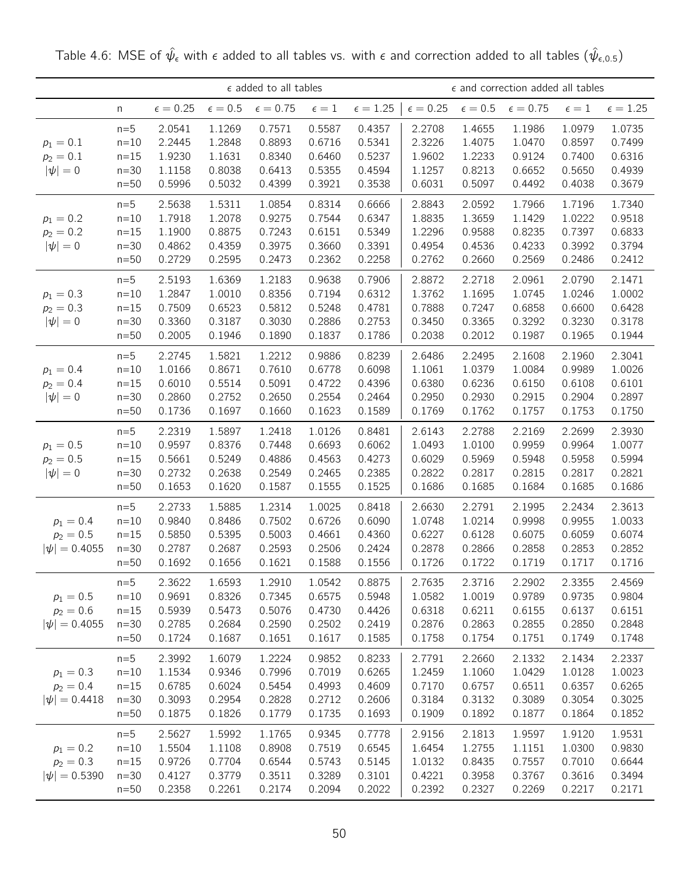Table 4.6: MSE of $\hat{\psi}_\epsilon$ with $\epsilon$ added to all tables vs. with $\epsilon$ and correction added to all tables ($\hat{\psi}_{\epsilon,0.5}$)

| | | $\epsilon$ added to all tables | | | | | $\epsilon$ and correction added all tables | | | | |
|---|---|---|---|---|---|---|---|---|---|---|---|
| | n | $\epsilon = 0.25$ | $\epsilon = 0.5$ | $\epsilon = 0.75$ | $\epsilon = 1$ | $\epsilon = 1.25$ | $\epsilon = 0.25$ | $\epsilon = 0.5$ | $\epsilon = 0.75$ | $\epsilon = 1$ | $\epsilon = 1.25$ |
| $p_1 = 0.1$, $p_2 = 0.1$, $\|\psi\| = 0$ | n=5 | 2.0541 | 1.1269 | 0.7571 | 0.5587 | 0.4357 | 2.2708 | 1.4655 | 1.1986 | 1.0979 | 1.0735 |
| | n=10 | 2.2445 | 1.2848 | 0.8893 | 0.6716 | 0.5341 | 2.3226 | 1.4075 | 1.0470 | 0.8597 | 0.7499 |
| | n=15 | 1.9230 | 1.1631 | 0.8340 | 0.6460 | 0.5237 | 1.9602 | 1.2233 | 0.9124 | 0.7400 | 0.6316 |
| | n=30 | 1.1158 | 0.8038 | 0.6413 | 0.5355 | 0.4594 | 1.1257 | 0.8213 | 0.6652 | 0.5650 | 0.4939 |
| | n=50 | 0.5996 | 0.5032 | 0.4399 | 0.3921 | 0.3538 | 0.6031 | 0.5097 | 0.4492 | 0.4038 | 0.3679 |
| $p_1 = 0.2$, $p_2 = 0.2$, $\|\psi\| = 0$ | n=5 | 2.5638 | 1.5311 | 1.0854 | 0.8314 | 0.6666 | 2.8843 | 2.0592 | 1.7966 | 1.7196 | 1.7340 |
| | n=10 | 1.7918 | 1.2078 | 0.9275 | 0.7544 | 0.6347 | 1.8835 | 1.3659 | 1.1429 | 1.0222 | 0.9518 |
| | n=15 | 1.1900 | 0.8875 | 0.7243 | 0.6151 | 0.5349 | 1.2296 | 0.9588 | 0.8235 | 0.7397 | 0.6833 |
| | n=30 | 0.4862 | 0.4359 | 0.3975 | 0.3660 | 0.3391 | 0.4954 | 0.4536 | 0.4233 | 0.3992 | 0.3794 |
| | n=50 | 0.2729 | 0.2595 | 0.2473 | 0.2362 | 0.2258 | 0.2762 | 0.2660 | 0.2569 | 0.2486 | 0.2412 |
| $p_1 = 0.3$, $p_2 = 0.3$, $\|\psi\| = 0$ | n=5 | 2.5193 | 1.6369 | 1.2183 | 0.9638 | 0.7906 | 2.8872 | 2.2718 | 2.0961 | 2.0790 | 2.1471 |
| | n=10 | 1.2847 | 1.0010 | 0.8356 | 0.7194 | 0.6312 | 1.3762 | 1.1695 | 1.0745 | 1.0246 | 1.0002 |
| | n=15 | 0.7509 | 0.6523 | 0.5812 | 0.5248 | 0.4781 | 0.7888 | 0.7247 | 0.6858 | 0.6600 | 0.6428 |
| | n=30 | 0.3360 | 0.3187 | 0.3030 | 0.2886 | 0.2753 | 0.3450 | 0.3365 | 0.3292 | 0.3230 | 0.3178 |
| | n=50 | 0.2005 | 0.1946 | 0.1890 | 0.1837 | 0.1786 | 0.2038 | 0.2012 | 0.1987 | 0.1965 | 0.1944 |
| $p_1 = 0.4$, $p_2 = 0.4$, $\|\psi\| = 0$ | n=5 | 2.2745 | 1.5821 | 1.2212 | 0.9886 | 0.8239 | 2.6486 | 2.2495 | 2.1608 | 2.1960 | 2.3041 |
| | n=10 | 1.0166 | 0.8671 | 0.7610 | 0.6778 | 0.6098 | 1.1061 | 1.0379 | 1.0084 | 0.9989 | 1.0026 |
| | n=15 | 0.6010 | 0.5514 | 0.5091 | 0.4722 | 0.4396 | 0.6380 | 0.6236 | 0.6150 | 0.6108 | 0.6101 |
| | n=30 | 0.2860 | 0.2752 | 0.2650 | 0.2554 | 0.2464 | 0.2950 | 0.2930 | 0.2915 | 0.2904 | 0.2897 |
| | n=50 | 0.1736 | 0.1697 | 0.1660 | 0.1623 | 0.1589 | 0.1769 | 0.1762 | 0.1757 | 0.1753 | 0.1750 |
| $p_1 = 0.5$, $p_2 = 0.5$, $\|\psi\| = 0$ | n=5 | 2.2319 | 1.5897 | 1.2418 | 1.0126 | 0.8481 | 2.6143 | 2.2788 | 2.2169 | 2.2699 | 2.3930 |
| | n=10 | 0.9597 | 0.8376 | 0.7448 | 0.6693 | 0.6062 | 1.0493 | 1.0100 | 0.9959 | 0.9964 | 1.0077 |
| | n=15 | 0.5661 | 0.5249 | 0.4886 | 0.4563 | 0.4273 | 0.6029 | 0.5969 | 0.5948 | 0.5958 | 0.5994 |
| | n=30 | 0.2732 | 0.2638 | 0.2549 | 0.2465 | 0.2385 | 0.2822 | 0.2817 | 0.2815 | 0.2817 | 0.2821 |
| | n=50 | 0.1653 | 0.1620 | 0.1587 | 0.1555 | 0.1525 | 0.1686 | 0.1685 | 0.1684 | 0.1685 | 0.1686 |
| $p_1 = 0.4$, $p_2 = 0.5$, $\|\psi\| = 0.4055$ | n=5 | 2.2733 | 1.5885 | 1.2314 | 1.0025 | 0.8418 | 2.6630 | 2.2791 | 2.1995 | 2.2434 | 2.3613 |
| | n=10 | 0.9840 | 0.8486 | 0.7502 | 0.6726 | 0.6090 | 1.0748 | 1.0214 | 0.9998 | 0.9955 | 1.0033 |
| | n=15 | 0.5850 | 0.5395 | 0.5003 | 0.4661 | 0.4360 | 0.6227 | 0.6128 | 0.6075 | 0.6059 | 0.6074 |
| | n=30 | 0.2787 | 0.2687 | 0.2593 | 0.2506 | 0.2424 | 0.2878 | 0.2866 | 0.2858 | 0.2853 | 0.2852 |
| | n=50 | 0.1692 | 0.1656 | 0.1621 | 0.1588 | 0.1556 | 0.1726 | 0.1722 | 0.1719 | 0.1717 | 0.1716 |
| $p_1 = 0.5$, $p_2 = 0.6$, $\|\psi\| = 0.4055$ | n=5 | 2.3622 | 1.6593 | 1.2910 | 1.0542 | 0.8875 | 2.7635 | 2.3716 | 2.2902 | 2.3355 | 2.4569 |
| | n=10 | 0.9691 | 0.8326 | 0.7345 | 0.6575 | 0.5948 | 1.0582 | 1.0019 | 0.9789 | 0.9735 | 0.9804 |
| | n=15 | 0.5939 | 0.5473 | 0.5076 | 0.4730 | 0.4426 | 0.6318 | 0.6211 | 0.6155 | 0.6137 | 0.6151 |
| | n=30 | 0.2785 | 0.2684 | 0.2590 | 0.2502 | 0.2419 | 0.2876 | 0.2863 | 0.2855 | 0.2850 | 0.2848 |
| | n=50 | 0.1724 | 0.1687 | 0.1651 | 0.1617 | 0.1585 | 0.1758 | 0.1754 | 0.1751 | 0.1749 | 0.1748 |
| $p_1 = 0.3$, $p_2 = 0.4$, $\|\psi\| = 0.4418$ | n=5 | 2.3992 | 1.6079 | 1.2224 | 0.9852 | 0.8233 | 2.7791 | 2.2660 | 2.1332 | 2.1434 | 2.2337 |
| | n=10 | 1.1534 | 0.9346 | 0.7996 | 0.7019 | 0.6265 | 1.2459 | 1.1060 | 1.0429 | 1.0128 | 1.0023 |
| | n=15 | 0.6785 | 0.6024 | 0.5454 | 0.4993 | 0.4609 | 0.7170 | 0.6757 | 0.6511 | 0.6357 | 0.6265 |
| | n=30 | 0.3093 | 0.2954 | 0.2828 | 0.2712 | 0.2606 | 0.3184 | 0.3132 | 0.3089 | 0.3054 | 0.3025 |
| | n=50 | 0.1875 | 0.1826 | 0.1779 | 0.1735 | 0.1693 | 0.1909 | 0.1892 | 0.1877 | 0.1864 | 0.1852 |
| $p_1 = 0.2$, $p_2 = 0.3$, $\|\psi\| = 0.5390$ | n=5 | 2.5627 | 1.5992 | 1.1765 | 0.9345 | 0.7778 | 2.9156 | 2.1813 | 1.9597 | 1.9120 | 1.9531 |
| | n=10 | 1.5504 | 1.1108 | 0.8908 | 0.7519 | 0.6545 | 1.6454 | 1.2755 | 1.1151 | 1.0300 | 0.9830 |
| | n=15 | 0.9726 | 0.7704 | 0.6544 | 0.5743 | 0.5145 | 1.0132 | 0.8435 | 0.7557 | 0.7010 | 0.6644 |
| | n=30 | 0.4127 | 0.3779 | 0.3511 | 0.3289 | 0.3101 | 0.4221 | 0.3958 | 0.3767 | 0.3616 | 0.3494 |
| | n=50 | 0.2358 | 0.2261 | 0.2174 | 0.2094 | 0.2022 | 0.2392 | 0.2327 | 0.2269 | 0.2217 | 0.2171 |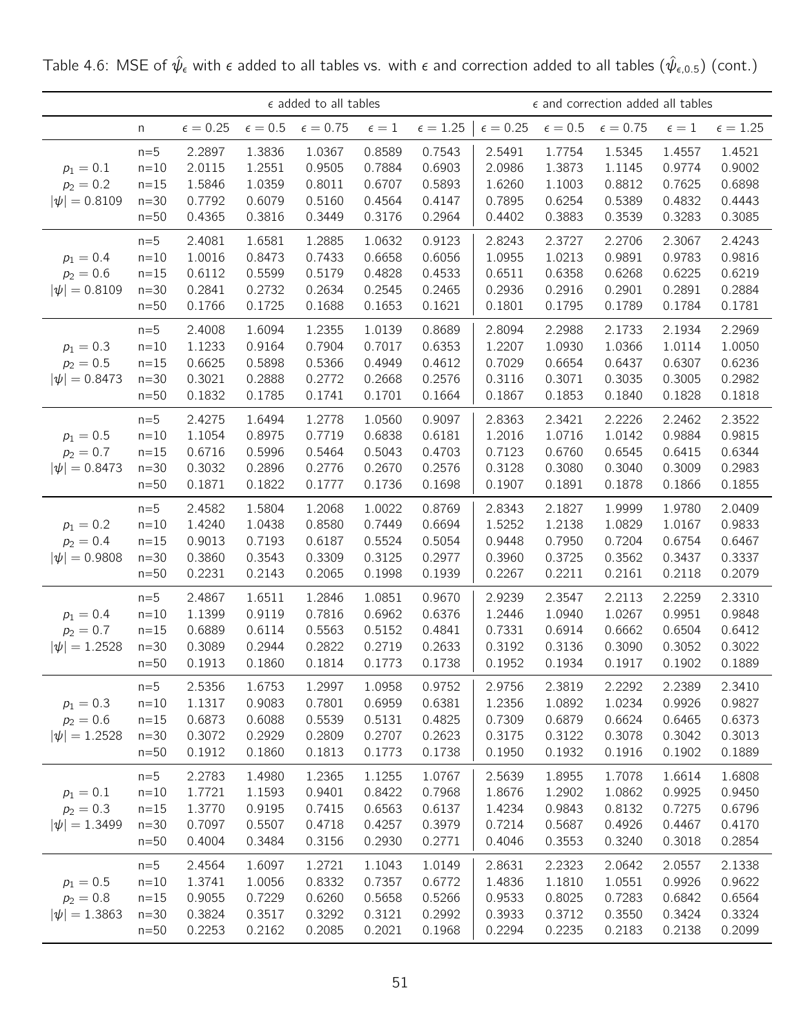Table 4.6: MSE of $\hat{\psi}_\epsilon$ with $\epsilon$ added to all tables vs. with $\epsilon$ and correction added to all tables ($\hat{\psi}_{\epsilon,0.5}$) (cont.)

| | | $\epsilon$ added to all tables | | | | | $\epsilon$ and correction added all tables | | | | |
|---|---|---|---|---|---|---|---|---|---|---|---|
| | n | $\epsilon = 0.25$ | $\epsilon = 0.5$ | $\epsilon = 0.75$ | $\epsilon = 1$ | $\epsilon = 1.25$ | $\epsilon = 0.25$ | $\epsilon = 0.5$ | $\epsilon = 0.75$ | $\epsilon = 1$ | $\epsilon = 1.25$ |
| | n=5 | 2.2897 | 1.3836 | 1.0367 | 0.8589 | 0.7543 | 2.5491 | 1.7754 | 1.5345 | 1.4557 | 1.4521 |
| $p_1 = 0.1$ | n=10 | 2.0115 | 1.2551 | 0.9505 | 0.7884 | 0.6903 | 2.0986 | 1.3873 | 1.1145 | 0.9774 | 0.9002 |
| $p_2 = 0.2$ | n=15 | 1.5846 | 1.0359 | 0.8011 | 0.6707 | 0.5893 | 1.6260 | 1.1003 | 0.8812 | 0.7625 | 0.6898 |
| $\lvert\psi\rvert = 0.8109$ | n=30 | 0.7792 | 0.6079 | 0.5160 | 0.4564 | 0.4147 | 0.7895 | 0.6254 | 0.5389 | 0.4832 | 0.4443 |
| | n=50 | 0.4365 | 0.3816 | 0.3449 | 0.3176 | 0.2964 | 0.4402 | 0.3883 | 0.3539 | 0.3283 | 0.3085 |
| | n=5 | 2.4081 | 1.6581 | 1.2885 | 1.0632 | 0.9123 | 2.8243 | 2.3727 | 2.2706 | 2.3067 | 2.4243 |
| $p_1 = 0.4$ | n=10 | 1.0016 | 0.8473 | 0.7433 | 0.6658 | 0.6056 | 1.0955 | 1.0213 | 0.9891 | 0.9783 | 0.9816 |
| $p_2 = 0.6$ | n=15 | 0.6112 | 0.5599 | 0.5179 | 0.4828 | 0.4533 | 0.6511 | 0.6358 | 0.6268 | 0.6225 | 0.6219 |
| $\lvert\psi\rvert = 0.8109$ | n=30 | 0.2841 | 0.2732 | 0.2634 | 0.2545 | 0.2465 | 0.2936 | 0.2916 | 0.2901 | 0.2891 | 0.2884 |
| | n=50 | 0.1766 | 0.1725 | 0.1688 | 0.1653 | 0.1621 | 0.1801 | 0.1795 | 0.1789 | 0.1784 | 0.1781 |
| | n=5 | 2.4008 | 1.6094 | 1.2355 | 1.0139 | 0.8689 | 2.8094 | 2.2988 | 2.1733 | 2.1934 | 2.2969 |
| $p_1 = 0.3$ | n=10 | 1.1233 | 0.9164 | 0.7904 | 0.7017 | 0.6353 | 1.2207 | 1.0930 | 1.0366 | 1.0114 | 1.0050 |
| $p_2 = 0.5$ | n=15 | 0.6625 | 0.5898 | 0.5366 | 0.4949 | 0.4612 | 0.7029 | 0.6654 | 0.6437 | 0.6307 | 0.6236 |
| $\lvert\psi\rvert = 0.8473$ | n=30 | 0.3021 | 0.2888 | 0.2772 | 0.2668 | 0.2576 | 0.3116 | 0.3071 | 0.3035 | 0.3005 | 0.2982 |
| | n=50 | 0.1832 | 0.1785 | 0.1741 | 0.1701 | 0.1664 | 0.1867 | 0.1853 | 0.1840 | 0.1828 | 0.1818 |
| | n=5 | 2.4275 | 1.6494 | 1.2778 | 1.0560 | 0.9097 | 2.8363 | 2.3421 | 2.2226 | 2.2462 | 2.3522 |
| $p_1 = 0.5$ | n=10 | 1.1054 | 0.8975 | 0.7719 | 0.6838 | 0.6181 | 1.2016 | 1.0716 | 1.0142 | 0.9884 | 0.9815 |
| $p_2 = 0.7$ | n=15 | 0.6716 | 0.5996 | 0.5464 | 0.5043 | 0.4703 | 0.7123 | 0.6760 | 0.6545 | 0.6415 | 0.6344 |
| $\lvert\psi\rvert = 0.8473$ | n=30 | 0.3032 | 0.2896 | 0.2776 | 0.2670 | 0.2576 | 0.3128 | 0.3080 | 0.3040 | 0.3009 | 0.2983 |
| | n=50 | 0.1871 | 0.1822 | 0.1777 | 0.1736 | 0.1698 | 0.1907 | 0.1891 | 0.1878 | 0.1866 | 0.1855 |
| | n=5 | 2.4582 | 1.5804 | 1.2068 | 1.0022 | 0.8769 | 2.8343 | 2.1827 | 1.9999 | 1.9780 | 2.0409 |
| $p_1 = 0.2$ | n=10 | 1.4240 | 1.0438 | 0.8580 | 0.7449 | 0.6694 | 1.5252 | 1.2138 | 1.0829 | 1.0167 | 0.9833 |
| $p_2 = 0.4$ | n=15 | 0.9013 | 0.7193 | 0.6187 | 0.5524 | 0.5054 | 0.9448 | 0.7950 | 0.7204 | 0.6754 | 0.6467 |
| $\lvert\psi\rvert = 0.9808$ | n=30 | 0.3860 | 0.3543 | 0.3309 | 0.3125 | 0.2977 | 0.3960 | 0.3725 | 0.3562 | 0.3437 | 0.3337 |
| | n=50 | 0.2231 | 0.2143 | 0.2065 | 0.1998 | 0.1939 | 0.2267 | 0.2211 | 0.2161 | 0.2118 | 0.2079 |
| | n=5 | 2.4867 | 1.6511 | 1.2846 | 1.0851 | 0.9670 | 2.9239 | 2.3547 | 2.2113 | 2.2259 | 2.3310 |
| $p_1 = 0.4$ | n=10 | 1.1399 | 0.9119 | 0.7816 | 0.6962 | 0.6376 | 1.2446 | 1.0940 | 1.0267 | 0.9951 | 0.9848 |
| $p_2 = 0.7$ | n=15 | 0.6889 | 0.6114 | 0.5563 | 0.5152 | 0.4841 | 0.7331 | 0.6914 | 0.6662 | 0.6504 | 0.6412 |
| $\lvert\psi\rvert = 1.2528$ | n=30 | 0.3089 | 0.2944 | 0.2822 | 0.2719 | 0.2633 | 0.3192 | 0.3136 | 0.3090 | 0.3052 | 0.3022 |
| | n=50 | 0.1913 | 0.1860 | 0.1814 | 0.1773 | 0.1738 | 0.1952 | 0.1934 | 0.1917 | 0.1902 | 0.1889 |
| | n=5 | 2.5356 | 1.6753 | 1.2997 | 1.0958 | 0.9752 | 2.9756 | 2.3819 | 2.2292 | 2.2389 | 2.3410 |
| $p_1 = 0.3$ | n=10 | 1.1317 | 0.9083 | 0.7801 | 0.6959 | 0.6381 | 1.2356 | 1.0892 | 1.0234 | 0.9926 | 0.9827 |
| $p_2 = 0.6$ | n=15 | 0.6873 | 0.6088 | 0.5539 | 0.5131 | 0.4825 | 0.7309 | 0.6879 | 0.6624 | 0.6465 | 0.6373 |
| $\lvert\psi\rvert = 1.2528$ | n=30 | 0.3072 | 0.2929 | 0.2809 | 0.2707 | 0.2623 | 0.3175 | 0.3122 | 0.3078 | 0.3042 | 0.3013 |
| | n=50 | 0.1912 | 0.1860 | 0.1813 | 0.1773 | 0.1738 | 0.1950 | 0.1932 | 0.1916 | 0.1902 | 0.1889 |
| | n=5 | 2.2783 | 1.4980 | 1.2365 | 1.1255 | 1.0767 | 2.5639 | 1.8955 | 1.7078 | 1.6614 | 1.6808 |
| $p_1 = 0.1$ | n=10 | 1.7721 | 1.1593 | 0.9401 | 0.8422 | 0.7968 | 1.8676 | 1.2902 | 1.0862 | 0.9925 | 0.9450 |
| $p_2 = 0.3$ | n=15 | 1.3770 | 0.9195 | 0.7415 | 0.6563 | 0.6137 | 1.4234 | 0.9843 | 0.8132 | 0.7275 | 0.6796 |
| $\lvert\psi\rvert = 1.3499$ | n=30 | 0.7097 | 0.5507 | 0.4718 | 0.4257 | 0.3979 | 0.7214 | 0.5687 | 0.4926 | 0.4467 | 0.4170 |
| | n=50 | 0.4004 | 0.3484 | 0.3156 | 0.2930 | 0.2771 | 0.4046 | 0.3553 | 0.3240 | 0.3018 | 0.2854 |
| | n=5 | 2.4564 | 1.6097 | 1.2721 | 1.1043 | 1.0149 | 2.8631 | 2.2323 | 2.0642 | 2.0557 | 2.1338 |
| $p_1 = 0.5$ | n=10 | 1.3741 | 1.0056 | 0.8332 | 0.7357 | 0.6772 | 1.4836 | 1.1810 | 1.0551 | 0.9926 | 0.9622 |
| $p_2 = 0.8$ | n=15 | 0.9055 | 0.7229 | 0.6260 | 0.5658 | 0.5266 | 0.9533 | 0.8025 | 0.7283 | 0.6842 | 0.6564 |
| $\lvert\psi\rvert = 1.3863$ | n=30 | 0.3824 | 0.3517 | 0.3292 | 0.3121 | 0.2992 | 0.3933 | 0.3712 | 0.3550 | 0.3424 | 0.3324 |
| | n=50 | 0.2253 | 0.2162 | 0.2085 | 0.2021 | 0.1968 | 0.2294 | 0.2235 | 0.2183 | 0.2138 | 0.2099 |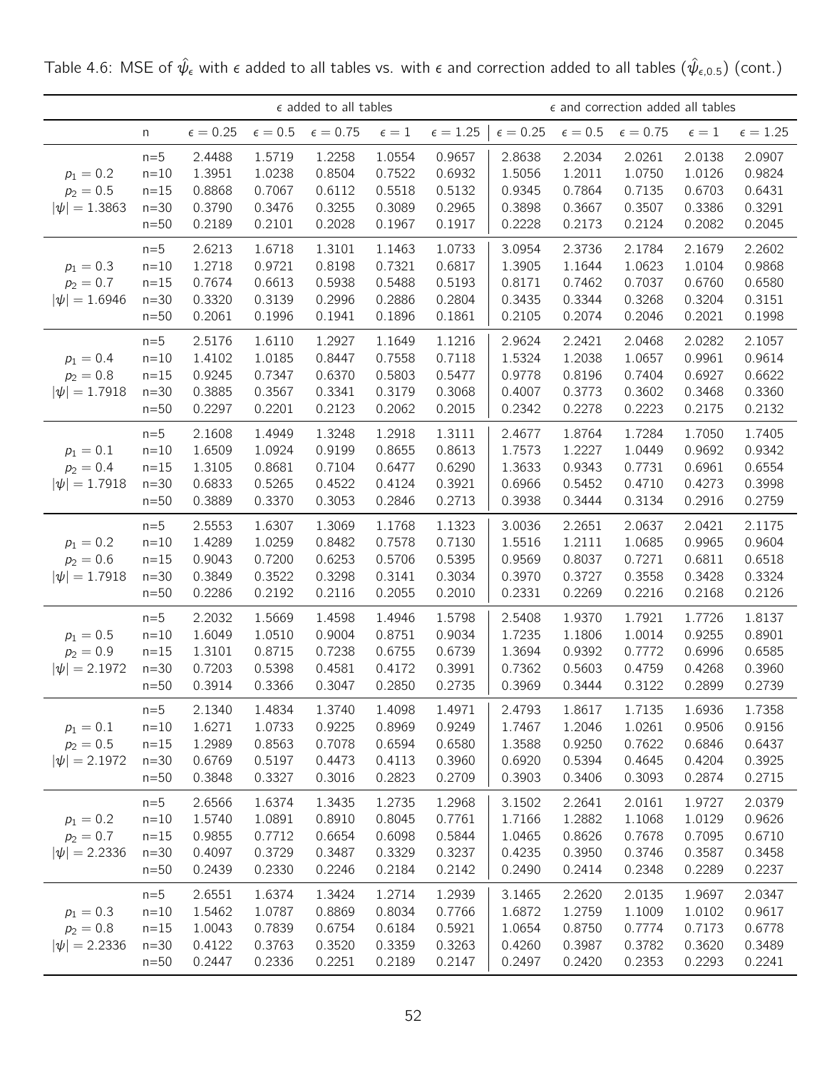Table 4.6: MSE of $\hat{\psi}_\epsilon$ with $\epsilon$ added to all tables vs. with $\epsilon$ and correction added to all tables ($\hat{\psi}_{\epsilon,0.5}$) (cont.)

| | | $\epsilon$ added to all tables | | | | | $\epsilon$ and correction added all tables | | | | |
|---|---|---|---|---|---|---|---|---|---|---|---|
| | n | $\epsilon = 0.25$ | $\epsilon = 0.5$ | $\epsilon = 0.75$ | $\epsilon = 1$ | $\epsilon = 1.25$ | $\epsilon = 0.25$ | $\epsilon = 0.5$ | $\epsilon = 0.75$ | $\epsilon = 1$ | $\epsilon = 1.25$ |
| | n=5 | 2.4488 | 1.5719 | 1.2258 | 1.0554 | 0.9657 | 2.8638 | 2.2034 | 2.0261 | 2.0138 | 2.0907 |
| $p_1 = 0.2$ | n=10 | 1.3951 | 1.0238 | 0.8504 | 0.7522 | 0.6932 | 1.5056 | 1.2011 | 1.0750 | 1.0126 | 0.9824 |
| $p_2 = 0.5$ | n=15 | 0.8868 | 0.7067 | 0.6112 | 0.5518 | 0.5132 | 0.9345 | 0.7864 | 0.7135 | 0.6703 | 0.6431 |
| $\|\psi\| = 1.3863$ | n=30 | 0.3790 | 0.3476 | 0.3255 | 0.3089 | 0.2965 | 0.3898 | 0.3667 | 0.3507 | 0.3386 | 0.3291 |
| | n=50 | 0.2189 | 0.2101 | 0.2028 | 0.1967 | 0.1917 | 0.2228 | 0.2173 | 0.2124 | 0.2082 | 0.2045 |
| | n=5 | 2.6213 | 1.6718 | 1.3101 | 1.1463 | 1.0733 | 3.0954 | 2.3736 | 2.1784 | 2.1679 | 2.2602 |
| $p_1 = 0.3$ | n=10 | 1.2718 | 0.9721 | 0.8198 | 0.7321 | 0.6817 | 1.3905 | 1.1644 | 1.0623 | 1.0104 | 0.9868 |
| $p_2 = 0.7$ | n=15 | 0.7674 | 0.6613 | 0.5938 | 0.5488 | 0.5193 | 0.8171 | 0.7462 | 0.7037 | 0.6760 | 0.6580 |
| $\|\psi\| = 1.6946$ | n=30 | 0.3320 | 0.3139 | 0.2996 | 0.2886 | 0.2804 | 0.3435 | 0.3344 | 0.3268 | 0.3204 | 0.3151 |
| | n=50 | 0.2061 | 0.1996 | 0.1941 | 0.1896 | 0.1861 | 0.2105 | 0.2074 | 0.2046 | 0.2021 | 0.1998 |
| | n=5 | 2.5176 | 1.6110 | 1.2927 | 1.1649 | 1.1216 | 2.9624 | 2.2421 | 2.0468 | 2.0282 | 2.1057 |
| $p_1 = 0.4$ | n=10 | 1.4102 | 1.0185 | 0.8447 | 0.7558 | 0.7118 | 1.5324 | 1.2038 | 1.0657 | 0.9961 | 0.9614 |
| $p_2 = 0.8$ | n=15 | 0.9245 | 0.7347 | 0.6370 | 0.5803 | 0.5477 | 0.9778 | 0.8196 | 0.7404 | 0.6927 | 0.6622 |
| $\|\psi\| = 1.7918$ | n=30 | 0.3885 | 0.3567 | 0.3341 | 0.3179 | 0.3068 | 0.4007 | 0.3773 | 0.3602 | 0.3468 | 0.3360 |
| | n=50 | 0.2297 | 0.2201 | 0.2123 | 0.2062 | 0.2015 | 0.2342 | 0.2278 | 0.2223 | 0.2175 | 0.2132 |
| | n=5 | 2.1608 | 1.4949 | 1.3248 | 1.2918 | 1.3111 | 2.4677 | 1.8764 | 1.7284 | 1.7050 | 1.7405 |
| $p_1 = 0.1$ | n=10 | 1.6509 | 1.0924 | 0.9199 | 0.8655 | 0.8613 | 1.7573 | 1.2227 | 1.0449 | 0.9692 | 0.9342 |
| $p_2 = 0.4$ | n=15 | 1.3105 | 0.8681 | 0.7104 | 0.6477 | 0.6290 | 1.3633 | 0.9343 | 0.7731 | 0.6961 | 0.6554 |
| $\|\psi\| = 1.7918$ | n=30 | 0.6833 | 0.5265 | 0.4522 | 0.4124 | 0.3921 | 0.6966 | 0.5452 | 0.4710 | 0.4273 | 0.3998 |
| | n=50 | 0.3889 | 0.3370 | 0.3053 | 0.2846 | 0.2713 | 0.3938 | 0.3444 | 0.3134 | 0.2916 | 0.2759 |
| | n=5 | 2.5553 | 1.6307 | 1.3069 | 1.1768 | 1.1323 | 3.0036 | 2.2651 | 2.0637 | 2.0421 | 2.1175 |
| $p_1 = 0.2$ | n=10 | 1.4289 | 1.0259 | 0.8482 | 0.7578 | 0.7130 | 1.5516 | 1.2111 | 1.0685 | 0.9965 | 0.9604 |
| $p_2 = 0.6$ | n=15 | 0.9043 | 0.7200 | 0.6253 | 0.5706 | 0.5395 | 0.9569 | 0.8037 | 0.7271 | 0.6811 | 0.6518 |
| $\|\psi\| = 1.7918$ | n=30 | 0.3849 | 0.3522 | 0.3298 | 0.3141 | 0.3034 | 0.3970 | 0.3727 | 0.3558 | 0.3428 | 0.3324 |
| | n=50 | 0.2286 | 0.2192 | 0.2116 | 0.2055 | 0.2010 | 0.2331 | 0.2269 | 0.2216 | 0.2168 | 0.2126 |
| | n=5 | 2.2032 | 1.5669 | 1.4598 | 1.4946 | 1.5798 | 2.5408 | 1.9370 | 1.7921 | 1.7726 | 1.8137 |
| $p_1 = 0.5$ | n=10 | 1.6049 | 1.0510 | 0.9004 | 0.8751 | 0.9034 | 1.7235 | 1.1806 | 1.0014 | 0.9255 | 0.8901 |
| $p_2 = 0.9$ | n=15 | 1.3101 | 0.8715 | 0.7238 | 0.6755 | 0.6739 | 1.3694 | 0.9392 | 0.7772 | 0.6996 | 0.6585 |
| $\|\psi\| = 2.1972$ | n=30 | 0.7203 | 0.5398 | 0.4581 | 0.4172 | 0.3991 | 0.7362 | 0.5603 | 0.4759 | 0.4268 | 0.3960 |
| | n=50 | 0.3914 | 0.3366 | 0.3047 | 0.2850 | 0.2735 | 0.3969 | 0.3444 | 0.3122 | 0.2899 | 0.2739 |
| | n=5 | 2.1340 | 1.4834 | 1.3740 | 1.4098 | 1.4971 | 2.4793 | 1.8617 | 1.7135 | 1.6936 | 1.7358 |
| $p_1 = 0.1$ | n=10 | 1.6271 | 1.0733 | 0.9225 | 0.8969 | 0.9249 | 1.7467 | 1.2046 | 1.0261 | 0.9506 | 0.9156 |
| $p_2 = 0.5$ | n=15 | 1.2989 | 0.8563 | 0.7078 | 0.6594 | 0.6580 | 1.3588 | 0.9250 | 0.7622 | 0.6846 | 0.6437 |
| $\|\psi\| = 2.1972$ | n=30 | 0.6769 | 0.5197 | 0.4473 | 0.4113 | 0.3960 | 0.6920 | 0.5394 | 0.4645 | 0.4204 | 0.3925 |
| | n=50 | 0.3848 | 0.3327 | 0.3016 | 0.2823 | 0.2709 | 0.3903 | 0.3406 | 0.3093 | 0.2874 | 0.2715 |
| | n=5 | 2.6566 | 1.6374 | 1.3435 | 1.2735 | 1.2968 | 3.1502 | 2.2641 | 2.0161 | 1.9727 | 2.0379 |
| $p_1 = 0.2$ | n=10 | 1.5740 | 1.0891 | 0.8910 | 0.8045 | 0.7761 | 1.7166 | 1.2882 | 1.1068 | 1.0129 | 0.9626 |
| $p_2 = 0.7$ | n=15 | 0.9855 | 0.7712 | 0.6654 | 0.6098 | 0.5844 | 1.0465 | 0.8626 | 0.7678 | 0.7095 | 0.6710 |
| $\|\psi\| = 2.2336$ | n=30 | 0.4097 | 0.3729 | 0.3487 | 0.3329 | 0.3237 | 0.4235 | 0.3950 | 0.3746 | 0.3587 | 0.3458 |
| | n=50 | 0.2439 | 0.2330 | 0.2246 | 0.2184 | 0.2142 | 0.2490 | 0.2414 | 0.2348 | 0.2289 | 0.2237 |
| | n=5 | 2.6551 | 1.6374 | 1.3424 | 1.2714 | 1.2939 | 3.1465 | 2.2620 | 2.0135 | 1.9697 | 2.0347 |
| $p_1 = 0.3$ | n=10 | 1.5462 | 1.0787 | 0.8869 | 0.8034 | 0.7766 | 1.6872 | 1.2759 | 1.1009 | 1.0102 | 0.9617 |
| $p_2 = 0.8$ | n=15 | 1.0043 | 0.7839 | 0.6754 | 0.6184 | 0.5921 | 1.0654 | 0.8750 | 0.7774 | 0.7173 | 0.6778 |
| $\|\psi\| = 2.2336$ | n=30 | 0.4122 | 0.3763 | 0.3520 | 0.3359 | 0.3263 | 0.4260 | 0.3987 | 0.3782 | 0.3620 | 0.3489 |
| | n=50 | 0.2447 | 0.2336 | 0.2251 | 0.2189 | 0.2147 | 0.2497 | 0.2420 | 0.2353 | 0.2293 | 0.2241 |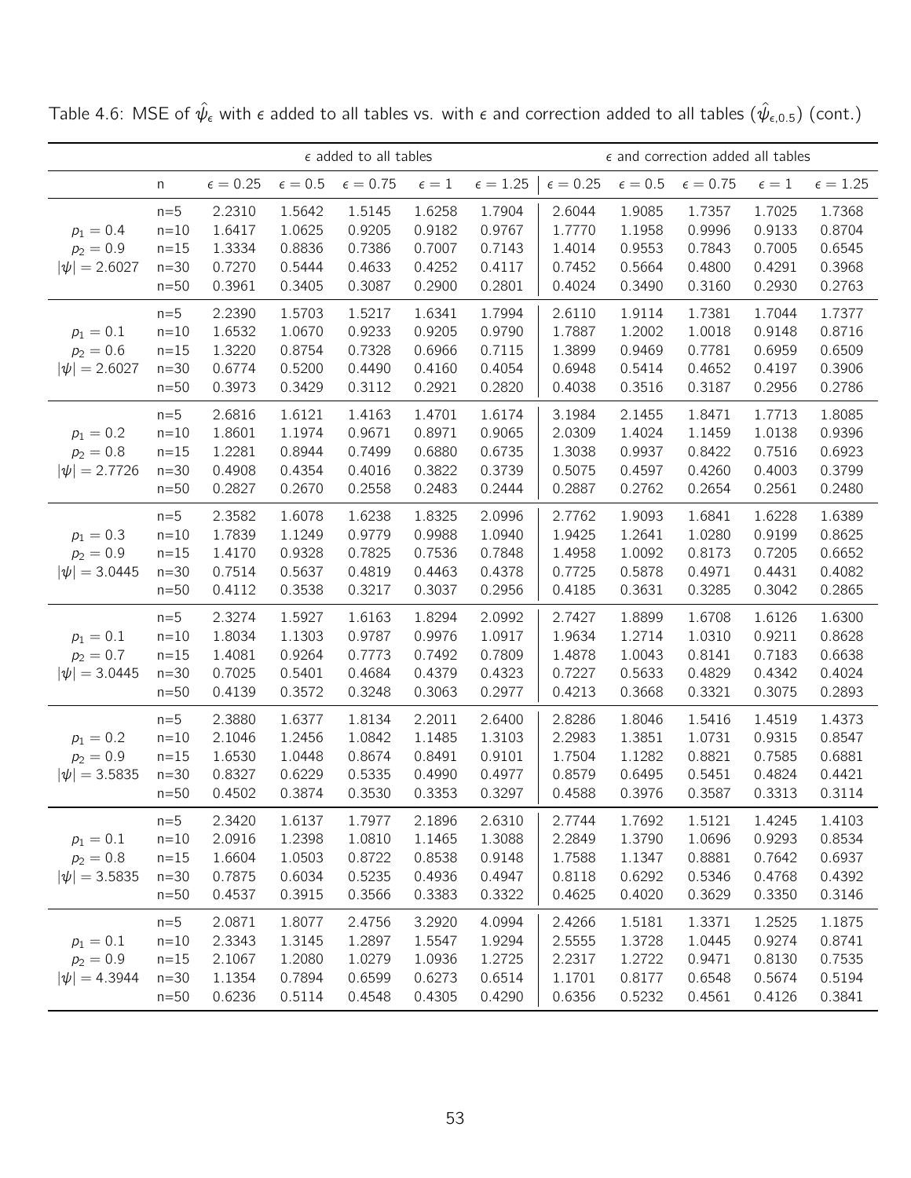Table 4.6: MSE of $\hat{\psi}_\epsilon$ with $\epsilon$ added to all tables vs. with $\epsilon$ and correction added to all tables ($\hat{\psi}_{\epsilon,0.5}$) (cont.)

| | | $\epsilon$ added to all tables | | | | | $\epsilon$ and correction added all tables | | | | |
|---|---|---|---|---|---|---|---|---|---|---|---|
| | n | $\epsilon = 0.25$ | $\epsilon = 0.5$ | $\epsilon = 0.75$ | $\epsilon = 1$ | $\epsilon = 1.25$ | $\epsilon = 0.25$ | $\epsilon = 0.5$ | $\epsilon = 0.75$ | $\epsilon = 1$ | $\epsilon = 1.25$ |
| | n=5 | 2.2310 | 1.5642 | 1.5145 | 1.6258 | 1.7904 | 2.6044 | 1.9085 | 1.7357 | 1.7025 | 1.7368 |
| $p_1 = 0.4$ | n=10 | 1.6417 | 1.0625 | 0.9205 | 0.9182 | 0.9767 | 1.7770 | 1.1958 | 0.9996 | 0.9133 | 0.8704 |
| $p_2 = 0.9$ | n=15 | 1.3334 | 0.8836 | 0.7386 | 0.7007 | 0.7143 | 1.4014 | 0.9553 | 0.7843 | 0.7005 | 0.6545 |
| $\lvert\psi\rvert = 2.6027$ | n=30 | 0.7270 | 0.5444 | 0.4633 | 0.4252 | 0.4117 | 0.7452 | 0.5664 | 0.4800 | 0.4291 | 0.3968 |
| | n=50 | 0.3961 | 0.3405 | 0.3087 | 0.2900 | 0.2801 | 0.4024 | 0.3490 | 0.3160 | 0.2930 | 0.2763 |
| | n=5 | 2.2390 | 1.5703 | 1.5217 | 1.6341 | 1.7994 | 2.6110 | 1.9114 | 1.7381 | 1.7044 | 1.7377 |
| $p_1 = 0.1$ | n=10 | 1.6532 | 1.0670 | 0.9233 | 0.9205 | 0.9790 | 1.7887 | 1.2002 | 1.0018 | 0.9148 | 0.8716 |
| $p_2 = 0.6$ | n=15 | 1.3220 | 0.8754 | 0.7328 | 0.6966 | 0.7115 | 1.3899 | 0.9469 | 0.7781 | 0.6959 | 0.6509 |
| $\lvert\psi\rvert = 2.6027$ | n=30 | 0.6774 | 0.5200 | 0.4490 | 0.4160 | 0.4054 | 0.6948 | 0.5414 | 0.4652 | 0.4197 | 0.3906 |
| | n=50 | 0.3973 | 0.3429 | 0.3112 | 0.2921 | 0.2820 | 0.4038 | 0.3516 | 0.3187 | 0.2956 | 0.2786 |
| | n=5 | 2.6816 | 1.6121 | 1.4163 | 1.4701 | 1.6174 | 3.1984 | 2.1455 | 1.8471 | 1.7713 | 1.8085 |
| $p_1 = 0.2$ | n=10 | 1.8601 | 1.1974 | 0.9671 | 0.8971 | 0.9065 | 2.0309 | 1.4024 | 1.1459 | 1.0138 | 0.9396 |
| $p_2 = 0.8$ | n=15 | 1.2281 | 0.8944 | 0.7499 | 0.6880 | 0.6735 | 1.3038 | 0.9937 | 0.8422 | 0.7516 | 0.6923 |
| $\lvert\psi\rvert = 2.7726$ | n=30 | 0.4908 | 0.4354 | 0.4016 | 0.3822 | 0.3739 | 0.5075 | 0.4597 | 0.4260 | 0.4003 | 0.3799 |
| | n=50 | 0.2827 | 0.2670 | 0.2558 | 0.2483 | 0.2444 | 0.2887 | 0.2762 | 0.2654 | 0.2561 | 0.2480 |
| | n=5 | 2.3582 | 1.6078 | 1.6238 | 1.8325 | 2.0996 | 2.7762 | 1.9093 | 1.6841 | 1.6228 | 1.6389 |
| $p_1 = 0.3$ | n=10 | 1.7839 | 1.1249 | 0.9779 | 0.9988 | 1.0940 | 1.9425 | 1.2641 | 1.0280 | 0.9199 | 0.8625 |
| $p_2 = 0.9$ | n=15 | 1.4170 | 0.9328 | 0.7825 | 0.7536 | 0.7848 | 1.4958 | 1.0092 | 0.8173 | 0.7205 | 0.6652 |
| $\lvert\psi\rvert = 3.0445$ | n=30 | 0.7514 | 0.5637 | 0.4819 | 0.4463 | 0.4378 | 0.7725 | 0.5878 | 0.4971 | 0.4431 | 0.4082 |
| | n=50 | 0.4112 | 0.3538 | 0.3217 | 0.3037 | 0.2956 | 0.4185 | 0.3631 | 0.3285 | 0.3042 | 0.2865 |
| | n=5 | 2.3274 | 1.5927 | 1.6163 | 1.8294 | 2.0992 | 2.7427 | 1.8899 | 1.6708 | 1.6126 | 1.6300 |
| $p_1 = 0.1$ | n=10 | 1.8034 | 1.1303 | 0.9787 | 0.9976 | 1.0917 | 1.9634 | 1.2714 | 1.0310 | 0.9211 | 0.8628 |
| $p_2 = 0.7$ | n=15 | 1.4081 | 0.9264 | 0.7773 | 0.7492 | 0.7809 | 1.4878 | 1.0043 | 0.8141 | 0.7183 | 0.6638 |
| $\lvert\psi\rvert = 3.0445$ | n=30 | 0.7025 | 0.5401 | 0.4684 | 0.4379 | 0.4323 | 0.7227 | 0.5633 | 0.4829 | 0.4342 | 0.4024 |
| | n=50 | 0.4139 | 0.3572 | 0.3248 | 0.3063 | 0.2977 | 0.4213 | 0.3668 | 0.3321 | 0.3075 | 0.2893 |
| | n=5 | 2.3880 | 1.6377 | 1.8134 | 2.2011 | 2.6400 | 2.8286 | 1.8046 | 1.5416 | 1.4519 | 1.4373 |
| $p_1 = 0.2$ | n=10 | 2.1046 | 1.2456 | 1.0842 | 1.1485 | 1.3103 | 2.2983 | 1.3851 | 1.0731 | 0.9315 | 0.8547 |
| $p_2 = 0.9$ | n=15 | 1.6530 | 1.0448 | 0.8674 | 0.8491 | 0.9101 | 1.7504 | 1.1282 | 0.8821 | 0.7585 | 0.6881 |
| $\lvert\psi\rvert = 3.5835$ | n=30 | 0.8327 | 0.6229 | 0.5335 | 0.4990 | 0.4977 | 0.8579 | 0.6495 | 0.5451 | 0.4824 | 0.4421 |
| | n=50 | 0.4502 | 0.3874 | 0.3530 | 0.3353 | 0.3297 | 0.4588 | 0.3976 | 0.3587 | 0.3313 | 0.3114 |
| | n=5 | 2.3420 | 1.6137 | 1.7977 | 2.1896 | 2.6310 | 2.7744 | 1.7692 | 1.5121 | 1.4245 | 1.4103 |
| $p_1 = 0.1$ | n=10 | 2.0916 | 1.2398 | 1.0810 | 1.1465 | 1.3088 | 2.2849 | 1.3790 | 1.0696 | 0.9293 | 0.8534 |
| $p_2 = 0.8$ | n=15 | 1.6604 | 1.0503 | 0.8722 | 0.8538 | 0.9148 | 1.7588 | 1.1347 | 0.8881 | 0.7642 | 0.6937 |
| $\lvert\psi\rvert = 3.5835$ | n=30 | 0.7875 | 0.6034 | 0.5235 | 0.4936 | 0.4947 | 0.8118 | 0.6292 | 0.5346 | 0.4768 | 0.4392 |
| | n=50 | 0.4537 | 0.3915 | 0.3566 | 0.3383 | 0.3322 | 0.4625 | 0.4020 | 0.3629 | 0.3350 | 0.3146 |
| | n=5 | 2.0871 | 1.8077 | 2.4756 | 3.2920 | 4.0994 | 2.4266 | 1.5181 | 1.3371 | 1.2525 | 1.1875 |
| $p_1 = 0.1$ | n=10 | 2.3343 | 1.3145 | 1.2897 | 1.5547 | 1.9294 | 2.5555 | 1.3728 | 1.0445 | 0.9274 | 0.8741 |
| $p_2 = 0.9$ | n=15 | 2.1067 | 1.2080 | 1.0279 | 1.0936 | 1.2725 | 2.2317 | 1.2722 | 0.9471 | 0.8130 | 0.7535 |
| $\lvert\psi\rvert = 4.3944$ | n=30 | 1.1354 | 0.7894 | 0.6599 | 0.6273 | 0.6514 | 1.1701 | 0.8177 | 0.6548 | 0.5674 | 0.5194 |
| | n=50 | 0.6236 | 0.5114 | 0.4548 | 0.4305 | 0.4290 | 0.6356 | 0.5232 | 0.4561 | 0.4126 | 0.3841 |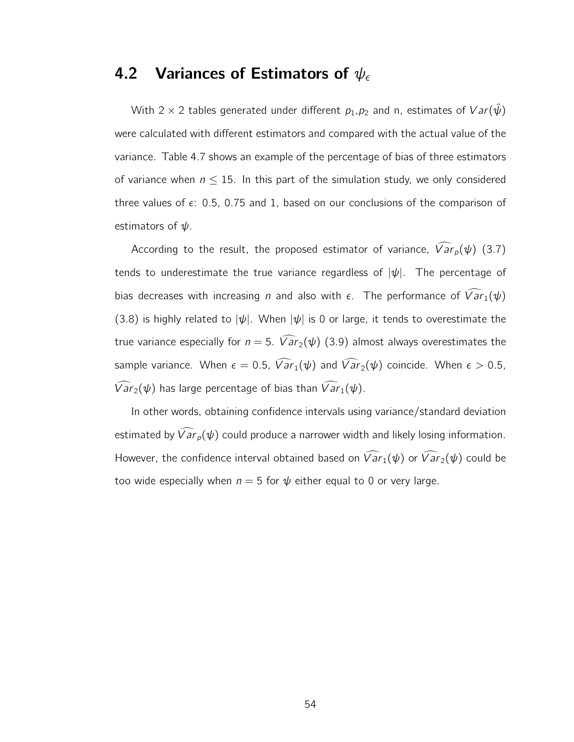## 4.2 Variances of Estimators of $\psi_\epsilon$

With $2 \times 2$ tables generated under different $p_1$,$p_2$ and n, estimates of $Var(\hat{\psi})$ were calculated with different estimators and compared with the actual value of the variance. Table 4.7 shows an example of the percentage of bias of three estimators of variance when $n \leq 15$. In this part of the simulation study, we only considered three values of $\epsilon$: 0.5, 0.75 and 1, based on our conclusions of the comparison of estimators of $\psi$.

According to the result, the proposed estimator of variance, $\widehat{Var}_p(\psi)$ (3.7) tends to underestimate the true variance regardless of $|\psi|$. The percentage of bias decreases with increasing $n$ and also with $\epsilon$. The performance of $\widehat{Var}_1(\psi)$ (3.8) is highly related to $|\psi|$. When $|\psi|$ is 0 or large, it tends to overestimate the true variance especially for $n = 5$. $\widehat{Var}_2(\psi)$ (3.9) almost always overestimates the sample variance. When $\epsilon = 0.5$, $\widehat{Var}_1(\psi)$ and $\widehat{Var}_2(\psi)$ coincide. When $\epsilon > 0.5$, $\widehat{Var}_2(\psi)$ has large percentage of bias than $\widehat{Var}_1(\psi)$.

In other words, obtaining confidence intervals using variance/standard deviation estimated by $\widehat{Var}_p(\psi)$ could produce a narrower width and likely losing information. However, the confidence interval obtained based on $\widehat{Var}_1(\psi)$ or $\widehat{Var}_2(\psi)$ could be too wide especially when $n = 5$ for $\psi$ either equal to 0 or very large.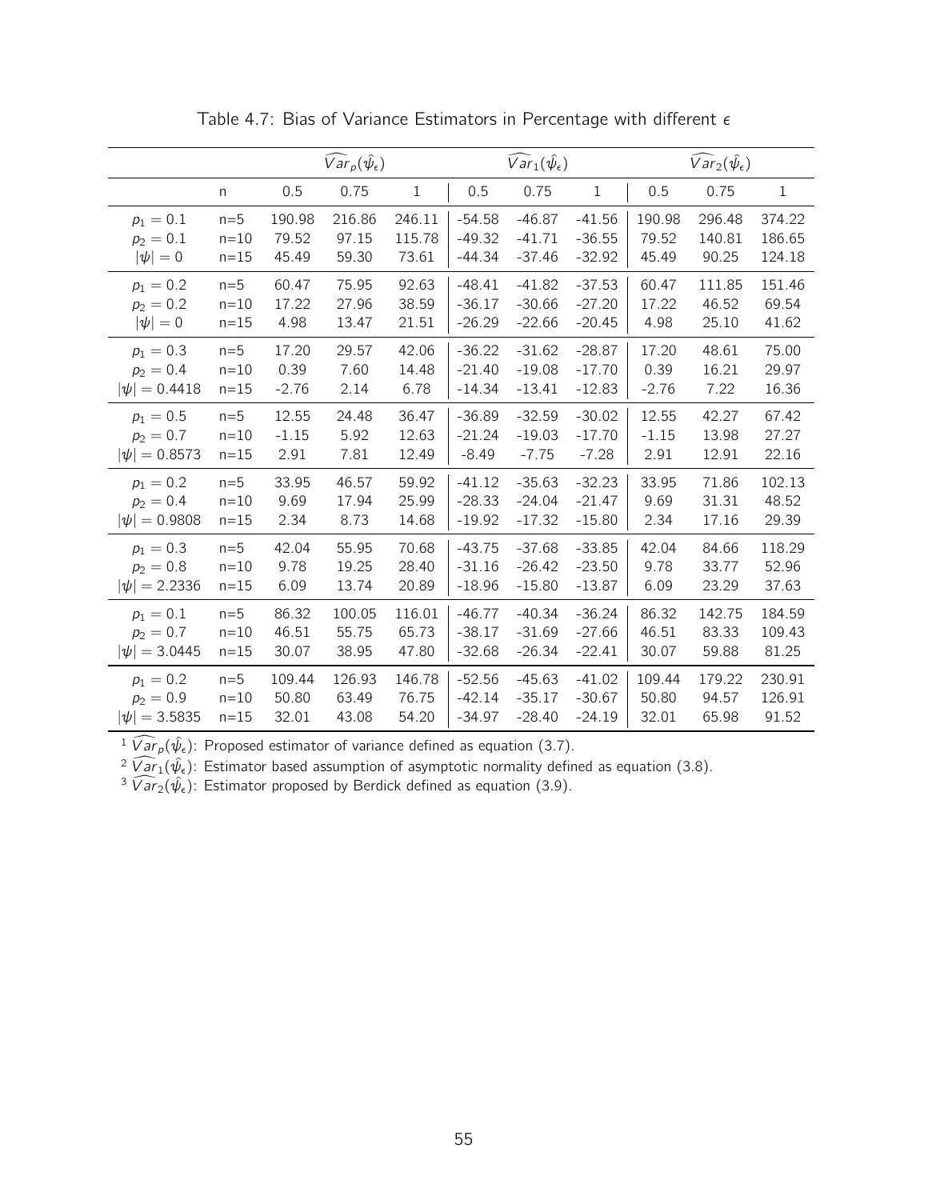Table 4.7: Bias of Variance Estimators in Percentage with different $\epsilon$

| | | $\widehat{Var}_p(\hat{\psi}_\epsilon)$ | | | $\widehat{Var}_1(\hat{\psi}_\epsilon)$ | | | $\widehat{Var}_2(\hat{\psi}_\epsilon)$ | | |
|---|---|---|---|---|---|---|---|---|---|---|
| | n | 0.5 | 0.75 | 1 | 0.5 | 0.75 | 1 | 0.5 | 0.75 | 1 |
| $p_1 = 0.1$ | n=5 | 190.98 | 216.86 | 246.11 | -54.58 | -46.87 | -41.56 | 190.98 | 296.48 | 374.22 |
| $p_2 = 0.1$ | n=10 | 79.52 | 97.15 | 115.78 | -49.32 | -41.71 | -36.55 | 79.52 | 140.81 | 186.65 |
| $\lvert\psi\rvert = 0$ | n=15 | 45.49 | 59.30 | 73.61 | -44.34 | -37.46 | -32.92 | 45.49 | 90.25 | 124.18 |
| $p_1 = 0.2$ | n=5 | 60.47 | 75.95 | 92.63 | -48.41 | -41.82 | -37.53 | 60.47 | 111.85 | 151.46 |
| $p_2 = 0.2$ | n=10 | 17.22 | 27.96 | 38.59 | -36.17 | -30.66 | -27.20 | 17.22 | 46.52 | 69.54 |
| $\lvert\psi\rvert = 0$ | n=15 | 4.98 | 13.47 | 21.51 | -26.29 | -22.66 | -20.45 | 4.98 | 25.10 | 41.62 |
| $p_1 = 0.3$ | n=5 | 17.20 | 29.57 | 42.06 | -36.22 | -31.62 | -28.87 | 17.20 | 48.61 | 75.00 |
| $p_2 = 0.4$ | n=10 | 0.39 | 7.60 | 14.48 | -21.40 | -19.08 | -17.70 | 0.39 | 16.21 | 29.97 |
| $\lvert\psi\rvert = 0.4418$ | n=15 | -2.76 | 2.14 | 6.78 | -14.34 | -13.41 | -12.83 | -2.76 | 7.22 | 16.36 |
| $p_1 = 0.5$ | n=5 | 12.55 | 24.48 | 36.47 | -36.89 | -32.59 | -30.02 | 12.55 | 42.27 | 67.42 |
| $p_2 = 0.7$ | n=10 | -1.15 | 5.92 | 12.63 | -21.24 | -19.03 | -17.70 | -1.15 | 13.98 | 27.27 |
| $\lvert\psi\rvert = 0.8573$ | n=15 | 2.91 | 7.81 | 12.49 | -8.49 | -7.75 | -7.28 | 2.91 | 12.91 | 22.16 |
| $p_1 = 0.2$ | n=5 | 33.95 | 46.57 | 59.92 | -41.12 | -35.63 | -32.23 | 33.95 | 71.86 | 102.13 |
| $p_2 = 0.4$ | n=10 | 9.69 | 17.94 | 25.99 | -28.33 | -24.04 | -21.47 | 9.69 | 31.31 | 48.52 |
| $\lvert\psi\rvert = 0.9808$ | n=15 | 2.34 | 8.73 | 14.68 | -19.92 | -17.32 | -15.80 | 2.34 | 17.16 | 29.39 |
| $p_1 = 0.3$ | n=5 | 42.04 | 55.95 | 70.68 | -43.75 | -37.68 | -33.85 | 42.04 | 84.66 | 118.29 |
| $p_2 = 0.8$ | n=10 | 9.78 | 19.25 | 28.40 | -31.16 | -26.42 | -23.50 | 9.78 | 33.77 | 52.96 |
| $\lvert\psi\rvert = 2.2336$ | n=15 | 6.09 | 13.74 | 20.89 | -18.96 | -15.80 | -13.87 | 6.09 | 23.29 | 37.63 |
| $p_1 = 0.1$ | n=5 | 86.32 | 100.05 | 116.01 | -46.77 | -40.34 | -36.24 | 86.32 | 142.75 | 184.59 |
| $p_2 = 0.7$ | n=10 | 46.51 | 55.75 | 65.73 | -38.17 | -31.69 | -27.66 | 46.51 | 83.33 | 109.43 |
| $\lvert\psi\rvert = 3.0445$ | n=15 | 30.07 | 38.95 | 47.80 | -32.68 | -26.34 | -22.41 | 30.07 | 59.88 | 81.25 |
| $p_1 = 0.2$ | n=5 | 109.44 | 126.93 | 146.78 | -52.56 | -45.63 | -41.02 | 109.44 | 179.22 | 230.91 |
| $p_2 = 0.9$ | n=10 | 50.80 | 63.49 | 76.75 | -42.14 | -35.17 | -30.67 | 50.80 | 94.57 | 126.91 |
| $\lvert\psi\rvert = 3.5835$ | n=15 | 32.01 | 43.08 | 54.20 | -34.97 | -28.40 | -24.19 | 32.01 | 65.98 | 91.52 |

[1] $\widehat{Var}_p(\hat{\psi}_\epsilon)$: Proposed estimator of variance defined as equation (3.7).
[2] $\widehat{Var}_1(\hat{\psi}_\epsilon)$: Estimator based assumption of asymptotic normality defined as equation (3.8).
[3] $\widehat{Var}_2(\hat{\psi}_\epsilon)$: Estimator proposed by Berdick defined as equation (3.9).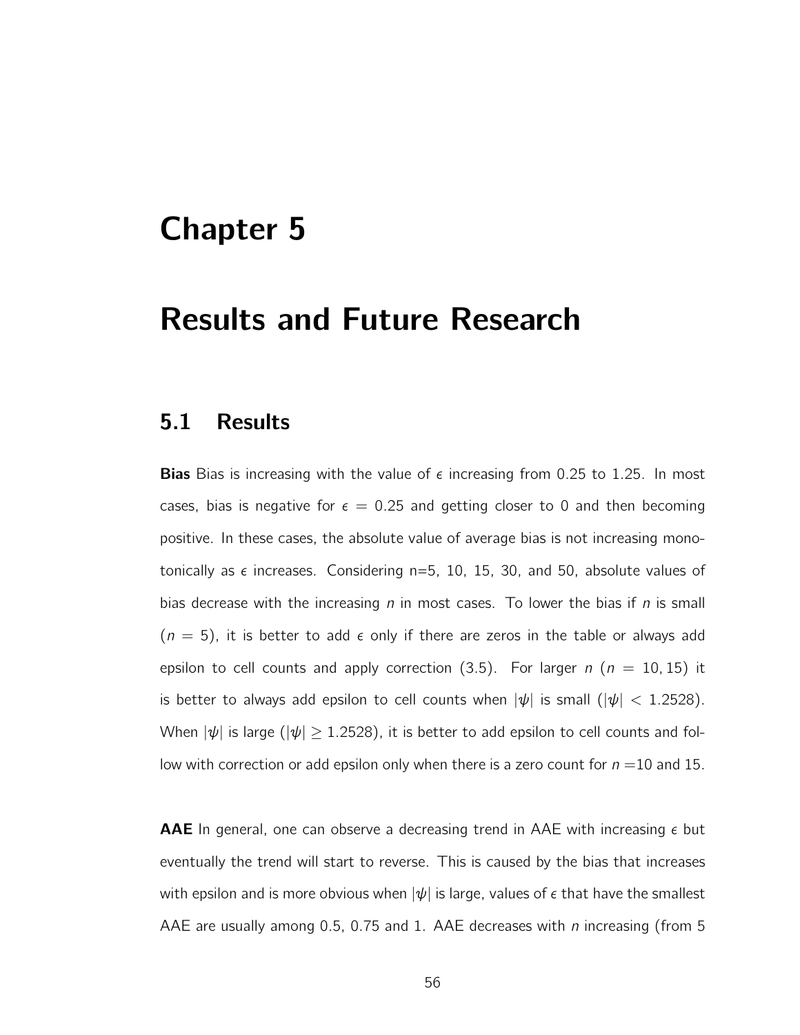# Chapter 5

# Results and Future Research

## 5.1 Results

**Bias** Bias is increasing with the value of $\epsilon$ increasing from 0.25 to 1.25. In most cases, bias is negative for $\epsilon = 0.25$ and getting closer to 0 and then becoming positive. In these cases, the absolute value of average bias is not increasing monotonically as $\epsilon$ increases. Considering n=5, 10, 15, 30, and 50, absolute values of bias decrease with the increasing $n$ in most cases. To lower the bias if $n$ is small ($n = 5$), it is better to add $\epsilon$ only if there are zeros in the table or always add epsilon to cell counts and apply correction (3.5). For larger $n$ ($n = 10, 15$) it is better to always add epsilon to cell counts when $|\psi|$ is small ($|\psi| < 1.2528$). When $|\psi|$ is large ($|\psi| \geq 1.2528$), it is better to add epsilon to cell counts and follow with correction or add epsilon only when there is a zero count for $n$ =10 and 15.

**AAE** In general, one can observe a decreasing trend in AAE with increasing $\epsilon$ but eventually the trend will start to reverse. This is caused by the bias that increases with epsilon and is more obvious when $|\psi|$ is large, values of $\epsilon$ that have the smallest AAE are usually among 0.5, 0.75 and 1. AAE decreases with $n$ increasing (from 5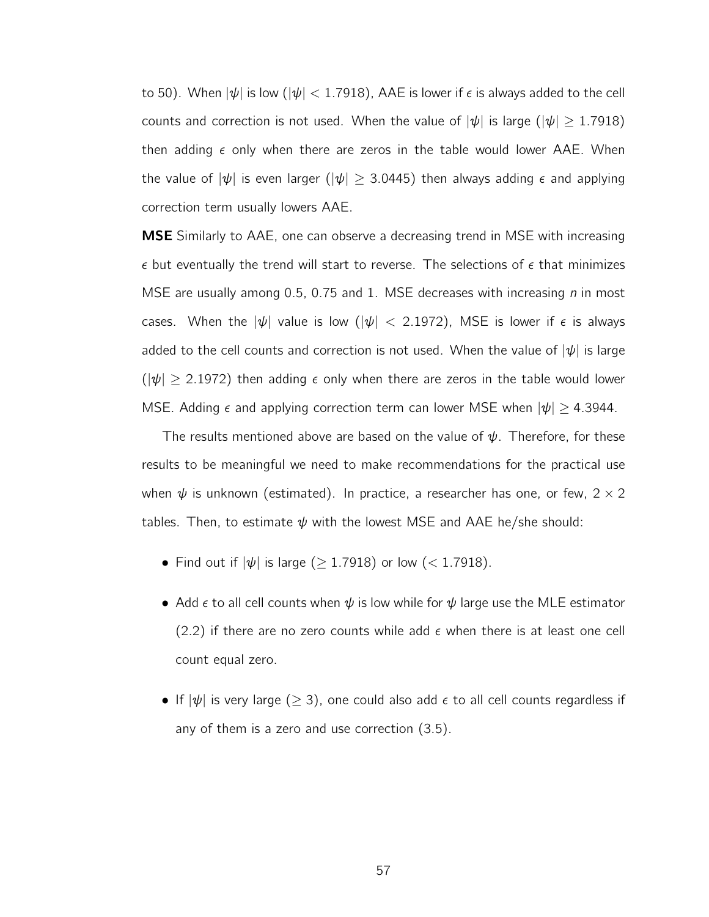to 50). When $|\psi|$ is low ($|\psi| < 1.7918$), AAE is lower if $\epsilon$ is always added to the cell counts and correction is not used. When the value of $|\psi|$ is large ($|\psi| \geq 1.7918$) then adding $\epsilon$ only when there are zeros in the table would lower AAE. When the value of $|\psi|$ is even larger ($|\psi| \geq 3.0445$) then always adding $\epsilon$ and applying correction term usually lowers AAE.

**MSE** Similarly to AAE, one can observe a decreasing trend in MSE with increasing $\epsilon$ but eventually the trend will start to reverse. The selections of $\epsilon$ that minimizes MSE are usually among 0.5, 0.75 and 1. MSE decreases with increasing $n$ in most cases. When the $|\psi|$ value is low ($|\psi| < 2.1972$), MSE is lower if $\epsilon$ is always added to the cell counts and correction is not used. When the value of $|\psi|$ is large ($|\psi| \geq 2.1972$) then adding $\epsilon$ only when there are zeros in the table would lower MSE. Adding $\epsilon$ and applying correction term can lower MSE when $|\psi| \geq 4.3944$.

The results mentioned above are based on the value of $\psi$. Therefore, for these results to be meaningful we need to make recommendations for the practical use when $\psi$ is unknown (estimated). In practice, a researcher has one, or few, $2 \times 2$ tables. Then, to estimate $\psi$ with the lowest MSE and AAE he/she should:

- Find out if $|\psi|$ is large ($\geq 1.7918$) or low ($< 1.7918$).
- Add $\epsilon$ to all cell counts when $\psi$ is low while for $\psi$ large use the MLE estimator (2.2) if there are no zero counts while add $\epsilon$ when there is at least one cell count equal zero.
- If $|\psi|$ is very large ($\geq 3$), one could also add $\epsilon$ to all cell counts regardless if any of them is a zero and use correction (3.5).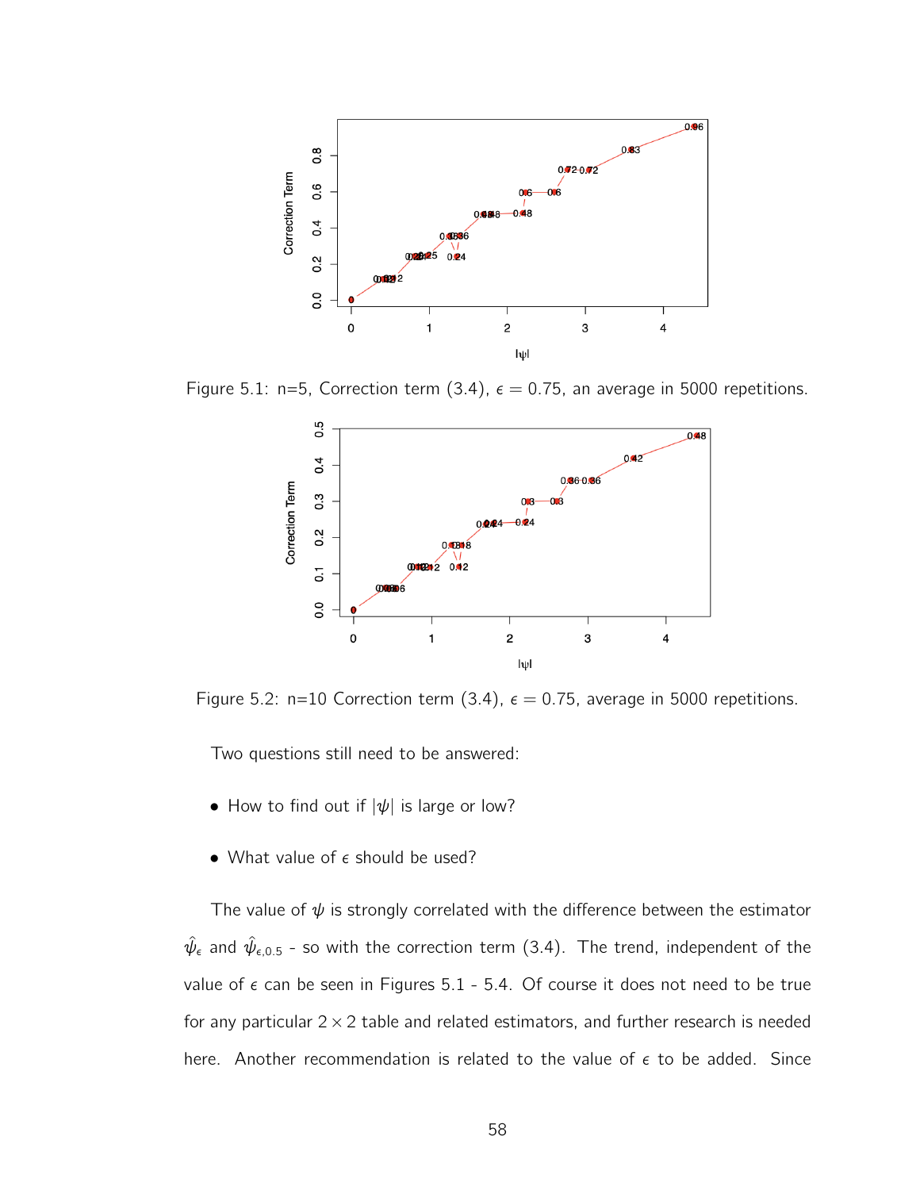Figure 5.1: n=5, Correction term (3.4), $\epsilon = 0.75$, an average in 5000 repetitions.

Figure 5.2: n=10 Correction term (3.4), $\epsilon = 0.75$, average in 5000 repetitions.

Two questions still need to be answered:

- How to find out if $|\psi|$ is large or low?
- What value of $\epsilon$ should be used?

The value of $\psi$ is strongly correlated with the difference between the estimator $\hat{\psi}_\epsilon$ and $\hat{\psi}_{\epsilon,0.5}$ - so with the correction term (3.4). The trend, independent of the value of $\epsilon$ can be seen in Figures 5.1 - 5.4. Of course it does not need to be true for any particular $2 \times 2$ table and related estimators, and further research is needed here. Another recommendation is related to the value of $\epsilon$ to be added. Since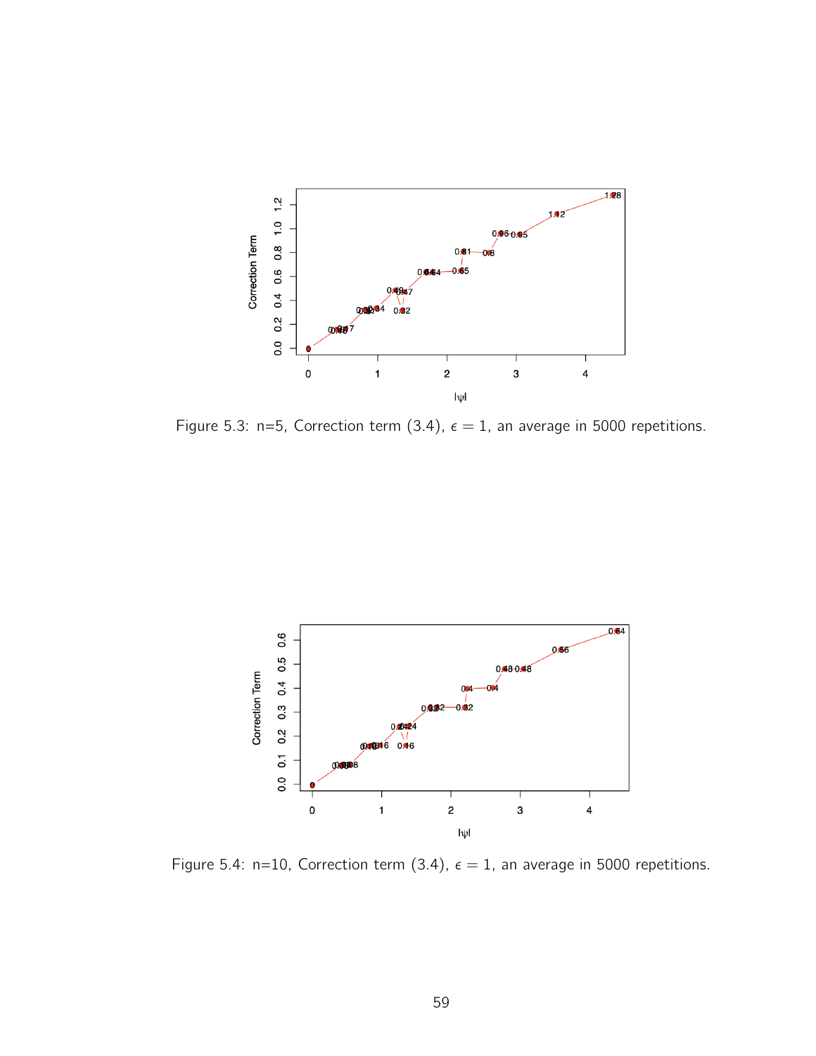Figure 5.3: n=5, Correction term (3.4), $\epsilon = 1$, an average in 5000 repetitions.

Figure 5.4: n=10, Correction term (3.4), $\epsilon = 1$, an average in 5000 repetitions.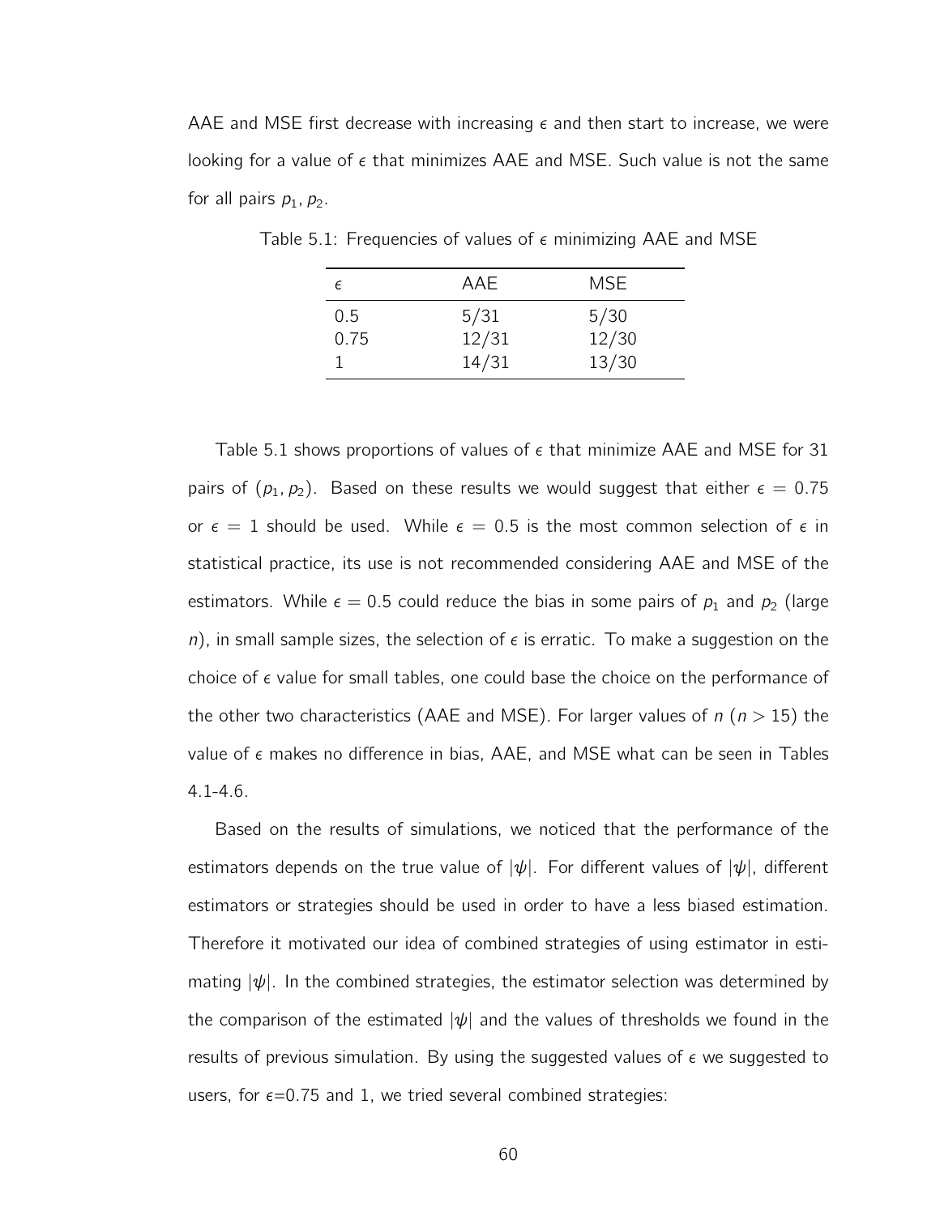AAE and MSE first decrease with increasing $\epsilon$ and then start to increase, we were looking for a value of $\epsilon$ that minimizes AAE and MSE. Such value is not the same for all pairs $p_1, p_2$.

Table 5.1: Frequencies of values of $\epsilon$ minimizing AAE and MSE

| $\epsilon$ | AAE | MSE |
|---|---|---|
| 0.5 | 5/31 | 5/30 |
| 0.75 | 12/31 | 12/30 |
| 1 | 14/31 | 13/30 |

Table 5.1 shows proportions of values of $\epsilon$ that minimize AAE and MSE for 31 pairs of $(p_1, p_2)$. Based on these results we would suggest that either $\epsilon = 0.75$ or $\epsilon = 1$ should be used. While $\epsilon = 0.5$ is the most common selection of $\epsilon$ in statistical practice, its use is not recommended considering AAE and MSE of the estimators. While $\epsilon = 0.5$ could reduce the bias in some pairs of $p_1$ and $p_2$ (large $n$), in small sample sizes, the selection of $\epsilon$ is erratic. To make a suggestion on the choice of $\epsilon$ value for small tables, one could base the choice on the performance of the other two characteristics (AAE and MSE). For larger values of $n$ ($n > 15$) the value of $\epsilon$ makes no difference in bias, AAE, and MSE what can be seen in Tables 4.1-4.6.

Based on the results of simulations, we noticed that the performance of the estimators depends on the true value of $|\psi|$. For different values of $|\psi|$, different estimators or strategies should be used in order to have a less biased estimation. Therefore it motivated our idea of combined strategies of using estimator in estimating $|\psi|$. In the combined strategies, the estimator selection was determined by the comparison of the estimated $|\psi|$ and the values of thresholds we found in the results of previous simulation. By using the suggested values of $\epsilon$ we suggested to users, for $\epsilon$=0.75 and 1, we tried several combined strategies: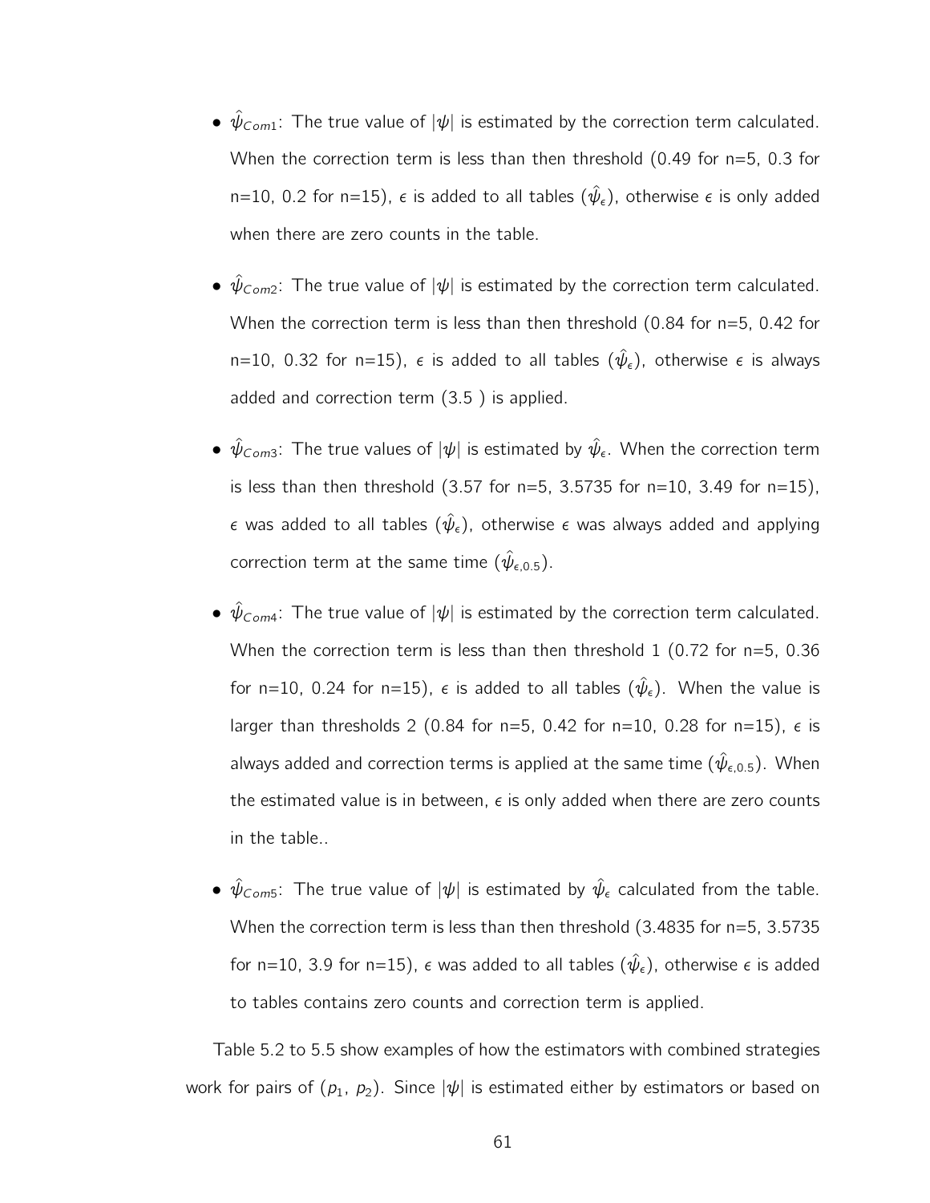- $\hat{\psi}_{Com1}$: The true value of $|\psi|$ is estimated by the correction term calculated. When the correction term is less than then threshold (0.49 for n=5, 0.3 for n=10, 0.2 for n=15), $\epsilon$ is added to all tables ($\hat{\psi}_{\epsilon}$), otherwise $\epsilon$ is only added when there are zero counts in the table.

- $\hat{\psi}_{Com2}$: The true value of $|\psi|$ is estimated by the correction term calculated. When the correction term is less than then threshold (0.84 for n=5, 0.42 for n=10, 0.32 for n=15), $\epsilon$ is added to all tables ($\hat{\psi}_{\epsilon}$), otherwise $\epsilon$ is always added and correction term (3.5 ) is applied.

- $\hat{\psi}_{Com3}$: The true values of $|\psi|$ is estimated by $\hat{\psi}_{\epsilon}$. When the correction term is less than then threshold (3.57 for n=5, 3.5735 for n=10, 3.49 for n=15), $\epsilon$ was added to all tables ($\hat{\psi}_{\epsilon}$), otherwise $\epsilon$ was always added and applying correction term at the same time ($\hat{\psi}_{\epsilon,0.5}$).

- $\hat{\psi}_{Com4}$: The true value of $|\psi|$ is estimated by the correction term calculated. When the correction term is less than then threshold 1 (0.72 for n=5, 0.36 for n=10, 0.24 for n=15), $\epsilon$ is added to all tables ($\hat{\psi}_{\epsilon}$). When the value is larger than thresholds 2 (0.84 for n=5, 0.42 for n=10, 0.28 for n=15), $\epsilon$ is always added and correction terms is applied at the same time ($\hat{\psi}_{\epsilon,0.5}$). When the estimated value is in between, $\epsilon$ is only added when there are zero counts in the table..

- $\hat{\psi}_{Com5}$: The true value of $|\psi|$ is estimated by $\hat{\psi}_{\epsilon}$ calculated from the table. When the correction term is less than then threshold (3.4835 for n=5, 3.5735 for n=10, 3.9 for n=15), $\epsilon$ was added to all tables ($\hat{\psi}_{\epsilon}$), otherwise $\epsilon$ is added to tables contains zero counts and correction term is applied.

Table 5.2 to 5.5 show examples of how the estimators with combined strategies work for pairs of ($p_1$, $p_2$). Since $|\psi|$ is estimated either by estimators or based on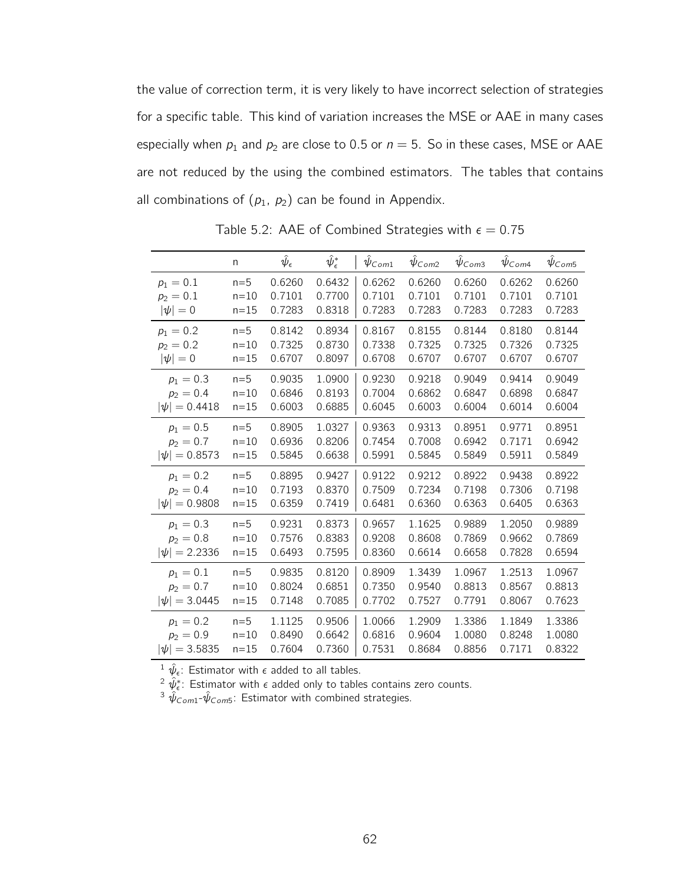the value of correction term, it is very likely to have incorrect selection of strategies for a specific table. This kind of variation increases the MSE or AAE in many cases especially when $p_1$ and $p_2$ are close to 0.5 or $n = 5$. So in these cases, MSE or AAE are not reduced by the using the combined estimators. The tables that contains all combinations of ($p_1$, $p_2$) can be found in Appendix.

Table 5.2: AAE of Combined Strategies with $\epsilon = 0.75$

| | n | $\hat{\psi}_\epsilon$ | $\hat{\psi}^*_\epsilon$ | $\hat{\psi}_{Com1}$ | $\hat{\psi}_{Com2}$ | $\hat{\psi}_{Com3}$ | $\hat{\psi}_{Com4}$ | $\hat{\psi}_{Com5}$ |
|---|---|---|---|---|---|---|---|---|
| $p_1 = 0.1$ | n=5 | 0.6260 | 0.6432 | 0.6262 | 0.6260 | 0.6260 | 0.6262 | 0.6260 |
| $p_2 = 0.1$ | n=10 | 0.7101 | 0.7700 | 0.7101 | 0.7101 | 0.7101 | 0.7101 | 0.7101 |
| $\lvert\psi\rvert = 0$ | n=15 | 0.7283 | 0.8318 | 0.7283 | 0.7283 | 0.7283 | 0.7283 | 0.7283 |
| $p_1 = 0.2$ | n=5 | 0.8142 | 0.8934 | 0.8167 | 0.8155 | 0.8144 | 0.8180 | 0.8144 |
| $p_2 = 0.2$ | n=10 | 0.7325 | 0.8730 | 0.7338 | 0.7325 | 0.7325 | 0.7326 | 0.7325 |
| $\lvert\psi\rvert = 0$ | n=15 | 0.6707 | 0.8097 | 0.6708 | 0.6707 | 0.6707 | 0.6707 | 0.6707 |
| $p_1 = 0.3$ | n=5 | 0.9035 | 1.0900 | 0.9230 | 0.9218 | 0.9049 | 0.9414 | 0.9049 |
| $p_2 = 0.4$ | n=10 | 0.6846 | 0.8193 | 0.7004 | 0.6862 | 0.6847 | 0.6898 | 0.6847 |
| $\lvert\psi\rvert = 0.4418$ | n=15 | 0.6003 | 0.6885 | 0.6045 | 0.6003 | 0.6004 | 0.6014 | 0.6004 |
| $p_1 = 0.5$ | n=5 | 0.8905 | 1.0327 | 0.9363 | 0.9313 | 0.8951 | 0.9771 | 0.8951 |
| $p_2 = 0.7$ | n=10 | 0.6936 | 0.8206 | 0.7454 | 0.7008 | 0.6942 | 0.7171 | 0.6942 |
| $\lvert\psi\rvert = 0.8573$ | n=15 | 0.5845 | 0.6638 | 0.5991 | 0.5845 | 0.5849 | 0.5911 | 0.5849 |
| $p_1 = 0.2$ | n=5 | 0.8895 | 0.9427 | 0.9122 | 0.9212 | 0.8922 | 0.9438 | 0.8922 |
| $p_2 = 0.4$ | n=10 | 0.7193 | 0.8370 | 0.7509 | 0.7234 | 0.7198 | 0.7306 | 0.7198 |
| $\lvert\psi\rvert = 0.9808$ | n=15 | 0.6359 | 0.7419 | 0.6481 | 0.6360 | 0.6363 | 0.6405 | 0.6363 |
| $p_1 = 0.3$ | n=5 | 0.9231 | 0.8373 | 0.9657 | 1.1625 | 0.9889 | 1.2050 | 0.9889 |
| $p_2 = 0.8$ | n=10 | 0.7576 | 0.8383 | 0.9208 | 0.8608 | 0.7869 | 0.9662 | 0.7869 |
| $\lvert\psi\rvert = 2.2336$ | n=15 | 0.6493 | 0.7595 | 0.8360 | 0.6614 | 0.6658 | 0.7828 | 0.6594 |
| $p_1 = 0.1$ | n=5 | 0.9835 | 0.8120 | 0.8909 | 1.3439 | 1.0967 | 1.2513 | 1.0967 |
| $p_2 = 0.7$ | n=10 | 0.8024 | 0.6851 | 0.7350 | 0.9540 | 0.8813 | 0.8567 | 0.8813 |
| $\lvert\psi\rvert = 3.0445$ | n=15 | 0.7148 | 0.7085 | 0.7702 | 0.7527 | 0.7791 | 0.8067 | 0.7623 |
| $p_1 = 0.2$ | n=5 | 1.1125 | 0.9506 | 1.0066 | 1.2909 | 1.3386 | 1.1849 | 1.3386 |
| $p_2 = 0.9$ | n=10 | 0.8490 | 0.6642 | 0.6816 | 0.9604 | 1.0080 | 0.8248 | 1.0080 |
| $\lvert\psi\rvert = 3.5835$ | n=15 | 0.7604 | 0.7360 | 0.7531 | 0.8684 | 0.8856 | 0.7171 | 0.8322 |

[1] $\hat{\psi}_\epsilon$: Estimator with $\epsilon$ added to all tables.
[2] $\hat{\psi}^*_\epsilon$: Estimator with $\epsilon$ added only to tables contains zero counts.
[3] $\hat{\psi}_{Com1}$-$\hat{\psi}_{Com5}$: Estimator with combined strategies.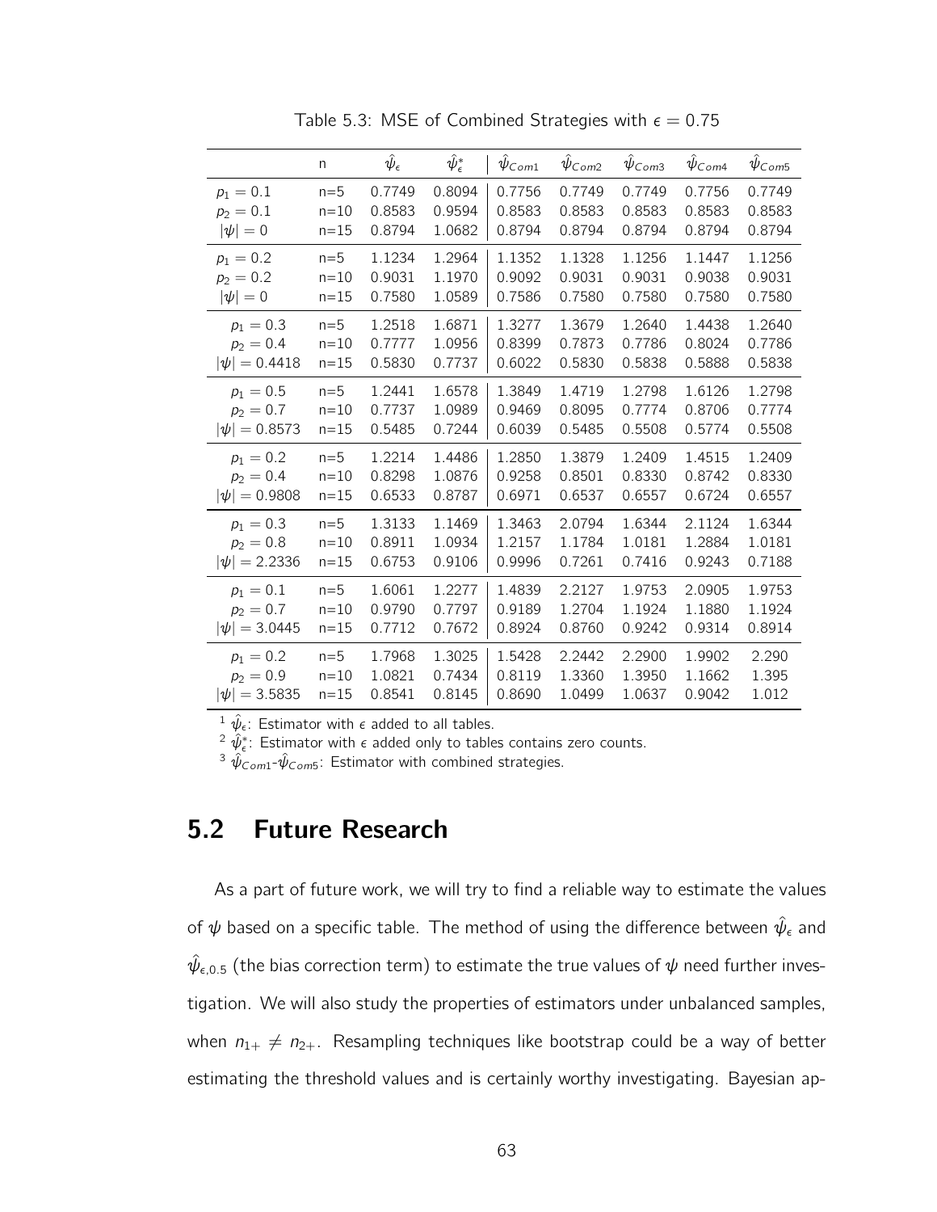Table 5.3: MSE of Combined Strategies with $\epsilon = 0.75$

| | n | $\hat{\psi}_\epsilon$ | $\hat{\psi}^*_\epsilon$ | $\hat{\psi}_{Com1}$ | $\hat{\psi}_{Com2}$ | $\hat{\psi}_{Com3}$ | $\hat{\psi}_{Com4}$ | $\hat{\psi}_{Com5}$ |
|---|---|---|---|---|---|---|---|---|
| $p_1 = 0.1$ | n=5 | 0.7749 | 0.8094 | 0.7756 | 0.7749 | 0.7749 | 0.7756 | 0.7749 |
| $p_2 = 0.1$ | n=10 | 0.8583 | 0.9594 | 0.8583 | 0.8583 | 0.8583 | 0.8583 | 0.8583 |
| $\|\psi\| = 0$ | n=15 | 0.8794 | 1.0682 | 0.8794 | 0.8794 | 0.8794 | 0.8794 | 0.8794 |
| $p_1 = 0.2$ | n=5 | 1.1234 | 1.2964 | 1.1352 | 1.1328 | 1.1256 | 1.1447 | 1.1256 |
| $p_2 = 0.2$ | n=10 | 0.9031 | 1.1970 | 0.9092 | 0.9031 | 0.9031 | 0.9038 | 0.9031 |
| $\|\psi\| = 0$ | n=15 | 0.7580 | 1.0589 | 0.7586 | 0.7580 | 0.7580 | 0.7580 | 0.7580 |
| $p_1 = 0.3$ | n=5 | 1.2518 | 1.6871 | 1.3277 | 1.3679 | 1.2640 | 1.4438 | 1.2640 |
| $p_2 = 0.4$ | n=10 | 0.7777 | 1.0956 | 0.8399 | 0.7873 | 0.7786 | 0.8024 | 0.7786 |
| $\|\psi\| = 0.4418$ | n=15 | 0.5830 | 0.7737 | 0.6022 | 0.5830 | 0.5838 | 0.5888 | 0.5838 |
| $p_1 = 0.5$ | n=5 | 1.2441 | 1.6578 | 1.3849 | 1.4719 | 1.2798 | 1.6126 | 1.2798 |
| $p_2 = 0.7$ | n=10 | 0.7737 | 1.0989 | 0.9469 | 0.8095 | 0.7774 | 0.8706 | 0.7774 |
| $\|\psi\| = 0.8573$ | n=15 | 0.5485 | 0.7244 | 0.6039 | 0.5485 | 0.5508 | 0.5774 | 0.5508 |
| $p_1 = 0.2$ | n=5 | 1.2214 | 1.4486 | 1.2850 | 1.3879 | 1.2409 | 1.4515 | 1.2409 |
| $p_2 = 0.4$ | n=10 | 0.8298 | 1.0876 | 0.9258 | 0.8501 | 0.8330 | 0.8742 | 0.8330 |
| $\|\psi\| = 0.9808$ | n=15 | 0.6533 | 0.8787 | 0.6971 | 0.6537 | 0.6557 | 0.6724 | 0.6557 |
| $p_1 = 0.3$ | n=5 | 1.3133 | 1.1469 | 1.3463 | 2.0794 | 1.6344 | 2.1124 | 1.6344 |
| $p_2 = 0.8$ | n=10 | 0.8911 | 1.0934 | 1.2157 | 1.1784 | 1.0181 | 1.2884 | 1.0181 |
| $\|\psi\| = 2.2336$ | n=15 | 0.6753 | 0.9106 | 0.9996 | 0.7261 | 0.7416 | 0.9243 | 0.7188 |
| $p_1 = 0.1$ | n=5 | 1.6061 | 1.2277 | 1.4839 | 2.2127 | 1.9753 | 2.0905 | 1.9753 |
| $p_2 = 0.7$ | n=10 | 0.9790 | 0.7797 | 0.9189 | 1.2704 | 1.1924 | 1.1880 | 1.1924 |
| $\|\psi\| = 3.0445$ | n=15 | 0.7712 | 0.7672 | 0.8924 | 0.8760 | 0.9242 | 0.9314 | 0.8914 |
| $p_1 = 0.2$ | n=5 | 1.7968 | 1.3025 | 1.5428 | 2.2442 | 2.2900 | 1.9902 | 2.290 |
| $p_2 = 0.9$ | n=10 | 1.0821 | 0.7434 | 0.8119 | 1.3360 | 1.3950 | 1.1662 | 1.395 |
| $\|\psi\| = 3.5835$ | n=15 | 0.8541 | 0.8145 | 0.8690 | 1.0499 | 1.0637 | 0.9042 | 1.012 |

[1] $\hat{\psi}_\epsilon$: Estimator with $\epsilon$ added to all tables.
[2] $\hat{\psi}^*_\epsilon$: Estimator with $\epsilon$ added only to tables contains zero counts.
[3] $\hat{\psi}_{Com1}$-$\hat{\psi}_{Com5}$: Estimator with combined strategies.

## 5.2 Future Research

As a part of future work, we will try to find a reliable way to estimate the values of $\psi$ based on a specific table. The method of using the difference between $\hat{\psi}_\epsilon$ and $\hat{\psi}_{\epsilon,0.5}$ (the bias correction term) to estimate the true values of $\psi$ need further investigation. We will also study the properties of estimators under unbalanced samples, when $n_{1+} \neq n_{2+}$. Resampling techniques like bootstrap could be a way of better estimating the threshold values and is certainly worthy investigating. Bayesian ap-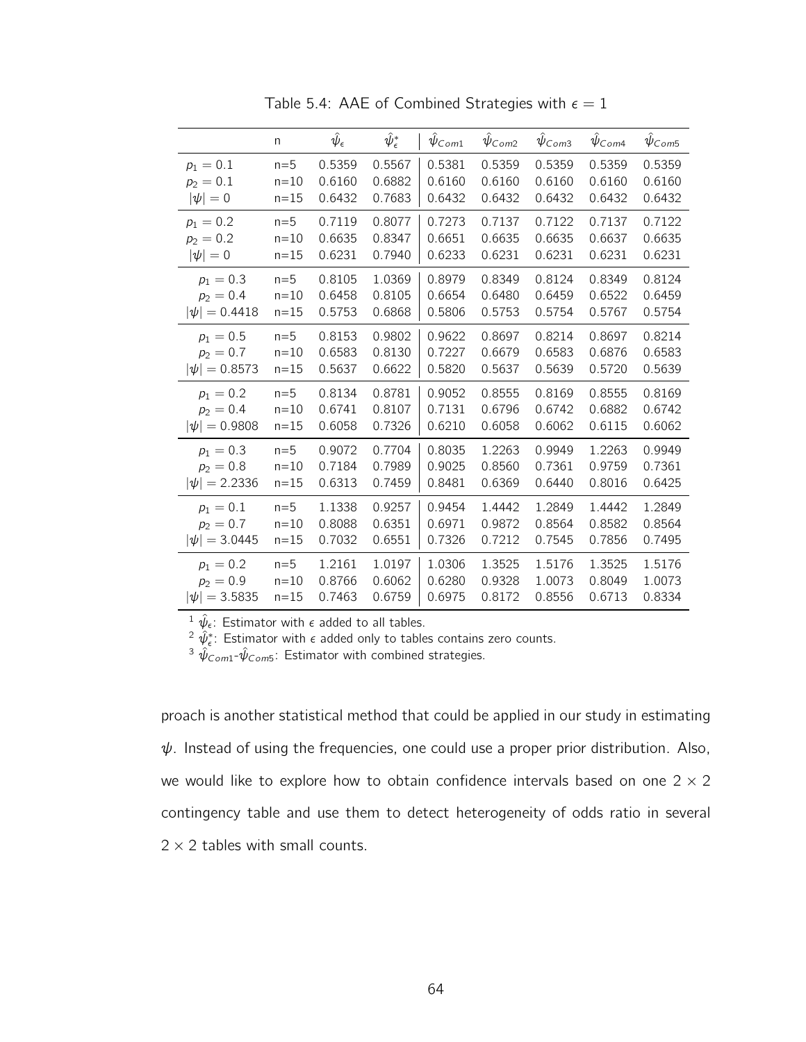Table 5.4: AAE of Combined Strategies with $\epsilon = 1$

| | n | $\hat{\psi}_\epsilon$ | $\hat{\psi}^*_\epsilon$ | $\hat{\psi}_{Com1}$ | $\hat{\psi}_{Com2}$ | $\hat{\psi}_{Com3}$ | $\hat{\psi}_{Com4}$ | $\hat{\psi}_{Com5}$ |
|---|---|---|---|---|---|---|---|---|
| $p_1 = 0.1$ | n=5 | 0.5359 | 0.5567 | 0.5381 | 0.5359 | 0.5359 | 0.5359 | 0.5359 |
| $p_2 = 0.1$ | n=10 | 0.6160 | 0.6882 | 0.6160 | 0.6160 | 0.6160 | 0.6160 | 0.6160 |
| $\lvert\psi\rvert = 0$ | n=15 | 0.6432 | 0.7683 | 0.6432 | 0.6432 | 0.6432 | 0.6432 | 0.6432 |
| $p_1 = 0.2$ | n=5 | 0.7119 | 0.8077 | 0.7273 | 0.7137 | 0.7122 | 0.7137 | 0.7122 |
| $p_2 = 0.2$ | n=10 | 0.6635 | 0.8347 | 0.6651 | 0.6635 | 0.6635 | 0.6637 | 0.6635 |
| $\lvert\psi\rvert = 0$ | n=15 | 0.6231 | 0.7940 | 0.6233 | 0.6231 | 0.6231 | 0.6231 | 0.6231 |
| $p_1 = 0.3$ | n=5 | 0.8105 | 1.0369 | 0.8979 | 0.8349 | 0.8124 | 0.8349 | 0.8124 |
| $p_2 = 0.4$ | n=10 | 0.6458 | 0.8105 | 0.6654 | 0.6480 | 0.6459 | 0.6522 | 0.6459 |
| $\lvert\psi\rvert = 0.4418$ | n=15 | 0.5753 | 0.6868 | 0.5806 | 0.5753 | 0.5754 | 0.5767 | 0.5754 |
| $p_1 = 0.5$ | n=5 | 0.8153 | 0.9802 | 0.9622 | 0.8697 | 0.8214 | 0.8697 | 0.8214 |
| $p_2 = 0.7$ | n=10 | 0.6583 | 0.8130 | 0.7227 | 0.6679 | 0.6583 | 0.6876 | 0.6583 |
| $\lvert\psi\rvert = 0.8573$ | n=15 | 0.5637 | 0.6622 | 0.5820 | 0.5637 | 0.5639 | 0.5720 | 0.5639 |
| $p_1 = 0.2$ | n=5 | 0.8134 | 0.8781 | 0.9052 | 0.8555 | 0.8169 | 0.8555 | 0.8169 |
| $p_2 = 0.4$ | n=10 | 0.6741 | 0.8107 | 0.7131 | 0.6796 | 0.6742 | 0.6882 | 0.6742 |
| $\lvert\psi\rvert = 0.9808$ | n=15 | 0.6058 | 0.7326 | 0.6210 | 0.6058 | 0.6062 | 0.6115 | 0.6062 |
| $p_1 = 0.3$ | n=5 | 0.9072 | 0.7704 | 0.8035 | 1.2263 | 0.9949 | 1.2263 | 0.9949 |
| $p_2 = 0.8$ | n=10 | 0.7184 | 0.7989 | 0.9025 | 0.8560 | 0.7361 | 0.9759 | 0.7361 |
| $\lvert\psi\rvert = 2.2336$ | n=15 | 0.6313 | 0.7459 | 0.8481 | 0.6369 | 0.6440 | 0.8016 | 0.6425 |
| $p_1 = 0.1$ | n=5 | 1.1338 | 0.9257 | 0.9454 | 1.4442 | 1.2849 | 1.4442 | 1.2849 |
| $p_2 = 0.7$ | n=10 | 0.8088 | 0.6351 | 0.6971 | 0.9872 | 0.8564 | 0.8582 | 0.8564 |
| $\lvert\psi\rvert = 3.0445$ | n=15 | 0.7032 | 0.6551 | 0.7326 | 0.7212 | 0.7545 | 0.7856 | 0.7495 |
| $p_1 = 0.2$ | n=5 | 1.2161 | 1.0197 | 1.0306 | 1.3525 | 1.5176 | 1.3525 | 1.5176 |
| $p_2 = 0.9$ | n=10 | 0.8766 | 0.6062 | 0.6280 | 0.9328 | 1.0073 | 0.8049 | 1.0073 |
| $\lvert\psi\rvert = 3.5835$ | n=15 | 0.7463 | 0.6759 | 0.6975 | 0.8172 | 0.8556 | 0.6713 | 0.8334 |

[1] $\hat{\psi}_\epsilon$: Estimator with $\epsilon$ added to all tables.
[2] $\hat{\psi}^*_\epsilon$: Estimator with $\epsilon$ added only to tables contains zero counts.
[3] $\hat{\psi}_{Com1}$-$\hat{\psi}_{Com5}$: Estimator with combined strategies.

proach is another statistical method that could be applied in our study in estimating $\psi$. Instead of using the frequencies, one could use a proper prior distribution. Also, we would like to explore how to obtain confidence intervals based on one $2 \times 2$ contingency table and use them to detect heterogeneity of odds ratio in several $2 \times 2$ tables with small counts.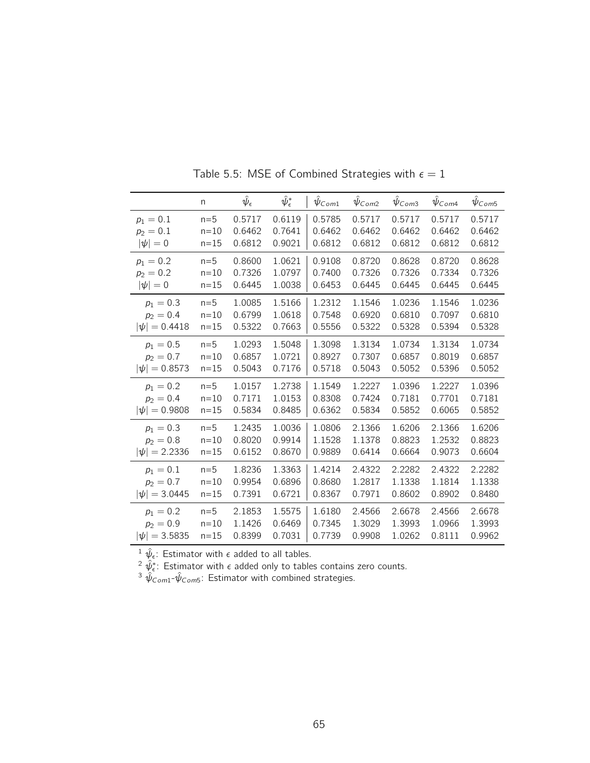Table 5.5: MSE of Combined Strategies with $\epsilon = 1$

| | n | $\hat{\psi}_\epsilon$ | $\hat{\psi}^*_\epsilon$ | $\hat{\psi}_{Com1}$ | $\hat{\psi}_{Com2}$ | $\hat{\psi}_{Com3}$ | $\hat{\psi}_{Com4}$ | $\hat{\psi}_{Com5}$ |
|---|---|---|---|---|---|---|---|---|
| $p_1 = 0.1$ | n=5 | 0.5717 | 0.6119 | 0.5785 | 0.5717 | 0.5717 | 0.5717 | 0.5717 |
| $p_2 = 0.1$ | n=10 | 0.6462 | 0.7641 | 0.6462 | 0.6462 | 0.6462 | 0.6462 | 0.6462 |
| $\|\psi\| = 0$ | n=15 | 0.6812 | 0.9021 | 0.6812 | 0.6812 | 0.6812 | 0.6812 | 0.6812 |
| $p_1 = 0.2$ | n=5 | 0.8600 | 1.0621 | 0.9108 | 0.8720 | 0.8628 | 0.8720 | 0.8628 |
| $p_2 = 0.2$ | n=10 | 0.7326 | 1.0797 | 0.7400 | 0.7326 | 0.7326 | 0.7334 | 0.7326 |
| $\|\psi\| = 0$ | n=15 | 0.6445 | 1.0038 | 0.6453 | 0.6445 | 0.6445 | 0.6445 | 0.6445 |
| $p_1 = 0.3$ | n=5 | 1.0085 | 1.5166 | 1.2312 | 1.1546 | 1.0236 | 1.1546 | 1.0236 |
| $p_2 = 0.4$ | n=10 | 0.6799 | 1.0618 | 0.7548 | 0.6920 | 0.6810 | 0.7097 | 0.6810 |
| $\|\psi\| = 0.4418$ | n=15 | 0.5322 | 0.7663 | 0.5556 | 0.5322 | 0.5328 | 0.5394 | 0.5328 |
| $p_1 = 0.5$ | n=5 | 1.0293 | 1.5048 | 1.3098 | 1.3134 | 1.0734 | 1.3134 | 1.0734 |
| $p_2 = 0.7$ | n=10 | 0.6857 | 1.0721 | 0.8927 | 0.7307 | 0.6857 | 0.8019 | 0.6857 |
| $\|\psi\| = 0.8573$ | n=15 | 0.5043 | 0.7176 | 0.5718 | 0.5043 | 0.5052 | 0.5396 | 0.5052 |
| $p_1 = 0.2$ | n=5 | 1.0157 | 1.2738 | 1.1549 | 1.2227 | 1.0396 | 1.2227 | 1.0396 |
| $p_2 = 0.4$ | n=10 | 0.7171 | 1.0153 | 0.8308 | 0.7424 | 0.7181 | 0.7701 | 0.7181 |
| $\|\psi\| = 0.9808$ | n=15 | 0.5834 | 0.8485 | 0.6362 | 0.5834 | 0.5852 | 0.6065 | 0.5852 |
| $p_1 = 0.3$ | n=5 | 1.2435 | 1.0036 | 1.0806 | 2.1366 | 1.6206 | 2.1366 | 1.6206 |
| $p_2 = 0.8$ | n=10 | 0.8020 | 0.9914 | 1.1528 | 1.1378 | 0.8823 | 1.2532 | 0.8823 |
| $\|\psi\| = 2.2336$ | n=15 | 0.6152 | 0.8670 | 0.9889 | 0.6414 | 0.6664 | 0.9073 | 0.6604 |
| $p_1 = 0.1$ | n=5 | 1.8236 | 1.3363 | 1.4214 | 2.4322 | 2.2282 | 2.4322 | 2.2282 |
| $p_2 = 0.7$ | n=10 | 0.9954 | 0.6896 | 0.8680 | 1.2817 | 1.1338 | 1.1814 | 1.1338 |
| $\|\psi\| = 3.0445$ | n=15 | 0.7391 | 0.6721 | 0.8367 | 0.7971 | 0.8602 | 0.8902 | 0.8480 |
| $p_1 = 0.2$ | n=5 | 2.1853 | 1.5575 | 1.6180 | 2.4566 | 2.6678 | 2.4566 | 2.6678 |
| $p_2 = 0.9$ | n=10 | 1.1426 | 0.6469 | 0.7345 | 1.3029 | 1.3993 | 1.0966 | 1.3993 |
| $\|\psi\| = 3.5835$ | n=15 | 0.8399 | 0.7031 | 0.7739 | 0.9908 | 1.0262 | 0.8111 | 0.9962 |

[1] $\hat{\psi}_\epsilon$: Estimator with $\epsilon$ added to all tables.
[2] $\hat{\psi}^*_\epsilon$: Estimator with $\epsilon$ added only to tables contains zero counts.
[3] $\hat{\psi}_{Com1}$-$\hat{\psi}_{Com5}$: Estimator with combined strategies.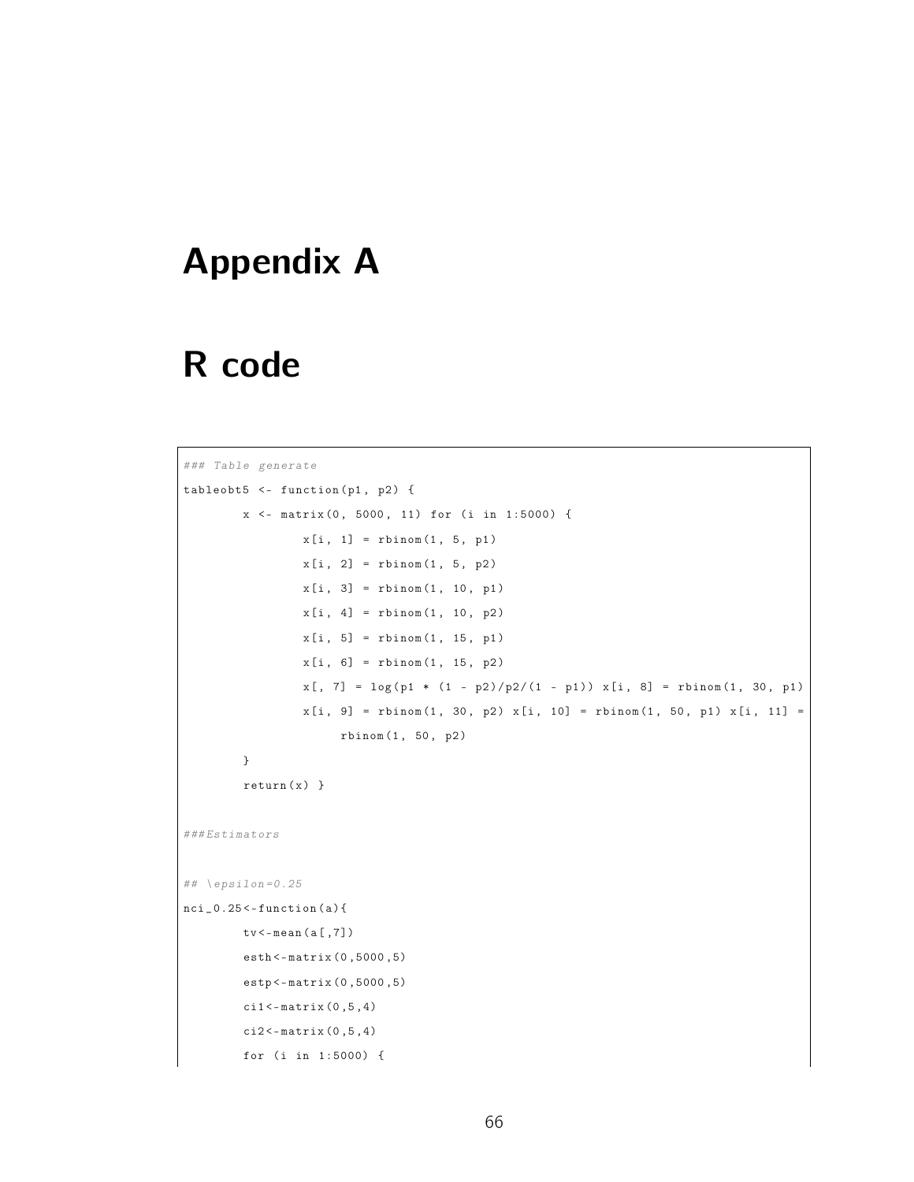# Appendix A

# R code

```
### Table generate
tableobt5 <- function(p1, p2) {
        x <- matrix(0, 5000, 11) for (i in 1:5000) {
                x[i, 1] = rbinom(1, 5, p1)
                x[i, 2] = rbinom(1, 5, p2)
                x[i, 3] = rbinom(1, 10, p1)
                x[i, 4] = rbinom(1, 10, p2)
                x[i, 5] = rbinom(1, 15, p1)
                x[i, 6] = rbinom(1, 15, p2)
                x[, 7] = log(p1 * (1 - p2)/p2/(1 - p1)) x[i, 8] = rbinom(1, 30, p1)
                x[i, 9] = rbinom(1, 30, p2) x[i, 10] = rbinom(1, 50, p1) x[i, 11] =
                     rbinom(1, 50, p2)
        }
        return(x) }

###Estimators

## \epsilon=0.25
nci_0.25<-function(a){
        tv<-mean(a[,7])
        esth<-matrix(0,5000,5)
        estp<-matrix(0,5000,5)
        ci1<-matrix(0,5,4)
        ci2<-matrix(0,5,4)
        for (i in 1:5000) {
```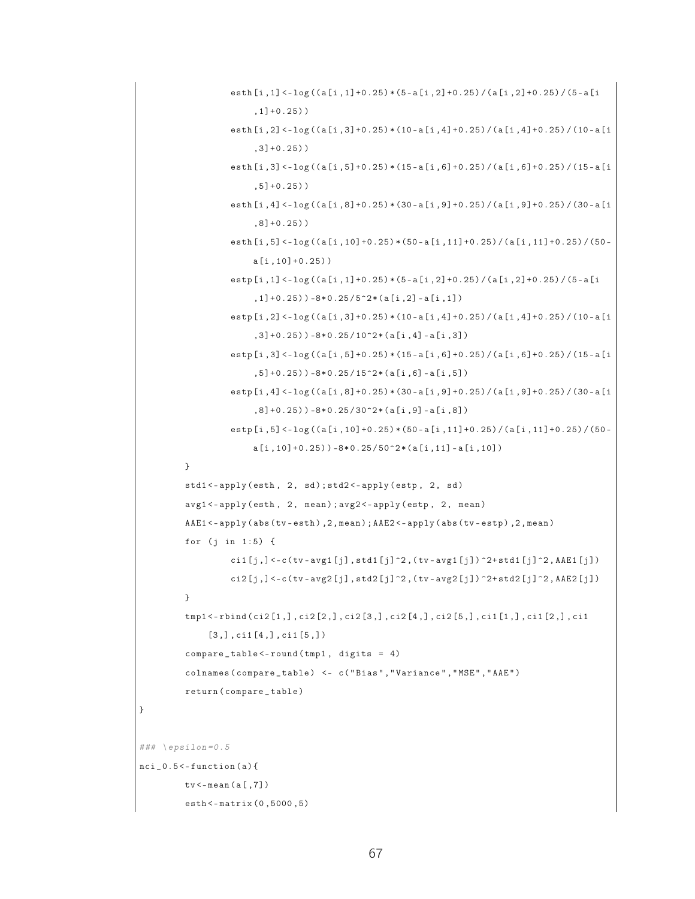```
            esth[i,1]<-log((a[i,1]+0.25)*(5-a[i,2]+0.25)/(a[i,2]+0.25)/(5-a[i
                ,1]+0.25))
            esth[i,2]<-log((a[i,3]+0.25)*(10-a[i,4]+0.25)/(a[i,4]+0.25)/(10-a[i
                ,3]+0.25))
            esth[i,3]<-log((a[i,5]+0.25)*(15-a[i,6]+0.25)/(a[i,6]+0.25)/(15-a[i
                ,5]+0.25))
            esth[i,4]<-log((a[i,8]+0.25)*(30-a[i,9]+0.25)/(a[i,9]+0.25)/(30-a[i
                ,8]+0.25))
            esth[i,5]<-log((a[i,10]+0.25)*(50-a[i,11]+0.25)/(a[i,11]+0.25)/(50-
                a[i,10]+0.25))
            estp[i,1]<-log((a[i,1]+0.25)*(5-a[i,2]+0.25)/(a[i,2]+0.25)/(5-a[i
                ,1]+0.25))-8*0.25/5^2*(a[i,2]-a[i,1])
            estp[i,2]<-log((a[i,3]+0.25)*(10-a[i,4]+0.25)/(a[i,4]+0.25)/(10-a[i
                ,3]+0.25))-8*0.25/10^2*(a[i,4]-a[i,3])
            estp[i,3]<-log((a[i,5]+0.25)*(15-a[i,6]+0.25)/(a[i,6]+0.25)/(15-a[i
                ,5]+0.25))-8*0.25/15^2*(a[i,6]-a[i,5])
            estp[i,4]<-log((a[i,8]+0.25)*(30-a[i,9]+0.25)/(a[i,9]+0.25)/(30-a[i
                ,8]+0.25))-8*0.25/30^2*(a[i,9]-a[i,8])
            estp[i,5]<-log((a[i,10]+0.25)*(50-a[i,11]+0.25)/(a[i,11]+0.25)/(50-
                a[i,10]+0.25))-8*0.25/50^2*(a[i,11]-a[i,10])
        }
        std1<-apply(esth, 2, sd);std2<-apply(estp, 2, sd)
        avg1<-apply(esth, 2, mean);avg2<-apply(estp, 2, mean)
        AAE1<-apply(abs(tv-esth),2,mean);AAE2<-apply(abs(tv-estp),2,mean)
        for (j in 1:5) {
                ci1[j,]<-c(tv-avg1[j],std1[j]^2,(tv-avg1[j])^2+std1[j]^2,AAE1[j])
                ci2[j,]<-c(tv-avg2[j],std2[j]^2,(tv-avg2[j])^2+std2[j]^2,AAE2[j])
        }
        tmp1<-rbind(ci2[1,],ci2[2,],ci2[3,],ci2[4,],ci2[5,],ci1[1,],ci1[2,],ci1
            [3,],ci1[4,],ci1[5,])
        compare_table<-round(tmp1, digits = 4)
        colnames(compare_table) <- c("Bias","Variance","MSE","AAE")
        return(compare_table)
}

### \epsilon=0.5
nci_0.5<-function(a){
        tv<-mean(a[,7])
        esth<-matrix(0,5000,5)
```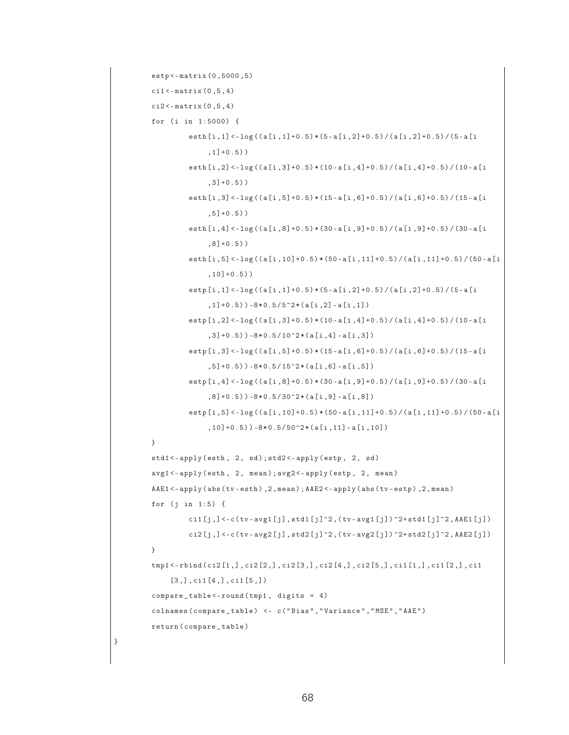```
    estp<-matrix(0,5000,5)
    ci1<-matrix(0,5,4)
    ci2<-matrix(0,5,4)
    for (i in 1:5000) {
        esth[i,1]<-log((a[i,1]+0.5)*(5-a[i,2]+0.5)/(a[i,2]+0.5)/(5-a[i
            ,1]+0.5))
        esth[i,2]<-log((a[i,3]+0.5)*(10-a[i,4]+0.5)/(a[i,4]+0.5)/(10-a[i
            ,3]+0.5))
        esth[i,3]<-log((a[i,5]+0.5)*(15-a[i,6]+0.5)/(a[i,6]+0.5)/(15-a[i
            ,5]+0.5))
        esth[i,4]<-log((a[i,8]+0.5)*(30-a[i,9]+0.5)/(a[i,9]+0.5)/(30-a[i
            ,8]+0.5))
        esth[i,5]<-log((a[i,10]+0.5)*(50-a[i,11]+0.5)/(a[i,11]+0.5)/(50-a[i
            ,10]+0.5))
        estp[i,1]<-log((a[i,1]+0.5)*(5-a[i,2]+0.5)/(a[i,2]+0.5)/(5-a[i
            ,1]+0.5))-8*0.5/5^2*(a[i,2]-a[i,1])
        estp[i,2]<-log((a[i,3]+0.5)*(10-a[i,4]+0.5)/(a[i,4]+0.5)/(10-a[i
            ,3]+0.5))-8*0.5/10^2*(a[i,4]-a[i,3])
        estp[i,3]<-log((a[i,5]+0.5)*(15-a[i,6]+0.5)/(a[i,6]+0.5)/(15-a[i
            ,5]+0.5))-8*0.5/15^2*(a[i,6]-a[i,5])
        estp[i,4]<-log((a[i,8]+0.5)*(30-a[i,9]+0.5)/(a[i,9]+0.5)/(30-a[i
            ,8]+0.5))-8*0.5/30^2*(a[i,9]-a[i,8])
        estp[i,5]<-log((a[i,10]+0.5)*(50-a[i,11]+0.5)/(a[i,11]+0.5)/(50-a[i
            ,10]+0.5))-8*0.5/50^2*(a[i,11]-a[i,10])
    }
    std1<-apply(esth, 2, sd);std2<-apply(estp, 2, sd)
    avg1<-apply(esth, 2, mean);avg2<-apply(estp, 2, mean)
    AAE1<-apply(abs(tv-esth),2,mean);AAE2<-apply(abs(tv-estp),2,mean)
    for (j in 1:5) {
        ci1[j,]<-c(tv-avg1[j],std1[j]^2,(tv-avg1[j])^2+std1[j]^2,AAE1[j])
        ci2[j,]<-c(tv-avg2[j],std2[j]^2,(tv-avg2[j])^2+std2[j]^2,AAE2[j])
    }
    tmp1<-rbind(ci2[1,],ci2[2,],ci2[3,],ci2[4,],ci2[5,],ci1[1,],ci1[2,],ci1
        [3,],ci1[4,],ci1[5,])
    compare_table<-round(tmp1, digits = 4)
    colnames(compare_table) <- c("Bias","Variance","MSE","AAE")
    return(compare_table)
}
```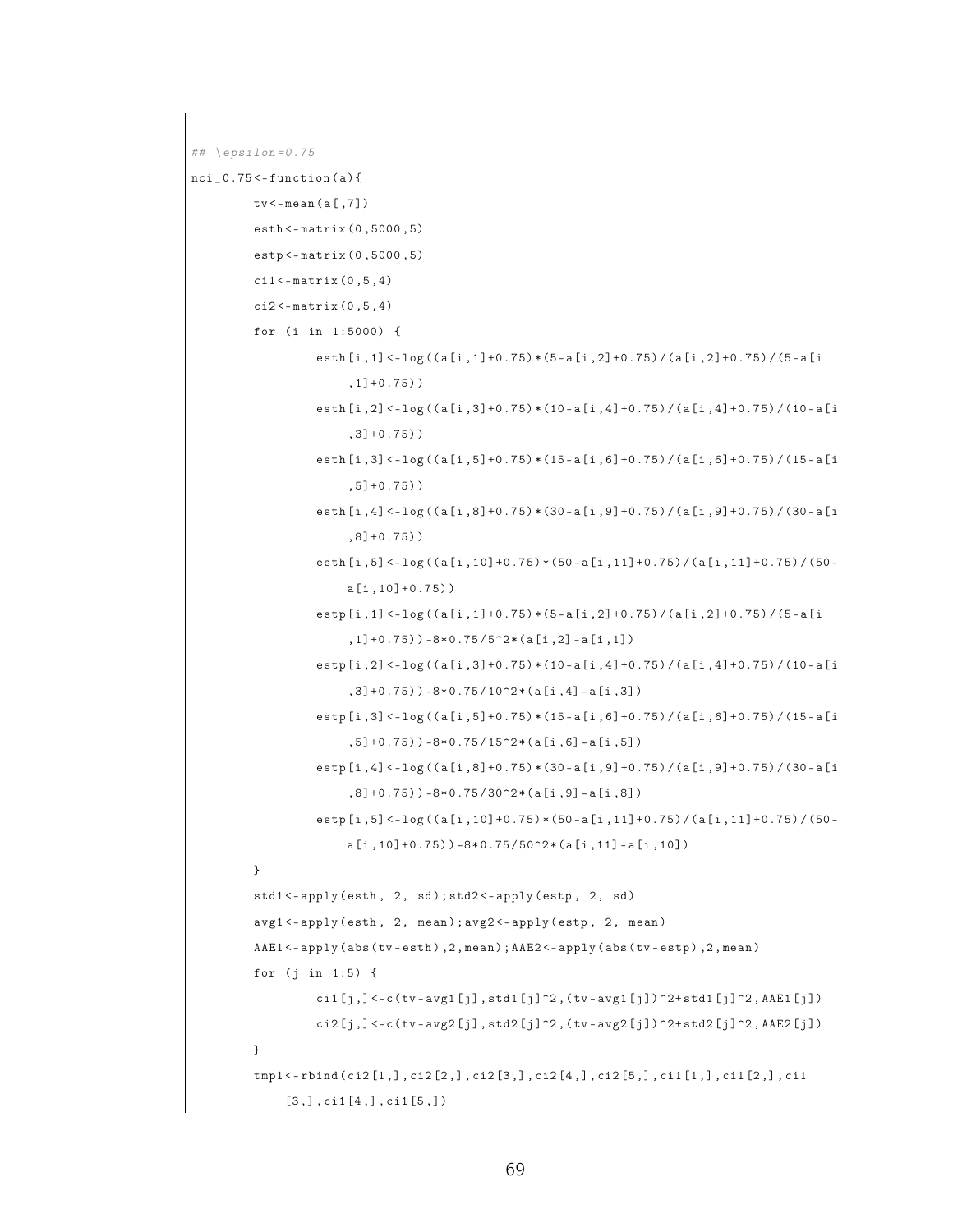```
## \epsilon=0.75
nci_0.75<-function(a){
        tv<-mean(a[,7])
        esth<-matrix(0,5000,5)
        estp<-matrix(0,5000,5)
        ci1<-matrix(0,5,4)
        ci2<-matrix(0,5,4)
        for (i in 1:5000) {
                esth[i,1]<-log((a[i,1]+0.75)*(5-a[i,2]+0.75)/(a[i,2]+0.75)/(5-a[i
                    ,1]+0.75))
                esth[i,2]<-log((a[i,3]+0.75)*(10-a[i,4]+0.75)/(a[i,4]+0.75)/(10-a[i
                    ,3]+0.75))
                esth[i,3]<-log((a[i,5]+0.75)*(15-a[i,6]+0.75)/(a[i,6]+0.75)/(15-a[i
                    ,5]+0.75))
                esth[i,4]<-log((a[i,8]+0.75)*(30-a[i,9]+0.75)/(a[i,9]+0.75)/(30-a[i
                    ,8]+0.75))
                esth[i,5]<-log((a[i,10]+0.75)*(50-a[i,11]+0.75)/(a[i,11]+0.75)/(50-
                    a[i,10]+0.75))
                estp[i,1]<-log((a[i,1]+0.75)*(5-a[i,2]+0.75)/(a[i,2]+0.75)/(5-a[i
                    ,1]+0.75))-8*0.75/5^2*(a[i,2]-a[i,1])
                estp[i,2]<-log((a[i,3]+0.75)*(10-a[i,4]+0.75)/(a[i,4]+0.75)/(10-a[i
                    ,3]+0.75))-8*0.75/10^2*(a[i,4]-a[i,3])
                estp[i,3]<-log((a[i,5]+0.75)*(15-a[i,6]+0.75)/(a[i,6]+0.75)/(15-a[i
                    ,5]+0.75))-8*0.75/15^2*(a[i,6]-a[i,5])
                estp[i,4]<-log((a[i,8]+0.75)*(30-a[i,9]+0.75)/(a[i,9]+0.75)/(30-a[i
                    ,8]+0.75))-8*0.75/30^2*(a[i,9]-a[i,8])
                estp[i,5]<-log((a[i,10]+0.75)*(50-a[i,11]+0.75)/(a[i,11]+0.75)/(50-
                    a[i,10]+0.75))-8*0.75/50^2*(a[i,11]-a[i,10])
        }
        std1<-apply(esth, 2, sd);std2<-apply(estp, 2, sd)
        avg1<-apply(esth, 2, mean);avg2<-apply(estp, 2, mean)
        AAE1<-apply(abs(tv-esth),2,mean);AAE2<-apply(abs(tv-estp),2,mean)
        for (j in 1:5) {
                ci1[j,]<-c(tv-avg1[j],std1[j]^2,(tv-avg1[j])^2+std1[j]^2,AAE1[j])
                ci2[j,]<-c(tv-avg2[j],std2[j]^2,(tv-avg2[j])^2+std2[j]^2,AAE2[j])
        }
        tmp1<-rbind(ci2[1,],ci2[2,],ci2[3,],ci2[4,],ci2[5,],ci1[1,],ci1[2,],ci1
            [3,],ci1[4,],ci1[5,])
```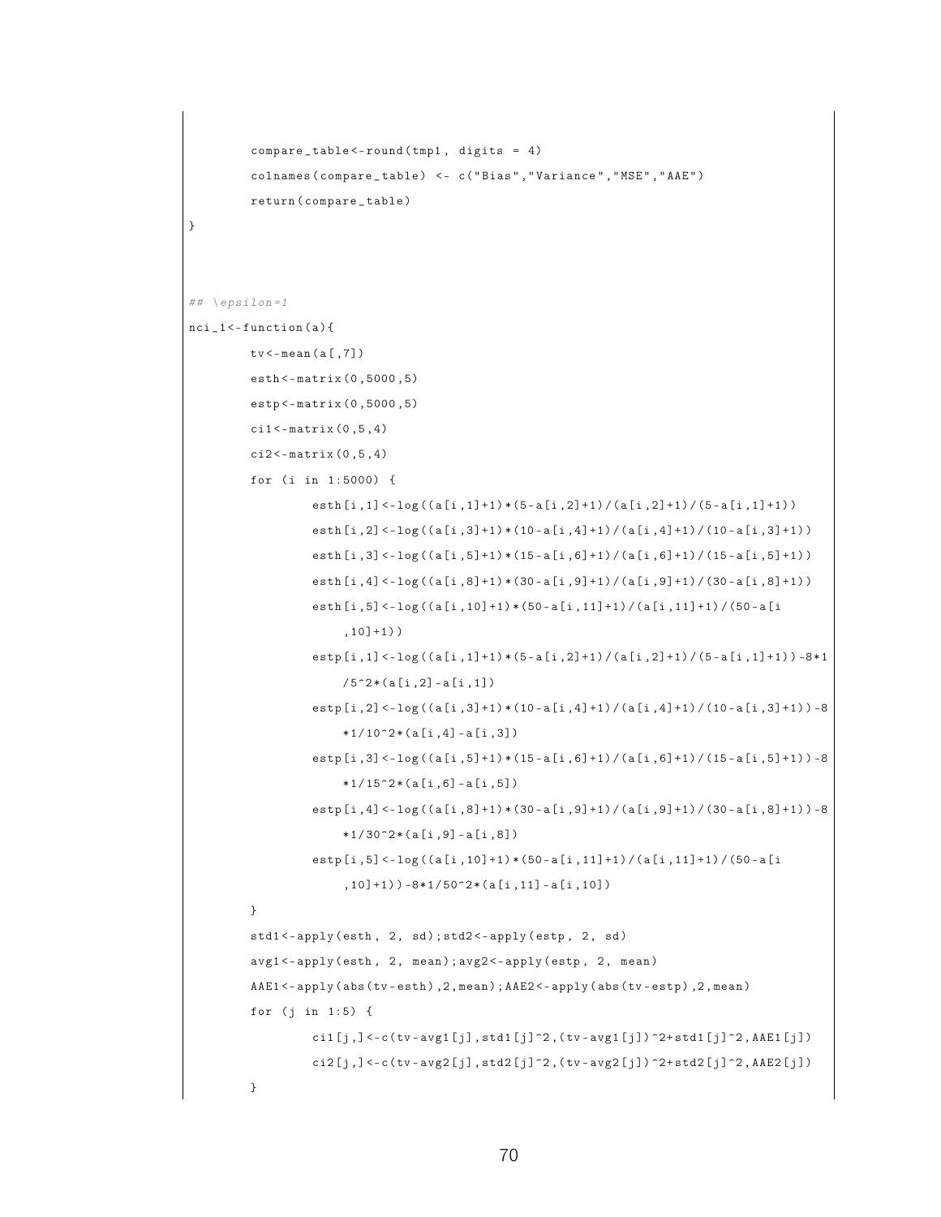```
        compare_table<-round(tmp1, digits = 4)
        colnames(compare_table) <- c("Bias","Variance","MSE","AAE")
        return(compare_table)
}



## \epsilon=1
nci_1<-function(a){
        tv<-mean(a[,7])
        esth<-matrix(0,5000,5)
        estp<-matrix(0,5000,5)
        ci1<-matrix(0,5,4)
        ci2<-matrix(0,5,4)
        for (i in 1:5000) {
                esth[i,1]<-log((a[i,1]+1)*(5-a[i,2]+1)/(a[i,2]+1)/(5-a[i,1]+1))
                esth[i,2]<-log((a[i,3]+1)*(10-a[i,4]+1)/(a[i,4]+1)/(10-a[i,3]+1))
                esth[i,3]<-log((a[i,5]+1)*(15-a[i,6]+1)/(a[i,6]+1)/(15-a[i,5]+1))
                esth[i,4]<-log((a[i,8]+1)*(30-a[i,9]+1)/(a[i,9]+1)/(30-a[i,8]+1))
                esth[i,5]<-log((a[i,10]+1)*(50-a[i,11]+1)/(a[i,11]+1)/(50-a[i
                    ,10]+1))
                estp[i,1]<-log((a[i,1]+1)*(5-a[i,2]+1)/(a[i,2]+1)/(5-a[i,1]+1))-8*1
                    /5^2*(a[i,2]-a[i,1])
                estp[i,2]<-log((a[i,3]+1)*(10-a[i,4]+1)/(a[i,4]+1)/(10-a[i,3]+1))-8
                    *1/10^2*(a[i,4]-a[i,3])
                estp[i,3]<-log((a[i,5]+1)*(15-a[i,6]+1)/(a[i,6]+1)/(15-a[i,5]+1))-8
                    *1/15^2*(a[i,6]-a[i,5])
                estp[i,4]<-log((a[i,8]+1)*(30-a[i,9]+1)/(a[i,9]+1)/(30-a[i,8]+1))-8
                    *1/30^2*(a[i,9]-a[i,8])
                estp[i,5]<-log((a[i,10]+1)*(50-a[i,11]+1)/(a[i,11]+1)/(50-a[i
                    ,10]+1))-8*1/50^2*(a[i,11]-a[i,10])
        }
        std1<-apply(esth, 2, sd);std2<-apply(estp, 2, sd)
        avg1<-apply(esth, 2, mean);avg2<-apply(estp, 2, mean)
        AAE1<-apply(abs(tv-esth),2,mean);AAE2<-apply(abs(tv-estp),2,mean)
        for (j in 1:5) {
                ci1[j,]<-c(tv-avg1[j],std1[j]^2,(tv-avg1[j])^2+std1[j]^2,AAE1[j])
                ci2[j,]<-c(tv-avg2[j],std2[j]^2,(tv-avg2[j])^2+std2[j]^2,AAE2[j])
        }
```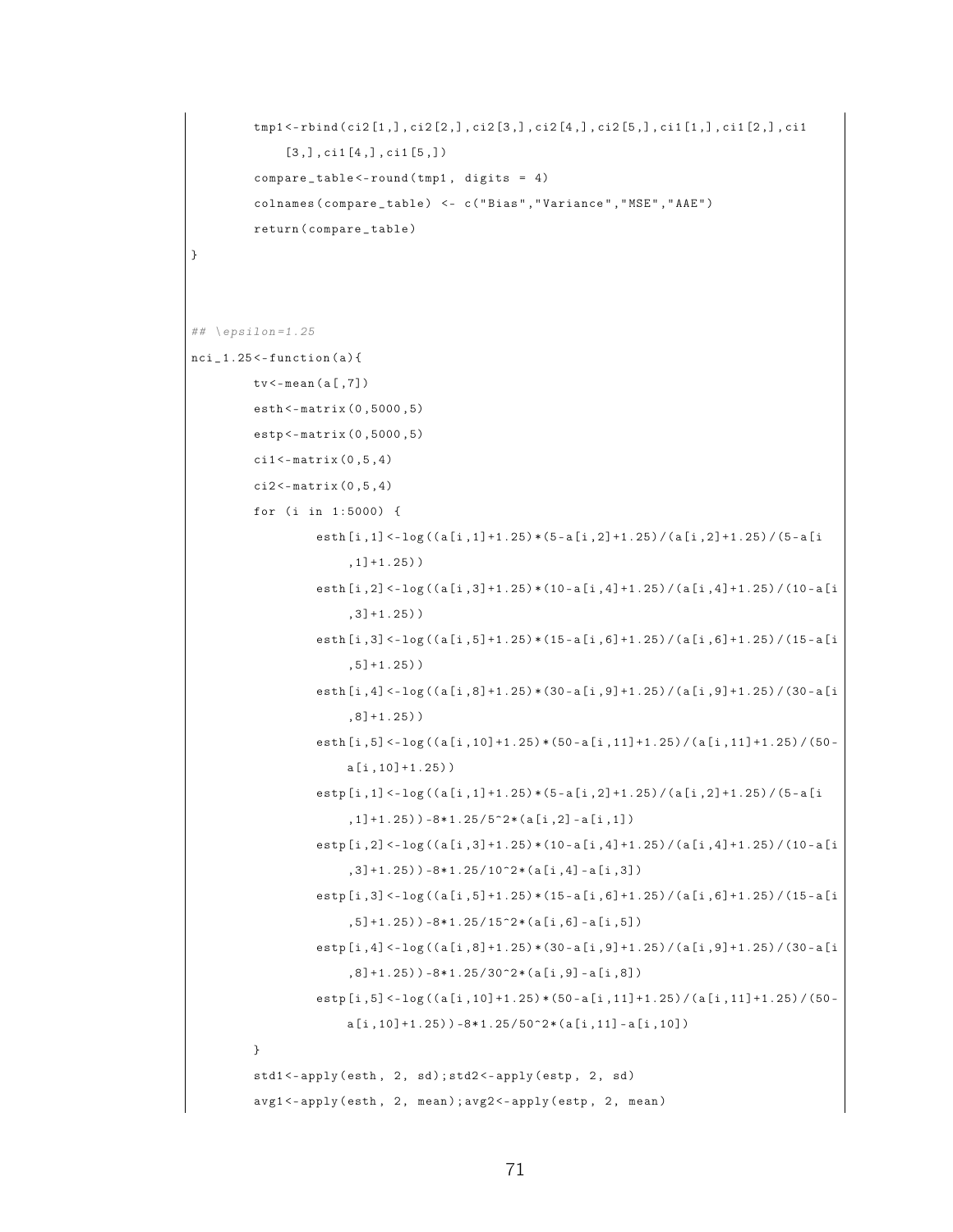```
        tmp1<-rbind(ci2[1,],ci2[2,],ci2[3,],ci2[4,],ci2[5,],ci1[1,],ci1[2,],ci1
            [3,],ci1[4,],ci1[5,])
        compare_table<-round(tmp1, digits = 4)
        colnames(compare_table) <- c("Bias","Variance","MSE","AAE")
        return(compare_table)
}



## \epsilon=1.25
nci_1.25<-function(a){
        tv<-mean(a[,7])
        esth<-matrix(0,5000,5)
        estp<-matrix(0,5000,5)
        ci1<-matrix(0,5,4)
        ci2<-matrix(0,5,4)
        for (i in 1:5000) {
                esth[i,1]<-log((a[i,1]+1.25)*(5-a[i,2]+1.25)/(a[i,2]+1.25)/(5-a[i
                    ,1]+1.25))
                esth[i,2]<-log((a[i,3]+1.25)*(10-a[i,4]+1.25)/(a[i,4]+1.25)/(10-a[i
                    ,3]+1.25))
                esth[i,3]<-log((a[i,5]+1.25)*(15-a[i,6]+1.25)/(a[i,6]+1.25)/(15-a[i
                    ,5]+1.25))
                esth[i,4]<-log((a[i,8]+1.25)*(30-a[i,9]+1.25)/(a[i,9]+1.25)/(30-a[i
                    ,8]+1.25))
                esth[i,5]<-log((a[i,10]+1.25)*(50-a[i,11]+1.25)/(a[i,11]+1.25)/(50-
                    a[i,10]+1.25))
                estp[i,1]<-log((a[i,1]+1.25)*(5-a[i,2]+1.25)/(a[i,2]+1.25)/(5-a[i
                    ,1]+1.25))-8*1.25/5^2*(a[i,2]-a[i,1])
                estp[i,2]<-log((a[i,3]+1.25)*(10-a[i,4]+1.25)/(a[i,4]+1.25)/(10-a[i
                    ,3]+1.25))-8*1.25/10^2*(a[i,4]-a[i,3])
                estp[i,3]<-log((a[i,5]+1.25)*(15-a[i,6]+1.25)/(a[i,6]+1.25)/(15-a[i
                    ,5]+1.25))-8*1.25/15^2*(a[i,6]-a[i,5])
                estp[i,4]<-log((a[i,8]+1.25)*(30-a[i,9]+1.25)/(a[i,9]+1.25)/(30-a[i
                    ,8]+1.25))-8*1.25/30^2*(a[i,9]-a[i,8])
                estp[i,5]<-log((a[i,10]+1.25)*(50-a[i,11]+1.25)/(a[i,11]+1.25)/(50-
                    a[i,10]+1.25))-8*1.25/50^2*(a[i,11]-a[i,10])
        }
        std1<-apply(esth, 2, sd);std2<-apply(estp, 2, sd)
        avg1<-apply(esth, 2, mean);avg2<-apply(estp, 2, mean)
```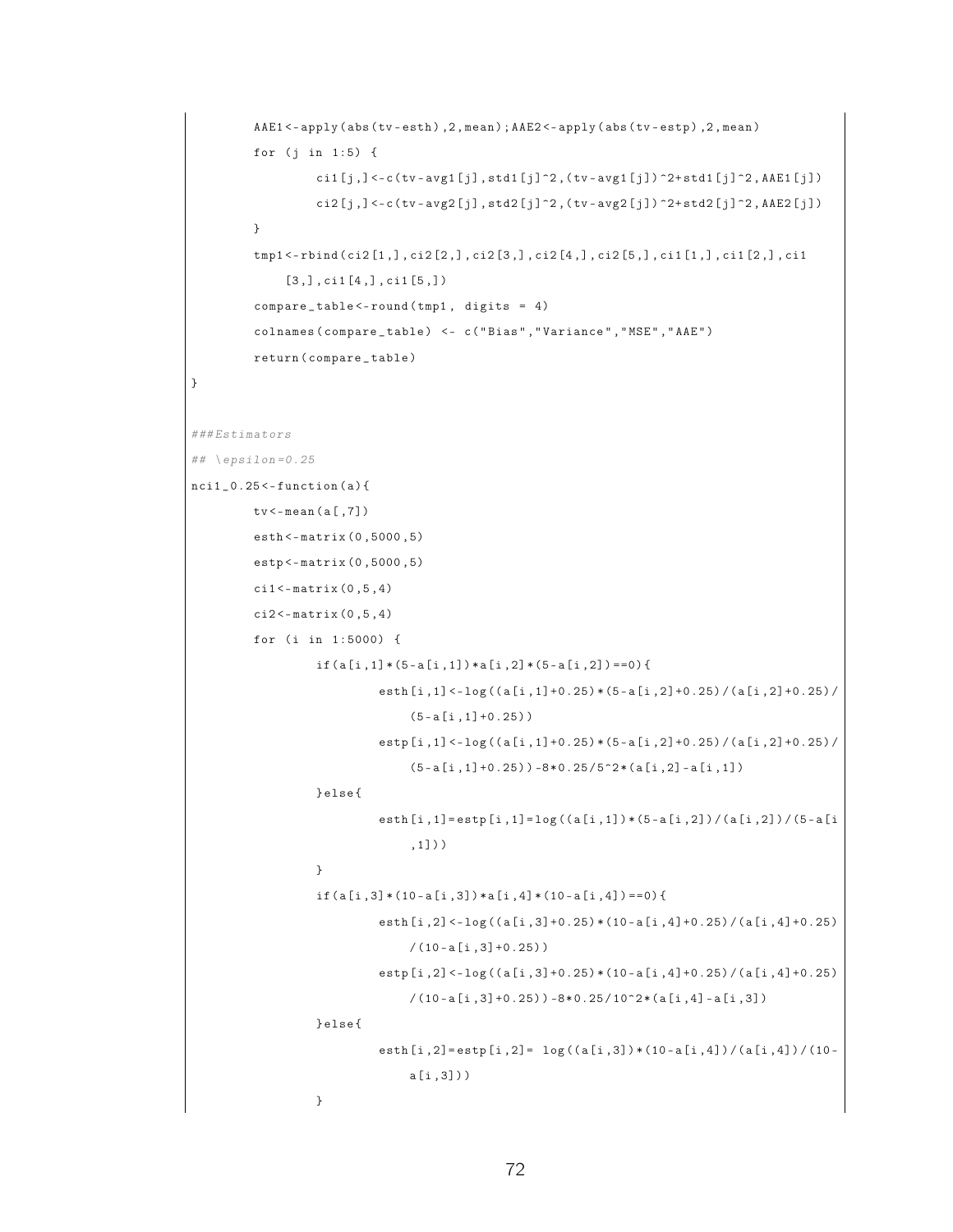```r
	AAE1<-apply(abs(tv-esth),2,mean);AAE2<-apply(abs(tv-estp),2,mean)
	for (j in 1:5) {
		ci1[j,]<-c(tv-avg1[j],std1[j]^2,(tv-avg1[j])^2+std1[j]^2,AAE1[j])
		ci2[j,]<-c(tv-avg2[j],std2[j]^2,(tv-avg2[j])^2+std2[j]^2,AAE2[j])
	}
	tmp1<-rbind(ci2[1,],ci2[2,],ci2[3,],ci2[4,],ci2[5,],ci1[1,],ci1[2,],ci1
	    [3,],ci1[4,],ci1[5,])
	compare_table<-round(tmp1, digits = 4)
	colnames(compare_table) <- c("Bias","Variance","MSE","AAE")
	return(compare_table)
}

###Estimators
## \epsilon=0.25
nci1_0.25<-function(a){
	tv<-mean(a[,7])
	esth<-matrix(0,5000,5)
	estp<-matrix(0,5000,5)
	ci1<-matrix(0,5,4)
	ci2<-matrix(0,5,4)
	for (i in 1:5000) {
		if(a[i,1]*(5-a[i,1])*a[i,2]*(5-a[i,2])==0){
			esth[i,1]<-log((a[i,1]+0.25)*(5-a[i,2]+0.25)/(a[i,2]+0.25)/
			    (5-a[i,1]+0.25))
			estp[i,1]<-log((a[i,1]+0.25)*(5-a[i,2]+0.25)/(a[i,2]+0.25)/
			    (5-a[i,1]+0.25))-8*0.25/5^2*(a[i,2]-a[i,1])
		}else{
			esth[i,1]=estp[i,1]=log((a[i,1])*(5-a[i,2])/(a[i,2])/(5-a[i
			    ,1]))
		}
		if(a[i,3]*(10-a[i,3])*a[i,4]*(10-a[i,4])==0){
			esth[i,2]<-log((a[i,3]+0.25)*(10-a[i,4]+0.25)/(a[i,4]+0.25)
			    /(10-a[i,3]+0.25))
			estp[i,2]<-log((a[i,3]+0.25)*(10-a[i,4]+0.25)/(a[i,4]+0.25)
			    /(10-a[i,3]+0.25))-8*0.25/10^2*(a[i,4]-a[i,3])
		}else{
			esth[i,2]=estp[i,2]= log((a[i,3])*(10-a[i,4])/(a[i,4])/(10-
			    a[i,3]))
		}
```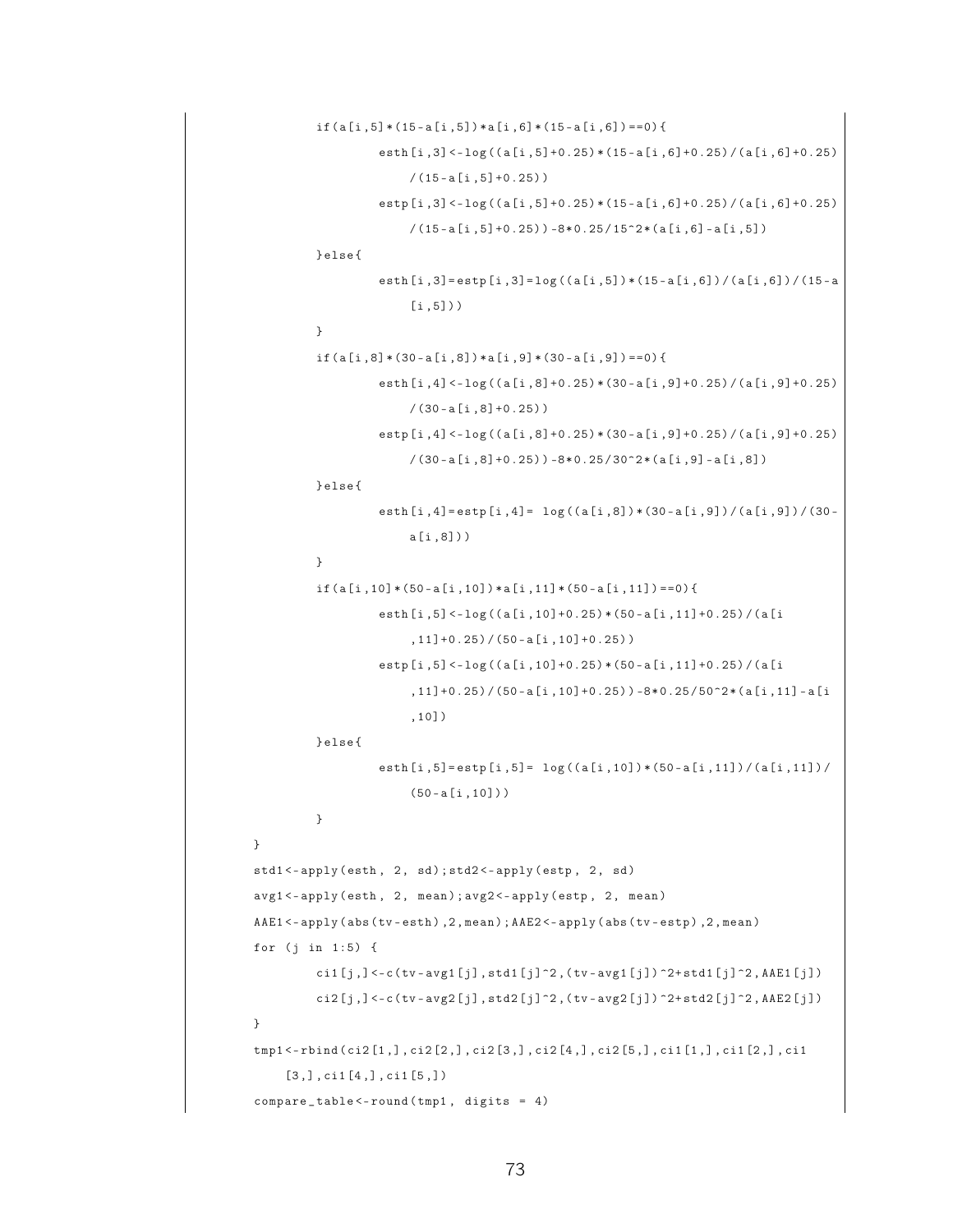```r
        if(a[i,5]*(15-a[i,5])*a[i,6]*(15-a[i,6])==0){
                esth[i,3]<-log((a[i,5]+0.25)*(15-a[i,6]+0.25)/(a[i,6]+0.25)
                    /(15-a[i,5]+0.25))
                estp[i,3]<-log((a[i,5]+0.25)*(15-a[i,6]+0.25)/(a[i,6]+0.25)
                    /(15-a[i,5]+0.25))-8*0.25/15^2*(a[i,6]-a[i,5])
        }else{
                esth[i,3]=estp[i,3]=log((a[i,5])*(15-a[i,6])/(a[i,6])/(15-a
                    [i,5]))
        }
        if(a[i,8]*(30-a[i,8])*a[i,9]*(30-a[i,9])==0){
                esth[i,4]<-log((a[i,8]+0.25)*(30-a[i,9]+0.25)/(a[i,9]+0.25)
                    /(30-a[i,8]+0.25))
                estp[i,4]<-log((a[i,8]+0.25)*(30-a[i,9]+0.25)/(a[i,9]+0.25)
                    /(30-a[i,8]+0.25))-8*0.25/30^2*(a[i,9]-a[i,8])
        }else{
                esth[i,4]=estp[i,4]= log((a[i,8])*(30-a[i,9])/(a[i,9])/(30-
                    a[i,8]))
        }
        if(a[i,10]*(50-a[i,10])*a[i,11]*(50-a[i,11])==0){
                esth[i,5]<-log((a[i,10]+0.25)*(50-a[i,11]+0.25)/(a[i
                    ,11]+0.25)/(50-a[i,10]+0.25))
                estp[i,5]<-log((a[i,10]+0.25)*(50-a[i,11]+0.25)/(a[i
                    ,11]+0.25)/(50-a[i,10]+0.25))-8*0.25/50^2*(a[i,11]-a[i
                    ,10])
        }else{
                esth[i,5]=estp[i,5]= log((a[i,10])*(50-a[i,11])/(a[i,11])/
                    (50-a[i,10]))
        }
}
std1<-apply(esth, 2, sd);std2<-apply(estp, 2, sd)
avg1<-apply(esth, 2, mean);avg2<-apply(estp, 2, mean)
AAE1<-apply(abs(tv-esth),2,mean);AAE2<-apply(abs(tv-estp),2,mean)
for (j in 1:5) {
        ci1[j,]<-c(tv-avg1[j],std1[j]^2,(tv-avg1[j])^2+std1[j]^2,AAE1[j])
        ci2[j,]<-c(tv-avg2[j],std2[j]^2,(tv-avg2[j])^2+std2[j]^2,AAE2[j])
}
tmp1<-rbind(ci2[1,],ci2[2,],ci2[3,],ci2[4,],ci2[5,],ci1[1,],ci1[2,],ci1
    [3,],ci1[4,],ci1[5,])
compare_table<-round(tmp1, digits = 4)
```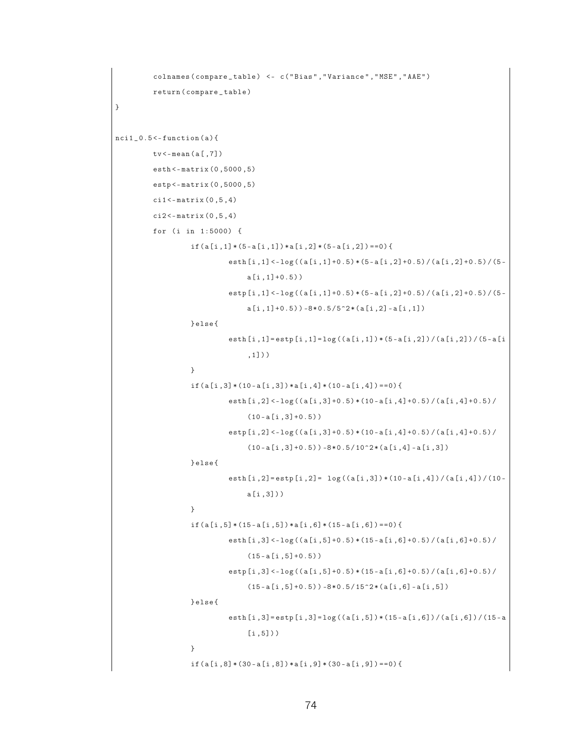```
        colnames(compare_table) <- c("Bias","Variance","MSE","AAE")
        return(compare_table)
}

nci1_0.5<-function(a){
        tv<-mean(a[,7])
        esth<-matrix(0,5000,5)
        estp<-matrix(0,5000,5)
        ci1<-matrix(0,5,4)
        ci2<-matrix(0,5,4)
        for (i in 1:5000) {
                if(a[i,1]*(5-a[i,1])*a[i,2]*(5-a[i,2])==0){
                        esth[i,1]<-log((a[i,1]+0.5)*(5-a[i,2]+0.5)/(a[i,2]+0.5)/(5-
                            a[i,1]+0.5))
                        estp[i,1]<-log((a[i,1]+0.5)*(5-a[i,2]+0.5)/(a[i,2]+0.5)/(5-
                            a[i,1]+0.5))-8*0.5/5^2*(a[i,2]-a[i,1])
                }else{
                        esth[i,1]=estp[i,1]=log((a[i,1])*(5-a[i,2])/(a[i,2])/(5-a[i
                            ,1]))
                }
                if(a[i,3]*(10-a[i,3])*a[i,4]*(10-a[i,4])==0){
                        esth[i,2]<-log((a[i,3]+0.5)*(10-a[i,4]+0.5)/(a[i,4]+0.5)/
                            (10-a[i,3]+0.5))
                        estp[i,2]<-log((a[i,3]+0.5)*(10-a[i,4]+0.5)/(a[i,4]+0.5)/
                            (10-a[i,3]+0.5))-8*0.5/10^2*(a[i,4]-a[i,3])
                }else{
                        esth[i,2]=estp[i,2]= log((a[i,3])*(10-a[i,4])/(a[i,4])/(10-
                            a[i,3]))
                }
                if(a[i,5]*(15-a[i,5])*a[i,6]*(15-a[i,6])==0){
                        esth[i,3]<-log((a[i,5]+0.5)*(15-a[i,6]+0.5)/(a[i,6]+0.5)/
                            (15-a[i,5]+0.5))
                        estp[i,3]<-log((a[i,5]+0.5)*(15-a[i,6]+0.5)/(a[i,6]+0.5)/
                            (15-a[i,5]+0.5))-8*0.5/15^2*(a[i,6]-a[i,5])
                }else{
                        esth[i,3]=estp[i,3]=log((a[i,5])*(15-a[i,6])/(a[i,6])/(15-a
                            [i,5]))
                }
                if(a[i,8]*(30-a[i,8])*a[i,9]*(30-a[i,9])==0){
```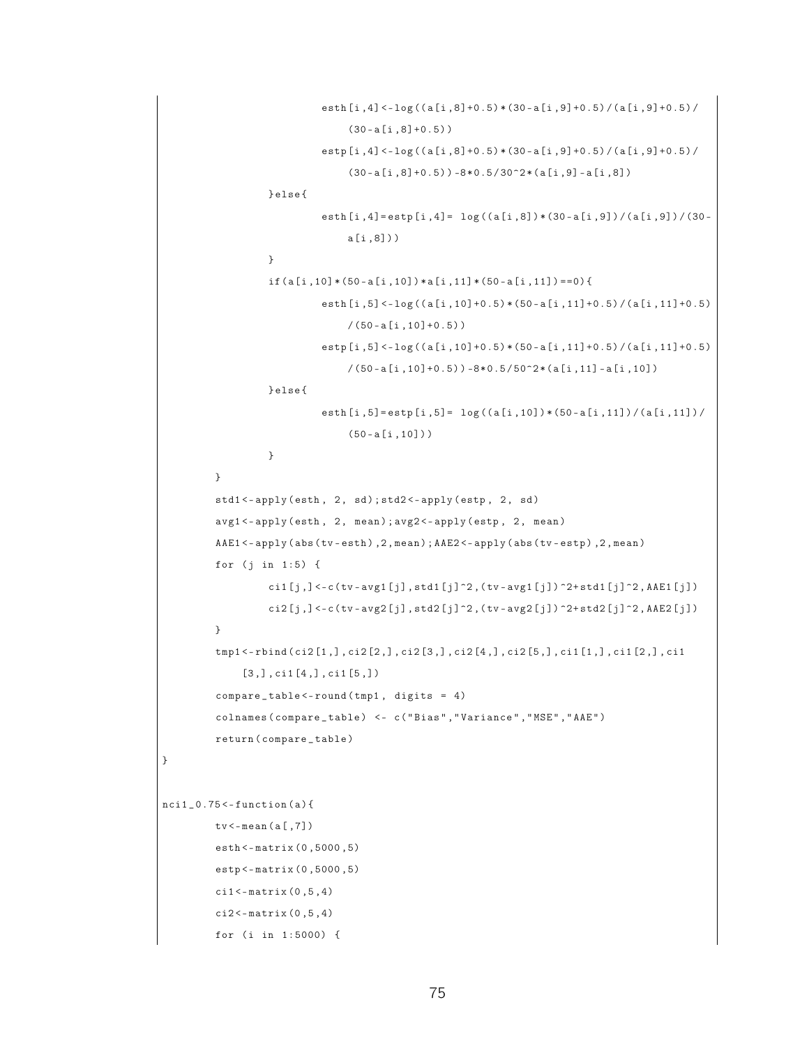```
                esth[i,4]<-log((a[i,8]+0.5)*(30-a[i,9]+0.5)/(a[i,9]+0.5)/
                    (30-a[i,8]+0.5))
                estp[i,4]<-log((a[i,8]+0.5)*(30-a[i,9]+0.5)/(a[i,9]+0.5)/
                    (30-a[i,8]+0.5))-8*0.5/30^2*(a[i,9]-a[i,8])
            }else{
                esth[i,4]=estp[i,4]= log((a[i,8])*(30-a[i,9])/(a[i,9])/(30-
                    a[i,8]))
            }
            if(a[i,10]*(50-a[i,10])*a[i,11]*(50-a[i,11])==0){
                esth[i,5]<-log((a[i,10]+0.5)*(50-a[i,11]+0.5)/(a[i,11]+0.5)
                    /(50-a[i,10]+0.5))
                estp[i,5]<-log((a[i,10]+0.5)*(50-a[i,11]+0.5)/(a[i,11]+0.5)
                    /(50-a[i,10]+0.5))-8*0.5/50^2*(a[i,11]-a[i,10])
            }else{
                esth[i,5]=estp[i,5]= log((a[i,10])*(50-a[i,11])/(a[i,11])/
                    (50-a[i,10]))
            }
        }
        std1<-apply(esth, 2, sd);std2<-apply(estp, 2, sd)
        avg1<-apply(esth, 2, mean);avg2<-apply(estp, 2, mean)
        AAE1<-apply(abs(tv-esth),2,mean);AAE2<-apply(abs(tv-estp),2,mean)
        for (j in 1:5) {
            ci1[j,]<-c(tv-avg1[j],std1[j]^2,(tv-avg1[j])^2+std1[j]^2,AAE1[j])
            ci2[j,]<-c(tv-avg2[j],std2[j]^2,(tv-avg2[j])^2+std2[j]^2,AAE2[j])
        }
        tmp1<-rbind(ci2[1,],ci2[2,],ci2[3,],ci2[4,],ci2[5,],ci1[1,],ci1[2,],ci1
            [3,],ci1[4,],ci1[5,])
        compare_table<-round(tmp1, digits = 4)
        colnames(compare_table) <- c("Bias","Variance","MSE","AAE")
        return(compare_table)
}

nci1_0.75<-function(a){
        tv<-mean(a[,7])
        esth<-matrix(0,5000,5)
        estp<-matrix(0,5000,5)
        ci1<-matrix(0,5,4)
        ci2<-matrix(0,5,4)
        for (i in 1:5000) {
```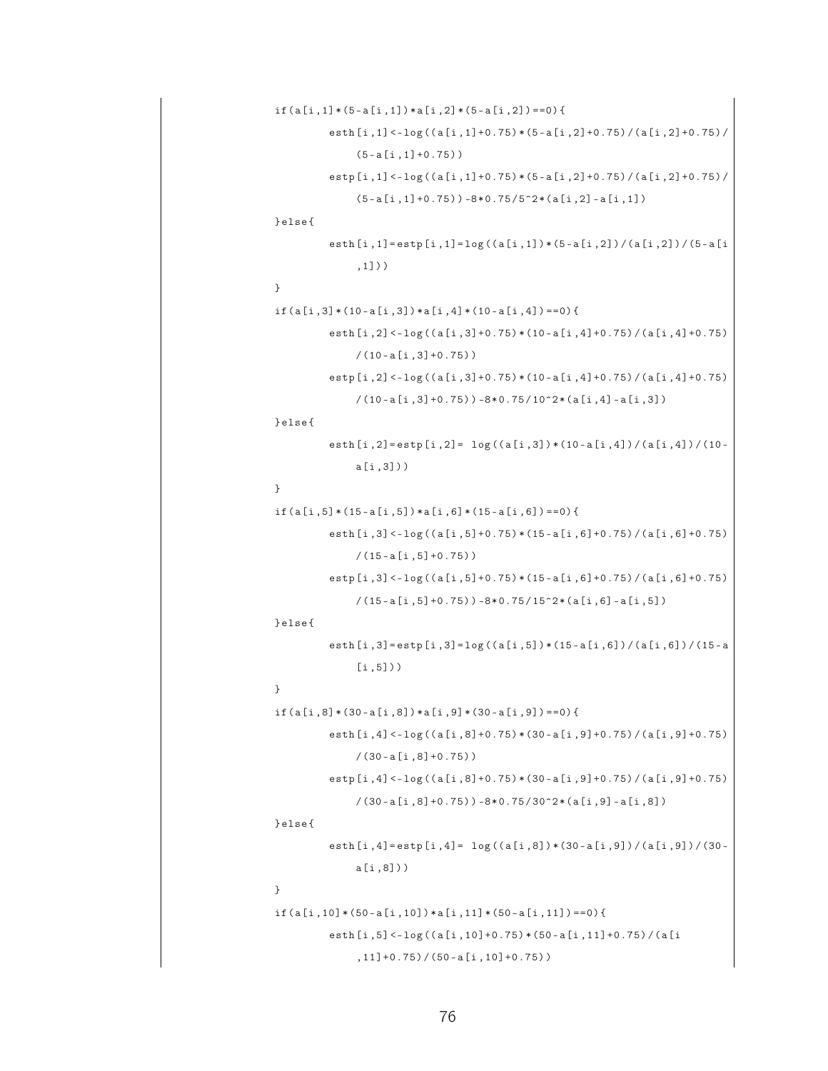```
if(a[i,1]*(5-a[i,1])*a[i,2]*(5-a[i,2])==0){
        esth[i,1]<-log((a[i,1]+0.75)*(5-a[i,2]+0.75)/(a[i,2]+0.75)/
            (5-a[i,1]+0.75))
        estp[i,1]<-log((a[i,1]+0.75)*(5-a[i,2]+0.75)/(a[i,2]+0.75)/
            (5-a[i,1]+0.75))-8*0.75/5^2*(a[i,2]-a[i,1])
}else{
        esth[i,1]=estp[i,1]=log((a[i,1])*(5-a[i,2])/(a[i,2])/(5-a[i
            ,1]))
}
if(a[i,3]*(10-a[i,3])*a[i,4]*(10-a[i,4])==0){
        esth[i,2]<-log((a[i,3]+0.75)*(10-a[i,4]+0.75)/(a[i,4]+0.75)
            /(10-a[i,3]+0.75))
        estp[i,2]<-log((a[i,3]+0.75)*(10-a[i,4]+0.75)/(a[i,4]+0.75)
            /(10-a[i,3]+0.75))-8*0.75/10^2*(a[i,4]-a[i,3])
}else{
        esth[i,2]=estp[i,2]= log((a[i,3])*(10-a[i,4])/(a[i,4])/(10-
            a[i,3]))
}
if(a[i,5]*(15-a[i,5])*a[i,6]*(15-a[i,6])==0){
        esth[i,3]<-log((a[i,5]+0.75)*(15-a[i,6]+0.75)/(a[i,6]+0.75)
            /(15-a[i,5]+0.75))
        estp[i,3]<-log((a[i,5]+0.75)*(15-a[i,6]+0.75)/(a[i,6]+0.75)
            /(15-a[i,5]+0.75))-8*0.75/15^2*(a[i,6]-a[i,5])
}else{
        esth[i,3]=estp[i,3]=log((a[i,5])*(15-a[i,6])/(a[i,6])/(15-a
            [i,5]))
}
if(a[i,8]*(30-a[i,8])*a[i,9]*(30-a[i,9])==0){
        esth[i,4]<-log((a[i,8]+0.75)*(30-a[i,9]+0.75)/(a[i,9]+0.75)
            /(30-a[i,8]+0.75))
        estp[i,4]<-log((a[i,8]+0.75)*(30-a[i,9]+0.75)/(a[i,9]+0.75)
            /(30-a[i,8]+0.75))-8*0.75/30^2*(a[i,9]-a[i,8])
}else{
        esth[i,4]=estp[i,4]= log((a[i,8])*(30-a[i,9])/(a[i,9])/(30-
            a[i,8]))
}
if(a[i,10]*(50-a[i,10])*a[i,11]*(50-a[i,11])==0){
        esth[i,5]<-log((a[i,10]+0.75)*(50-a[i,11]+0.75)/(a[i
            ,11]+0.75)/(50-a[i,10]+0.75))
```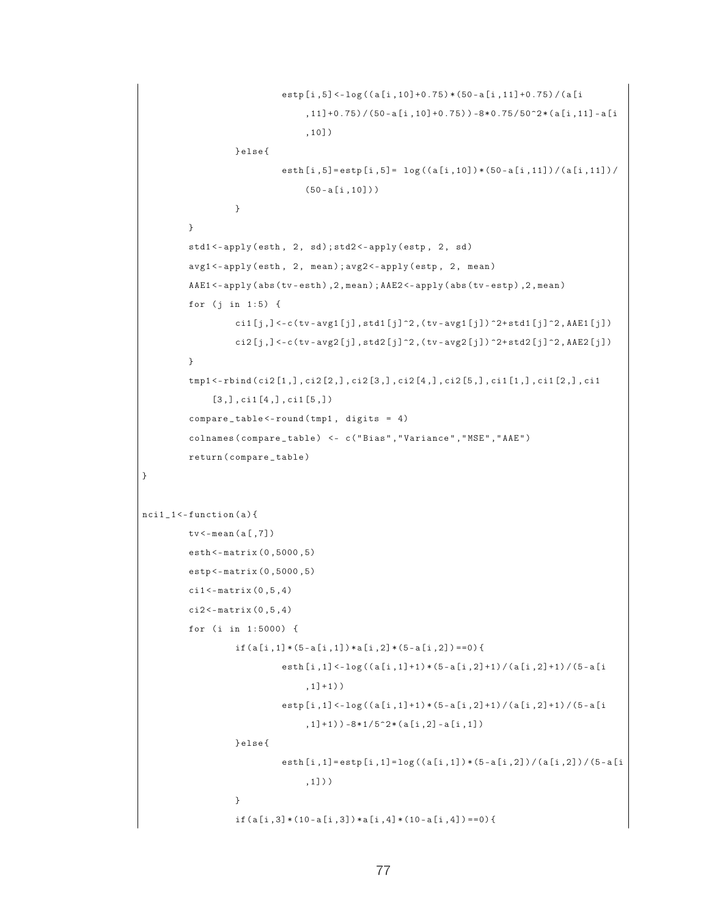```
                        estp[i,5]<-log((a[i,10]+0.75)*(50-a[i,11]+0.75)/(a[i
                            ,11]+0.75)/(50-a[i,10]+0.75))-8*0.75/50^2*(a[i,11]-a[i
                            ,10])
                }else{
                        esth[i,5]=estp[i,5]= log((a[i,10])*(50-a[i,11])/(a[i,11])/
                            (50-a[i,10]))
                }
        }
        std1<-apply(esth, 2, sd);std2<-apply(estp, 2, sd)
        avg1<-apply(esth, 2, mean);avg2<-apply(estp, 2, mean)
        AAE1<-apply(abs(tv-esth),2,mean);AAE2<-apply(abs(tv-estp),2,mean)
        for (j in 1:5) {
                ci1[j,]<-c(tv-avg1[j],std1[j]^2,(tv-avg1[j])^2+std1[j]^2,AAE1[j])
                ci2[j,]<-c(tv-avg2[j],std2[j]^2,(tv-avg2[j])^2+std2[j]^2,AAE2[j])
        }
        tmp1<-rbind(ci2[1,],ci2[2,],ci2[3,],ci2[4,],ci2[5,],ci1[1,],ci1[2,],ci1
            [3,],ci1[4,],ci1[5,])
        compare_table<-round(tmp1, digits = 4)
        colnames(compare_table) <- c("Bias","Variance","MSE","AAE")
        return(compare_table)
}

nci1_1<-function(a){
        tv<-mean(a[,7])
        esth<-matrix(0,5000,5)
        estp<-matrix(0,5000,5)
        ci1<-matrix(0,5,4)
        ci2<-matrix(0,5,4)
        for (i in 1:5000) {
                if(a[i,1]*(5-a[i,1])*a[i,2]*(5-a[i,2])==0){
                        esth[i,1]<-log((a[i,1]+1)*(5-a[i,2]+1)/(a[i,2]+1)/(5-a[i
                            ,1]+1))
                        estp[i,1]<-log((a[i,1]+1)*(5-a[i,2]+1)/(a[i,2]+1)/(5-a[i
                            ,1]+1))-8*1/5^2*(a[i,2]-a[i,1])
                }else{
                        esth[i,1]=estp[i,1]=log((a[i,1])*(5-a[i,2])/(a[i,2])/(5-a[i
                            ,1]))
                }
                if(a[i,3]*(10-a[i,3])*a[i,4]*(10-a[i,4])==0){
```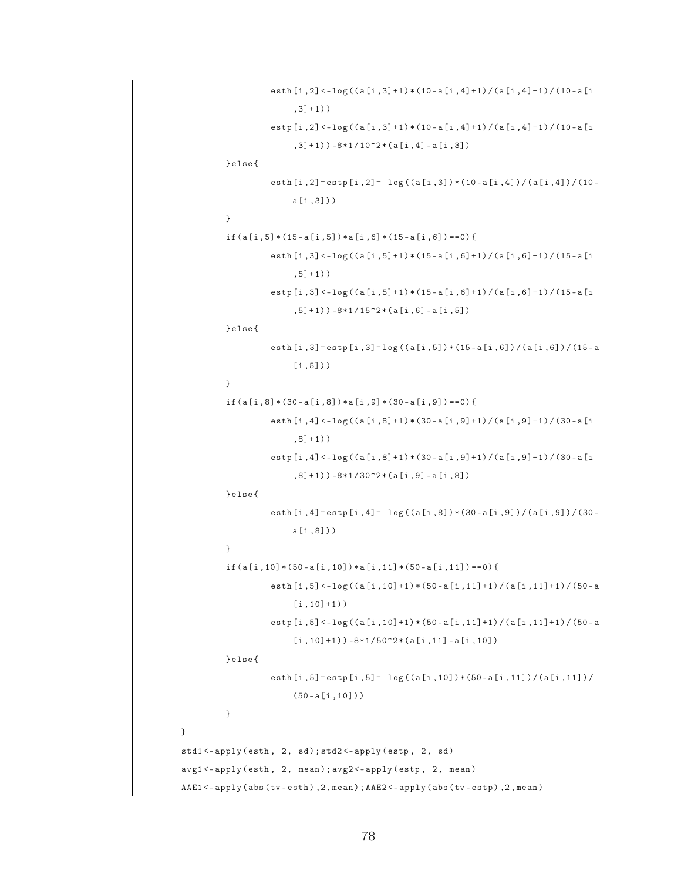```
                esth[i,2]<-log((a[i,3]+1)*(10-a[i,4]+1)/(a[i,4]+1)/(10-a[i
                    ,3]+1))
                estp[i,2]<-log((a[i,3]+1)*(10-a[i,4]+1)/(a[i,4]+1)/(10-a[i
                    ,3]+1))-8*1/10^2*(a[i,4]-a[i,3])
        }else{
                esth[i,2]=estp[i,2]= log((a[i,3])*(10-a[i,4])/(a[i,4])/(10-
                    a[i,3]))
        }
        if(a[i,5]*(15-a[i,5])*a[i,6]*(15-a[i,6])==0){
                esth[i,3]<-log((a[i,5]+1)*(15-a[i,6]+1)/(a[i,6]+1)/(15-a[i
                    ,5]+1))
                estp[i,3]<-log((a[i,5]+1)*(15-a[i,6]+1)/(a[i,6]+1)/(15-a[i
                    ,5]+1))-8*1/15^2*(a[i,6]-a[i,5])
        }else{
                esth[i,3]=estp[i,3]=log((a[i,5])*(15-a[i,6])/(a[i,6])/(15-a
                    [i,5]))
        }
        if(a[i,8]*(30-a[i,8])*a[i,9]*(30-a[i,9])==0){
                esth[i,4]<-log((a[i,8]+1)*(30-a[i,9]+1)/(a[i,9]+1)/(30-a[i
                    ,8]+1))
                estp[i,4]<-log((a[i,8]+1)*(30-a[i,9]+1)/(a[i,9]+1)/(30-a[i
                    ,8]+1))-8*1/30^2*(a[i,9]-a[i,8])
        }else{
                esth[i,4]=estp[i,4]= log((a[i,8])*(30-a[i,9])/(a[i,9])/(30-
                    a[i,8]))
        }
        if(a[i,10]*(50-a[i,10])*a[i,11]*(50-a[i,11])==0){
                esth[i,5]<-log((a[i,10]+1)*(50-a[i,11]+1)/(a[i,11]+1)/(50-a
                    [i,10]+1))
                estp[i,5]<-log((a[i,10]+1)*(50-a[i,11]+1)/(a[i,11]+1)/(50-a
                    [i,10]+1))-8*1/50^2*(a[i,11]-a[i,10])
        }else{
                esth[i,5]=estp[i,5]= log((a[i,10])*(50-a[i,11])/(a[i,11])/
                    (50-a[i,10]))
        }
}
std1<-apply(esth, 2, sd);std2<-apply(estp, 2, sd)
avg1<-apply(esth, 2, mean);avg2<-apply(estp, 2, mean)
AAE1<-apply(abs(tv-esth),2,mean);AAE2<-apply(abs(tv-estp),2,mean)
```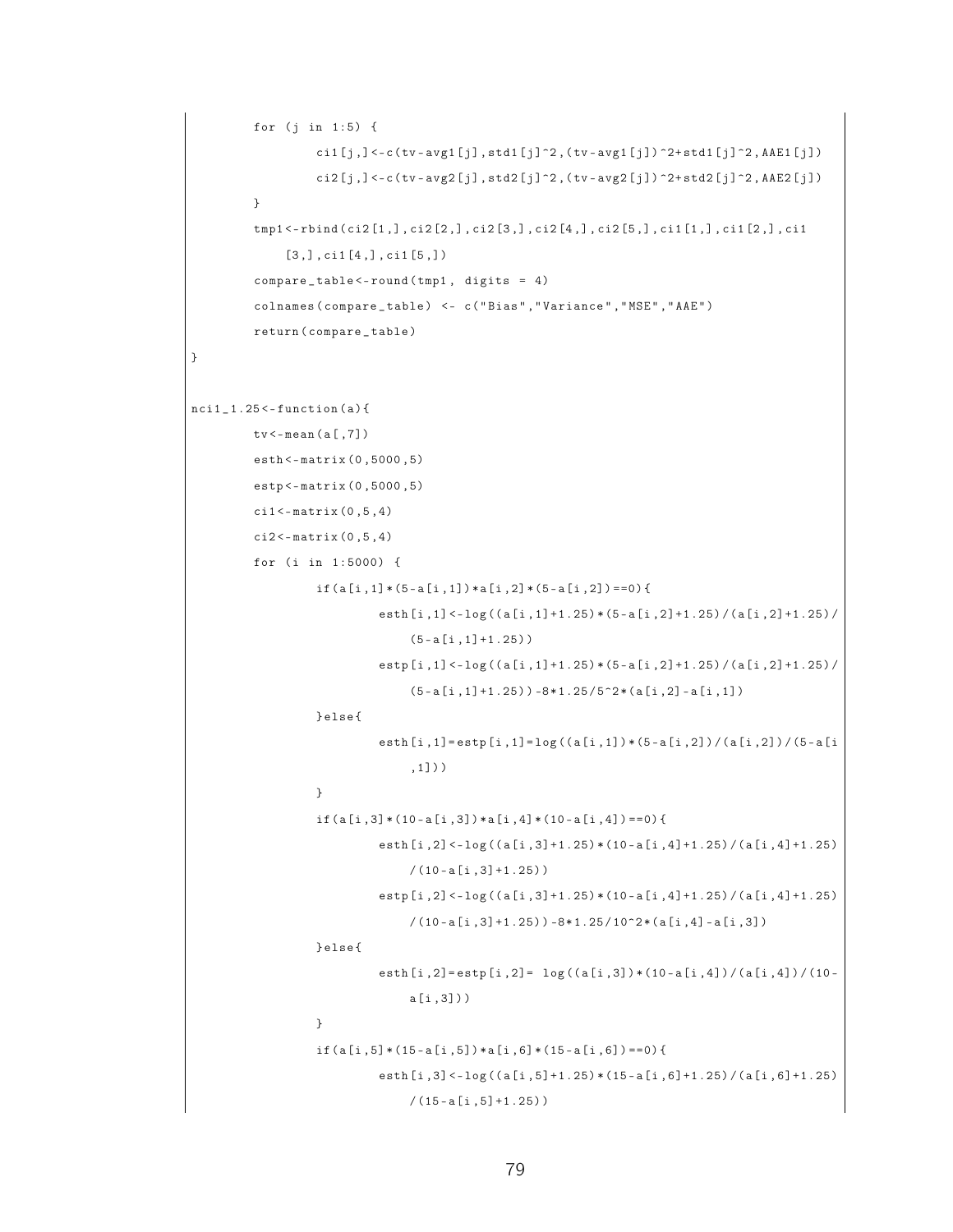```
        for (j in 1:5) {
                ci1[j,]<-c(tv-avg1[j],std1[j]^2,(tv-avg1[j])^2+std1[j]^2,AAE1[j])
                ci2[j,]<-c(tv-avg2[j],std2[j]^2,(tv-avg2[j])^2+std2[j]^2,AAE2[j])
        }
        tmp1<-rbind(ci2[1,],ci2[2,],ci2[3,],ci2[4,],ci2[5,],ci1[1,],ci1[2,],ci1
            [3,],ci1[4,],ci1[5,])
        compare_table<-round(tmp1, digits = 4)
        colnames(compare_table) <- c("Bias","Variance","MSE","AAE")
        return(compare_table)
}


nci1_1.25<-function(a){
        tv<-mean(a[,7])
        esth<-matrix(0,5000,5)
        estp<-matrix(0,5000,5)
        ci1<-matrix(0,5,4)
        ci2<-matrix(0,5,4)
        for (i in 1:5000) {
                if(a[i,1]*(5-a[i,1])*a[i,2]*(5-a[i,2])==0){
                        esth[i,1]<-log((a[i,1]+1.25)*(5-a[i,2]+1.25)/(a[i,2]+1.25)/
                            (5-a[i,1]+1.25))
                        estp[i,1]<-log((a[i,1]+1.25)*(5-a[i,2]+1.25)/(a[i,2]+1.25)/
                            (5-a[i,1]+1.25))-8*1.25/5^2*(a[i,2]-a[i,1])
                }else{
                        esth[i,1]=estp[i,1]=log((a[i,1])*(5-a[i,2])/(a[i,2])/(5-a[i
                            ,1]))
                }
                if(a[i,3]*(10-a[i,3])*a[i,4]*(10-a[i,4])==0){
                        esth[i,2]<-log((a[i,3]+1.25)*(10-a[i,4]+1.25)/(a[i,4]+1.25)
                            /(10-a[i,3]+1.25))
                        estp[i,2]<-log((a[i,3]+1.25)*(10-a[i,4]+1.25)/(a[i,4]+1.25)
                            /(10-a[i,3]+1.25))-8*1.25/10^2*(a[i,4]-a[i,3])
                }else{
                        esth[i,2]=estp[i,2]= log((a[i,3])*(10-a[i,4])/(a[i,4])/(10-
                            a[i,3]))
                }
                if(a[i,5]*(15-a[i,5])*a[i,6]*(15-a[i,6])==0){
                        esth[i,3]<-log((a[i,5]+1.25)*(15-a[i,6]+1.25)/(a[i,6]+1.25)
                            /(15-a[i,5]+1.25))
```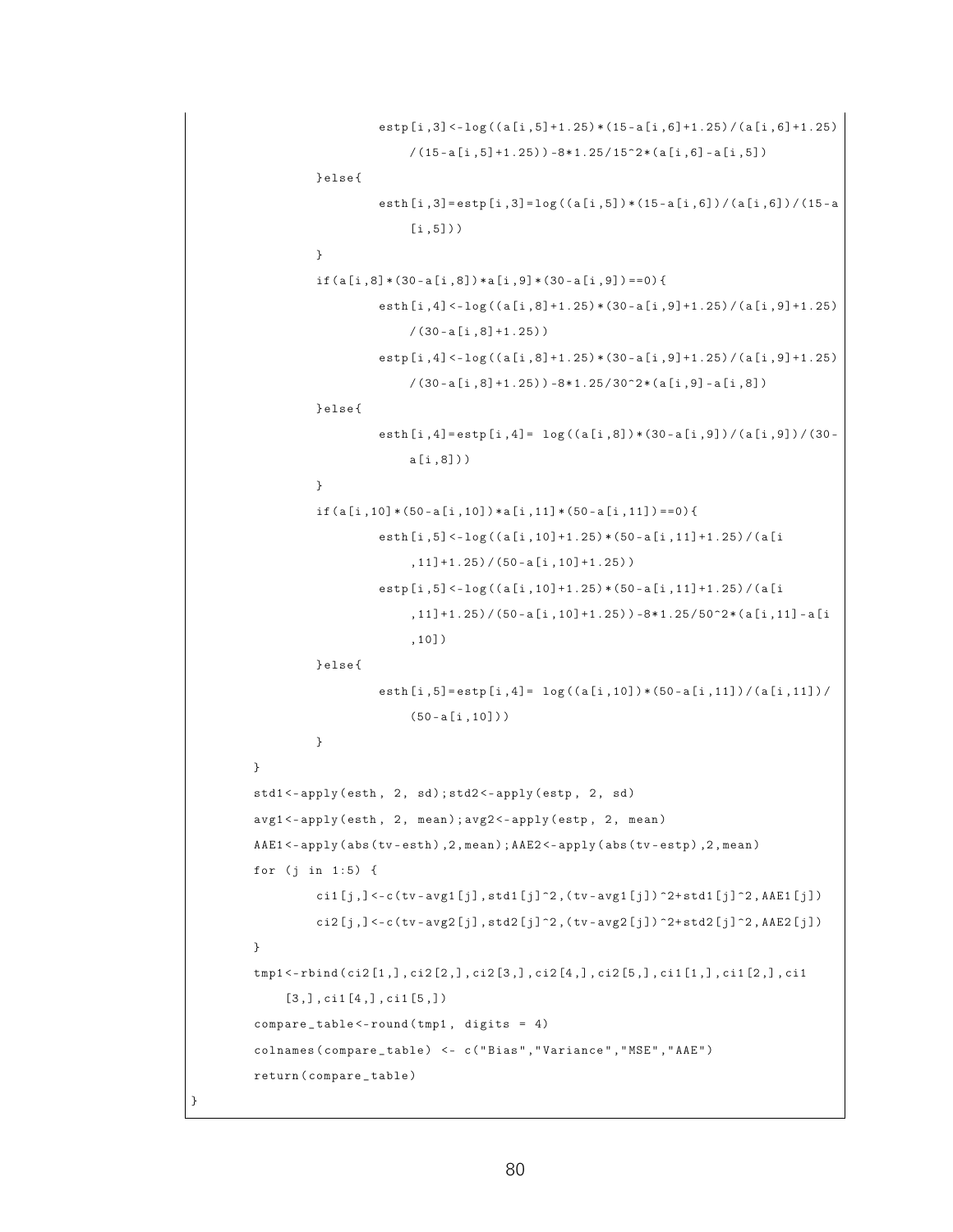```
                estp[i,3]<-log((a[i,5]+1.25)*(15-a[i,6]+1.25)/(a[i,6]+1.25)
                    /(15-a[i,5]+1.25))-8*1.25/15^2*(a[i,6]-a[i,5])
            }else{
                esth[i,3]=estp[i,3]=log((a[i,5])*(15-a[i,6])/(a[i,6])/(15-a
                    [i,5]))
            }
            if(a[i,8]*(30-a[i,8])*a[i,9]*(30-a[i,9])==0){
                esth[i,4]<-log((a[i,8]+1.25)*(30-a[i,9]+1.25)/(a[i,9]+1.25)
                    /(30-a[i,8]+1.25))
                estp[i,4]<-log((a[i,8]+1.25)*(30-a[i,9]+1.25)/(a[i,9]+1.25)
                    /(30-a[i,8]+1.25))-8*1.25/30^2*(a[i,9]-a[i,8])
            }else{
                esth[i,4]=estp[i,4]= log((a[i,8])*(30-a[i,9])/(a[i,9])/(30-
                    a[i,8]))
            }
            if(a[i,10]*(50-a[i,10])*a[i,11]*(50-a[i,11])==0){
                esth[i,5]<-log((a[i,10]+1.25)*(50-a[i,11]+1.25)/(a[i
                    ,11]+1.25)/(50-a[i,10]+1.25))
                estp[i,5]<-log((a[i,10]+1.25)*(50-a[i,11]+1.25)/(a[i
                    ,11]+1.25)/(50-a[i,10]+1.25))-8*1.25/50^2*(a[i,11]-a[i
                    ,10])
            }else{
                esth[i,5]=estp[i,4]= log((a[i,10])*(50-a[i,11])/(a[i,11])/
                    (50-a[i,10]))
            }
        }
        std1<-apply(esth, 2, sd);std2<-apply(estp, 2, sd)
        avg1<-apply(esth, 2, mean);avg2<-apply(estp, 2, mean)
        AAE1<-apply(abs(tv-esth),2,mean);AAE2<-apply(abs(tv-estp),2,mean)
        for (j in 1:5) {
            ci1[j,]<-c(tv-avg1[j],std1[j]^2,(tv-avg1[j])^2+std1[j]^2,AAE1[j])
            ci2[j,]<-c(tv-avg2[j],std2[j]^2,(tv-avg2[j])^2+std2[j]^2,AAE2[j])
        }
        tmp1<-rbind(ci2[1,],ci2[2,],ci2[3,],ci2[4,],ci2[5,],ci1[1,],ci1[2,],ci1
            [3,],ci1[4,],ci1[5,])
        compare_table<-round(tmp1, digits = 4)
        colnames(compare_table) <- c("Bias","Variance","MSE","AAE")
        return(compare_table)
}
```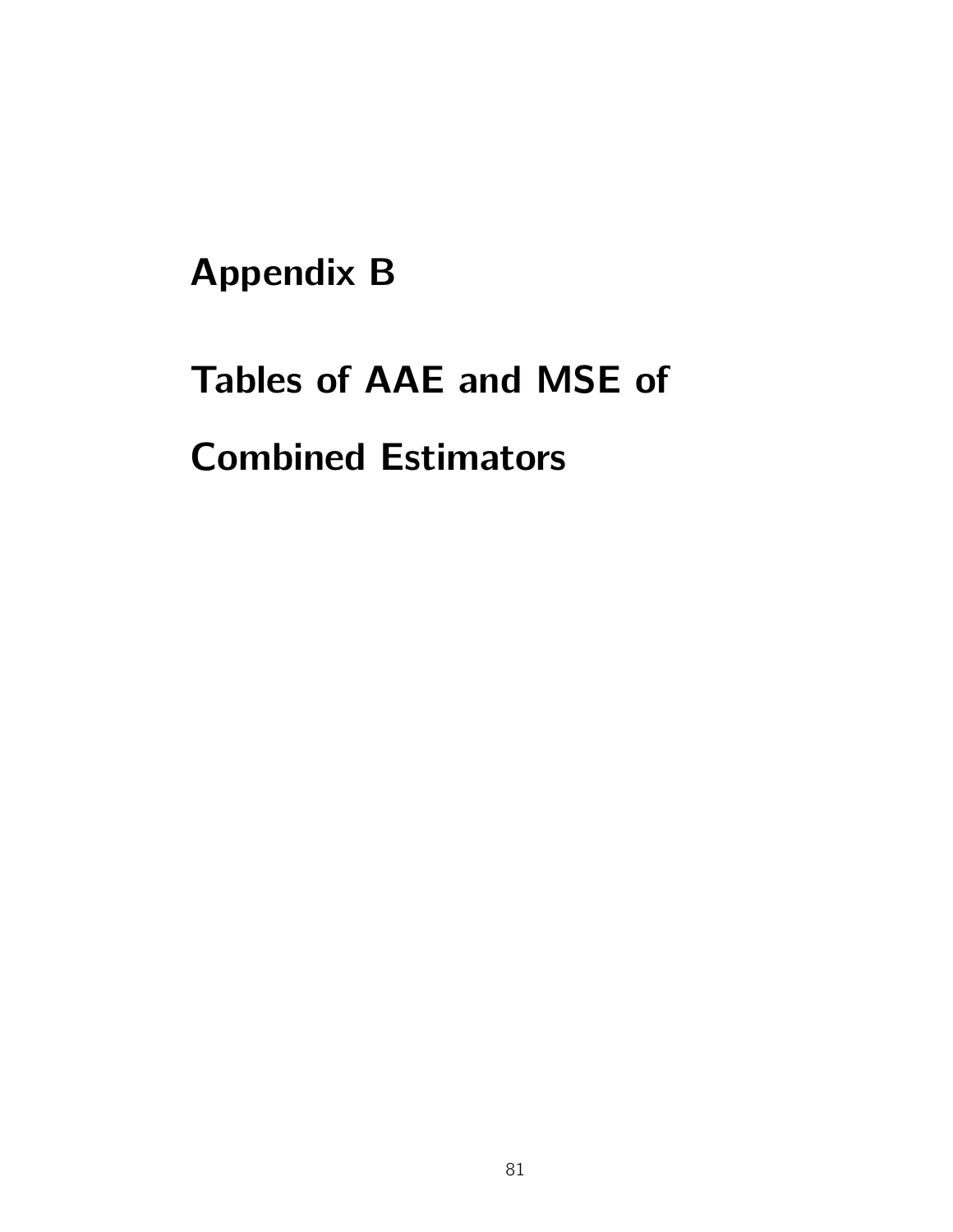# Appendix B

# Tables of AAE and MSE of Combined Estimators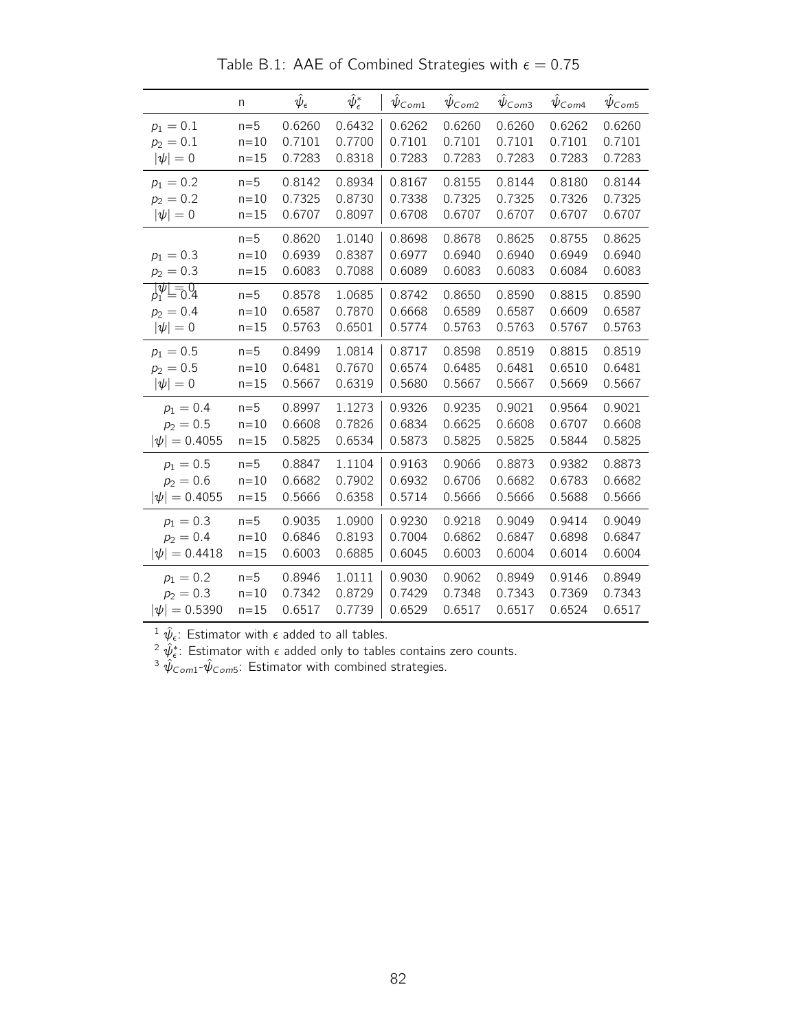Table B.1: AAE of Combined Strategies with $\epsilon = 0.75$

| | n | $\hat{\psi}_{\epsilon}$ | $\hat{\psi}^{*}_{\epsilon}$ | $\hat{\psi}_{Com1}$ | $\hat{\psi}_{Com2}$ | $\hat{\psi}_{Com3}$ | $\hat{\psi}_{Com4}$ | $\hat{\psi}_{Com5}$ |
|---|---|---|---|---|---|---|---|---|
| $p_1 = 0.1$ | n=5 | 0.6260 | 0.6432 | 0.6262 | 0.6260 | 0.6260 | 0.6262 | 0.6260 |
| $p_2 = 0.1$ | n=10 | 0.7101 | 0.7700 | 0.7101 | 0.7101 | 0.7101 | 0.7101 | 0.7101 |
| $\|\psi\| = 0$ | n=15 | 0.7283 | 0.8318 | 0.7283 | 0.7283 | 0.7283 | 0.7283 | 0.7283 |
| $p_1 = 0.2$ | n=5 | 0.8142 | 0.8934 | 0.8167 | 0.8155 | 0.8144 | 0.8180 | 0.8144 |
| $p_2 = 0.2$ | n=10 | 0.7325 | 0.8730 | 0.7338 | 0.7325 | 0.7325 | 0.7326 | 0.7325 |
| $\|\psi\| = 0$ | n=15 | 0.6707 | 0.8097 | 0.6708 | 0.6707 | 0.6707 | 0.6707 | 0.6707 |
| $p_1 = 0.3$ | n=5 | 0.8620 | 1.0140 | 0.8698 | 0.8678 | 0.8625 | 0.8755 | 0.8625 |
| $p_2 = 0.3$ | n=10 | 0.6939 | 0.8387 | 0.6977 | 0.6940 | 0.6940 | 0.6949 | 0.6940 |
| $\|\psi\| = 0$ | n=15 | 0.6083 | 0.7088 | 0.6089 | 0.6083 | 0.6083 | 0.6084 | 0.6083 |
| $p_1 = 0.4$ | n=5 | 0.8578 | 1.0685 | 0.8742 | 0.8650 | 0.8590 | 0.8815 | 0.8590 |
| $p_2 = 0.4$ | n=10 | 0.6587 | 0.7870 | 0.6668 | 0.6589 | 0.6587 | 0.6609 | 0.6587 |
| $\|\psi\| = 0$ | n=15 | 0.5763 | 0.6501 | 0.5774 | 0.5763 | 0.5763 | 0.5767 | 0.5763 |
| $p_1 = 0.5$ | n=5 | 0.8499 | 1.0814 | 0.8717 | 0.8598 | 0.8519 | 0.8815 | 0.8519 |
| $p_2 = 0.5$ | n=10 | 0.6481 | 0.7670 | 0.6574 | 0.6485 | 0.6481 | 0.6510 | 0.6481 |
| $\|\psi\| = 0$ | n=15 | 0.5667 | 0.6319 | 0.5680 | 0.5667 | 0.5667 | 0.5669 | 0.5667 |
| $p_1 = 0.4$ | n=5 | 0.8997 | 1.1273 | 0.9326 | 0.9235 | 0.9021 | 0.9564 | 0.9021 |
| $p_2 = 0.5$ | n=10 | 0.6608 | 0.7826 | 0.6834 | 0.6625 | 0.6608 | 0.6707 | 0.6608 |
| $\|\psi\| = 0.4055$ | n=15 | 0.5825 | 0.6534 | 0.5873 | 0.5825 | 0.5825 | 0.5844 | 0.5825 |
| $p_1 = 0.5$ | n=5 | 0.8847 | 1.1104 | 0.9163 | 0.9066 | 0.8873 | 0.9382 | 0.8873 |
| $p_2 = 0.6$ | n=10 | 0.6682 | 0.7902 | 0.6932 | 0.6706 | 0.6682 | 0.6783 | 0.6682 |
| $\|\psi\| = 0.4055$ | n=15 | 0.5666 | 0.6358 | 0.5714 | 0.5666 | 0.5666 | 0.5688 | 0.5666 |
| $p_1 = 0.3$ | n=5 | 0.9035 | 1.0900 | 0.9230 | 0.9218 | 0.9049 | 0.9414 | 0.9049 |
| $p_2 = 0.4$ | n=10 | 0.6846 | 0.8193 | 0.7004 | 0.6862 | 0.6847 | 0.6898 | 0.6847 |
| $\|\psi\| = 0.4418$ | n=15 | 0.6003 | 0.6885 | 0.6045 | 0.6003 | 0.6004 | 0.6014 | 0.6004 |
| $p_1 = 0.2$ | n=5 | 0.8946 | 1.0111 | 0.9030 | 0.9062 | 0.8949 | 0.9146 | 0.8949 |
| $p_2 = 0.3$ | n=10 | 0.7342 | 0.8729 | 0.7429 | 0.7348 | 0.7343 | 0.7369 | 0.7343 |
| $\|\psi\| = 0.5390$ | n=15 | 0.6517 | 0.7739 | 0.6529 | 0.6517 | 0.6517 | 0.6524 | 0.6517 |

[1] $\hat{\psi}_{\epsilon}$: Estimator with $\epsilon$ added to all tables.

[2] $\hat{\psi}^{*}_{\epsilon}$: Estimator with $\epsilon$ added only to tables contains zero counts.

[3] $\hat{\psi}_{Com1}$-$\hat{\psi}_{Com5}$: Estimator with combined strategies.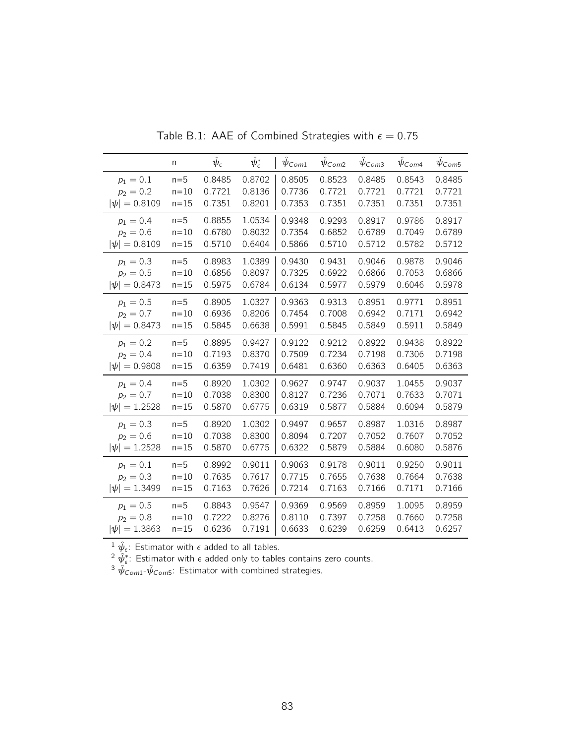Table B.1: AAE of Combined Strategies with $\epsilon = 0.75$

| | n | $\hat{\psi}_\epsilon$ | $\hat{\psi}^*_\epsilon$ | $\hat{\psi}_{Com1}$ | $\hat{\psi}_{Com2}$ | $\hat{\psi}_{Com3}$ | $\hat{\psi}_{Com4}$ | $\hat{\psi}_{Com5}$ |
|---|---|---|---|---|---|---|---|---|
| $p_1 = 0.1$ | n=5 | 0.8485 | 0.8702 | 0.8505 | 0.8523 | 0.8485 | 0.8543 | 0.8485 |
| $p_2 = 0.2$ | n=10 | 0.7721 | 0.8136 | 0.7736 | 0.7721 | 0.7721 | 0.7721 | 0.7721 |
| $\|\psi\| = 0.8109$ | n=15 | 0.7351 | 0.8201 | 0.7353 | 0.7351 | 0.7351 | 0.7351 | 0.7351 |
| $p_1 = 0.4$ | n=5 | 0.8855 | 1.0534 | 0.9348 | 0.9293 | 0.8917 | 0.9786 | 0.8917 |
| $p_2 = 0.6$ | n=10 | 0.6780 | 0.8032 | 0.7354 | 0.6852 | 0.6789 | 0.7049 | 0.6789 |
| $\|\psi\| = 0.8109$ | n=15 | 0.5710 | 0.6404 | 0.5866 | 0.5710 | 0.5712 | 0.5782 | 0.5712 |
| $p_1 = 0.3$ | n=5 | 0.8983 | 1.0389 | 0.9430 | 0.9431 | 0.9046 | 0.9878 | 0.9046 |
| $p_2 = 0.5$ | n=10 | 0.6856 | 0.8097 | 0.7325 | 0.6922 | 0.6866 | 0.7053 | 0.6866 |
| $\|\psi\| = 0.8473$ | n=15 | 0.5975 | 0.6784 | 0.6134 | 0.5977 | 0.5979 | 0.6046 | 0.5978 |
| $p_1 = 0.5$ | n=5 | 0.8905 | 1.0327 | 0.9363 | 0.9313 | 0.8951 | 0.9771 | 0.8951 |
| $p_2 = 0.7$ | n=10 | 0.6936 | 0.8206 | 0.7454 | 0.7008 | 0.6942 | 0.7171 | 0.6942 |
| $\|\psi\| = 0.8473$ | n=15 | 0.5845 | 0.6638 | 0.5991 | 0.5845 | 0.5849 | 0.5911 | 0.5849 |
| $p_1 = 0.2$ | n=5 | 0.8895 | 0.9427 | 0.9122 | 0.9212 | 0.8922 | 0.9438 | 0.8922 |
| $p_2 = 0.4$ | n=10 | 0.7193 | 0.8370 | 0.7509 | 0.7234 | 0.7198 | 0.7306 | 0.7198 |
| $\|\psi\| = 0.9808$ | n=15 | 0.6359 | 0.7419 | 0.6481 | 0.6360 | 0.6363 | 0.6405 | 0.6363 |
| $p_1 = 0.4$ | n=5 | 0.8920 | 1.0302 | 0.9627 | 0.9747 | 0.9037 | 1.0455 | 0.9037 |
| $p_2 = 0.7$ | n=10 | 0.7038 | 0.8300 | 0.8127 | 0.7236 | 0.7071 | 0.7633 | 0.7071 |
| $\|\psi\| = 1.2528$ | n=15 | 0.5870 | 0.6775 | 0.6319 | 0.5877 | 0.5884 | 0.6094 | 0.5879 |
| $p_1 = 0.3$ | n=5 | 0.8920 | 1.0302 | 0.9497 | 0.9657 | 0.8987 | 1.0316 | 0.8987 |
| $p_2 = 0.6$ | n=10 | 0.7038 | 0.8300 | 0.8094 | 0.7207 | 0.7052 | 0.7607 | 0.7052 |
| $\|\psi\| = 1.2528$ | n=15 | 0.5870 | 0.6775 | 0.6322 | 0.5879 | 0.5884 | 0.6080 | 0.5876 |
| $p_1 = 0.1$ | n=5 | 0.8992 | 0.9011 | 0.9063 | 0.9178 | 0.9011 | 0.9250 | 0.9011 |
| $p_2 = 0.3$ | n=10 | 0.7635 | 0.7617 | 0.7715 | 0.7655 | 0.7638 | 0.7664 | 0.7638 |
| $\|\psi\| = 1.3499$ | n=15 | 0.7163 | 0.7626 | 0.7214 | 0.7163 | 0.7166 | 0.7171 | 0.7166 |
| $p_1 = 0.5$ | n=5 | 0.8843 | 0.9547 | 0.9369 | 0.9569 | 0.8959 | 1.0095 | 0.8959 |
| $p_2 = 0.8$ | n=10 | 0.7222 | 0.8276 | 0.8110 | 0.7397 | 0.7258 | 0.7660 | 0.7258 |
| $\|\psi\| = 1.3863$ | n=15 | 0.6236 | 0.7191 | 0.6633 | 0.6239 | 0.6259 | 0.6413 | 0.6257 |

[1] $\hat{\psi}_\epsilon$: Estimator with $\epsilon$ added to all tables.
[2] $\hat{\psi}^*_\epsilon$: Estimator with $\epsilon$ added only to tables contains zero counts.
[3] $\hat{\psi}_{Com1}$-$\hat{\psi}_{Com5}$: Estimator with combined strategies.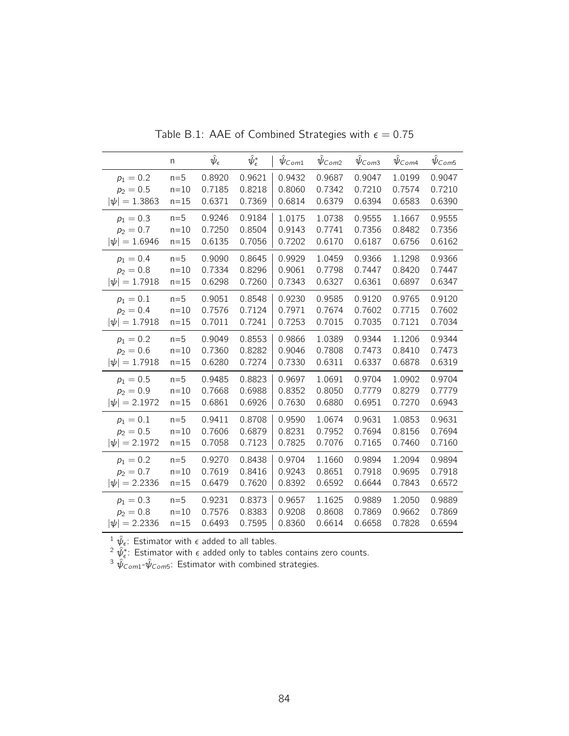Table B.1: AAE of Combined Strategies with $\epsilon = 0.75$

| | n | $\hat{\psi}_\epsilon$ | $\hat{\psi}^*_\epsilon$ | $\hat{\psi}_{Com1}$ | $\hat{\psi}_{Com2}$ | $\hat{\psi}_{Com3}$ | $\hat{\psi}_{Com4}$ | $\hat{\psi}_{Com5}$ |
|---|---|---|---|---|---|---|---|---|
| $p_1 = 0.2$ | n=5 | 0.8920 | 0.9621 | 0.9432 | 0.9687 | 0.9047 | 1.0199 | 0.9047 |
| $p_2 = 0.5$ | n=10 | 0.7185 | 0.8218 | 0.8060 | 0.7342 | 0.7210 | 0.7574 | 0.7210 |
| $\lvert\psi\rvert = 1.3863$ | n=15 | 0.6371 | 0.7369 | 0.6814 | 0.6379 | 0.6394 | 0.6583 | 0.6390 |
| $p_1 = 0.3$ | n=5 | 0.9246 | 0.9184 | 1.0175 | 1.0738 | 0.9555 | 1.1667 | 0.9555 |
| $p_2 = 0.7$ | n=10 | 0.7250 | 0.8504 | 0.9143 | 0.7741 | 0.7356 | 0.8482 | 0.7356 |
| $\lvert\psi\rvert = 1.6946$ | n=15 | 0.6135 | 0.7056 | 0.7202 | 0.6170 | 0.6187 | 0.6756 | 0.6162 |
| $p_1 = 0.4$ | n=5 | 0.9090 | 0.8645 | 0.9929 | 1.0459 | 0.9366 | 1.1298 | 0.9366 |
| $p_2 = 0.8$ | n=10 | 0.7334 | 0.8296 | 0.9061 | 0.7798 | 0.7447 | 0.8420 | 0.7447 |
| $\lvert\psi\rvert = 1.7918$ | n=15 | 0.6298 | 0.7260 | 0.7343 | 0.6327 | 0.6361 | 0.6897 | 0.6347 |
| $p_1 = 0.1$ | n=5 | 0.9051 | 0.8548 | 0.9230 | 0.9585 | 0.9120 | 0.9765 | 0.9120 |
| $p_2 = 0.4$ | n=10 | 0.7576 | 0.7124 | 0.7971 | 0.7674 | 0.7602 | 0.7715 | 0.7602 |
| $\lvert\psi\rvert = 1.7918$ | n=15 | 0.7011 | 0.7241 | 0.7253 | 0.7015 | 0.7035 | 0.7121 | 0.7034 |
| $p_1 = 0.2$ | n=5 | 0.9049 | 0.8553 | 0.9866 | 1.0389 | 0.9344 | 1.1206 | 0.9344 |
| $p_2 = 0.6$ | n=10 | 0.7360 | 0.8282 | 0.9046 | 0.7808 | 0.7473 | 0.8410 | 0.7473 |
| $\lvert\psi\rvert = 1.7918$ | n=15 | 0.6280 | 0.7274 | 0.7330 | 0.6311 | 0.6337 | 0.6878 | 0.6319 |
| $p_1 = 0.5$ | n=5 | 0.9485 | 0.8823 | 0.9697 | 1.0691 | 0.9704 | 1.0902 | 0.9704 |
| $p_2 = 0.9$ | n=10 | 0.7668 | 0.6988 | 0.8352 | 0.8050 | 0.7779 | 0.8279 | 0.7779 |
| $\lvert\psi\rvert = 2.1972$ | n=15 | 0.6861 | 0.6926 | 0.7630 | 0.6880 | 0.6951 | 0.7270 | 0.6943 |
| $p_1 = 0.1$ | n=5 | 0.9411 | 0.8708 | 0.9590 | 1.0674 | 0.9631 | 1.0853 | 0.9631 |
| $p_2 = 0.5$ | n=10 | 0.7606 | 0.6879 | 0.8231 | 0.7952 | 0.7694 | 0.8156 | 0.7694 |
| $\lvert\psi\rvert = 2.1972$ | n=15 | 0.7058 | 0.7123 | 0.7825 | 0.7076 | 0.7165 | 0.7460 | 0.7160 |
| $p_1 = 0.2$ | n=5 | 0.9270 | 0.8438 | 0.9704 | 1.1660 | 0.9894 | 1.2094 | 0.9894 |
| $p_2 = 0.7$ | n=10 | 0.7619 | 0.8416 | 0.9243 | 0.8651 | 0.7918 | 0.9695 | 0.7918 |
| $\lvert\psi\rvert = 2.2336$ | n=15 | 0.6479 | 0.7620 | 0.8392 | 0.6592 | 0.6644 | 0.7843 | 0.6572 |
| $p_1 = 0.3$ | n=5 | 0.9231 | 0.8373 | 0.9657 | 1.1625 | 0.9889 | 1.2050 | 0.9889 |
| $p_2 = 0.8$ | n=10 | 0.7576 | 0.8383 | 0.9208 | 0.8608 | 0.7869 | 0.9662 | 0.7869 |
| $\lvert\psi\rvert = 2.2336$ | n=15 | 0.6493 | 0.7595 | 0.8360 | 0.6614 | 0.6658 | 0.7828 | 0.6594 |

[1] $\hat{\psi}_\epsilon$: Estimator with $\epsilon$ added to all tables.
[2] $\hat{\psi}^*_\epsilon$: Estimator with $\epsilon$ added only to tables contains zero counts.
[3] $\hat{\psi}_{Com1}$-$\hat{\psi}_{Com5}$: Estimator with combined strategies.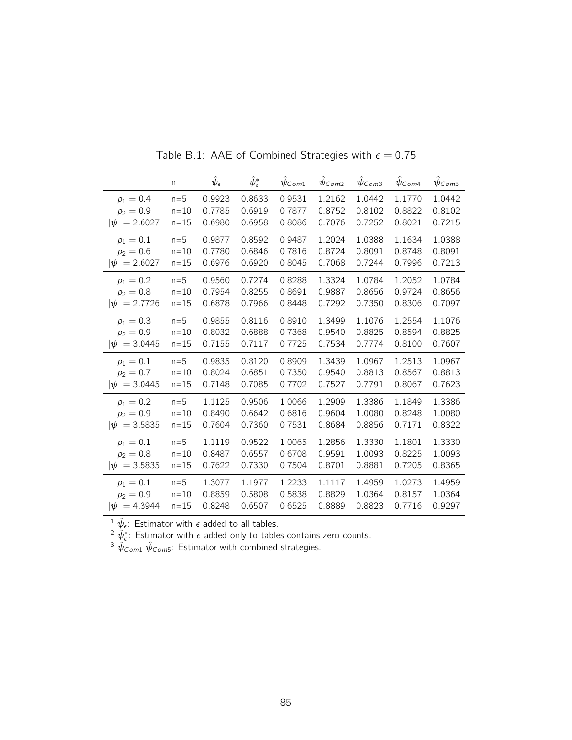Table B.1: AAE of Combined Strategies with $\epsilon = 0.75$

| | n | $\hat{\psi}_{\epsilon}$ | $\hat{\psi}^*_{\epsilon}$ | $\hat{\psi}_{Com1}$ | $\hat{\psi}_{Com2}$ | $\hat{\psi}_{Com3}$ | $\hat{\psi}_{Com4}$ | $\hat{\psi}_{Com5}$ |
|---|---|---|---|---|---|---|---|---|
| $p_1 = 0.4$ | n=5 | 0.9923 | 0.8633 | 0.9531 | 1.2162 | 1.0442 | 1.1770 | 1.0442 |
| $p_2 = 0.9$ | n=10 | 0.7785 | 0.6919 | 0.7877 | 0.8752 | 0.8102 | 0.8822 | 0.8102 |
| $\|\psi\| = 2.6027$ | n=15 | 0.6980 | 0.6958 | 0.8086 | 0.7076 | 0.7252 | 0.8021 | 0.7215 |
| $p_1 = 0.1$ | n=5 | 0.9877 | 0.8592 | 0.9487 | 1.2024 | 1.0388 | 1.1634 | 1.0388 |
| $p_2 = 0.6$ | n=10 | 0.7780 | 0.6846 | 0.7816 | 0.8724 | 0.8091 | 0.8748 | 0.8091 |
| $\|\psi\| = 2.6027$ | n=15 | 0.6976 | 0.6920 | 0.8045 | 0.7068 | 0.7244 | 0.7996 | 0.7213 |
| $p_1 = 0.2$ | n=5 | 0.9560 | 0.7274 | 0.8288 | 1.3324 | 1.0784 | 1.2052 | 1.0784 |
| $p_2 = 0.8$ | n=10 | 0.7954 | 0.8255 | 0.8691 | 0.9887 | 0.8656 | 0.9724 | 0.8656 |
| $\|\psi\| = 2.7726$ | n=15 | 0.6878 | 0.7966 | 0.8448 | 0.7292 | 0.7350 | 0.8306 | 0.7097 |
| $p_1 = 0.3$ | n=5 | 0.9855 | 0.8116 | 0.8910 | 1.3499 | 1.1076 | 1.2554 | 1.1076 |
| $p_2 = 0.9$ | n=10 | 0.8032 | 0.6888 | 0.7368 | 0.9540 | 0.8825 | 0.8594 | 0.8825 |
| $\|\psi\| = 3.0445$ | n=15 | 0.7155 | 0.7117 | 0.7725 | 0.7534 | 0.7774 | 0.8100 | 0.7607 |
| $p_1 = 0.1$ | n=5 | 0.9835 | 0.8120 | 0.8909 | 1.3439 | 1.0967 | 1.2513 | 1.0967 |
| $p_2 = 0.7$ | n=10 | 0.8024 | 0.6851 | 0.7350 | 0.9540 | 0.8813 | 0.8567 | 0.8813 |
| $\|\psi\| = 3.0445$ | n=15 | 0.7148 | 0.7085 | 0.7702 | 0.7527 | 0.7791 | 0.8067 | 0.7623 |
| $p_1 = 0.2$ | n=5 | 1.1125 | 0.9506 | 1.0066 | 1.2909 | 1.3386 | 1.1849 | 1.3386 |
| $p_2 = 0.9$ | n=10 | 0.8490 | 0.6642 | 0.6816 | 0.9604 | 1.0080 | 0.8248 | 1.0080 |
| $\|\psi\| = 3.5835$ | n=15 | 0.7604 | 0.7360 | 0.7531 | 0.8684 | 0.8856 | 0.7171 | 0.8322 |
| $p_1 = 0.1$ | n=5 | 1.1119 | 0.9522 | 1.0065 | 1.2856 | 1.3330 | 1.1801 | 1.3330 |
| $p_2 = 0.8$ | n=10 | 0.8487 | 0.6557 | 0.6708 | 0.9591 | 1.0093 | 0.8225 | 1.0093 |
| $\|\psi\| = 3.5835$ | n=15 | 0.7622 | 0.7330 | 0.7504 | 0.8701 | 0.8881 | 0.7205 | 0.8365 |
| $p_1 = 0.1$ | n=5 | 1.3077 | 1.1977 | 1.2233 | 1.1117 | 1.4959 | 1.0273 | 1.4959 |
| $p_2 = 0.9$ | n=10 | 0.8859 | 0.5808 | 0.5838 | 0.8829 | 1.0364 | 0.8157 | 1.0364 |
| $\|\psi\| = 4.3944$ | n=15 | 0.8248 | 0.6507 | 0.6525 | 0.8889 | 0.8823 | 0.7716 | 0.9297 |

[1] $\hat{\psi}_{\epsilon}$: Estimator with $\epsilon$ added to all tables.
[2] $\hat{\psi}^*_{\epsilon}$: Estimator with $\epsilon$ added only to tables contains zero counts.
[3] $\hat{\psi}_{Com1}$-$\hat{\psi}_{Com5}$: Estimator with combined strategies.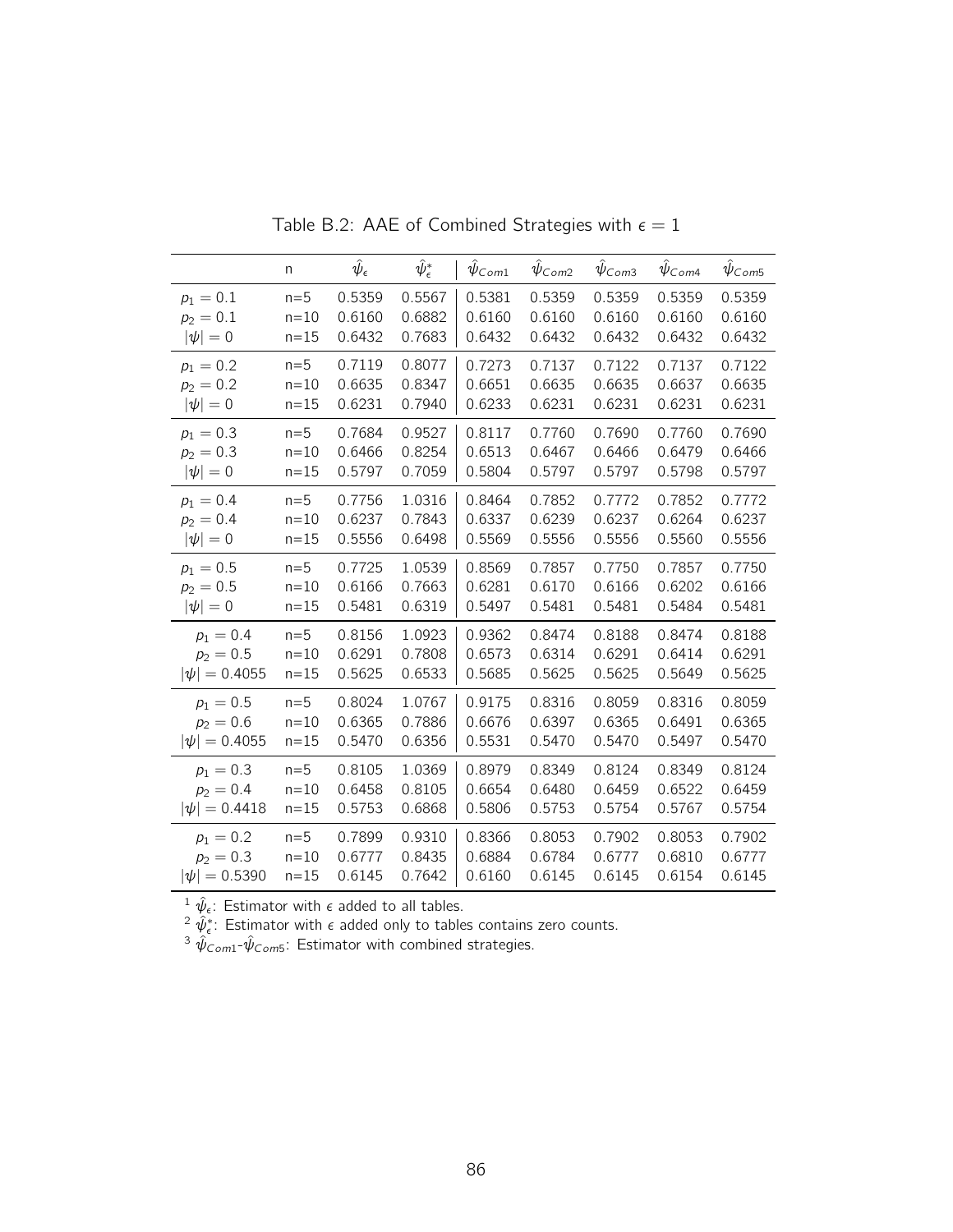Table B.2: AAE of Combined Strategies with $\epsilon = 1$

| | n | $\hat{\psi}_\epsilon$ | $\hat{\psi}^*_\epsilon$ | $\hat{\psi}_{Com1}$ | $\hat{\psi}_{Com2}$ | $\hat{\psi}_{Com3}$ | $\hat{\psi}_{Com4}$ | $\hat{\psi}_{Com5}$ |
|---|---|---|---|---|---|---|---|---|
| $p_1 = 0.1$ | n=5 | 0.5359 | 0.5567 | 0.5381 | 0.5359 | 0.5359 | 0.5359 | 0.5359 |
| $p_2 = 0.1$ | n=10 | 0.6160 | 0.6882 | 0.6160 | 0.6160 | 0.6160 | 0.6160 | 0.6160 |
| $\lvert\psi\rvert = 0$ | n=15 | 0.6432 | 0.7683 | 0.6432 | 0.6432 | 0.6432 | 0.6432 | 0.6432 |
| $p_1 = 0.2$ | n=5 | 0.7119 | 0.8077 | 0.7273 | 0.7137 | 0.7122 | 0.7137 | 0.7122 |
| $p_2 = 0.2$ | n=10 | 0.6635 | 0.8347 | 0.6651 | 0.6635 | 0.6635 | 0.6637 | 0.6635 |
| $\lvert\psi\rvert = 0$ | n=15 | 0.6231 | 0.7940 | 0.6233 | 0.6231 | 0.6231 | 0.6231 | 0.6231 |
| $p_1 = 0.3$ | n=5 | 0.7684 | 0.9527 | 0.8117 | 0.7760 | 0.7690 | 0.7760 | 0.7690 |
| $p_2 = 0.3$ | n=10 | 0.6466 | 0.8254 | 0.6513 | 0.6467 | 0.6466 | 0.6479 | 0.6466 |
| $\lvert\psi\rvert = 0$ | n=15 | 0.5797 | 0.7059 | 0.5804 | 0.5797 | 0.5797 | 0.5798 | 0.5797 |
| $p_1 = 0.4$ | n=5 | 0.7756 | 1.0316 | 0.8464 | 0.7852 | 0.7772 | 0.7852 | 0.7772 |
| $p_2 = 0.4$ | n=10 | 0.6237 | 0.7843 | 0.6337 | 0.6239 | 0.6237 | 0.6264 | 0.6237 |
| $\lvert\psi\rvert = 0$ | n=15 | 0.5556 | 0.6498 | 0.5569 | 0.5556 | 0.5556 | 0.5560 | 0.5556 |
| $p_1 = 0.5$ | n=5 | 0.7725 | 1.0539 | 0.8569 | 0.7857 | 0.7750 | 0.7857 | 0.7750 |
| $p_2 = 0.5$ | n=10 | 0.6166 | 0.7663 | 0.6281 | 0.6170 | 0.6166 | 0.6202 | 0.6166 |
| $\lvert\psi\rvert = 0$ | n=15 | 0.5481 | 0.6319 | 0.5497 | 0.5481 | 0.5481 | 0.5484 | 0.5481 |
| $p_1 = 0.4$ | n=5 | 0.8156 | 1.0923 | 0.9362 | 0.8474 | 0.8188 | 0.8474 | 0.8188 |
| $p_2 = 0.5$ | n=10 | 0.6291 | 0.7808 | 0.6573 | 0.6314 | 0.6291 | 0.6414 | 0.6291 |
| $\lvert\psi\rvert = 0.4055$ | n=15 | 0.5625 | 0.6533 | 0.5685 | 0.5625 | 0.5625 | 0.5649 | 0.5625 |
| $p_1 = 0.5$ | n=5 | 0.8024 | 1.0767 | 0.9175 | 0.8316 | 0.8059 | 0.8316 | 0.8059 |
| $p_2 = 0.6$ | n=10 | 0.6365 | 0.7886 | 0.6676 | 0.6397 | 0.6365 | 0.6491 | 0.6365 |
| $\lvert\psi\rvert = 0.4055$ | n=15 | 0.5470 | 0.6356 | 0.5531 | 0.5470 | 0.5470 | 0.5497 | 0.5470 |
| $p_1 = 0.3$ | n=5 | 0.8105 | 1.0369 | 0.8979 | 0.8349 | 0.8124 | 0.8349 | 0.8124 |
| $p_2 = 0.4$ | n=10 | 0.6458 | 0.8105 | 0.6654 | 0.6480 | 0.6459 | 0.6522 | 0.6459 |
| $\lvert\psi\rvert = 0.4418$ | n=15 | 0.5753 | 0.6868 | 0.5806 | 0.5753 | 0.5754 | 0.5767 | 0.5754 |
| $p_1 = 0.2$ | n=5 | 0.7899 | 0.9310 | 0.8366 | 0.8053 | 0.7902 | 0.8053 | 0.7902 |
| $p_2 = 0.3$ | n=10 | 0.6777 | 0.8435 | 0.6884 | 0.6784 | 0.6777 | 0.6810 | 0.6777 |
| $\lvert\psi\rvert = 0.5390$ | n=15 | 0.6145 | 0.7642 | 0.6160 | 0.6145 | 0.6145 | 0.6154 | 0.6145 |

[1] $\hat{\psi}_\epsilon$: Estimator with $\epsilon$ added to all tables.
[2] $\hat{\psi}^*_\epsilon$: Estimator with $\epsilon$ added only to tables contains zero counts.
[3] $\hat{\psi}_{Com1}$-$\hat{\psi}_{Com5}$: Estimator with combined strategies.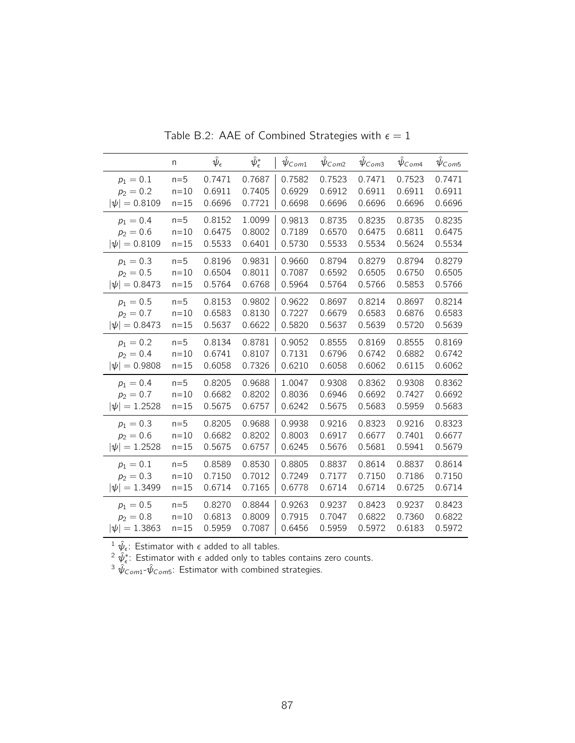Table B.2: AAE of Combined Strategies with $\epsilon = 1$

| | n | $\hat{\psi}_\epsilon$ | $\hat{\psi}^*_\epsilon$ | $\hat{\psi}_{Com1}$ | $\hat{\psi}_{Com2}$ | $\hat{\psi}_{Com3}$ | $\hat{\psi}_{Com4}$ | $\hat{\psi}_{Com5}$ |
|---|---|---|---|---|---|---|---|---|
| $p_1 = 0.1$ | n=5 | 0.7471 | 0.7687 | 0.7582 | 0.7523 | 0.7471 | 0.7523 | 0.7471 |
| $p_2 = 0.2$ | n=10 | 0.6911 | 0.7405 | 0.6929 | 0.6912 | 0.6911 | 0.6911 | 0.6911 |
| $\lvert\psi\rvert = 0.8109$ | n=15 | 0.6696 | 0.7721 | 0.6698 | 0.6696 | 0.6696 | 0.6696 | 0.6696 |
| $p_1 = 0.4$ | n=5 | 0.8152 | 1.0099 | 0.9813 | 0.8735 | 0.8235 | 0.8735 | 0.8235 |
| $p_2 = 0.6$ | n=10 | 0.6475 | 0.8002 | 0.7189 | 0.6570 | 0.6475 | 0.6811 | 0.6475 |
| $\lvert\psi\rvert = 0.8109$ | n=15 | 0.5533 | 0.6401 | 0.5730 | 0.5533 | 0.5534 | 0.5624 | 0.5534 |
| $p_1 = 0.3$ | n=5 | 0.8196 | 0.9831 | 0.9660 | 0.8794 | 0.8279 | 0.8794 | 0.8279 |
| $p_2 = 0.5$ | n=10 | 0.6504 | 0.8011 | 0.7087 | 0.6592 | 0.6505 | 0.6750 | 0.6505 |
| $\lvert\psi\rvert = 0.8473$ | n=15 | 0.5764 | 0.6768 | 0.5964 | 0.5764 | 0.5766 | 0.5853 | 0.5766 |
| $p_1 = 0.5$ | n=5 | 0.8153 | 0.9802 | 0.9622 | 0.8697 | 0.8214 | 0.8697 | 0.8214 |
| $p_2 = 0.7$ | n=10 | 0.6583 | 0.8130 | 0.7227 | 0.6679 | 0.6583 | 0.6876 | 0.6583 |
| $\lvert\psi\rvert = 0.8473$ | n=15 | 0.5637 | 0.6622 | 0.5820 | 0.5637 | 0.5639 | 0.5720 | 0.5639 |
| $p_1 = 0.2$ | n=5 | 0.8134 | 0.8781 | 0.9052 | 0.8555 | 0.8169 | 0.8555 | 0.8169 |
| $p_2 = 0.4$ | n=10 | 0.6741 | 0.8107 | 0.7131 | 0.6796 | 0.6742 | 0.6882 | 0.6742 |
| $\lvert\psi\rvert = 0.9808$ | n=15 | 0.6058 | 0.7326 | 0.6210 | 0.6058 | 0.6062 | 0.6115 | 0.6062 |
| $p_1 = 0.4$ | n=5 | 0.8205 | 0.9688 | 1.0047 | 0.9308 | 0.8362 | 0.9308 | 0.8362 |
| $p_2 = 0.7$ | n=10 | 0.6682 | 0.8202 | 0.8036 | 0.6946 | 0.6692 | 0.7427 | 0.6692 |
| $\lvert\psi\rvert = 1.2528$ | n=15 | 0.5675 | 0.6757 | 0.6242 | 0.5675 | 0.5683 | 0.5959 | 0.5683 |
| $p_1 = 0.3$ | n=5 | 0.8205 | 0.9688 | 0.9938 | 0.9216 | 0.8323 | 0.9216 | 0.8323 |
| $p_2 = 0.6$ | n=10 | 0.6682 | 0.8202 | 0.8003 | 0.6917 | 0.6677 | 0.7401 | 0.6677 |
| $\lvert\psi\rvert = 1.2528$ | n=15 | 0.5675 | 0.6757 | 0.6245 | 0.5676 | 0.5681 | 0.5941 | 0.5679 |
| $p_1 = 0.1$ | n=5 | 0.8589 | 0.8530 | 0.8805 | 0.8837 | 0.8614 | 0.8837 | 0.8614 |
| $p_2 = 0.3$ | n=10 | 0.7150 | 0.7012 | 0.7249 | 0.7177 | 0.7150 | 0.7186 | 0.7150 |
| $\lvert\psi\rvert = 1.3499$ | n=15 | 0.6714 | 0.7165 | 0.6778 | 0.6714 | 0.6714 | 0.6725 | 0.6714 |
| $p_1 = 0.5$ | n=5 | 0.8270 | 0.8844 | 0.9263 | 0.9237 | 0.8423 | 0.9237 | 0.8423 |
| $p_2 = 0.8$ | n=10 | 0.6813 | 0.8009 | 0.7915 | 0.7047 | 0.6822 | 0.7360 | 0.6822 |
| $\lvert\psi\rvert = 1.3863$ | n=15 | 0.5959 | 0.7087 | 0.6456 | 0.5959 | 0.5972 | 0.6183 | 0.5972 |

[1] $\hat{\psi}_\epsilon$: Estimator with $\epsilon$ added to all tables.

[2] $\hat{\psi}^*_\epsilon$: Estimator with $\epsilon$ added only to tables contains zero counts.

[3] $\hat{\psi}_{Com1}$-$\hat{\psi}_{Com5}$: Estimator with combined strategies.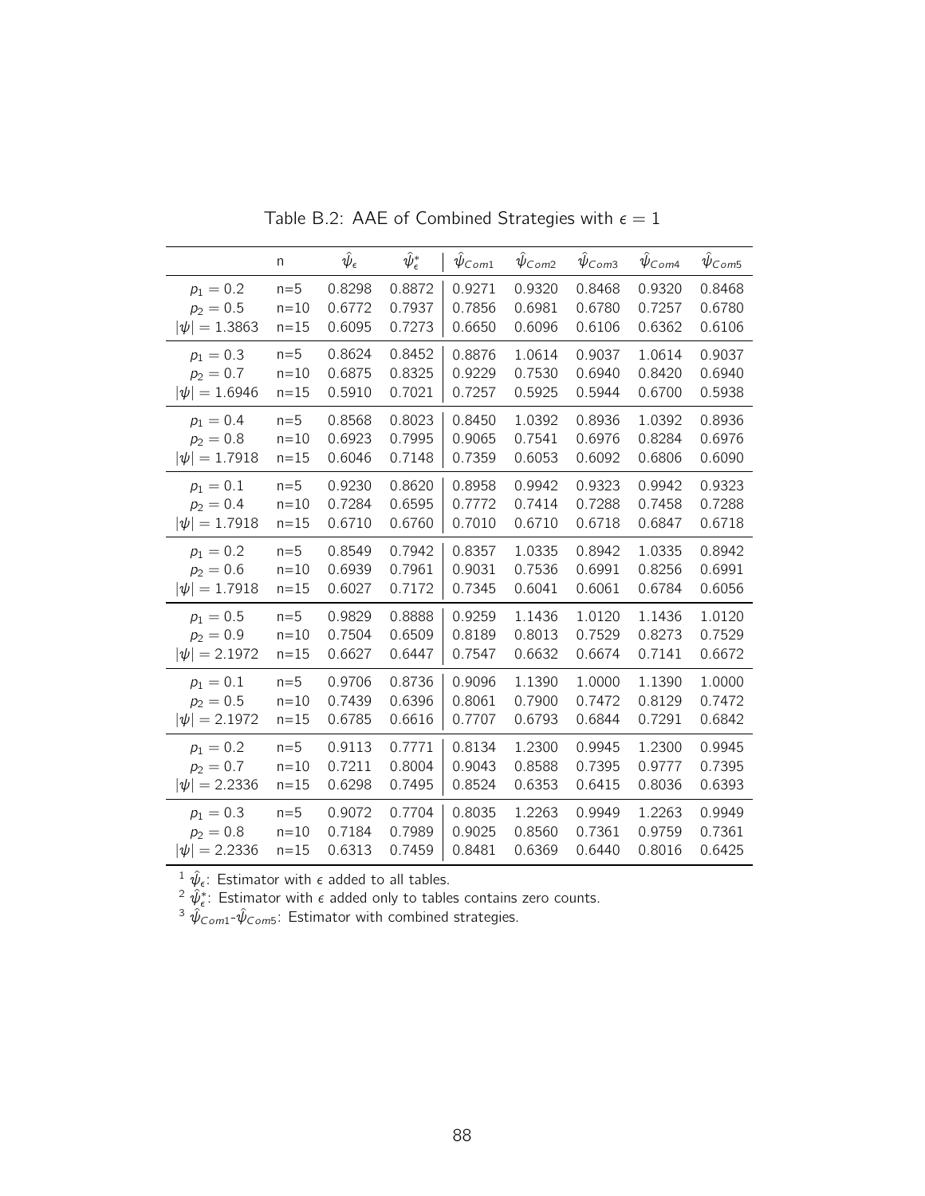Table B.2: AAE of Combined Strategies with $\epsilon = 1$

| | n | $\hat{\psi}_\epsilon$ | $\hat{\psi}^*_\epsilon$ | $\hat{\psi}_{Com1}$ | $\hat{\psi}_{Com2}$ | $\hat{\psi}_{Com3}$ | $\hat{\psi}_{Com4}$ | $\hat{\psi}_{Com5}$ |
|---|---|---|---|---|---|---|---|---|
| $p_1 = 0.2$ | n=5 | 0.8298 | 0.8872 | 0.9271 | 0.9320 | 0.8468 | 0.9320 | 0.8468 |
| $p_2 = 0.5$ | n=10 | 0.6772 | 0.7937 | 0.7856 | 0.6981 | 0.6780 | 0.7257 | 0.6780 |
| $\|\psi\| = 1.3863$ | n=15 | 0.6095 | 0.7273 | 0.6650 | 0.6096 | 0.6106 | 0.6362 | 0.6106 |
| $p_1 = 0.3$ | n=5 | 0.8624 | 0.8452 | 0.8876 | 1.0614 | 0.9037 | 1.0614 | 0.9037 |
| $p_2 = 0.7$ | n=10 | 0.6875 | 0.8325 | 0.9229 | 0.7530 | 0.6940 | 0.8420 | 0.6940 |
| $\|\psi\| = 1.6946$ | n=15 | 0.5910 | 0.7021 | 0.7257 | 0.5925 | 0.5944 | 0.6700 | 0.5938 |
| $p_1 = 0.4$ | n=5 | 0.8568 | 0.8023 | 0.8450 | 1.0392 | 0.8936 | 1.0392 | 0.8936 |
| $p_2 = 0.8$ | n=10 | 0.6923 | 0.7995 | 0.9065 | 0.7541 | 0.6976 | 0.8284 | 0.6976 |
| $\|\psi\| = 1.7918$ | n=15 | 0.6046 | 0.7148 | 0.7359 | 0.6053 | 0.6092 | 0.6806 | 0.6090 |
| $p_1 = 0.1$ | n=5 | 0.9230 | 0.8620 | 0.8958 | 0.9942 | 0.9323 | 0.9942 | 0.9323 |
| $p_2 = 0.4$ | n=10 | 0.7284 | 0.6595 | 0.7772 | 0.7414 | 0.7288 | 0.7458 | 0.7288 |
| $\|\psi\| = 1.7918$ | n=15 | 0.6710 | 0.6760 | 0.7010 | 0.6710 | 0.6718 | 0.6847 | 0.6718 |
| $p_1 = 0.2$ | n=5 | 0.8549 | 0.7942 | 0.8357 | 1.0335 | 0.8942 | 1.0335 | 0.8942 |
| $p_2 = 0.6$ | n=10 | 0.6939 | 0.7961 | 0.9031 | 0.7536 | 0.6991 | 0.8256 | 0.6991 |
| $\|\psi\| = 1.7918$ | n=15 | 0.6027 | 0.7172 | 0.7345 | 0.6041 | 0.6061 | 0.6784 | 0.6056 |
| $p_1 = 0.5$ | n=5 | 0.9829 | 0.8888 | 0.9259 | 1.1436 | 1.0120 | 1.1436 | 1.0120 |
| $p_2 = 0.9$ | n=10 | 0.7504 | 0.6509 | 0.8189 | 0.8013 | 0.7529 | 0.8273 | 0.7529 |
| $\|\psi\| = 2.1972$ | n=15 | 0.6627 | 0.6447 | 0.7547 | 0.6632 | 0.6674 | 0.7141 | 0.6672 |
| $p_1 = 0.1$ | n=5 | 0.9706 | 0.8736 | 0.9096 | 1.1390 | 1.0000 | 1.1390 | 1.0000 |
| $p_2 = 0.5$ | n=10 | 0.7439 | 0.6396 | 0.8061 | 0.7900 | 0.7472 | 0.8129 | 0.7472 |
| $\|\psi\| = 2.1972$ | n=15 | 0.6785 | 0.6616 | 0.7707 | 0.6793 | 0.6844 | 0.7291 | 0.6842 |
| $p_1 = 0.2$ | n=5 | 0.9113 | 0.7771 | 0.8134 | 1.2300 | 0.9945 | 1.2300 | 0.9945 |
| $p_2 = 0.7$ | n=10 | 0.7211 | 0.8004 | 0.9043 | 0.8588 | 0.7395 | 0.9777 | 0.7395 |
| $\|\psi\| = 2.2336$ | n=15 | 0.6298 | 0.7495 | 0.8524 | 0.6353 | 0.6415 | 0.8036 | 0.6393 |
| $p_1 = 0.3$ | n=5 | 0.9072 | 0.7704 | 0.8035 | 1.2263 | 0.9949 | 1.2263 | 0.9949 |
| $p_2 = 0.8$ | n=10 | 0.7184 | 0.7989 | 0.9025 | 0.8560 | 0.7361 | 0.9759 | 0.7361 |
| $\|\psi\| = 2.2336$ | n=15 | 0.6313 | 0.7459 | 0.8481 | 0.6369 | 0.6440 | 0.8016 | 0.6425 |

[1] $\hat{\psi}_\epsilon$: Estimator with $\epsilon$ added to all tables.
[2] $\hat{\psi}^*_\epsilon$: Estimator with $\epsilon$ added only to tables contains zero counts.
[3] $\hat{\psi}_{Com1}$-$\hat{\psi}_{Com5}$: Estimator with combined strategies.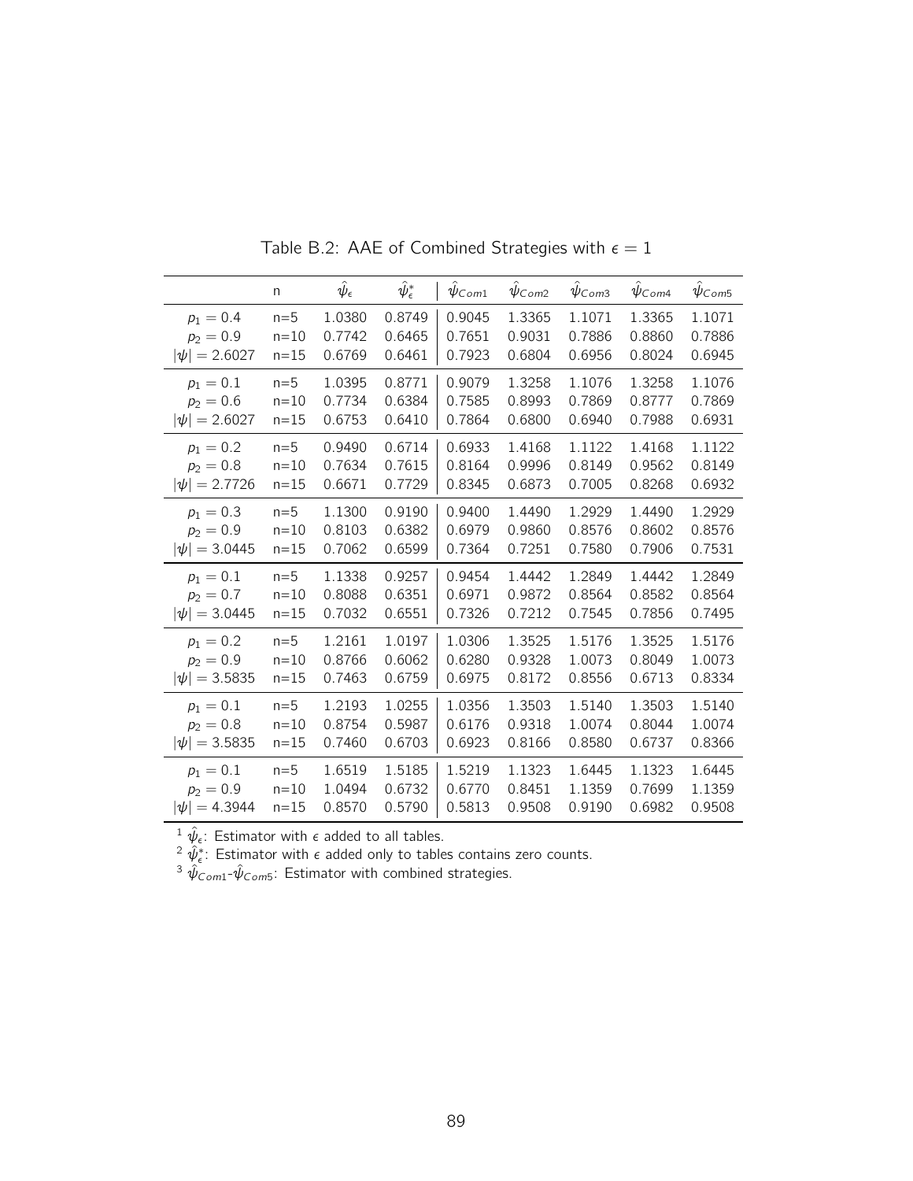Table B.2: AAE of Combined Strategies with $\epsilon = 1$

| | n | $\hat{\psi}_\epsilon$ | $\hat{\psi}^*_\epsilon$ | $\hat{\psi}_{Com1}$ | $\hat{\psi}_{Com2}$ | $\hat{\psi}_{Com3}$ | $\hat{\psi}_{Com4}$ | $\hat{\psi}_{Com5}$ |
|---|---|---|---|---|---|---|---|---|
| $p_1 = 0.4$ | n=5 | 1.0380 | 0.8749 | 0.9045 | 1.3365 | 1.1071 | 1.3365 | 1.1071 |
| $p_2 = 0.9$ | n=10 | 0.7742 | 0.6465 | 0.7651 | 0.9031 | 0.7886 | 0.8860 | 0.7886 |
| $\lvert\psi\rvert = 2.6027$ | n=15 | 0.6769 | 0.6461 | 0.7923 | 0.6804 | 0.6956 | 0.8024 | 0.6945 |
| $p_1 = 0.1$ | n=5 | 1.0395 | 0.8771 | 0.9079 | 1.3258 | 1.1076 | 1.3258 | 1.1076 |
| $p_2 = 0.6$ | n=10 | 0.7734 | 0.6384 | 0.7585 | 0.8993 | 0.7869 | 0.8777 | 0.7869 |
| $\lvert\psi\rvert = 2.6027$ | n=15 | 0.6753 | 0.6410 | 0.7864 | 0.6800 | 0.6940 | 0.7988 | 0.6931 |
| $p_1 = 0.2$ | n=5 | 0.9490 | 0.6714 | 0.6933 | 1.4168 | 1.1122 | 1.4168 | 1.1122 |
| $p_2 = 0.8$ | n=10 | 0.7634 | 0.7615 | 0.8164 | 0.9996 | 0.8149 | 0.9562 | 0.8149 |
| $\lvert\psi\rvert = 2.7726$ | n=15 | 0.6671 | 0.7729 | 0.8345 | 0.6873 | 0.7005 | 0.8268 | 0.6932 |
| $p_1 = 0.3$ | n=5 | 1.1300 | 0.9190 | 0.9400 | 1.4490 | 1.2929 | 1.4490 | 1.2929 |
| $p_2 = 0.9$ | n=10 | 0.8103 | 0.6382 | 0.6979 | 0.9860 | 0.8576 | 0.8602 | 0.8576 |
| $\lvert\psi\rvert = 3.0445$ | n=15 | 0.7062 | 0.6599 | 0.7364 | 0.7251 | 0.7580 | 0.7906 | 0.7531 |
| $p_1 = 0.1$ | n=5 | 1.1338 | 0.9257 | 0.9454 | 1.4442 | 1.2849 | 1.4442 | 1.2849 |
| $p_2 = 0.7$ | n=10 | 0.8088 | 0.6351 | 0.6971 | 0.9872 | 0.8564 | 0.8582 | 0.8564 |
| $\lvert\psi\rvert = 3.0445$ | n=15 | 0.7032 | 0.6551 | 0.7326 | 0.7212 | 0.7545 | 0.7856 | 0.7495 |
| $p_1 = 0.2$ | n=5 | 1.2161 | 1.0197 | 1.0306 | 1.3525 | 1.5176 | 1.3525 | 1.5176 |
| $p_2 = 0.9$ | n=10 | 0.8766 | 0.6062 | 0.6280 | 0.9328 | 1.0073 | 0.8049 | 1.0073 |
| $\lvert\psi\rvert = 3.5835$ | n=15 | 0.7463 | 0.6759 | 0.6975 | 0.8172 | 0.8556 | 0.6713 | 0.8334 |
| $p_1 = 0.1$ | n=5 | 1.2193 | 1.0255 | 1.0356 | 1.3503 | 1.5140 | 1.3503 | 1.5140 |
| $p_2 = 0.8$ | n=10 | 0.8754 | 0.5987 | 0.6176 | 0.9318 | 1.0074 | 0.8044 | 1.0074 |
| $\lvert\psi\rvert = 3.5835$ | n=15 | 0.7460 | 0.6703 | 0.6923 | 0.8166 | 0.8580 | 0.6737 | 0.8366 |
| $p_1 = 0.1$ | n=5 | 1.6519 | 1.5185 | 1.5219 | 1.1323 | 1.6445 | 1.1323 | 1.6445 |
| $p_2 = 0.9$ | n=10 | 1.0494 | 0.6732 | 0.6770 | 0.8451 | 1.1359 | 0.7699 | 1.1359 |
| $\lvert\psi\rvert = 4.3944$ | n=15 | 0.8570 | 0.5790 | 0.5813 | 0.9508 | 0.9190 | 0.6982 | 0.9508 |

[1] $\hat{\psi}_\epsilon$: Estimator with $\epsilon$ added to all tables.
[2] $\hat{\psi}^*_\epsilon$: Estimator with $\epsilon$ added only to tables contains zero counts.
[3] $\hat{\psi}_{Com1}$-$\hat{\psi}_{Com5}$: Estimator with combined strategies.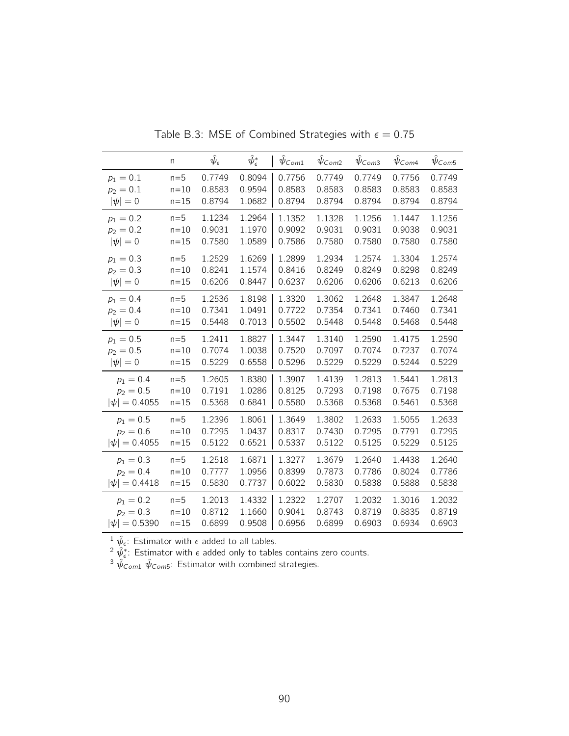Table B.3: MSE of Combined Strategies with $\epsilon = 0.75$

| | n | $\hat{\psi}_\epsilon$ | $\hat{\psi}^*_\epsilon$ | $\hat{\psi}_{Com1}$ | $\hat{\psi}_{Com2}$ | $\hat{\psi}_{Com3}$ | $\hat{\psi}_{Com4}$ | $\hat{\psi}_{Com5}$ |
|---|---|---|---|---|---|---|---|---|
| $p_1 = 0.1$ | n=5 | 0.7749 | 0.8094 | 0.7756 | 0.7749 | 0.7749 | 0.7756 | 0.7749 |
| $p_2 = 0.1$ | n=10 | 0.8583 | 0.9594 | 0.8583 | 0.8583 | 0.8583 | 0.8583 | 0.8583 |
| $\|\psi\| = 0$ | n=15 | 0.8794 | 1.0682 | 0.8794 | 0.8794 | 0.8794 | 0.8794 | 0.8794 |
| $p_1 = 0.2$ | n=5 | 1.1234 | 1.2964 | 1.1352 | 1.1328 | 1.1256 | 1.1447 | 1.1256 |
| $p_2 = 0.2$ | n=10 | 0.9031 | 1.1970 | 0.9092 | 0.9031 | 0.9031 | 0.9038 | 0.9031 |
| $\|\psi\| = 0$ | n=15 | 0.7580 | 1.0589 | 0.7586 | 0.7580 | 0.7580 | 0.7580 | 0.7580 |
| $p_1 = 0.3$ | n=5 | 1.2529 | 1.6269 | 1.2899 | 1.2934 | 1.2574 | 1.3304 | 1.2574 |
| $p_2 = 0.3$ | n=10 | 0.8241 | 1.1574 | 0.8416 | 0.8249 | 0.8249 | 0.8298 | 0.8249 |
| $\|\psi\| = 0$ | n=15 | 0.6206 | 0.8447 | 0.6237 | 0.6206 | 0.6206 | 0.6213 | 0.6206 |
| $p_1 = 0.4$ | n=5 | 1.2536 | 1.8198 | 1.3320 | 1.3062 | 1.2648 | 1.3847 | 1.2648 |
| $p_2 = 0.4$ | n=10 | 0.7341 | 1.0491 | 0.7722 | 0.7354 | 0.7341 | 0.7460 | 0.7341 |
| $\|\psi\| = 0$ | n=15 | 0.5448 | 0.7013 | 0.5502 | 0.5448 | 0.5448 | 0.5468 | 0.5448 |
| $p_1 = 0.5$ | n=5 | 1.2411 | 1.8827 | 1.3447 | 1.3140 | 1.2590 | 1.4175 | 1.2590 |
| $p_2 = 0.5$ | n=10 | 0.7074 | 1.0038 | 0.7520 | 0.7097 | 0.7074 | 0.7237 | 0.7074 |
| $\|\psi\| = 0$ | n=15 | 0.5229 | 0.6558 | 0.5296 | 0.5229 | 0.5229 | 0.5244 | 0.5229 |
| $p_1 = 0.4$ | n=5 | 1.2605 | 1.8380 | 1.3907 | 1.4139 | 1.2813 | 1.5441 | 1.2813 |
| $p_2 = 0.5$ | n=10 | 0.7191 | 1.0286 | 0.8125 | 0.7293 | 0.7198 | 0.7675 | 0.7198 |
| $\|\psi\| = 0.4055$ | n=15 | 0.5368 | 0.6841 | 0.5580 | 0.5368 | 0.5368 | 0.5461 | 0.5368 |
| $p_1 = 0.5$ | n=5 | 1.2396 | 1.8061 | 1.3649 | 1.3802 | 1.2633 | 1.5055 | 1.2633 |
| $p_2 = 0.6$ | n=10 | 0.7295 | 1.0437 | 0.8317 | 0.7430 | 0.7295 | 0.7791 | 0.7295 |
| $\|\psi\| = 0.4055$ | n=15 | 0.5122 | 0.6521 | 0.5337 | 0.5122 | 0.5125 | 0.5229 | 0.5125 |
| $p_1 = 0.3$ | n=5 | 1.2518 | 1.6871 | 1.3277 | 1.3679 | 1.2640 | 1.4438 | 1.2640 |
| $p_2 = 0.4$ | n=10 | 0.7777 | 1.0956 | 0.8399 | 0.7873 | 0.7786 | 0.8024 | 0.7786 |
| $\|\psi\| = 0.4418$ | n=15 | 0.5830 | 0.7737 | 0.6022 | 0.5830 | 0.5838 | 0.5888 | 0.5838 |
| $p_1 = 0.2$ | n=5 | 1.2013 | 1.4332 | 1.2322 | 1.2707 | 1.2032 | 1.3016 | 1.2032 |
| $p_2 = 0.3$ | n=10 | 0.8712 | 1.1660 | 0.9041 | 0.8743 | 0.8719 | 0.8835 | 0.8719 |
| $\|\psi\| = 0.5390$ | n=15 | 0.6899 | 0.9508 | 0.6956 | 0.6899 | 0.6903 | 0.6934 | 0.6903 |

[1] $\hat{\psi}_\epsilon$: Estimator with $\epsilon$ added to all tables.
[2] $\hat{\psi}^*_\epsilon$: Estimator with $\epsilon$ added only to tables contains zero counts.
[3] $\hat{\psi}_{Com1}$-$\hat{\psi}_{Com5}$: Estimator with combined strategies.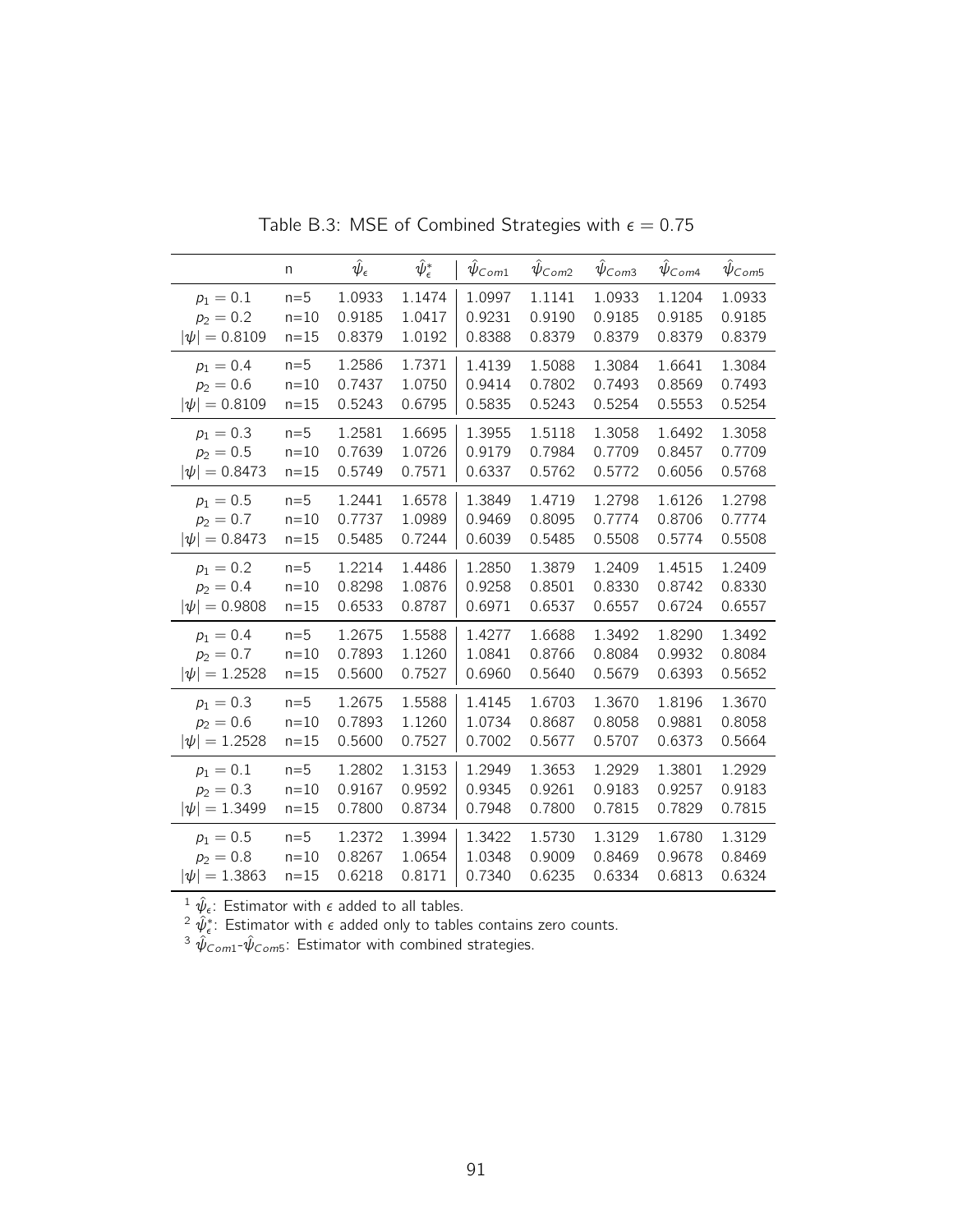Table B.3: MSE of Combined Strategies with $\epsilon = 0.75$

| | n | $\hat{\psi}_{\epsilon}$ | $\hat{\psi}^{*}_{\epsilon}$ | $\hat{\psi}_{Com1}$ | $\hat{\psi}_{Com2}$ | $\hat{\psi}_{Com3}$ | $\hat{\psi}_{Com4}$ | $\hat{\psi}_{Com5}$ |
|---|---|---|---|---|---|---|---|---|
| $p_1 = 0.1$ | n=5 | 1.0933 | 1.1474 | 1.0997 | 1.1141 | 1.0933 | 1.1204 | 1.0933 |
| $p_2 = 0.2$ | n=10 | 0.9185 | 1.0417 | 0.9231 | 0.9190 | 0.9185 | 0.9185 | 0.9185 |
| $\lvert\psi\rvert = 0.8109$ | n=15 | 0.8379 | 1.0192 | 0.8388 | 0.8379 | 0.8379 | 0.8379 | 0.8379 |
| $p_1 = 0.4$ | n=5 | 1.2586 | 1.7371 | 1.4139 | 1.5088 | 1.3084 | 1.6641 | 1.3084 |
| $p_2 = 0.6$ | n=10 | 0.7437 | 1.0750 | 0.9414 | 0.7802 | 0.7493 | 0.8569 | 0.7493 |
| $\lvert\psi\rvert = 0.8109$ | n=15 | 0.5243 | 0.6795 | 0.5835 | 0.5243 | 0.5254 | 0.5553 | 0.5254 |
| $p_1 = 0.3$ | n=5 | 1.2581 | 1.6695 | 1.3955 | 1.5118 | 1.3058 | 1.6492 | 1.3058 |
| $p_2 = 0.5$ | n=10 | 0.7639 | 1.0726 | 0.9179 | 0.7984 | 0.7709 | 0.8457 | 0.7709 |
| $\lvert\psi\rvert = 0.8473$ | n=15 | 0.5749 | 0.7571 | 0.6337 | 0.5762 | 0.5772 | 0.6056 | 0.5768 |
| $p_1 = 0.5$ | n=5 | 1.2441 | 1.6578 | 1.3849 | 1.4719 | 1.2798 | 1.6126 | 1.2798 |
| $p_2 = 0.7$ | n=10 | 0.7737 | 1.0989 | 0.9469 | 0.8095 | 0.7774 | 0.8706 | 0.7774 |
| $\lvert\psi\rvert = 0.8473$ | n=15 | 0.5485 | 0.7244 | 0.6039 | 0.5485 | 0.5508 | 0.5774 | 0.5508 |
| $p_1 = 0.2$ | n=5 | 1.2214 | 1.4486 | 1.2850 | 1.3879 | 1.2409 | 1.4515 | 1.2409 |
| $p_2 = 0.4$ | n=10 | 0.8298 | 1.0876 | 0.9258 | 0.8501 | 0.8330 | 0.8742 | 0.8330 |
| $\lvert\psi\rvert = 0.9808$ | n=15 | 0.6533 | 0.8787 | 0.6971 | 0.6537 | 0.6557 | 0.6724 | 0.6557 |
| $p_1 = 0.4$ | n=5 | 1.2675 | 1.5588 | 1.4277 | 1.6688 | 1.3492 | 1.8290 | 1.3492 |
| $p_2 = 0.7$ | n=10 | 0.7893 | 1.1260 | 1.0841 | 0.8766 | 0.8084 | 0.9932 | 0.8084 |
| $\lvert\psi\rvert = 1.2528$ | n=15 | 0.5600 | 0.7527 | 0.6960 | 0.5640 | 0.5679 | 0.6393 | 0.5652 |
| $p_1 = 0.3$ | n=5 | 1.2675 | 1.5588 | 1.4145 | 1.6703 | 1.3670 | 1.8196 | 1.3670 |
| $p_2 = 0.6$ | n=10 | 0.7893 | 1.1260 | 1.0734 | 0.8687 | 0.8058 | 0.9881 | 0.8058 |
| $\lvert\psi\rvert = 1.2528$ | n=15 | 0.5600 | 0.7527 | 0.7002 | 0.5677 | 0.5707 | 0.6373 | 0.5664 |
| $p_1 = 0.1$ | n=5 | 1.2802 | 1.3153 | 1.2949 | 1.3653 | 1.2929 | 1.3801 | 1.2929 |
| $p_2 = 0.3$ | n=10 | 0.9167 | 0.9592 | 0.9345 | 0.9261 | 0.9183 | 0.9257 | 0.9183 |
| $\lvert\psi\rvert = 1.3499$ | n=15 | 0.7800 | 0.8734 | 0.7948 | 0.7800 | 0.7815 | 0.7829 | 0.7815 |
| $p_1 = 0.5$ | n=5 | 1.2372 | 1.3994 | 1.3422 | 1.5730 | 1.3129 | 1.6780 | 1.3129 |
| $p_2 = 0.8$ | n=10 | 0.8267 | 1.0654 | 1.0348 | 0.9009 | 0.8469 | 0.9678 | 0.8469 |
| $\lvert\psi\rvert = 1.3863$ | n=15 | 0.6218 | 0.8171 | 0.7340 | 0.6235 | 0.6334 | 0.6813 | 0.6324 |

[1] $\hat{\psi}_{\epsilon}$: Estimator with $\epsilon$ added to all tables.
[2] $\hat{\psi}^{*}_{\epsilon}$: Estimator with $\epsilon$ added only to tables contains zero counts.
[3] $\hat{\psi}_{Com1}$-$\hat{\psi}_{Com5}$: Estimator with combined strategies.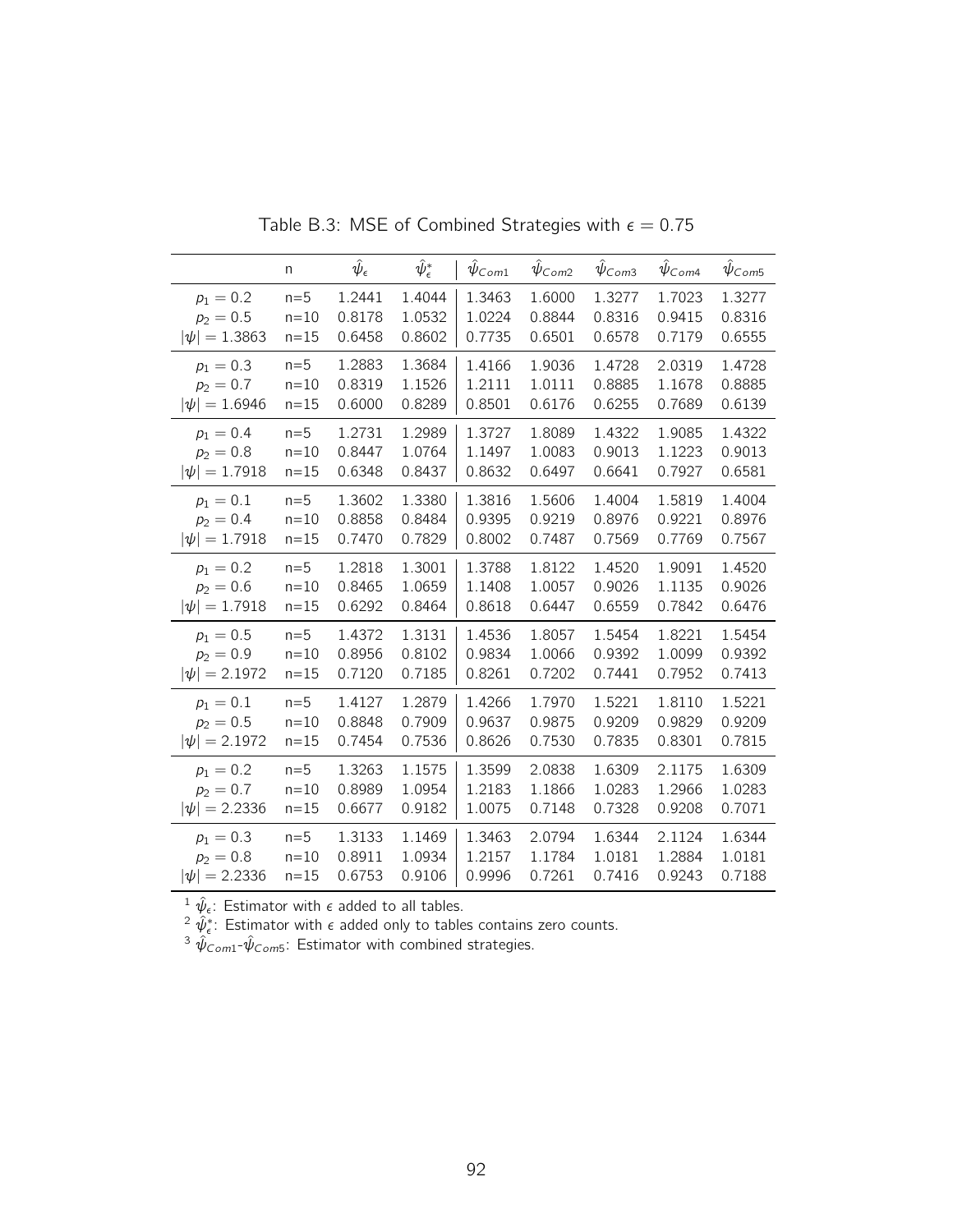Table B.3: MSE of Combined Strategies with $\epsilon = 0.75$

|  | n | $\hat{\psi}_\epsilon$ | $\hat{\psi}^*_\epsilon$ | $\hat{\psi}_{Com1}$ | $\hat{\psi}_{Com2}$ | $\hat{\psi}_{Com3}$ | $\hat{\psi}_{Com4}$ | $\hat{\psi}_{Com5}$ |
|---|---|---|---|---|---|---|---|---|
| $p_1 = 0.2$ | n=5 | 1.2441 | 1.4044 | 1.3463 | 1.6000 | 1.3277 | 1.7023 | 1.3277 |
| $p_2 = 0.5$ | n=10 | 0.8178 | 1.0532 | 1.0224 | 0.8844 | 0.8316 | 0.9415 | 0.8316 |
| $\lvert\psi\rvert = 1.3863$ | n=15 | 0.6458 | 0.8602 | 0.7735 | 0.6501 | 0.6578 | 0.7179 | 0.6555 |
| $p_1 = 0.3$ | n=5 | 1.2883 | 1.3684 | 1.4166 | 1.9036 | 1.4728 | 2.0319 | 1.4728 |
| $p_2 = 0.7$ | n=10 | 0.8319 | 1.1526 | 1.2111 | 1.0111 | 0.8885 | 1.1678 | 0.8885 |
| $\lvert\psi\rvert = 1.6946$ | n=15 | 0.6000 | 0.8289 | 0.8501 | 0.6176 | 0.6255 | 0.7689 | 0.6139 |
| $p_1 = 0.4$ | n=5 | 1.2731 | 1.2989 | 1.3727 | 1.8089 | 1.4322 | 1.9085 | 1.4322 |
| $p_2 = 0.8$ | n=10 | 0.8447 | 1.0764 | 1.1497 | 1.0083 | 0.9013 | 1.1223 | 0.9013 |
| $\lvert\psi\rvert = 1.7918$ | n=15 | 0.6348 | 0.8437 | 0.8632 | 0.6497 | 0.6641 | 0.7927 | 0.6581 |
| $p_1 = 0.1$ | n=5 | 1.3602 | 1.3380 | 1.3816 | 1.5606 | 1.4004 | 1.5819 | 1.4004 |
| $p_2 = 0.4$ | n=10 | 0.8858 | 0.8484 | 0.9395 | 0.9219 | 0.8976 | 0.9221 | 0.8976 |
| $\lvert\psi\rvert = 1.7918$ | n=15 | 0.7470 | 0.7829 | 0.8002 | 0.7487 | 0.7569 | 0.7769 | 0.7567 |
| $p_1 = 0.2$ | n=5 | 1.2818 | 1.3001 | 1.3788 | 1.8122 | 1.4520 | 1.9091 | 1.4520 |
| $p_2 = 0.6$ | n=10 | 0.8465 | 1.0659 | 1.1408 | 1.0057 | 0.9026 | 1.1135 | 0.9026 |
| $\lvert\psi\rvert = 1.7918$ | n=15 | 0.6292 | 0.8464 | 0.8618 | 0.6447 | 0.6559 | 0.7842 | 0.6476 |
| $p_1 = 0.5$ | n=5 | 1.4372 | 1.3131 | 1.4536 | 1.8057 | 1.5454 | 1.8221 | 1.5454 |
| $p_2 = 0.9$ | n=10 | 0.8956 | 0.8102 | 0.9834 | 1.0066 | 0.9392 | 1.0099 | 0.9392 |
| $\lvert\psi\rvert = 2.1972$ | n=15 | 0.7120 | 0.7185 | 0.8261 | 0.7202 | 0.7441 | 0.7952 | 0.7413 |
| $p_1 = 0.1$ | n=5 | 1.4127 | 1.2879 | 1.4266 | 1.7970 | 1.5221 | 1.8110 | 1.5221 |
| $p_2 = 0.5$ | n=10 | 0.8848 | 0.7909 | 0.9637 | 0.9875 | 0.9209 | 0.9829 | 0.9209 |
| $\lvert\psi\rvert = 2.1972$ | n=15 | 0.7454 | 0.7536 | 0.8626 | 0.7530 | 0.7835 | 0.8301 | 0.7815 |
| $p_1 = 0.2$ | n=5 | 1.3263 | 1.1575 | 1.3599 | 2.0838 | 1.6309 | 2.1175 | 1.6309 |
| $p_2 = 0.7$ | n=10 | 0.8989 | 1.0954 | 1.2183 | 1.1866 | 1.0283 | 1.2966 | 1.0283 |
| $\lvert\psi\rvert = 2.2336$ | n=15 | 0.6677 | 0.9182 | 1.0075 | 0.7148 | 0.7328 | 0.9208 | 0.7071 |
| $p_1 = 0.3$ | n=5 | 1.3133 | 1.1469 | 1.3463 | 2.0794 | 1.6344 | 2.1124 | 1.6344 |
| $p_2 = 0.8$ | n=10 | 0.8911 | 1.0934 | 1.2157 | 1.1784 | 1.0181 | 1.2884 | 1.0181 |
| $\lvert\psi\rvert = 2.2336$ | n=15 | 0.6753 | 0.9106 | 0.9996 | 0.7261 | 0.7416 | 0.9243 | 0.7188 |

[1] $\hat{\psi}_\epsilon$: Estimator with $\epsilon$ added to all tables.
[2] $\hat{\psi}^*_\epsilon$: Estimator with $\epsilon$ added only to tables contains zero counts.
[3] $\hat{\psi}_{Com1}$-$\hat{\psi}_{Com5}$: Estimator with combined strategies.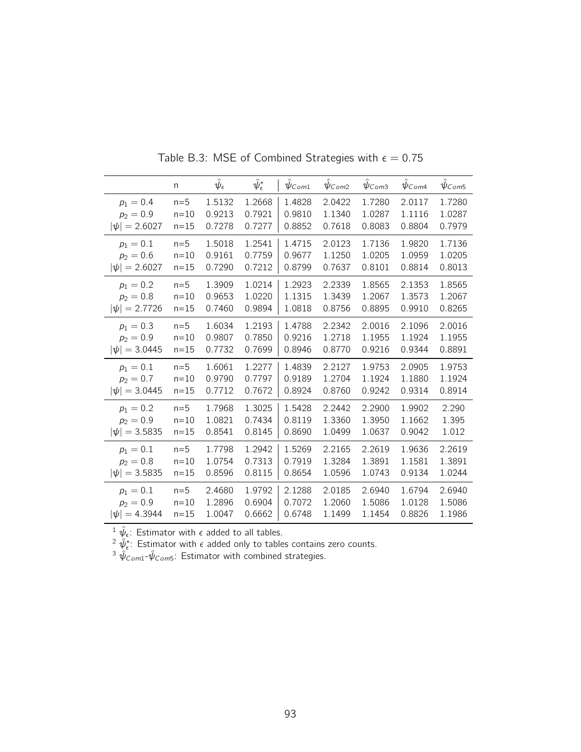Table B.3: MSE of Combined Strategies with $\epsilon = 0.75$

| | n | $\hat{\psi}_\epsilon$ | $\hat{\psi}^*_\epsilon$ | $\hat{\psi}_{Com1}$ | $\hat{\psi}_{Com2}$ | $\hat{\psi}_{Com3}$ | $\hat{\psi}_{Com4}$ | $\hat{\psi}_{Com5}$ |
|---|---|---|---|---|---|---|---|---|
| $p_1 = 0.4$ | n=5 | 1.5132 | 1.2668 | 1.4828 | 2.0422 | 1.7280 | 2.0117 | 1.7280 |
| $p_2 = 0.9$ | n=10 | 0.9213 | 0.7921 | 0.9810 | 1.1340 | 1.0287 | 1.1116 | 1.0287 |
| $\lvert\psi\rvert = 2.6027$ | n=15 | 0.7278 | 0.7277 | 0.8852 | 0.7618 | 0.8083 | 0.8804 | 0.7979 |
| $p_1 = 0.1$ | n=5 | 1.5018 | 1.2541 | 1.4715 | 2.0123 | 1.7136 | 1.9820 | 1.7136 |
| $p_2 = 0.6$ | n=10 | 0.9161 | 0.7759 | 0.9677 | 1.1250 | 1.0205 | 1.0959 | 1.0205 |
| $\lvert\psi\rvert = 2.6027$ | n=15 | 0.7290 | 0.7212 | 0.8799 | 0.7637 | 0.8101 | 0.8814 | 0.8013 |
| $p_1 = 0.2$ | n=5 | 1.3909 | 1.0214 | 1.2923 | 2.2339 | 1.8565 | 2.1353 | 1.8565 |
| $p_2 = 0.8$ | n=10 | 0.9653 | 1.0220 | 1.1315 | 1.3439 | 1.2067 | 1.3573 | 1.2067 |
| $\lvert\psi\rvert = 2.7726$ | n=15 | 0.7460 | 0.9894 | 1.0818 | 0.8756 | 0.8895 | 0.9910 | 0.8265 |
| $p_1 = 0.3$ | n=5 | 1.6034 | 1.2193 | 1.4788 | 2.2342 | 2.0016 | 2.1096 | 2.0016 |
| $p_2 = 0.9$ | n=10 | 0.9807 | 0.7850 | 0.9216 | 1.2718 | 1.1955 | 1.1924 | 1.1955 |
| $\lvert\psi\rvert = 3.0445$ | n=15 | 0.7732 | 0.7699 | 0.8946 | 0.8770 | 0.9216 | 0.9344 | 0.8891 |
| $p_1 = 0.1$ | n=5 | 1.6061 | 1.2277 | 1.4839 | 2.2127 | 1.9753 | 2.0905 | 1.9753 |
| $p_2 = 0.7$ | n=10 | 0.9790 | 0.7797 | 0.9189 | 1.2704 | 1.1924 | 1.1880 | 1.1924 |
| $\lvert\psi\rvert = 3.0445$ | n=15 | 0.7712 | 0.7672 | 0.8924 | 0.8760 | 0.9242 | 0.9314 | 0.8914 |
| $p_1 = 0.2$ | n=5 | 1.7968 | 1.3025 | 1.5428 | 2.2442 | 2.2900 | 1.9902 | 2.290 |
| $p_2 = 0.9$ | n=10 | 1.0821 | 0.7434 | 0.8119 | 1.3360 | 1.3950 | 1.1662 | 1.395 |
| $\lvert\psi\rvert = 3.5835$ | n=15 | 0.8541 | 0.8145 | 0.8690 | 1.0499 | 1.0637 | 0.9042 | 1.012 |
| $p_1 = 0.1$ | n=5 | 1.7798 | 1.2942 | 1.5269 | 2.2165 | 2.2619 | 1.9636 | 2.2619 |
| $p_2 = 0.8$ | n=10 | 1.0754 | 0.7313 | 0.7919 | 1.3284 | 1.3891 | 1.1581 | 1.3891 |
| $\lvert\psi\rvert = 3.5835$ | n=15 | 0.8596 | 0.8115 | 0.8654 | 1.0596 | 1.0743 | 0.9134 | 1.0244 |
| $p_1 = 0.1$ | n=5 | 2.4680 | 1.9792 | 2.1288 | 2.0185 | 2.6940 | 1.6794 | 2.6940 |
| $p_2 = 0.9$ | n=10 | 1.2896 | 0.6904 | 0.7072 | 1.2060 | 1.5086 | 1.0128 | 1.5086 |
| $\lvert\psi\rvert = 4.3944$ | n=15 | 1.0047 | 0.6662 | 0.6748 | 1.1499 | 1.1454 | 0.8826 | 1.1986 |

[1] $\hat{\psi}_\epsilon$: Estimator with $\epsilon$ added to all tables.
[2] $\hat{\psi}^*_\epsilon$: Estimator with $\epsilon$ added only to tables contains zero counts.
[3] $\hat{\psi}_{Com1}$-$\hat{\psi}_{Com5}$: Estimator with combined strategies.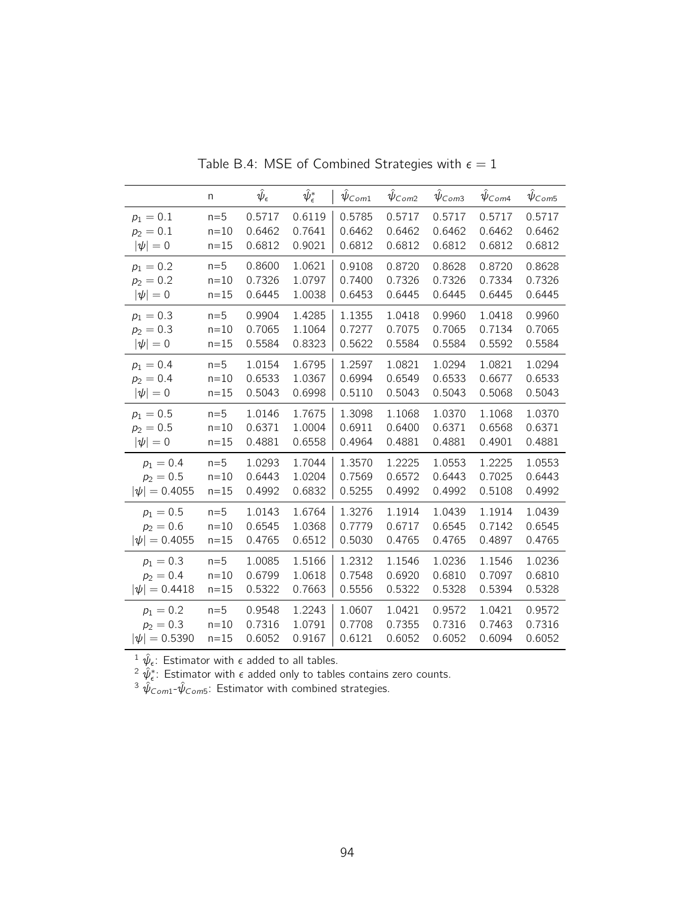Table B.4: MSE of Combined Strategies with $\epsilon = 1$

| | n | $\hat{\psi}_\epsilon$ | $\hat{\psi}^*_\epsilon$ | $\hat{\psi}_{Com1}$ | $\hat{\psi}_{Com2}$ | $\hat{\psi}_{Com3}$ | $\hat{\psi}_{Com4}$ | $\hat{\psi}_{Com5}$ |
|---|---|---|---|---|---|---|---|---|
| $p_1 = 0.1$ | n=5 | 0.5717 | 0.6119 | 0.5785 | 0.5717 | 0.5717 | 0.5717 | 0.5717 |
| $p_2 = 0.1$ | n=10 | 0.6462 | 0.7641 | 0.6462 | 0.6462 | 0.6462 | 0.6462 | 0.6462 |
| $\lvert\psi\rvert = 0$ | n=15 | 0.6812 | 0.9021 | 0.6812 | 0.6812 | 0.6812 | 0.6812 | 0.6812 |
| $p_1 = 0.2$ | n=5 | 0.8600 | 1.0621 | 0.9108 | 0.8720 | 0.8628 | 0.8720 | 0.8628 |
| $p_2 = 0.2$ | n=10 | 0.7326 | 1.0797 | 0.7400 | 0.7326 | 0.7326 | 0.7334 | 0.7326 |
| $\lvert\psi\rvert = 0$ | n=15 | 0.6445 | 1.0038 | 0.6453 | 0.6445 | 0.6445 | 0.6445 | 0.6445 |
| $p_1 = 0.3$ | n=5 | 0.9904 | 1.4285 | 1.1355 | 1.0418 | 0.9960 | 1.0418 | 0.9960 |
| $p_2 = 0.3$ | n=10 | 0.7065 | 1.1064 | 0.7277 | 0.7075 | 0.7065 | 0.7134 | 0.7065 |
| $\lvert\psi\rvert = 0$ | n=15 | 0.5584 | 0.8323 | 0.5622 | 0.5584 | 0.5584 | 0.5592 | 0.5584 |
| $p_1 = 0.4$ | n=5 | 1.0154 | 1.6795 | 1.2597 | 1.0821 | 1.0294 | 1.0821 | 1.0294 |
| $p_2 = 0.4$ | n=10 | 0.6533 | 1.0367 | 0.6994 | 0.6549 | 0.6533 | 0.6677 | 0.6533 |
| $\lvert\psi\rvert = 0$ | n=15 | 0.5043 | 0.6998 | 0.5110 | 0.5043 | 0.5043 | 0.5068 | 0.5043 |
| $p_1 = 0.5$ | n=5 | 1.0146 | 1.7675 | 1.3098 | 1.1068 | 1.0370 | 1.1068 | 1.0370 |
| $p_2 = 0.5$ | n=10 | 0.6371 | 1.0004 | 0.6911 | 0.6400 | 0.6371 | 0.6568 | 0.6371 |
| $\lvert\psi\rvert = 0$ | n=15 | 0.4881 | 0.6558 | 0.4964 | 0.4881 | 0.4881 | 0.4901 | 0.4881 |
| $p_1 = 0.4$ | n=5 | 1.0293 | 1.7044 | 1.3570 | 1.2225 | 1.0553 | 1.2225 | 1.0553 |
| $p_2 = 0.5$ | n=10 | 0.6443 | 1.0204 | 0.7569 | 0.6572 | 0.6443 | 0.7025 | 0.6443 |
| $\lvert\psi\rvert = 0.4055$ | n=15 | 0.4992 | 0.6832 | 0.5255 | 0.4992 | 0.4992 | 0.5108 | 0.4992 |
| $p_1 = 0.5$ | n=5 | 1.0143 | 1.6764 | 1.3276 | 1.1914 | 1.0439 | 1.1914 | 1.0439 |
| $p_2 = 0.6$ | n=10 | 0.6545 | 1.0368 | 0.7779 | 0.6717 | 0.6545 | 0.7142 | 0.6545 |
| $\lvert\psi\rvert = 0.4055$ | n=15 | 0.4765 | 0.6512 | 0.5030 | 0.4765 | 0.4765 | 0.4897 | 0.4765 |
| $p_1 = 0.3$ | n=5 | 1.0085 | 1.5166 | 1.2312 | 1.1546 | 1.0236 | 1.1546 | 1.0236 |
| $p_2 = 0.4$ | n=10 | 0.6799 | 1.0618 | 0.7548 | 0.6920 | 0.6810 | 0.7097 | 0.6810 |
| $\lvert\psi\rvert = 0.4418$ | n=15 | 0.5322 | 0.7663 | 0.5556 | 0.5322 | 0.5328 | 0.5394 | 0.5328 |
| $p_1 = 0.2$ | n=5 | 0.9548 | 1.2243 | 1.0607 | 1.0421 | 0.9572 | 1.0421 | 0.9572 |
| $p_2 = 0.3$ | n=10 | 0.7316 | 1.0791 | 0.7708 | 0.7355 | 0.7316 | 0.7463 | 0.7316 |
| $\lvert\psi\rvert = 0.5390$ | n=15 | 0.6052 | 0.9167 | 0.6121 | 0.6052 | 0.6052 | 0.6094 | 0.6052 |

[1] $\hat{\psi}_\epsilon$: Estimator with $\epsilon$ added to all tables.
[2] $\hat{\psi}^*_\epsilon$: Estimator with $\epsilon$ added only to tables contains zero counts.
[3] $\hat{\psi}_{Com1}$-$\hat{\psi}_{Com5}$: Estimator with combined strategies.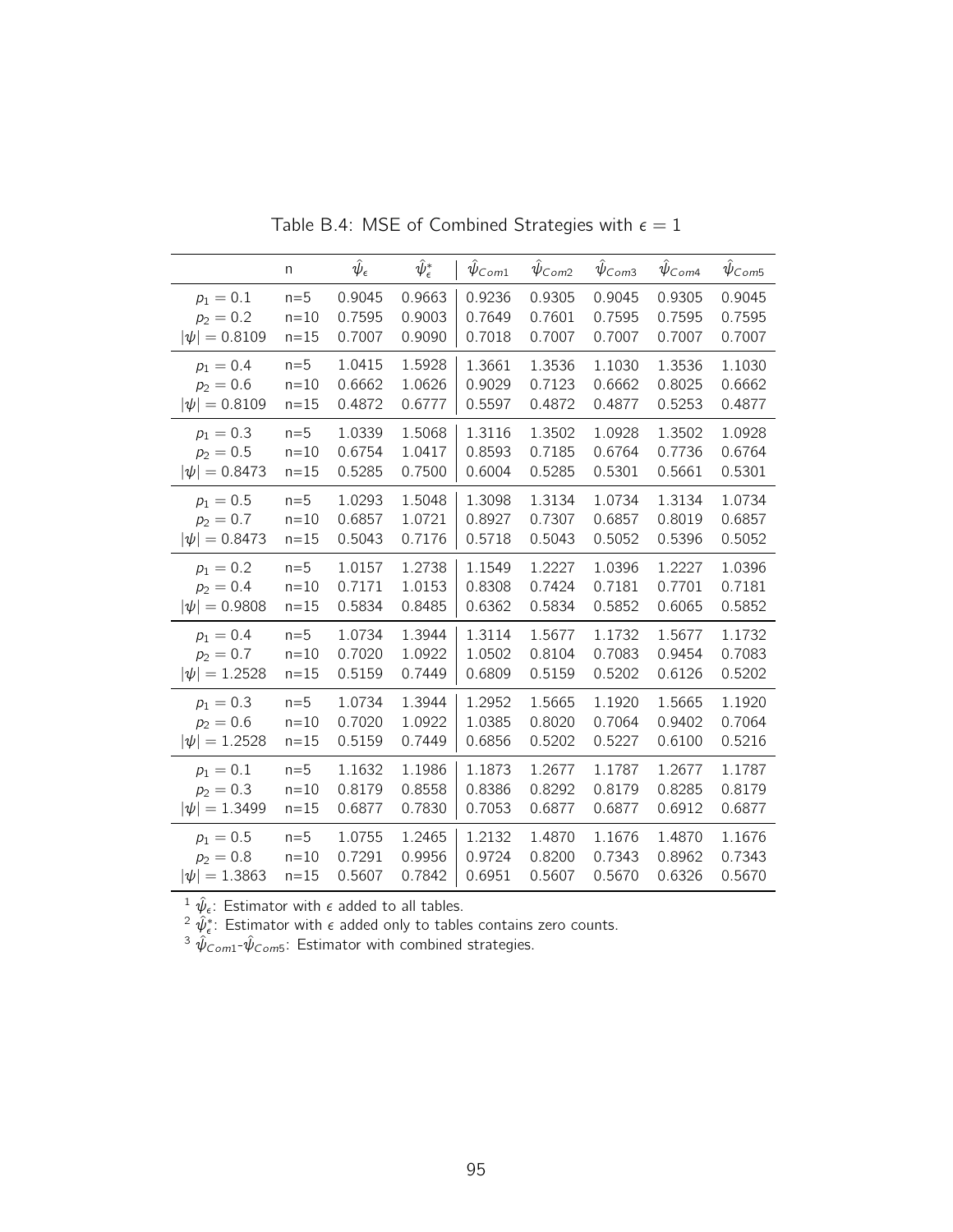Table B.4: MSE of Combined Strategies with $\epsilon = 1$

| | n | $\hat{\psi}_{\epsilon}$ | $\hat{\psi}^{*}_{\epsilon}$ | $\hat{\psi}_{Com1}$ | $\hat{\psi}_{Com2}$ | $\hat{\psi}_{Com3}$ | $\hat{\psi}_{Com4}$ | $\hat{\psi}_{Com5}$ |
|---|---|---|---|---|---|---|---|---|
| $p_1 = 0.1$ | n=5 | 0.9045 | 0.9663 | 0.9236 | 0.9305 | 0.9045 | 0.9305 | 0.9045 |
| $p_2 = 0.2$ | n=10 | 0.7595 | 0.9003 | 0.7649 | 0.7601 | 0.7595 | 0.7595 | 0.7595 |
| $\lvert\psi\rvert = 0.8109$ | n=15 | 0.7007 | 0.9090 | 0.7018 | 0.7007 | 0.7007 | 0.7007 | 0.7007 |
| $p_1 = 0.4$ | n=5 | 1.0415 | 1.5928 | 1.3661 | 1.3536 | 1.1030 | 1.3536 | 1.1030 |
| $p_2 = 0.6$ | n=10 | 0.6662 | 1.0626 | 0.9029 | 0.7123 | 0.6662 | 0.8025 | 0.6662 |
| $\lvert\psi\rvert = 0.8109$ | n=15 | 0.4872 | 0.6777 | 0.5597 | 0.4872 | 0.4877 | 0.5253 | 0.4877 |
| $p_1 = 0.3$ | n=5 | 1.0339 | 1.5068 | 1.3116 | 1.3502 | 1.0928 | 1.3502 | 1.0928 |
| $p_2 = 0.5$ | n=10 | 0.6754 | 1.0417 | 0.8593 | 0.7185 | 0.6764 | 0.7736 | 0.6764 |
| $\lvert\psi\rvert = 0.8473$ | n=15 | 0.5285 | 0.7500 | 0.6004 | 0.5285 | 0.5301 | 0.5661 | 0.5301 |
| $p_1 = 0.5$ | n=5 | 1.0293 | 1.5048 | 1.3098 | 1.3134 | 1.0734 | 1.3134 | 1.0734 |
| $p_2 = 0.7$ | n=10 | 0.6857 | 1.0721 | 0.8927 | 0.7307 | 0.6857 | 0.8019 | 0.6857 |
| $\lvert\psi\rvert = 0.8473$ | n=15 | 0.5043 | 0.7176 | 0.5718 | 0.5043 | 0.5052 | 0.5396 | 0.5052 |
| $p_1 = 0.2$ | n=5 | 1.0157 | 1.2738 | 1.1549 | 1.2227 | 1.0396 | 1.2227 | 1.0396 |
| $p_2 = 0.4$ | n=10 | 0.7171 | 1.0153 | 0.8308 | 0.7424 | 0.7181 | 0.7701 | 0.7181 |
| $\lvert\psi\rvert = 0.9808$ | n=15 | 0.5834 | 0.8485 | 0.6362 | 0.5834 | 0.5852 | 0.6065 | 0.5852 |
| $p_1 = 0.4$ | n=5 | 1.0734 | 1.3944 | 1.3114 | 1.5677 | 1.1732 | 1.5677 | 1.1732 |
| $p_2 = 0.7$ | n=10 | 0.7020 | 1.0922 | 1.0502 | 0.8104 | 0.7083 | 0.9454 | 0.7083 |
| $\lvert\psi\rvert = 1.2528$ | n=15 | 0.5159 | 0.7449 | 0.6809 | 0.5159 | 0.5202 | 0.6126 | 0.5202 |
| $p_1 = 0.3$ | n=5 | 1.0734 | 1.3944 | 1.2952 | 1.5665 | 1.1920 | 1.5665 | 1.1920 |
| $p_2 = 0.6$ | n=10 | 0.7020 | 1.0922 | 1.0385 | 0.8020 | 0.7064 | 0.9402 | 0.7064 |
| $\lvert\psi\rvert = 1.2528$ | n=15 | 0.5159 | 0.7449 | 0.6856 | 0.5202 | 0.5227 | 0.6100 | 0.5216 |
| $p_1 = 0.1$ | n=5 | 1.1632 | 1.1986 | 1.1873 | 1.2677 | 1.1787 | 1.2677 | 1.1787 |
| $p_2 = 0.3$ | n=10 | 0.8179 | 0.8558 | 0.8386 | 0.8292 | 0.8179 | 0.8285 | 0.8179 |
| $\lvert\psi\rvert = 1.3499$ | n=15 | 0.6877 | 0.7830 | 0.7053 | 0.6877 | 0.6877 | 0.6912 | 0.6877 |
| $p_1 = 0.5$ | n=5 | 1.0755 | 1.2465 | 1.2132 | 1.4870 | 1.1676 | 1.4870 | 1.1676 |
| $p_2 = 0.8$ | n=10 | 0.7291 | 0.9956 | 0.9724 | 0.8200 | 0.7343 | 0.8962 | 0.7343 |
| $\lvert\psi\rvert = 1.3863$ | n=15 | 0.5607 | 0.7842 | 0.6951 | 0.5607 | 0.5670 | 0.6326 | 0.5670 |

[1] $\hat{\psi}_{\epsilon}$: Estimator with $\epsilon$ added to all tables.
[2] $\hat{\psi}^{*}_{\epsilon}$: Estimator with $\epsilon$ added only to tables contains zero counts.
[3] $\hat{\psi}_{Com1}$-$\hat{\psi}_{Com5}$: Estimator with combined strategies.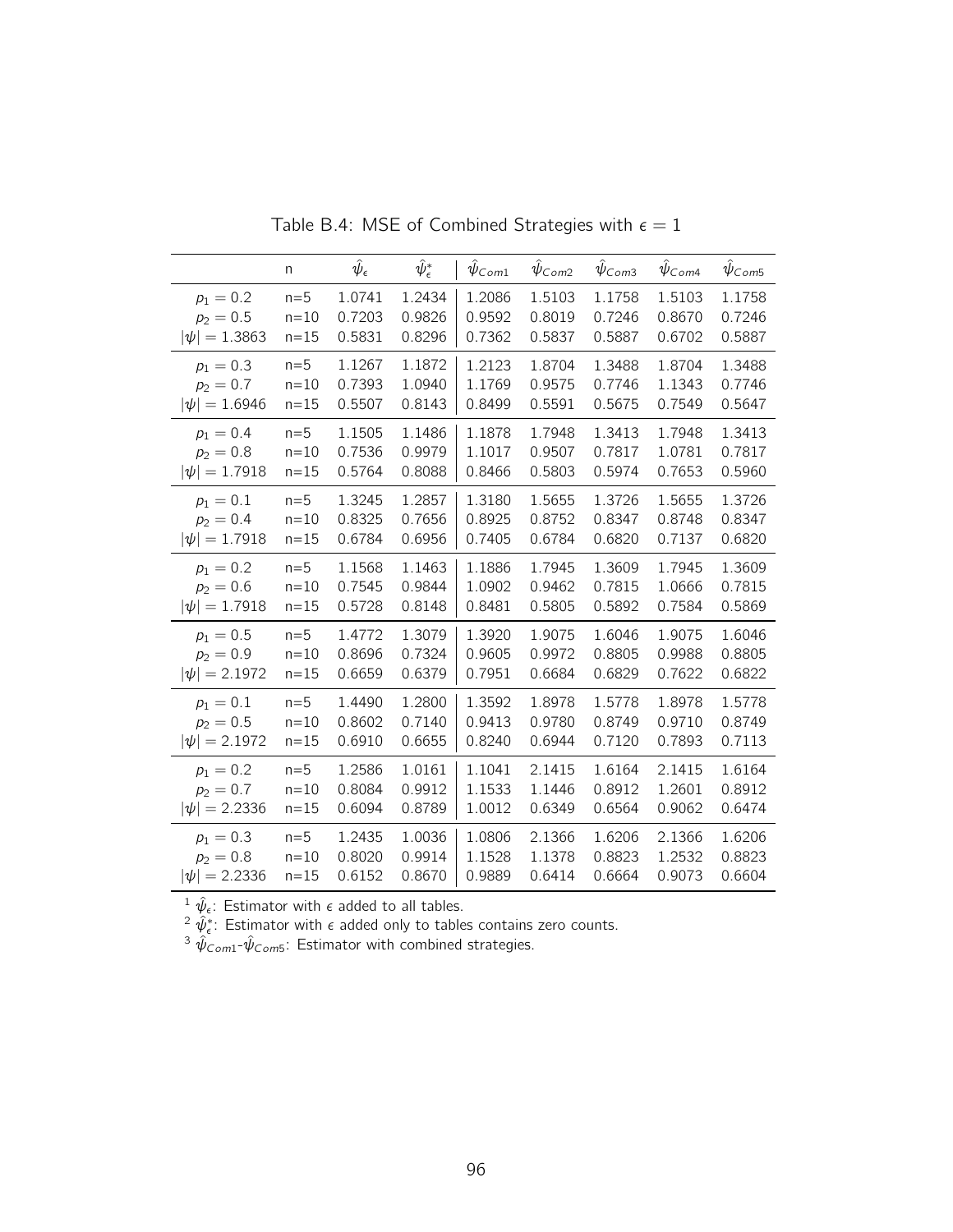Table B.4: MSE of Combined Strategies with $\epsilon = 1$

| | n | $\hat{\psi}_\epsilon$ | $\hat{\psi}^*_\epsilon$ | $\hat{\psi}_{Com1}$ | $\hat{\psi}_{Com2}$ | $\hat{\psi}_{Com3}$ | $\hat{\psi}_{Com4}$ | $\hat{\psi}_{Com5}$ |
|---|---|---|---|---|---|---|---|---|
| $p_1 = 0.2$ | n=5 | 1.0741 | 1.2434 | 1.2086 | 1.5103 | 1.1758 | 1.5103 | 1.1758 |
| $p_2 = 0.5$ | n=10 | 0.7203 | 0.9826 | 0.9592 | 0.8019 | 0.7246 | 0.8670 | 0.7246 |
| $\|\psi\| = 1.3863$ | n=15 | 0.5831 | 0.8296 | 0.7362 | 0.5837 | 0.5887 | 0.6702 | 0.5887 |
| $p_1 = 0.3$ | n=5 | 1.1267 | 1.1872 | 1.2123 | 1.8704 | 1.3488 | 1.8704 | 1.3488 |
| $p_2 = 0.7$ | n=10 | 0.7393 | 1.0940 | 1.1769 | 0.9575 | 0.7746 | 1.1343 | 0.7746 |
| $\|\psi\| = 1.6946$ | n=15 | 0.5507 | 0.8143 | 0.8499 | 0.5591 | 0.5675 | 0.7549 | 0.5647 |
| $p_1 = 0.4$ | n=5 | 1.1505 | 1.1486 | 1.1878 | 1.7948 | 1.3413 | 1.7948 | 1.3413 |
| $p_2 = 0.8$ | n=10 | 0.7536 | 0.9979 | 1.1017 | 0.9507 | 0.7817 | 1.0781 | 0.7817 |
| $\|\psi\| = 1.7918$ | n=15 | 0.5764 | 0.8088 | 0.8466 | 0.5803 | 0.5974 | 0.7653 | 0.5960 |
| $p_1 = 0.1$ | n=5 | 1.3245 | 1.2857 | 1.3180 | 1.5655 | 1.3726 | 1.5655 | 1.3726 |
| $p_2 = 0.4$ | n=10 | 0.8325 | 0.7656 | 0.8925 | 0.8752 | 0.8347 | 0.8748 | 0.8347 |
| $\|\psi\| = 1.7918$ | n=15 | 0.6784 | 0.6956 | 0.7405 | 0.6784 | 0.6820 | 0.7137 | 0.6820 |
| $p_1 = 0.2$ | n=5 | 1.1568 | 1.1463 | 1.1886 | 1.7945 | 1.3609 | 1.7945 | 1.3609 |
| $p_2 = 0.6$ | n=10 | 0.7545 | 0.9844 | 1.0902 | 0.9462 | 0.7815 | 1.0666 | 0.7815 |
| $\|\psi\| = 1.7918$ | n=15 | 0.5728 | 0.8148 | 0.8481 | 0.5805 | 0.5892 | 0.7584 | 0.5869 |
| $p_1 = 0.5$ | n=5 | 1.4772 | 1.3079 | 1.3920 | 1.9075 | 1.6046 | 1.9075 | 1.6046 |
| $p_2 = 0.9$ | n=10 | 0.8696 | 0.7324 | 0.9605 | 0.9972 | 0.8805 | 0.9988 | 0.8805 |
| $\|\psi\| = 2.1972$ | n=15 | 0.6659 | 0.6379 | 0.7951 | 0.6684 | 0.6829 | 0.7622 | 0.6822 |
| $p_1 = 0.1$ | n=5 | 1.4490 | 1.2800 | 1.3592 | 1.8978 | 1.5778 | 1.8978 | 1.5778 |
| $p_2 = 0.5$ | n=10 | 0.8602 | 0.7140 | 0.9413 | 0.9780 | 0.8749 | 0.9710 | 0.8749 |
| $\|\psi\| = 2.1972$ | n=15 | 0.6910 | 0.6655 | 0.8240 | 0.6944 | 0.7120 | 0.7893 | 0.7113 |
| $p_1 = 0.2$ | n=5 | 1.2586 | 1.0161 | 1.1041 | 2.1415 | 1.6164 | 2.1415 | 1.6164 |
| $p_2 = 0.7$ | n=10 | 0.8084 | 0.9912 | 1.1533 | 1.1446 | 0.8912 | 1.2601 | 0.8912 |
| $\|\psi\| = 2.2336$ | n=15 | 0.6094 | 0.8789 | 1.0012 | 0.6349 | 0.6564 | 0.9062 | 0.6474 |
| $p_1 = 0.3$ | n=5 | 1.2435 | 1.0036 | 1.0806 | 2.1366 | 1.6206 | 2.1366 | 1.6206 |
| $p_2 = 0.8$ | n=10 | 0.8020 | 0.9914 | 1.1528 | 1.1378 | 0.8823 | 1.2532 | 0.8823 |
| $\|\psi\| = 2.2336$ | n=15 | 0.6152 | 0.8670 | 0.9889 | 0.6414 | 0.6664 | 0.9073 | 0.6604 |

[1] $\hat{\psi}_\epsilon$: Estimator with $\epsilon$ added to all tables.
[2] $\hat{\psi}^*_\epsilon$: Estimator with $\epsilon$ added only to tables contains zero counts.
[3] $\hat{\psi}_{Com1}$-$\hat{\psi}_{Com5}$: Estimator with combined strategies.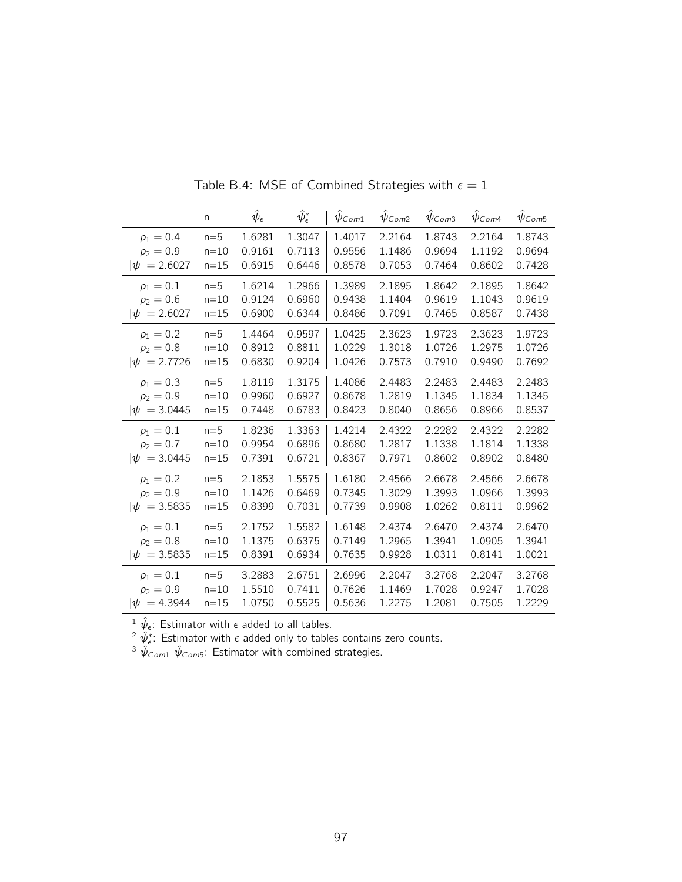Table B.4: MSE of Combined Strategies with $\epsilon = 1$

| | n | $\hat{\psi}_{\epsilon}$ | $\hat{\psi}^*_{\epsilon}$ | $\hat{\psi}_{Com1}$ | $\hat{\psi}_{Com2}$ | $\hat{\psi}_{Com3}$ | $\hat{\psi}_{Com4}$ | $\hat{\psi}_{Com5}$ |
|---|---|---|---|---|---|---|---|---|
| $p_1 = 0.4$ | n=5 | 1.6281 | 1.3047 | 1.4017 | 2.2164 | 1.8743 | 2.2164 | 1.8743 |
| $p_2 = 0.9$ | n=10 | 0.9161 | 0.7113 | 0.9556 | 1.1486 | 0.9694 | 1.1192 | 0.9694 |
| $\lvert\psi\rvert = 2.6027$ | n=15 | 0.6915 | 0.6446 | 0.8578 | 0.7053 | 0.7464 | 0.8602 | 0.7428 |
| $p_1 = 0.1$ | n=5 | 1.6214 | 1.2966 | 1.3989 | 2.1895 | 1.8642 | 2.1895 | 1.8642 |
| $p_2 = 0.6$ | n=10 | 0.9124 | 0.6960 | 0.9438 | 1.1404 | 0.9619 | 1.1043 | 0.9619 |
| $\lvert\psi\rvert = 2.6027$ | n=15 | 0.6900 | 0.6344 | 0.8486 | 0.7091 | 0.7465 | 0.8587 | 0.7438 |
| $p_1 = 0.2$ | n=5 | 1.4464 | 0.9597 | 1.0425 | 2.3623 | 1.9723 | 2.3623 | 1.9723 |
| $p_2 = 0.8$ | n=10 | 0.8912 | 0.8811 | 1.0229 | 1.3018 | 1.0726 | 1.2975 | 1.0726 |
| $\lvert\psi\rvert = 2.7726$ | n=15 | 0.6830 | 0.9204 | 1.0426 | 0.7573 | 0.7910 | 0.9490 | 0.7692 |
| $p_1 = 0.3$ | n=5 | 1.8119 | 1.3175 | 1.4086 | 2.4483 | 2.2483 | 2.4483 | 2.2483 |
| $p_2 = 0.9$ | n=10 | 0.9960 | 0.6927 | 0.8678 | 1.2819 | 1.1345 | 1.1834 | 1.1345 |
| $\lvert\psi\rvert = 3.0445$ | n=15 | 0.7448 | 0.6783 | 0.8423 | 0.8040 | 0.8656 | 0.8966 | 0.8537 |
| $p_1 = 0.1$ | n=5 | 1.8236 | 1.3363 | 1.4214 | 2.4322 | 2.2282 | 2.4322 | 2.2282 |
| $p_2 = 0.7$ | n=10 | 0.9954 | 0.6896 | 0.8680 | 1.2817 | 1.1338 | 1.1814 | 1.1338 |
| $\lvert\psi\rvert = 3.0445$ | n=15 | 0.7391 | 0.6721 | 0.8367 | 0.7971 | 0.8602 | 0.8902 | 0.8480 |
| $p_1 = 0.2$ | n=5 | 2.1853 | 1.5575 | 1.6180 | 2.4566 | 2.6678 | 2.4566 | 2.6678 |
| $p_2 = 0.9$ | n=10 | 1.1426 | 0.6469 | 0.7345 | 1.3029 | 1.3993 | 1.0966 | 1.3993 |
| $\lvert\psi\rvert = 3.5835$ | n=15 | 0.8399 | 0.7031 | 0.7739 | 0.9908 | 1.0262 | 0.8111 | 0.9962 |
| $p_1 = 0.1$ | n=5 | 2.1752 | 1.5582 | 1.6148 | 2.4374 | 2.6470 | 2.4374 | 2.6470 |
| $p_2 = 0.8$ | n=10 | 1.1375 | 0.6375 | 0.7149 | 1.2965 | 1.3941 | 1.0905 | 1.3941 |
| $\lvert\psi\rvert = 3.5835$ | n=15 | 0.8391 | 0.6934 | 0.7635 | 0.9928 | 1.0311 | 0.8141 | 1.0021 |
| $p_1 = 0.1$ | n=5 | 3.2883 | 2.6751 | 2.6996 | 2.2047 | 3.2768 | 2.2047 | 3.2768 |
| $p_2 = 0.9$ | n=10 | 1.5510 | 0.7411 | 0.7626 | 1.1469 | 1.7028 | 0.9247 | 1.7028 |
| $\lvert\psi\rvert = 4.3944$ | n=15 | 1.0750 | 0.5525 | 0.5636 | 1.2275 | 1.2081 | 0.7505 | 1.2229 |

[1] $\hat{\psi}_{\epsilon}$: Estimator with $\epsilon$ added to all tables.
[2] $\hat{\psi}^*_{\epsilon}$: Estimator with $\epsilon$ added only to tables contains zero counts.
[3] $\hat{\psi}_{Com1}$-$\hat{\psi}_{Com5}$: Estimator with combined strategies.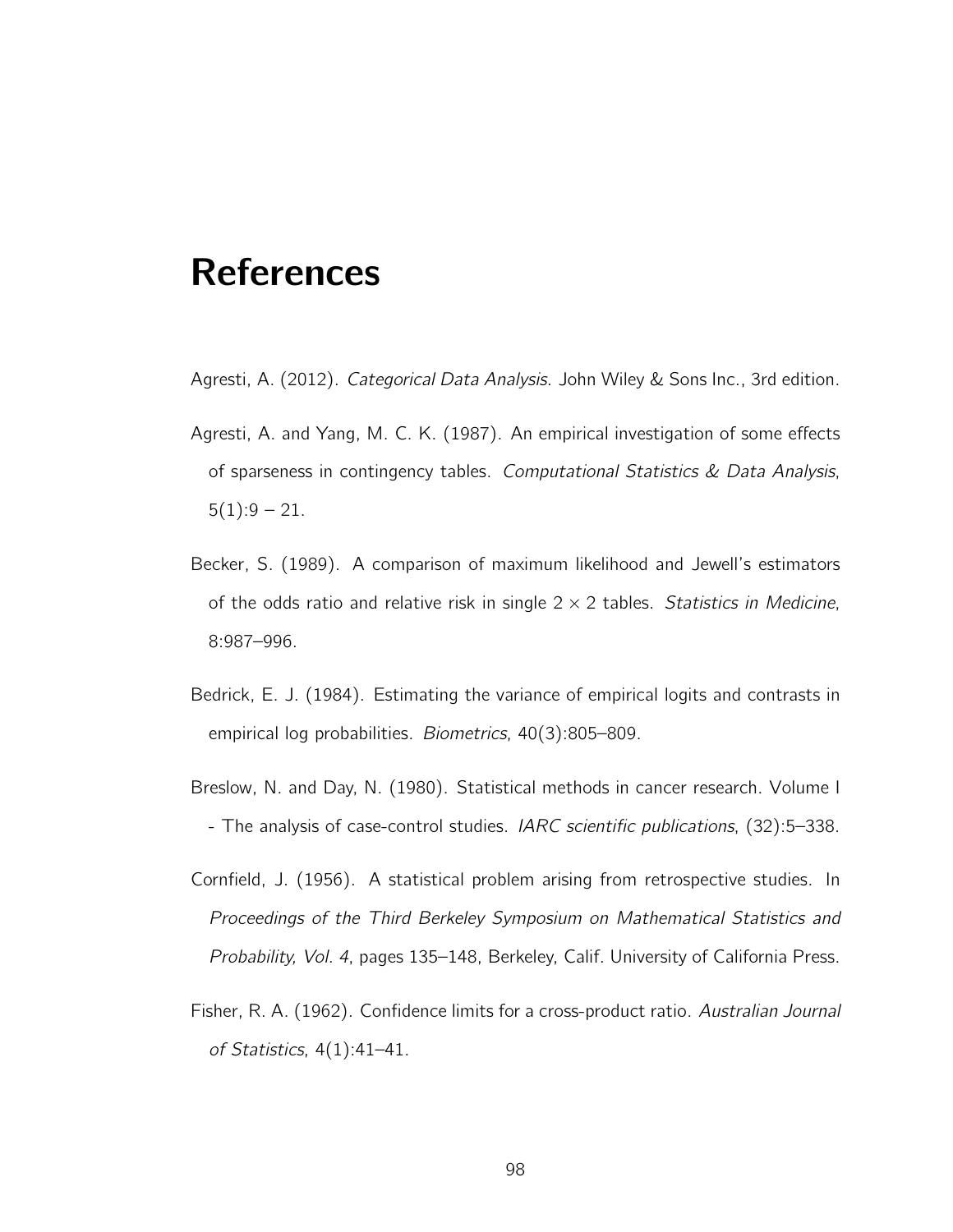# References

Agresti, A. (2012). *Categorical Data Analysis*. John Wiley & Sons Inc., 3rd edition.

Agresti, A. and Yang, M. C. K. (1987). An empirical investigation of some effects of sparseness in contingency tables. *Computational Statistics & Data Analysis*, 5(1):9 – 21.

Becker, S. (1989). A comparison of maximum likelihood and Jewell's estimators of the odds ratio and relative risk in single $2 \times 2$ tables. *Statistics in Medicine*, 8:987–996.

Bedrick, E. J. (1984). Estimating the variance of empirical logits and contrasts in empirical log probabilities. *Biometrics*, 40(3):805–809.

Breslow, N. and Day, N. (1980). Statistical methods in cancer research. Volume I - The analysis of case-control studies. *IARC scientific publications*, (32):5–338.

Cornfield, J. (1956). A statistical problem arising from retrospective studies. In *Proceedings of the Third Berkeley Symposium on Mathematical Statistics and Probability, Vol. 4*, pages 135–148, Berkeley, Calif. University of California Press.

Fisher, R. A. (1962). Confidence limits for a cross-product ratio. *Australian Journal of Statistics*, 4(1):41–41.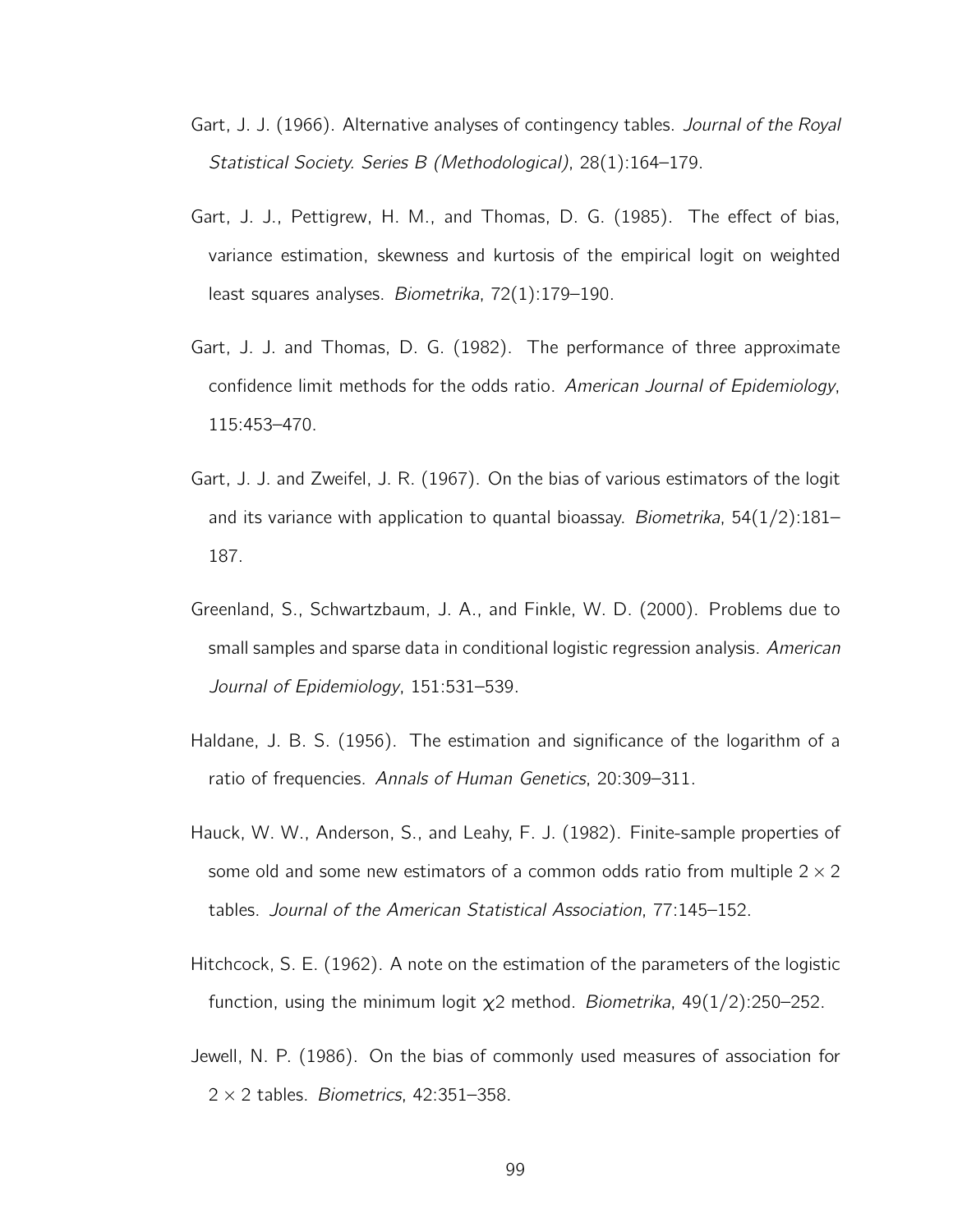Gart, J. J. (1966). Alternative analyses of contingency tables. *Journal of the Royal Statistical Society. Series B (Methodological)*, 28(1):164–179.

Gart, J. J., Pettigrew, H. M., and Thomas, D. G. (1985). The effect of bias, variance estimation, skewness and kurtosis of the empirical logit on weighted least squares analyses. *Biometrika*, 72(1):179–190.

Gart, J. J. and Thomas, D. G. (1982). The performance of three approximate confidence limit methods for the odds ratio. *American Journal of Epidemiology*, 115:453–470.

Gart, J. J. and Zweifel, J. R. (1967). On the bias of various estimators of the logit and its variance with application to quantal bioassay. *Biometrika*, 54(1/2):181–187.

Greenland, S., Schwartzbaum, J. A., and Finkle, W. D. (2000). Problems due to small samples and sparse data in conditional logistic regression analysis. *American Journal of Epidemiology*, 151:531–539.

Haldane, J. B. S. (1956). The estimation and significance of the logarithm of a ratio of frequencies. *Annals of Human Genetics*, 20:309–311.

Hauck, W. W., Anderson, S., and Leahy, F. J. (1982). Finite-sample properties of some old and some new estimators of a common odds ratio from multiple $2 \times 2$ tables. *Journal of the American Statistical Association*, 77:145–152.

Hitchcock, S. E. (1962). A note on the estimation of the parameters of the logistic function, using the minimum logit $\chi 2$ method. *Biometrika*, 49(1/2):250–252.

Jewell, N. P. (1986). On the bias of commonly used measures of association for $2 \times 2$ tables. *Biometrics*, 42:351–358.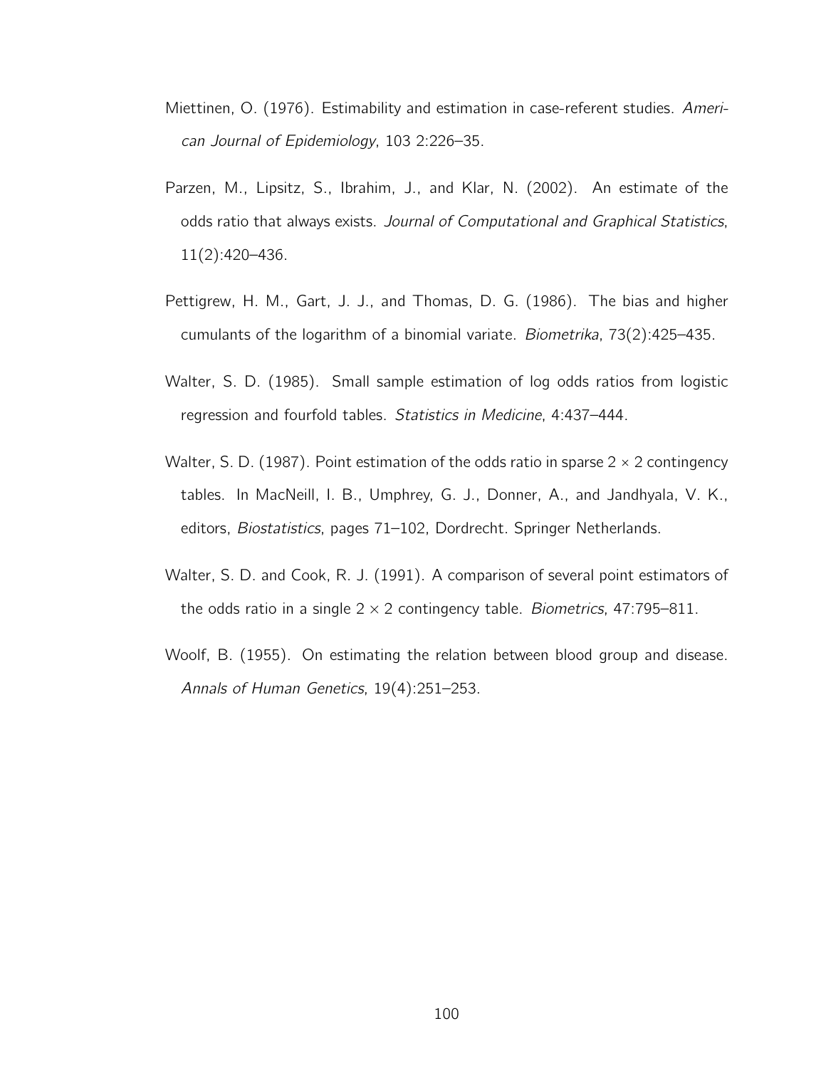Miettinen, O. (1976). Estimability and estimation in case-referent studies. *American Journal of Epidemiology*, 103 2:226–35.

Parzen, M., Lipsitz, S., Ibrahim, J., and Klar, N. (2002). An estimate of the odds ratio that always exists. *Journal of Computational and Graphical Statistics*, 11(2):420–436.

Pettigrew, H. M., Gart, J. J., and Thomas, D. G. (1986). The bias and higher cumulants of the logarithm of a binomial variate. *Biometrika*, 73(2):425–435.

Walter, S. D. (1985). Small sample estimation of log odds ratios from logistic regression and fourfold tables. *Statistics in Medicine*, 4:437–444.

Walter, S. D. (1987). Point estimation of the odds ratio in sparse $2 \times 2$ contingency tables. In MacNeill, I. B., Umphrey, G. J., Donner, A., and Jandhyala, V. K., editors, *Biostatistics*, pages 71–102, Dordrecht. Springer Netherlands.

Walter, S. D. and Cook, R. J. (1991). A comparison of several point estimators of the odds ratio in a single $2 \times 2$ contingency table. *Biometrics*, 47:795–811.

Woolf, B. (1955). On estimating the relation between blood group and disease. *Annals of Human Genetics*, 19(4):251–253.